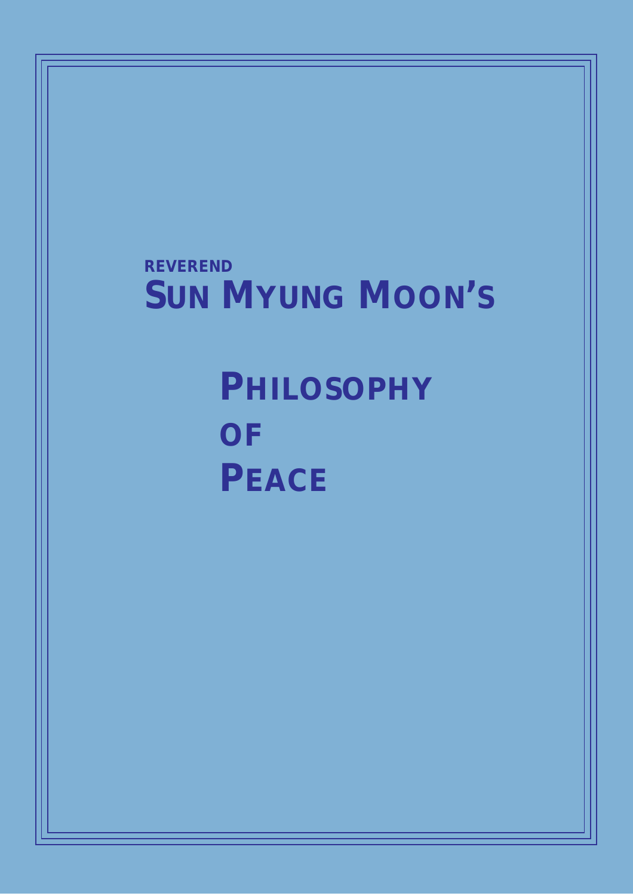REVEREND

# SUN MYUNG MOON'S

# PHILOSOPHY OF PEACE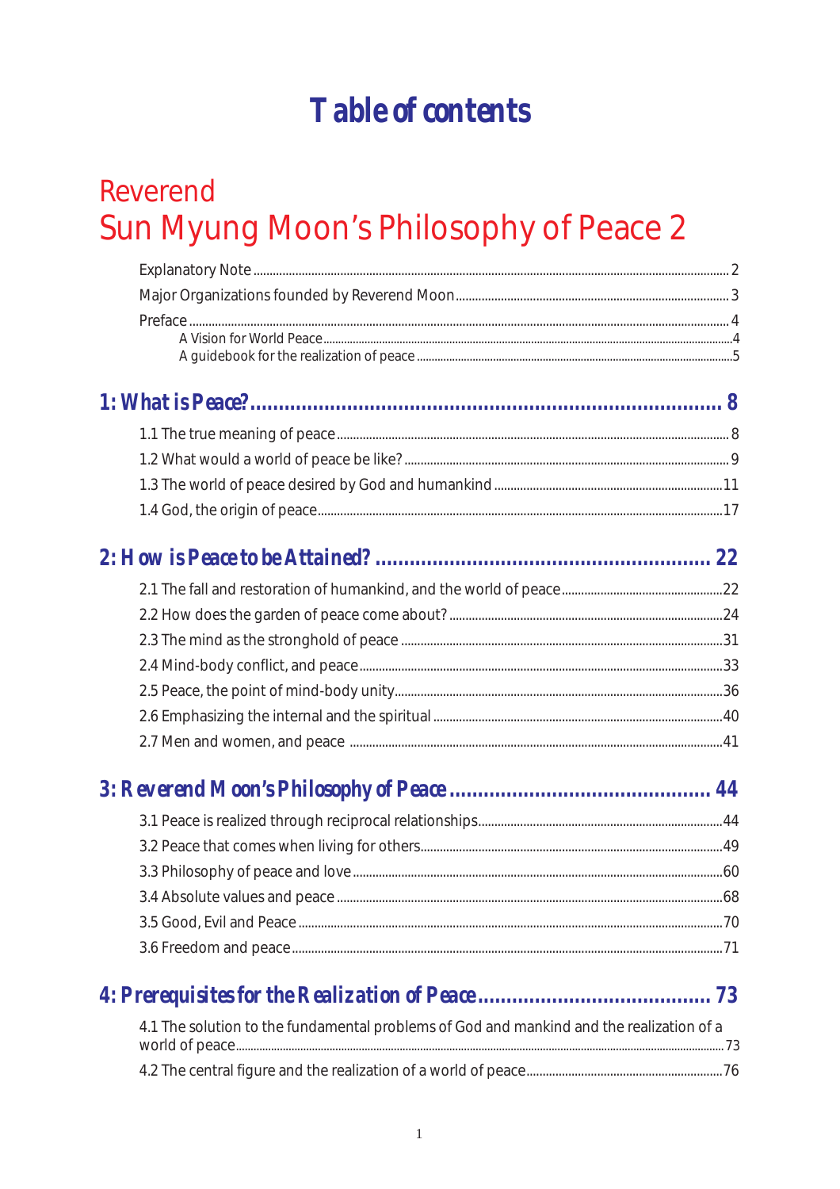# Table of contents

## Reverend
## Sun Myung Moon's Philosophy of Peace 2

Explanatory Note ........ 2

Major Organizations founded by Reverend Moon ........ 3

Preface ........ 4

- A Vision for World Peace ........ 4
- A guidebook for the realization of peace ........ 5

## 1: What is Peace? ........ 8

1.1 The true meaning of peace ........ 8

1.2 What would a world of peace be like? ........ 9

1.3 The world of peace desired by God and humankind ........ 11

1.4 God, the origin of peace ........ 17

## 2: How is Peace to be Attained? ........ 22

2.1 The fall and restoration of humankind, and the world of peace ........ 22

2.2 How does the garden of peace come about? ........ 24

2.3 The mind as the stronghold of peace ........ 31

2.4 Mind-body conflict, and peace ........ 33

2.5 Peace, the point of mind-body unity ........ 36

2.6 Emphasizing the internal and the spiritual ........ 40

2.7 Men and women, and peace ........ 41

## 3: Reverend Moon's Philosophy of Peace ........ 44

3.1 Peace is realized through reciprocal relationships ........ 44

3.2 Peace that comes when living for others ........ 49

3.3 Philosophy of peace and love ........ 60

3.4 Absolute values and peace ........ 68

3.5 Good, Evil and Peace ........ 70

3.6 Freedom and peace ........ 71

## 4: Prerequisites for the Realization of Peace ........ 73

4.1 The solution to the fundamental problems of God and mankind and the realization of a world of peace ........ 73

4.2 The central figure and the realization of a world of peace ........ 76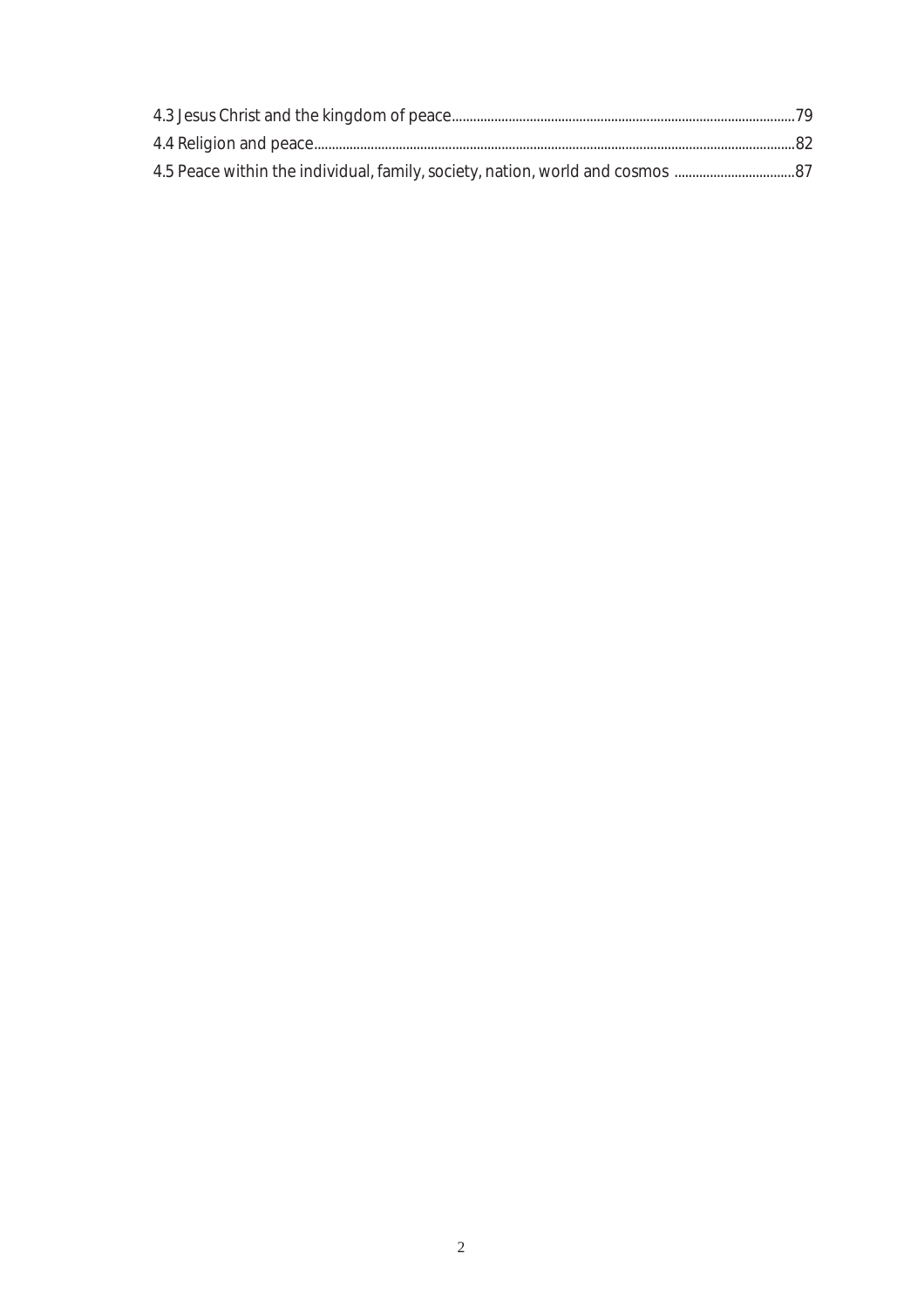4.3 Jesus Christ and the kingdom of peace........................................................................................79

4.4 Religion and peace.........................................................................................................................82

4.5 Peace within the individual, family, society, nation, world and cosmos ..................................87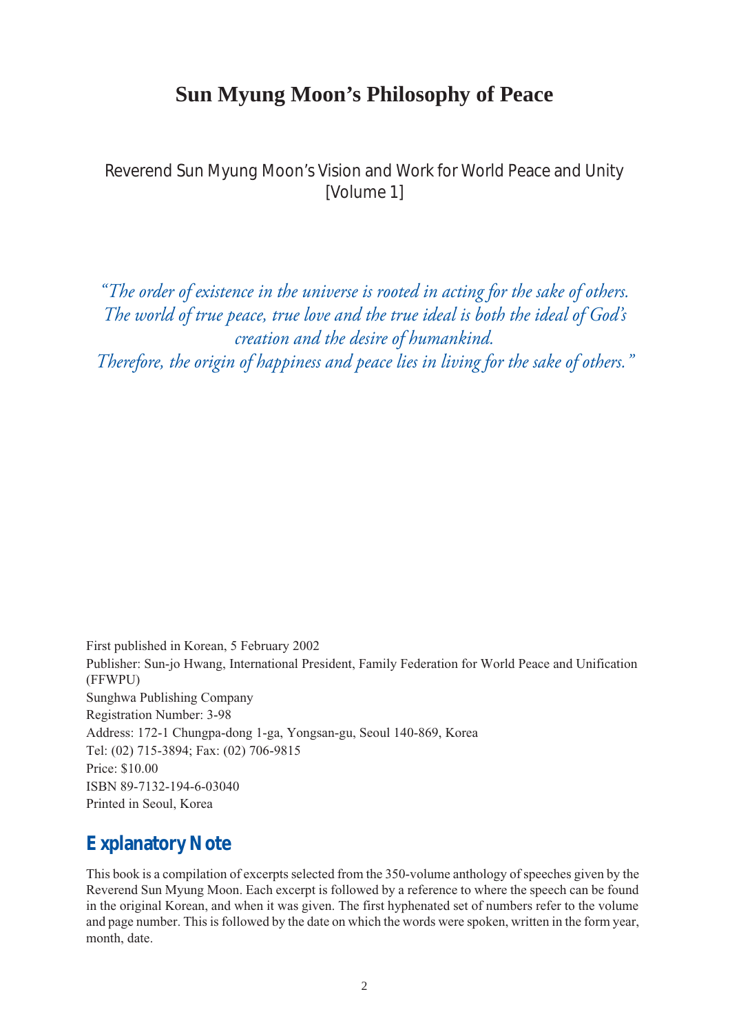# Sun Myung Moon's Philosophy of Peace

Reverend Sun Myung Moon's Vision and Work for World Peace and Unity
[Volume 1]

*"The order of existence in the universe is rooted in acting for the sake of others.
The world of true peace, true love and the true ideal is both the ideal of God's creation and the desire of humankind.
Therefore, the origin of happiness and peace lies in living for the sake of others."*

First published in Korean, 5 February 2002
Publisher: Sun-jo Hwang, International President, Family Federation for World Peace and Unification (FFWPU)
Sunghwa Publishing Company
Registration Number: 3-98
Address: 172-1 Chungpa-dong 1-ga, Yongsan-gu, Seoul 140-869, Korea
Tel: (02) 715-3894; Fax: (02) 706-9815
Price: $10.00
ISBN 89-7132-194-6-03040
Printed in Seoul, Korea

## Explanatory Note

This book is a compilation of excerpts selected from the 350-volume anthology of speeches given by the Reverend Sun Myung Moon. Each excerpt is followed by a reference to where the speech can be found in the original Korean, and when it was given. The first hyphenated set of numbers refer to the volume and page number. This is followed by the date on which the words were spoken, written in the form year, month, date.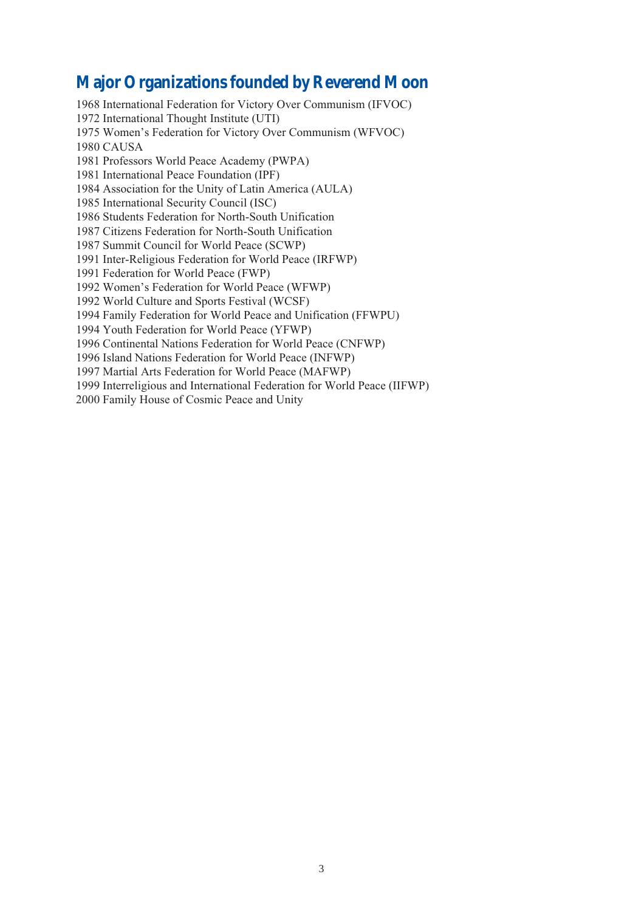## Major Organizations founded by Reverend Moon

1968 International Federation for Victory Over Communism (IFVOC)
1972 International Thought Institute (UTI)
1975 Women's Federation for Victory Over Communism (WFVOC)
1980 CAUSA
1981 Professors World Peace Academy (PWPA)
1981 International Peace Foundation (IPF)
1984 Association for the Unity of Latin America (AULA)
1985 International Security Council (ISC)
1986 Students Federation for North-South Unification
1987 Citizens Federation for North-South Unification
1987 Summit Council for World Peace (SCWP)
1991 Inter-Religious Federation for World Peace (IRFWP)
1991 Federation for World Peace (FWP)
1992 Women's Federation for World Peace (WFWP)
1992 World Culture and Sports Festival (WCSF)
1994 Family Federation for World Peace and Unification (FFWPU)
1994 Youth Federation for World Peace (YFWP)
1996 Continental Nations Federation for World Peace (CNFWP)
1996 Island Nations Federation for World Peace (INFWP)
1997 Martial Arts Federation for World Peace (MAFWP)
1999 Interreligious and International Federation for World Peace (IIFWP)
2000 Family House of Cosmic Peace and Unity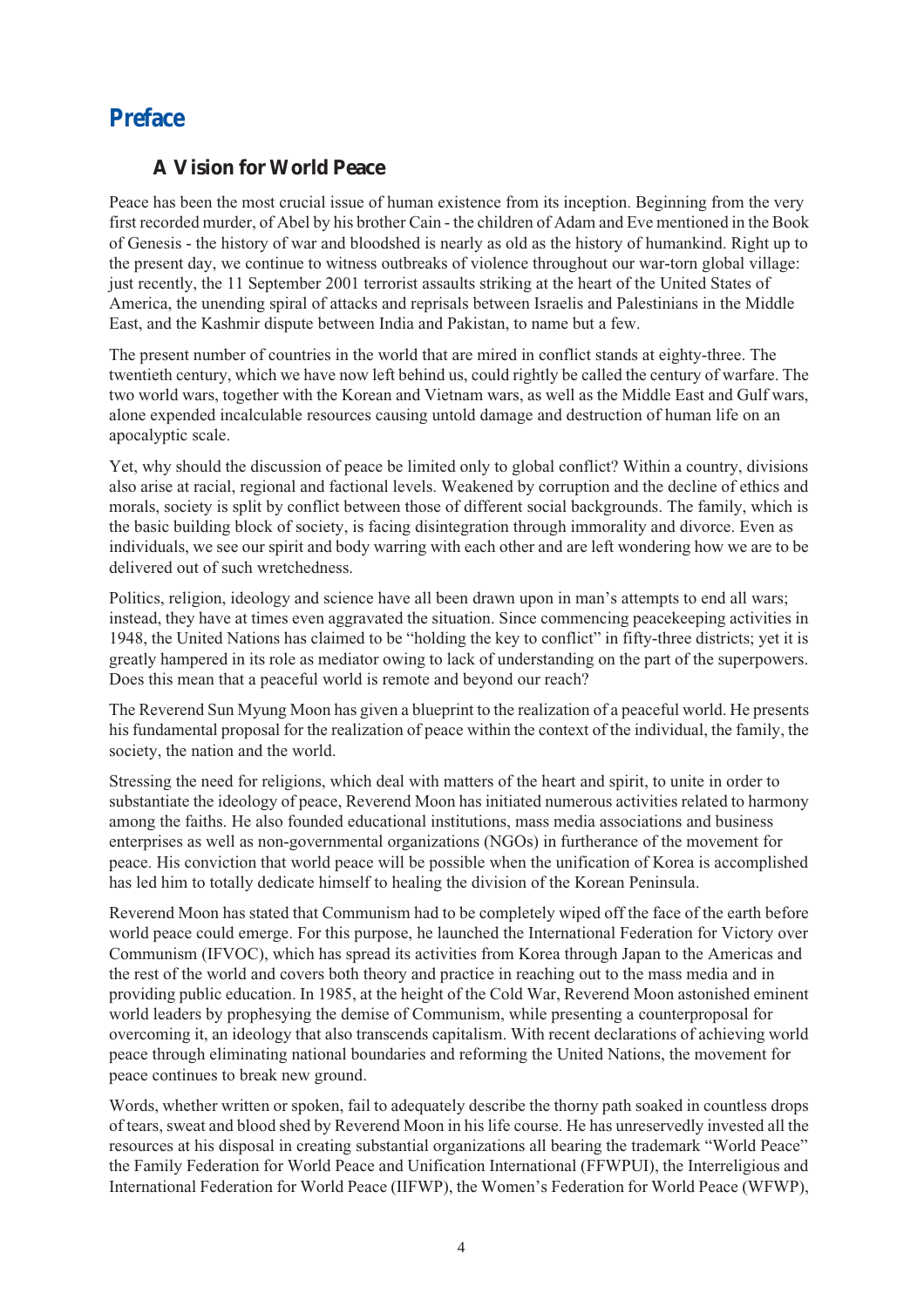# Preface

## A Vision for World Peace

Peace has been the most crucial issue of human existence from its inception. Beginning from the very first recorded murder, of Abel by his brother Cain - the children of Adam and Eve mentioned in the Book of Genesis - the history of war and bloodshed is nearly as old as the history of humankind. Right up to the present day, we continue to witness outbreaks of violence throughout our war-torn global village: just recently, the 11 September 2001 terrorist assaults striking at the heart of the United States of America, the unending spiral of attacks and reprisals between Israelis and Palestinians in the Middle East, and the Kashmir dispute between India and Pakistan, to name but a few.

The present number of countries in the world that are mired in conflict stands at eighty-three. The twentieth century, which we have now left behind us, could rightly be called the century of warfare. The two world wars, together with the Korean and Vietnam wars, as well as the Middle East and Gulf wars, alone expended incalculable resources causing untold damage and destruction of human life on an apocalyptic scale.

Yet, why should the discussion of peace be limited only to global conflict? Within a country, divisions also arise at racial, regional and factional levels. Weakened by corruption and the decline of ethics and morals, society is split by conflict between those of different social backgrounds. The family, which is the basic building block of society, is facing disintegration through immorality and divorce. Even as individuals, we see our spirit and body warring with each other and are left wondering how we are to be delivered out of such wretchedness.

Politics, religion, ideology and science have all been drawn upon in man's attempts to end all wars; instead, they have at times even aggravated the situation. Since commencing peacekeeping activities in 1948, the United Nations has claimed to be "holding the key to conflict" in fifty-three districts; yet it is greatly hampered in its role as mediator owing to lack of understanding on the part of the superpowers. Does this mean that a peaceful world is remote and beyond our reach?

The Reverend Sun Myung Moon has given a blueprint to the realization of a peaceful world. He presents his fundamental proposal for the realization of peace within the context of the individual, the family, the society, the nation and the world.

Stressing the need for religions, which deal with matters of the heart and spirit, to unite in order to substantiate the ideology of peace, Reverend Moon has initiated numerous activities related to harmony among the faiths. He also founded educational institutions, mass media associations and business enterprises as well as non-governmental organizations (NGOs) in furtherance of the movement for peace. His conviction that world peace will be possible when the unification of Korea is accomplished has led him to totally dedicate himself to healing the division of the Korean Peninsula.

Reverend Moon has stated that Communism had to be completely wiped off the face of the earth before world peace could emerge. For this purpose, he launched the International Federation for Victory over Communism (IFVOC), which has spread its activities from Korea through Japan to the Americas and the rest of the world and covers both theory and practice in reaching out to the mass media and in providing public education. In 1985, at the height of the Cold War, Reverend Moon astonished eminent world leaders by prophesying the demise of Communism, while presenting a counterproposal for overcoming it, an ideology that also transcends capitalism. With recent declarations of achieving world peace through eliminating national boundaries and reforming the United Nations, the movement for peace continues to break new ground.

Words, whether written or spoken, fail to adequately describe the thorny path soaked in countless drops of tears, sweat and blood shed by Reverend Moon in his life course. He has unreservedly invested all the resources at his disposal in creating substantial organizations all bearing the trademark "World Peace" the Family Federation for World Peace and Unification International (FFWPUI), the Interreligious and International Federation for World Peace (IIFWP), the Women's Federation for World Peace (WFWP),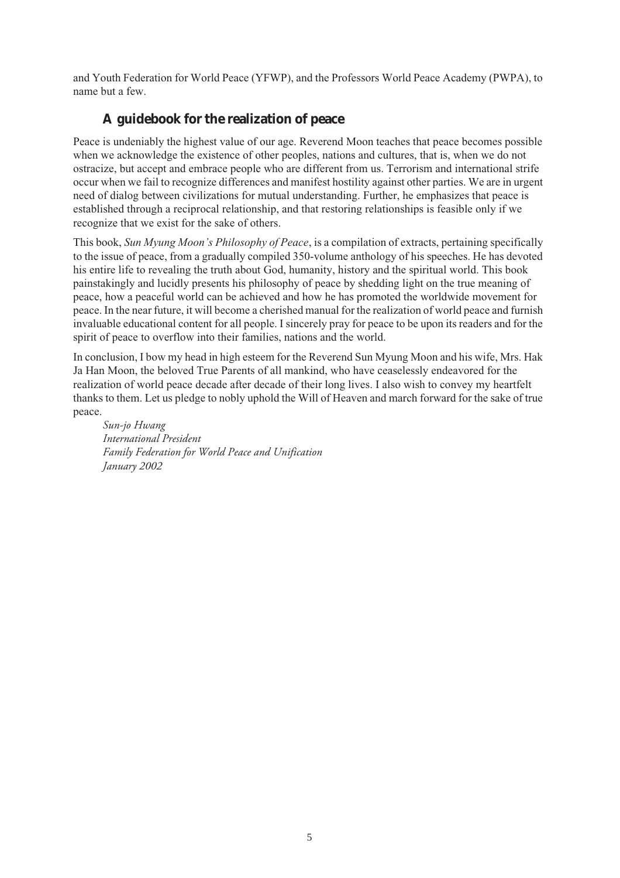and Youth Federation for World Peace (YFWP), and the Professors World Peace Academy (PWPA), to name but a few.

## A guidebook for the realization of peace

Peace is undeniably the highest value of our age. Reverend Moon teaches that peace becomes possible when we acknowledge the existence of other peoples, nations and cultures, that is, when we do not ostracize, but accept and embrace people who are different from us. Terrorism and international strife occur when we fail to recognize differences and manifest hostility against other parties. We are in urgent need of dialog between civilizations for mutual understanding. Further, he emphasizes that peace is established through a reciprocal relationship, and that restoring relationships is feasible only if we recognize that we exist for the sake of others.

This book, *Sun Myung Moon's Philosophy of Peace*, is a compilation of extracts, pertaining specifically to the issue of peace, from a gradually compiled 350-volume anthology of his speeches. He has devoted his entire life to revealing the truth about God, humanity, history and the spiritual world. This book painstakingly and lucidly presents his philosophy of peace by shedding light on the true meaning of peace, how a peaceful world can be achieved and how he has promoted the worldwide movement for peace. In the near future, it will become a cherished manual for the realization of world peace and furnish invaluable educational content for all people. I sincerely pray for peace to be upon its readers and for the spirit of peace to overflow into their families, nations and the world.

In conclusion, I bow my head in high esteem for the Reverend Sun Myung Moon and his wife, Mrs. Hak Ja Han Moon, the beloved True Parents of all mankind, who have ceaselessly endeavored for the realization of world peace decade after decade of their long lives. I also wish to convey my heartfelt thanks to them. Let us pledge to nobly uphold the Will of Heaven and march forward for the sake of true peace.

*Sun-jo Hwang*
*International President*
*Family Federation for World Peace and Unification*
*January 2002*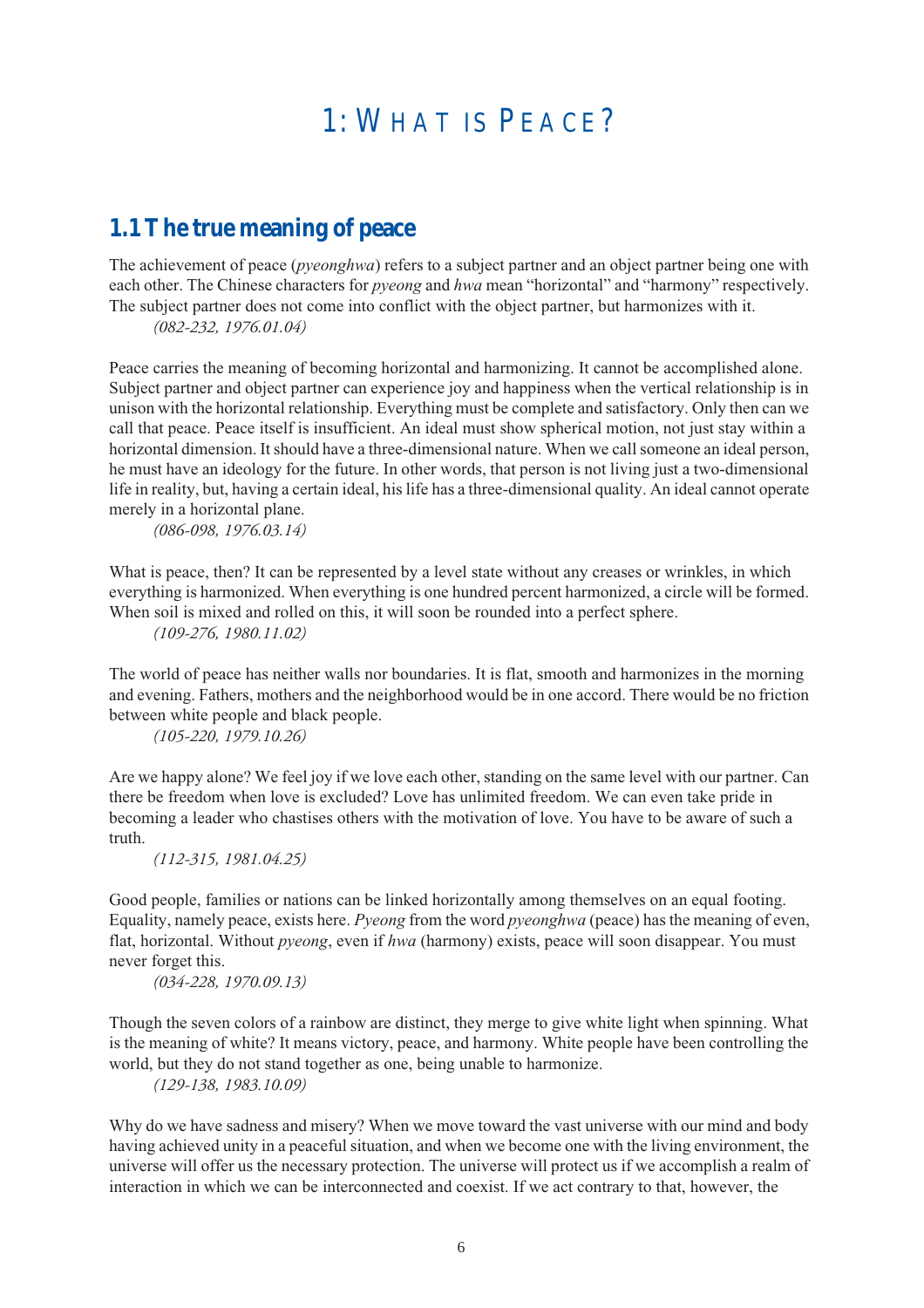# 1: What is Peace?

## 1.1 The true meaning of peace

The achievement of peace (*pyeonghwa*) refers to a subject partner and an object partner being one with each other. The Chinese characters for *pyeong* and *hwa* mean "horizontal" and "harmony" respectively. The subject partner does not come into conflict with the object partner, but harmonizes with it.

*(082-232, 1976.01.04)*

Peace carries the meaning of becoming horizontal and harmonizing. It cannot be accomplished alone. Subject partner and object partner can experience joy and happiness when the vertical relationship is in unison with the horizontal relationship. Everything must be complete and satisfactory. Only then can we call that peace. Peace itself is insufficient. An ideal must show spherical motion, not just stay within a horizontal dimension. It should have a three-dimensional nature. When we call someone an ideal person, he must have an ideology for the future. In other words, that person is not living just a two-dimensional life in reality, but, having a certain ideal, his life has a three-dimensional quality. An ideal cannot operate merely in a horizontal plane.

*(086-098, 1976.03.14)*

What is peace, then? It can be represented by a level state without any creases or wrinkles, in which everything is harmonized. When everything is one hundred percent harmonized, a circle will be formed. When soil is mixed and rolled on this, it will soon be rounded into a perfect sphere.

*(109-276, 1980.11.02)*

The world of peace has neither walls nor boundaries. It is flat, smooth and harmonizes in the morning and evening. Fathers, mothers and the neighborhood would be in one accord. There would be no friction between white people and black people.

*(105-220, 1979.10.26)*

Are we happy alone? We feel joy if we love each other, standing on the same level with our partner. Can there be freedom when love is excluded? Love has unlimited freedom. We can even take pride in becoming a leader who chastises others with the motivation of love. You have to be aware of such a truth.

*(112-315, 1981.04.25)*

Good people, families or nations can be linked horizontally among themselves on an equal footing. Equality, namely peace, exists here. *Pyeong* from the word *pyeonghwa* (peace) has the meaning of even, flat, horizontal. Without *pyeong*, even if *hwa* (harmony) exists, peace will soon disappear. You must never forget this.

*(034-228, 1970.09.13)*

Though the seven colors of a rainbow are distinct, they merge to give white light when spinning. What is the meaning of white? It means victory, peace, and harmony. White people have been controlling the world, but they do not stand together as one, being unable to harmonize.

*(129-138, 1983.10.09)*

Why do we have sadness and misery? When we move toward the vast universe with our mind and body having achieved unity in a peaceful situation, and when we become one with the living environment, the universe will offer us the necessary protection. The universe will protect us if we accomplish a realm of interaction in which we can be interconnected and coexist. If we act contrary to that, however, the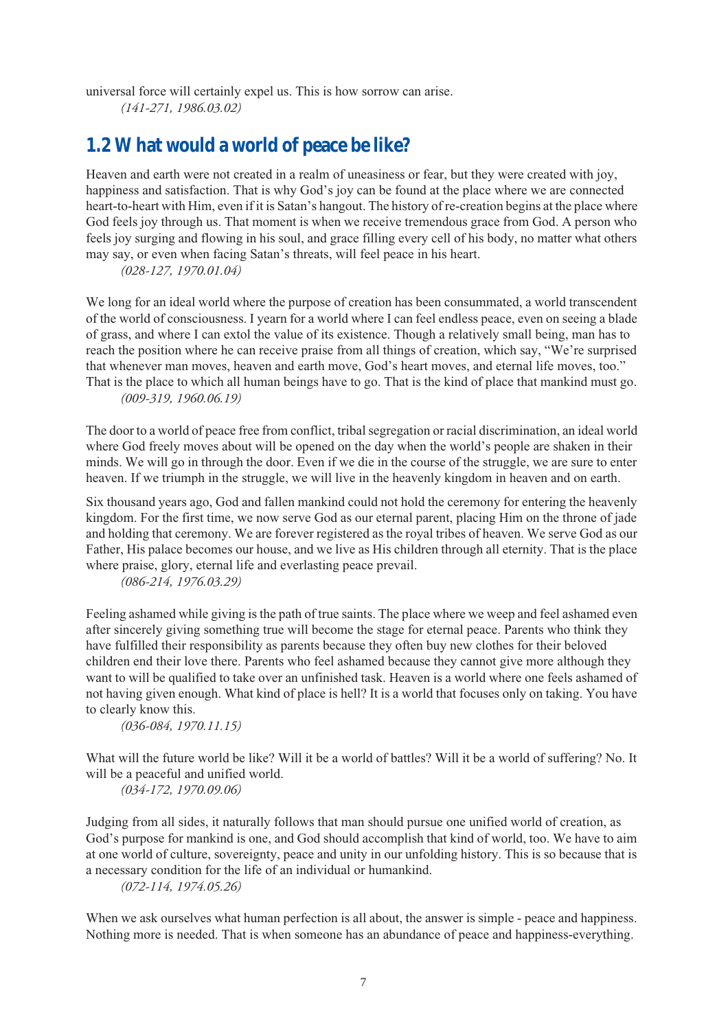universal force will certainly expel us. This is how sorrow can arise.

*(141-271, 1986.03.02)*

## 1.2 What would a world of peace be like?

Heaven and earth were not created in a realm of uneasiness or fear, but they were created with joy, happiness and satisfaction. That is why God's joy can be found at the place where we are connected heart-to-heart with Him, even if it is Satan's hangout. The history of re-creation begins at the place where God feels joy through us. That moment is when we receive tremendous grace from God. A person who feels joy surging and flowing in his soul, and grace filling every cell of his body, no matter what others may say, or even when facing Satan's threats, will feel peace in his heart.

*(028-127, 1970.01.04)*

We long for an ideal world where the purpose of creation has been consummated, a world transcendent of the world of consciousness. I yearn for a world where I can feel endless peace, even on seeing a blade of grass, and where I can extol the value of its existence. Though a relatively small being, man has to reach the position where he can receive praise from all things of creation, which say, "We're surprised that whenever man moves, heaven and earth move, God's heart moves, and eternal life moves, too." That is the place to which all human beings have to go. That is the kind of place that mankind must go.

*(009-319, 1960.06.19)*

The door to a world of peace free from conflict, tribal segregation or racial discrimination, an ideal world where God freely moves about will be opened on the day when the world's people are shaken in their minds. We will go in through the door. Even if we die in the course of the struggle, we are sure to enter heaven. If we triumph in the struggle, we will live in the heavenly kingdom in heaven and on earth.

Six thousand years ago, God and fallen mankind could not hold the ceremony for entering the heavenly kingdom. For the first time, we now serve God as our eternal parent, placing Him on the throne of jade and holding that ceremony. We are forever registered as the royal tribes of heaven. We serve God as our Father, His palace becomes our house, and we live as His children through all eternity. That is the place where praise, glory, eternal life and everlasting peace prevail.

*(086-214, 1976.03.29)*

Feeling ashamed while giving is the path of true saints. The place where we weep and feel ashamed even after sincerely giving something true will become the stage for eternal peace. Parents who think they have fulfilled their responsibility as parents because they often buy new clothes for their beloved children end their love there. Parents who feel ashamed because they cannot give more although they want to will be qualified to take over an unfinished task. Heaven is a world where one feels ashamed of not having given enough. What kind of place is hell? It is a world that focuses only on taking. You have to clearly know this.

*(036-084, 1970.11.15)*

What will the future world be like? Will it be a world of battles? Will it be a world of suffering? No. It will be a peaceful and unified world.

*(034-172, 1970.09.06)*

Judging from all sides, it naturally follows that man should pursue one unified world of creation, as God's purpose for mankind is one, and God should accomplish that kind of world, too. We have to aim at one world of culture, sovereignty, peace and unity in our unfolding history. This is so because that is a necessary condition for the life of an individual or humankind.

*(072-114, 1974.05.26)*

When we ask ourselves what human perfection is all about, the answer is simple - peace and happiness. Nothing more is needed. That is when someone has an abundance of peace and happiness-everything.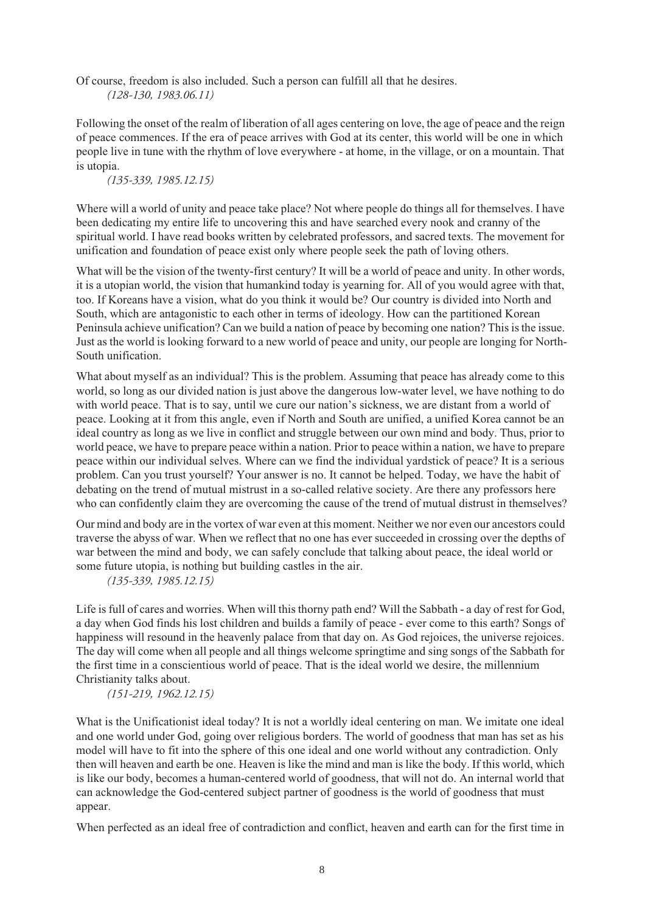Of course, freedom is also included. Such a person can fulfill all that he desires.

*(128-130, 1983.06.11)*

Following the onset of the realm of liberation of all ages centering on love, the age of peace and the reign of peace commences. If the era of peace arrives with God at its center, this world will be one in which people live in tune with the rhythm of love everywhere - at home, in the village, or on a mountain. That is utopia.

*(135-339, 1985.12.15)*

Where will a world of unity and peace take place? Not where people do things all for themselves. I have been dedicating my entire life to uncovering this and have searched every nook and cranny of the spiritual world. I have read books written by celebrated professors, and sacred texts. The movement for unification and foundation of peace exist only where people seek the path of loving others.

What will be the vision of the twenty-first century? It will be a world of peace and unity. In other words, it is a utopian world, the vision that humankind today is yearning for. All of you would agree with that, too. If Koreans have a vision, what do you think it would be? Our country is divided into North and South, which are antagonistic to each other in terms of ideology. How can the partitioned Korean Peninsula achieve unification? Can we build a nation of peace by becoming one nation? This is the issue. Just as the world is looking forward to a new world of peace and unity, our people are longing for North-South unification.

What about myself as an individual? This is the problem. Assuming that peace has already come to this world, so long as our divided nation is just above the dangerous low-water level, we have nothing to do with world peace. That is to say, until we cure our nation's sickness, we are distant from a world of peace. Looking at it from this angle, even if North and South are unified, a unified Korea cannot be an ideal country as long as we live in conflict and struggle between our own mind and body. Thus, prior to world peace, we have to prepare peace within a nation. Prior to peace within a nation, we have to prepare peace within our individual selves. Where can we find the individual yardstick of peace? It is a serious problem. Can you trust yourself? Your answer is no. It cannot be helped. Today, we have the habit of debating on the trend of mutual mistrust in a so-called relative society. Are there any professors here who can confidently claim they are overcoming the cause of the trend of mutual distrust in themselves?

Our mind and body are in the vortex of war even at this moment. Neither we nor even our ancestors could traverse the abyss of war. When we reflect that no one has ever succeeded in crossing over the depths of war between the mind and body, we can safely conclude that talking about peace, the ideal world or some future utopia, is nothing but building castles in the air.

*(135-339, 1985.12.15)*

Life is full of cares and worries. When will this thorny path end? Will the Sabbath - a day of rest for God, a day when God finds his lost children and builds a family of peace - ever come to this earth? Songs of happiness will resound in the heavenly palace from that day on. As God rejoices, the universe rejoices. The day will come when all people and all things welcome springtime and sing songs of the Sabbath for the first time in a conscientious world of peace. That is the ideal world we desire, the millennium Christianity talks about.

*(151-219, 1962.12.15)*

What is the Unificationist ideal today? It is not a worldly ideal centering on man. We imitate one ideal and one world under God, going over religious borders. The world of goodness that man has set as his model will have to fit into the sphere of this one ideal and one world without any contradiction. Only then will heaven and earth be one. Heaven is like the mind and man is like the body. If this world, which is like our body, becomes a human-centered world of goodness, that will not do. An internal world that can acknowledge the God-centered subject partner of goodness is the world of goodness that must appear.

When perfected as an ideal free of contradiction and conflict, heaven and earth can for the first time in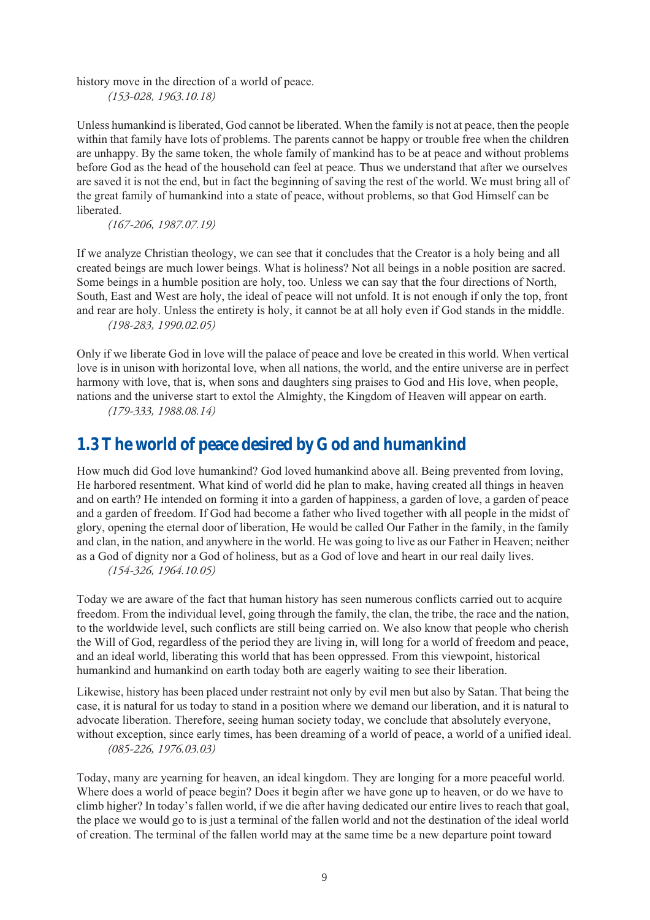history move in the direction of a world of peace.
*(153-028, 1963.10.18)*

Unless humankind is liberated, God cannot be liberated. When the family is not at peace, then the people within that family have lots of problems. The parents cannot be happy or trouble free when the children are unhappy. By the same token, the whole family of mankind has to be at peace and without problems before God as the head of the household can feel at peace. Thus we understand that after we ourselves are saved it is not the end, but in fact the beginning of saving the rest of the world. We must bring all of the great family of humankind into a state of peace, without problems, so that God Himself can be liberated.
*(167-206, 1987.07.19)*

If we analyze Christian theology, we can see that it concludes that the Creator is a holy being and all created beings are much lower beings. What is holiness? Not all beings in a noble position are sacred. Some beings in a humble position are holy, too. Unless we can say that the four directions of North, South, East and West are holy, the ideal of peace will not unfold. It is not enough if only the top, front and rear are holy. Unless the entirety is holy, it cannot be at all holy even if God stands in the middle.
*(198-283, 1990.02.05)*

Only if we liberate God in love will the palace of peace and love be created in this world. When vertical love is in unison with horizontal love, when all nations, the world, and the entire universe are in perfect harmony with love, that is, when sons and daughters sing praises to God and His love, when people, nations and the universe start to extol the Almighty, the Kingdom of Heaven will appear on earth.
*(179-333, 1988.08.14)*

## 1.3 The world of peace desired by God and humankind

How much did God love humankind? God loved humankind above all. Being prevented from loving, He harbored resentment. What kind of world did he plan to make, having created all things in heaven and on earth? He intended on forming it into a garden of happiness, a garden of love, a garden of peace and a garden of freedom. If God had become a father who lived together with all people in the midst of glory, opening the eternal door of liberation, He would be called Our Father in the family, in the family and clan, in the nation, and anywhere in the world. He was going to live as our Father in Heaven; neither as a God of dignity nor a God of holiness, but as a God of love and heart in our real daily lives.
*(154-326, 1964.10.05)*

Today we are aware of the fact that human history has seen numerous conflicts carried out to acquire freedom. From the individual level, going through the family, the clan, the tribe, the race and the nation, to the worldwide level, such conflicts are still being carried on. We also know that people who cherish the Will of God, regardless of the period they are living in, will long for a world of freedom and peace, and an ideal world, liberating this world that has been oppressed. From this viewpoint, historical humankind and humankind on earth today both are eagerly waiting to see their liberation.

Likewise, history has been placed under restraint not only by evil men but also by Satan. That being the case, it is natural for us today to stand in a position where we demand our liberation, and it is natural to advocate liberation. Therefore, seeing human society today, we conclude that absolutely everyone, without exception, since early times, has been dreaming of a world of peace, a world of a unified ideal.
*(085-226, 1976.03.03)*

Today, many are yearning for heaven, an ideal kingdom. They are longing for a more peaceful world. Where does a world of peace begin? Does it begin after we have gone up to heaven, or do we have to climb higher? In today's fallen world, if we die after having dedicated our entire lives to reach that goal, the place we would go to is just a terminal of the fallen world and not the destination of the ideal world of creation. The terminal of the fallen world may at the same time be a new departure point toward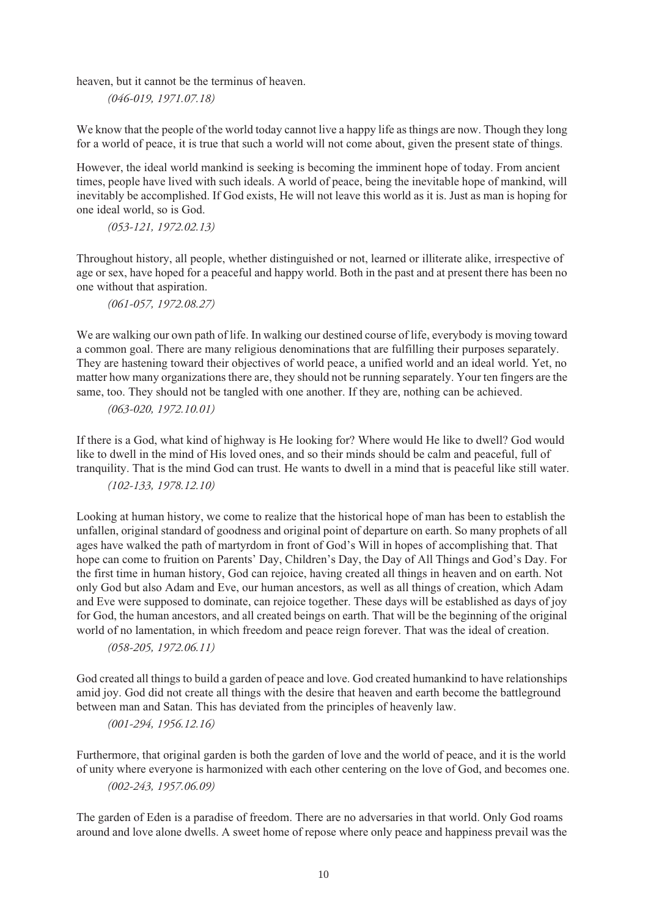heaven, but it cannot be the terminus of heaven.

*(046-019, 1971.07.18)*

We know that the people of the world today cannot live a happy life as things are now. Though they long for a world of peace, it is true that such a world will not come about, given the present state of things.

However, the ideal world mankind is seeking is becoming the imminent hope of today. From ancient times, people have lived with such ideals. A world of peace, being the inevitable hope of mankind, will inevitably be accomplished. If God exists, He will not leave this world as it is. Just as man is hoping for one ideal world, so is God.

*(053-121, 1972.02.13)*

Throughout history, all people, whether distinguished or not, learned or illiterate alike, irrespective of age or sex, have hoped for a peaceful and happy world. Both in the past and at present there has been no one without that aspiration.

*(061-057, 1972.08.27)*

We are walking our own path of life. In walking our destined course of life, everybody is moving toward a common goal. There are many religious denominations that are fulfilling their purposes separately. They are hastening toward their objectives of world peace, a unified world and an ideal world. Yet, no matter how many organizations there are, they should not be running separately. Your ten fingers are the same, too. They should not be tangled with one another. If they are, nothing can be achieved.

*(063-020, 1972.10.01)*

If there is a God, what kind of highway is He looking for? Where would He like to dwell? God would like to dwell in the mind of His loved ones, and so their minds should be calm and peaceful, full of tranquility. That is the mind God can trust. He wants to dwell in a mind that is peaceful like still water.

*(102-133, 1978.12.10)*

Looking at human history, we come to realize that the historical hope of man has been to establish the unfallen, original standard of goodness and original point of departure on earth. So many prophets of all ages have walked the path of martyrdom in front of God's Will in hopes of accomplishing that. That hope can come to fruition on Parents' Day, Children's Day, the Day of All Things and God's Day. For the first time in human history, God can rejoice, having created all things in heaven and on earth. Not only God but also Adam and Eve, our human ancestors, as well as all things of creation, which Adam and Eve were supposed to dominate, can rejoice together. These days will be established as days of joy for God, the human ancestors, and all created beings on earth. That will be the beginning of the original world of no lamentation, in which freedom and peace reign forever. That was the ideal of creation.

*(058-205, 1972.06.11)*

God created all things to build a garden of peace and love. God created humankind to have relationships amid joy. God did not create all things with the desire that heaven and earth become the battleground between man and Satan. This has deviated from the principles of heavenly law.

*(001-294, 1956.12.16)*

Furthermore, that original garden is both the garden of love and the world of peace, and it is the world of unity where everyone is harmonized with each other centering on the love of God, and becomes one.

*(002-243, 1957.06.09)*

The garden of Eden is a paradise of freedom. There are no adversaries in that world. Only God roams around and love alone dwells. A sweet home of repose where only peace and happiness prevail was the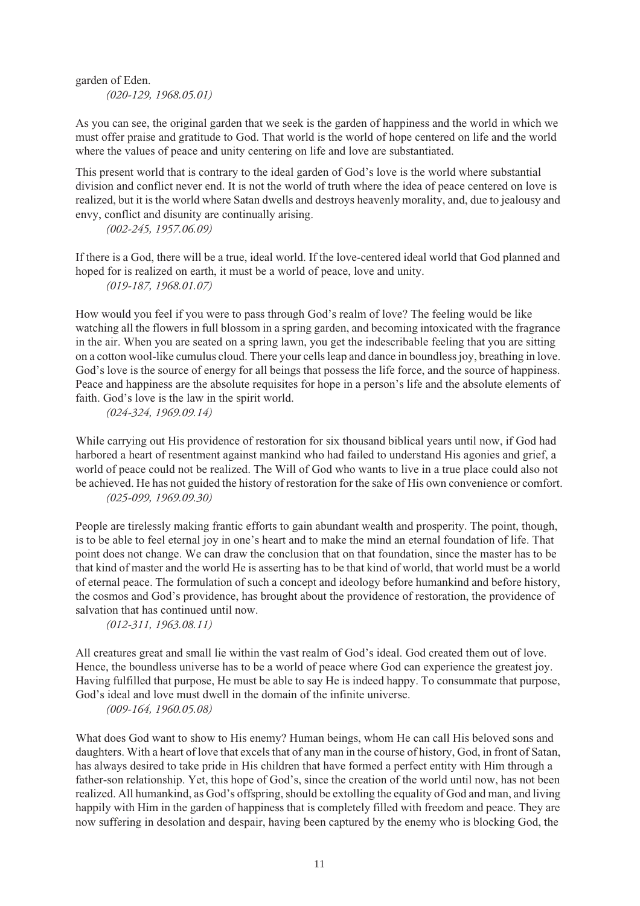garden of Eden.

*(020-129, 1968.05.01)*

As you can see, the original garden that we seek is the garden of happiness and the world in which we must offer praise and gratitude to God. That world is the world of hope centered on life and the world where the values of peace and unity centering on life and love are substantiated.

This present world that is contrary to the ideal garden of God's love is the world where substantial division and conflict never end. It is not the world of truth where the idea of peace centered on love is realized, but it is the world where Satan dwells and destroys heavenly morality, and, due to jealousy and envy, conflict and disunity are continually arising.

*(002-245, 1957.06.09)*

If there is a God, there will be a true, ideal world. If the love-centered ideal world that God planned and hoped for is realized on earth, it must be a world of peace, love and unity.

*(019-187, 1968.01.07)*

How would you feel if you were to pass through God's realm of love? The feeling would be like watching all the flowers in full blossom in a spring garden, and becoming intoxicated with the fragrance in the air. When you are seated on a spring lawn, you get the indescribable feeling that you are sitting on a cotton wool-like cumulus cloud. There your cells leap and dance in boundless joy, breathing in love. God's love is the source of energy for all beings that possess the life force, and the source of happiness. Peace and happiness are the absolute requisites for hope in a person's life and the absolute elements of faith. God's love is the law in the spirit world.

*(024-324, 1969.09.14)*

While carrying out His providence of restoration for six thousand biblical years until now, if God had harbored a heart of resentment against mankind who had failed to understand His agonies and grief, a world of peace could not be realized. The Will of God who wants to live in a true place could also not be achieved. He has not guided the history of restoration for the sake of His own convenience or comfort.

*(025-099, 1969.09.30)*

People are tirelessly making frantic efforts to gain abundant wealth and prosperity. The point, though, is to be able to feel eternal joy in one's heart and to make the mind an eternal foundation of life. That point does not change. We can draw the conclusion that on that foundation, since the master has to be that kind of master and the world He is asserting has to be that kind of world, that world must be a world of eternal peace. The formulation of such a concept and ideology before humankind and before history, the cosmos and God's providence, has brought about the providence of restoration, the providence of salvation that has continued until now.

*(012-311, 1963.08.11)*

All creatures great and small lie within the vast realm of God's ideal. God created them out of love. Hence, the boundless universe has to be a world of peace where God can experience the greatest joy. Having fulfilled that purpose, He must be able to say He is indeed happy. To consummate that purpose, God's ideal and love must dwell in the domain of the infinite universe.

*(009-164, 1960.05.08)*

What does God want to show to His enemy? Human beings, whom He can call His beloved sons and daughters. With a heart of love that excels that of any man in the course of history, God, in front of Satan, has always desired to take pride in His children that have formed a perfect entity with Him through a father-son relationship. Yet, this hope of God's, since the creation of the world until now, has not been realized. All humankind, as God's offspring, should be extolling the equality of God and man, and living happily with Him in the garden of happiness that is completely filled with freedom and peace. They are now suffering in desolation and despair, having been captured by the enemy who is blocking God, the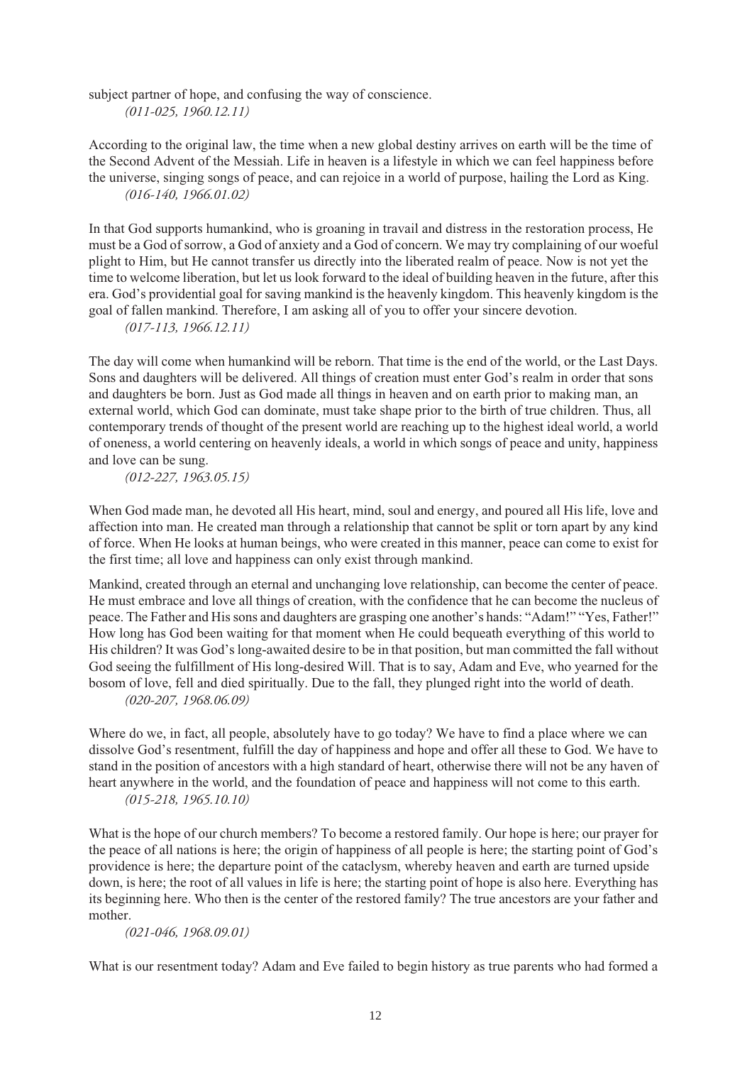subject partner of hope, and confusing the way of conscience.

*(011-025, 1960.12.11)*

According to the original law, the time when a new global destiny arrives on earth will be the time of the Second Advent of the Messiah. Life in heaven is a lifestyle in which we can feel happiness before the universe, singing songs of peace, and can rejoice in a world of purpose, hailing the Lord as King.

*(016-140, 1966.01.02)*

In that God supports humankind, who is groaning in travail and distress in the restoration process, He must be a God of sorrow, a God of anxiety and a God of concern. We may try complaining of our woeful plight to Him, but He cannot transfer us directly into the liberated realm of peace. Now is not yet the time to welcome liberation, but let us look forward to the ideal of building heaven in the future, after this era. God's providential goal for saving mankind is the heavenly kingdom. This heavenly kingdom is the goal of fallen mankind. Therefore, I am asking all of you to offer your sincere devotion.

*(017-113, 1966.12.11)*

The day will come when humankind will be reborn. That time is the end of the world, or the Last Days. Sons and daughters will be delivered. All things of creation must enter God's realm in order that sons and daughters be born. Just as God made all things in heaven and on earth prior to making man, an external world, which God can dominate, must take shape prior to the birth of true children. Thus, all contemporary trends of thought of the present world are reaching up to the highest ideal world, a world of oneness, a world centering on heavenly ideals, a world in which songs of peace and unity, happiness and love can be sung.

*(012-227, 1963.05.15)*

When God made man, he devoted all His heart, mind, soul and energy, and poured all His life, love and affection into man. He created man through a relationship that cannot be split or torn apart by any kind of force. When He looks at human beings, who were created in this manner, peace can come to exist for the first time; all love and happiness can only exist through mankind.

Mankind, created through an eternal and unchanging love relationship, can become the center of peace. He must embrace and love all things of creation, with the confidence that he can become the nucleus of peace. The Father and His sons and daughters are grasping one another's hands: "Adam!" "Yes, Father!" How long has God been waiting for that moment when He could bequeath everything of this world to His children? It was God's long-awaited desire to be in that position, but man committed the fall without God seeing the fulfillment of His long-desired Will. That is to say, Adam and Eve, who yearned for the bosom of love, fell and died spiritually. Due to the fall, they plunged right into the world of death.

*(020-207, 1968.06.09)*

Where do we, in fact, all people, absolutely have to go today? We have to find a place where we can dissolve God's resentment, fulfill the day of happiness and hope and offer all these to God. We have to stand in the position of ancestors with a high standard of heart, otherwise there will not be any haven of heart anywhere in the world, and the foundation of peace and happiness will not come to this earth.

*(015-218, 1965.10.10)*

What is the hope of our church members? To become a restored family. Our hope is here; our prayer for the peace of all nations is here; the origin of happiness of all people is here; the starting point of God's providence is here; the departure point of the cataclysm, whereby heaven and earth are turned upside down, is here; the root of all values in life is here; the starting point of hope is also here. Everything has its beginning here. Who then is the center of the restored family? The true ancestors are your father and mother.

*(021-046, 1968.09.01)*

What is our resentment today? Adam and Eve failed to begin history as true parents who had formed a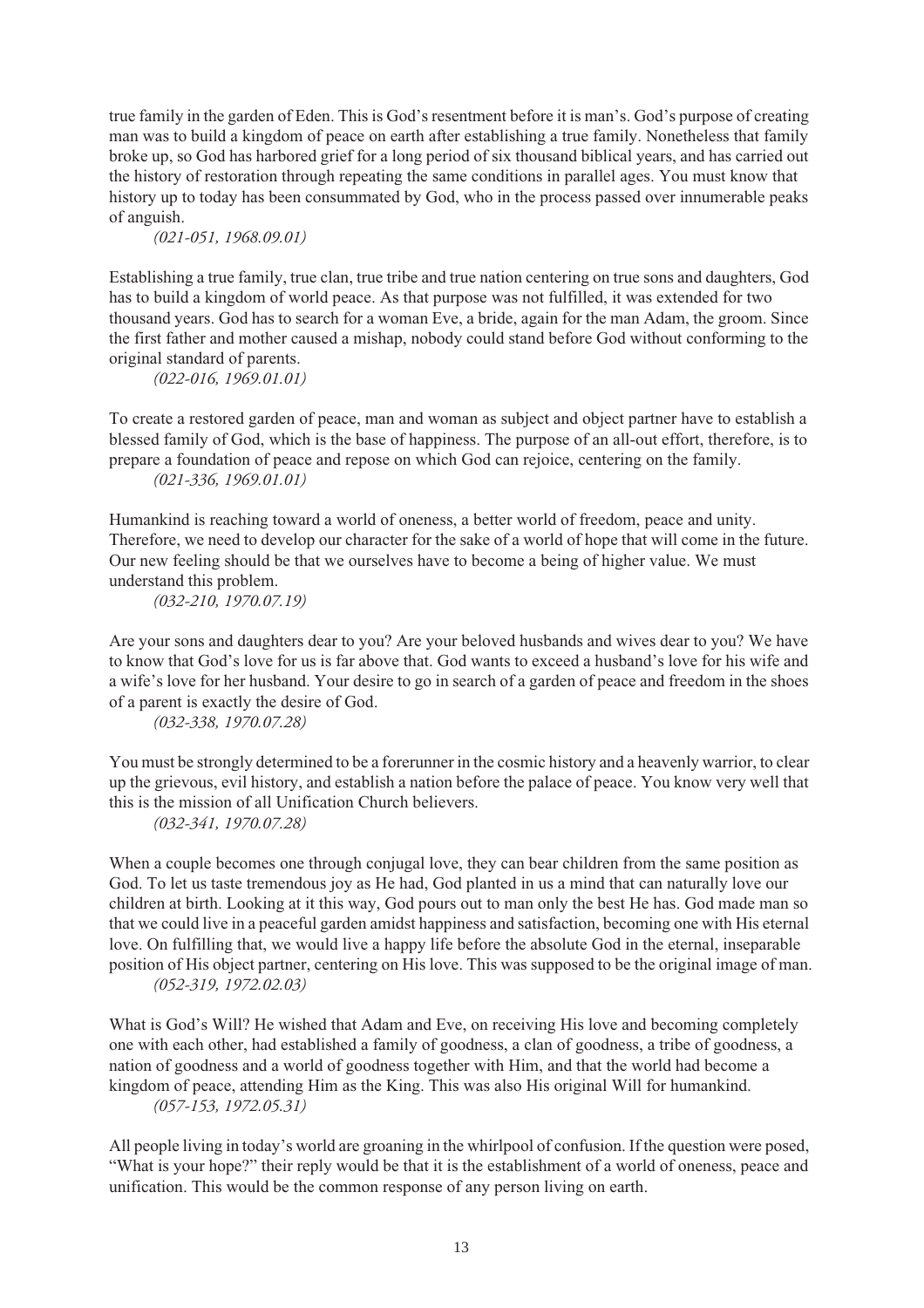true family in the garden of Eden. This is God's resentment before it is man's. God's purpose of creating man was to build a kingdom of peace on earth after establishing a true family. Nonetheless that family broke up, so God has harbored grief for a long period of six thousand biblical years, and has carried out the history of restoration through repeating the same conditions in parallel ages. You must know that history up to today has been consummated by God, who in the process passed over innumerable peaks of anguish.

*(021-051, 1968.09.01)*

Establishing a true family, true clan, true tribe and true nation centering on true sons and daughters, God has to build a kingdom of world peace. As that purpose was not fulfilled, it was extended for two thousand years. God has to search for a woman Eve, a bride, again for the man Adam, the groom. Since the first father and mother caused a mishap, nobody could stand before God without conforming to the original standard of parents.

*(022-016, 1969.01.01)*

To create a restored garden of peace, man and woman as subject and object partner have to establish a blessed family of God, which is the base of happiness. The purpose of an all-out effort, therefore, is to prepare a foundation of peace and repose on which God can rejoice, centering on the family.

*(021-336, 1969.01.01)*

Humankind is reaching toward a world of oneness, a better world of freedom, peace and unity. Therefore, we need to develop our character for the sake of a world of hope that will come in the future. Our new feeling should be that we ourselves have to become a being of higher value. We must understand this problem.

*(032-210, 1970.07.19)*

Are your sons and daughters dear to you? Are your beloved husbands and wives dear to you? We have to know that God's love for us is far above that. God wants to exceed a husband's love for his wife and a wife's love for her husband. Your desire to go in search of a garden of peace and freedom in the shoes of a parent is exactly the desire of God.

*(032-338, 1970.07.28)*

You must be strongly determined to be a forerunner in the cosmic history and a heavenly warrior, to clear up the grievous, evil history, and establish a nation before the palace of peace. You know very well that this is the mission of all Unification Church believers.

*(032-341, 1970.07.28)*

When a couple becomes one through conjugal love, they can bear children from the same position as God. To let us taste tremendous joy as He had, God planted in us a mind that can naturally love our children at birth. Looking at it this way, God pours out to man only the best He has. God made man so that we could live in a peaceful garden amidst happiness and satisfaction, becoming one with His eternal love. On fulfilling that, we would live a happy life before the absolute God in the eternal, inseparable position of His object partner, centering on His love. This was supposed to be the original image of man.

*(052-319, 1972.02.03)*

What is God's Will? He wished that Adam and Eve, on receiving His love and becoming completely one with each other, had established a family of goodness, a clan of goodness, a tribe of goodness, a nation of goodness and a world of goodness together with Him, and that the world had become a kingdom of peace, attending Him as the King. This was also His original Will for humankind.

*(057-153, 1972.05.31)*

All people living in today's world are groaning in the whirlpool of confusion. If the question were posed, "What is your hope?" their reply would be that it is the establishment of a world of oneness, peace and unification. This would be the common response of any person living on earth.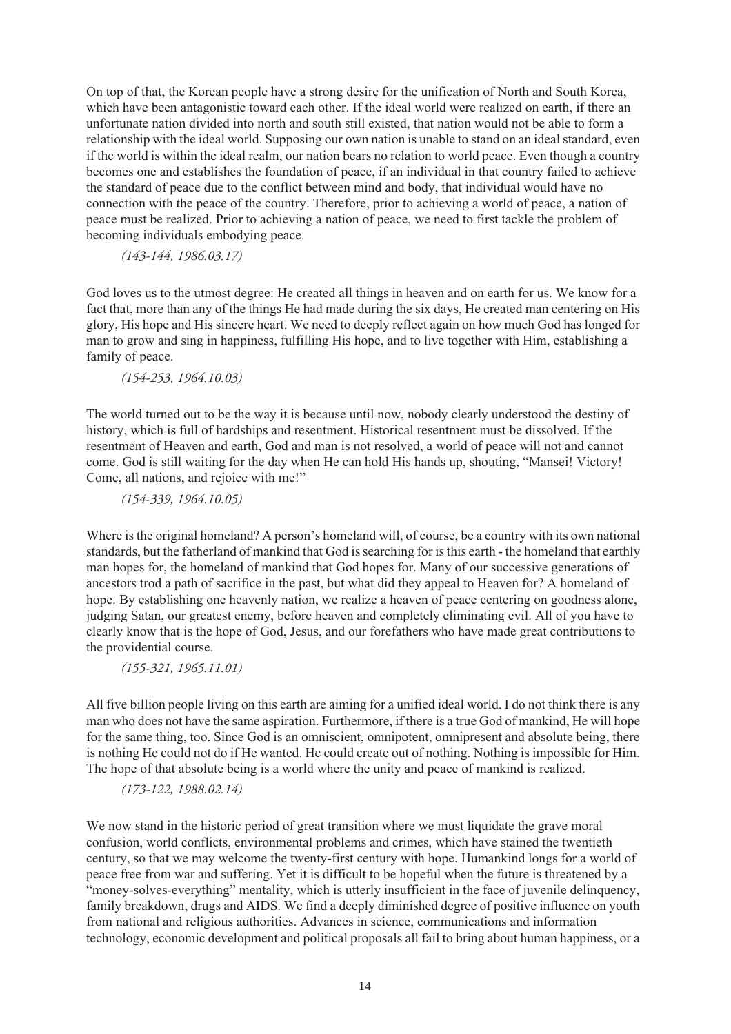On top of that, the Korean people have a strong desire for the unification of North and South Korea, which have been antagonistic toward each other. If the ideal world were realized on earth, if there an unfortunate nation divided into north and south still existed, that nation would not be able to form a relationship with the ideal world. Supposing our own nation is unable to stand on an ideal standard, even if the world is within the ideal realm, our nation bears no relation to world peace. Even though a country becomes one and establishes the foundation of peace, if an individual in that country failed to achieve the standard of peace due to the conflict between mind and body, that individual would have no connection with the peace of the country. Therefore, prior to achieving a world of peace, a nation of peace must be realized. Prior to achieving a nation of peace, we need to first tackle the problem of becoming individuals embodying peace.

*(143-144, 1986.03.17)*

God loves us to the utmost degree: He created all things in heaven and on earth for us. We know for a fact that, more than any of the things He had made during the six days, He created man centering on His glory, His hope and His sincere heart. We need to deeply reflect again on how much God has longed for man to grow and sing in happiness, fulfilling His hope, and to live together with Him, establishing a family of peace.

*(154-253, 1964.10.03)*

The world turned out to be the way it is because until now, nobody clearly understood the destiny of history, which is full of hardships and resentment. Historical resentment must be dissolved. If the resentment of Heaven and earth, God and man is not resolved, a world of peace will not and cannot come. God is still waiting for the day when He can hold His hands up, shouting, "Mansei! Victory! Come, all nations, and rejoice with me!"

*(154-339, 1964.10.05)*

Where is the original homeland? A person's homeland will, of course, be a country with its own national standards, but the fatherland of mankind that God is searching for is this earth - the homeland that earthly man hopes for, the homeland of mankind that God hopes for. Many of our successive generations of ancestors trod a path of sacrifice in the past, but what did they appeal to Heaven for? A homeland of hope. By establishing one heavenly nation, we realize a heaven of peace centering on goodness alone, judging Satan, our greatest enemy, before heaven and completely eliminating evil. All of you have to clearly know that is the hope of God, Jesus, and our forefathers who have made great contributions to the providential course.

*(155-321, 1965.11.01)*

All five billion people living on this earth are aiming for a unified ideal world. I do not think there is any man who does not have the same aspiration. Furthermore, if there is a true God of mankind, He will hope for the same thing, too. Since God is an omniscient, omnipotent, omnipresent and absolute being, there is nothing He could not do if He wanted. He could create out of nothing. Nothing is impossible for Him. The hope of that absolute being is a world where the unity and peace of mankind is realized.

*(173-122, 1988.02.14)*

We now stand in the historic period of great transition where we must liquidate the grave moral confusion, world conflicts, environmental problems and crimes, which have stained the twentieth century, so that we may welcome the twenty-first century with hope. Humankind longs for a world of peace free from war and suffering. Yet it is difficult to be hopeful when the future is threatened by a "money-solves-everything" mentality, which is utterly insufficient in the face of juvenile delinquency, family breakdown, drugs and AIDS. We find a deeply diminished degree of positive influence on youth from national and religious authorities. Advances in science, communications and information technology, economic development and political proposals all fail to bring about human happiness, or a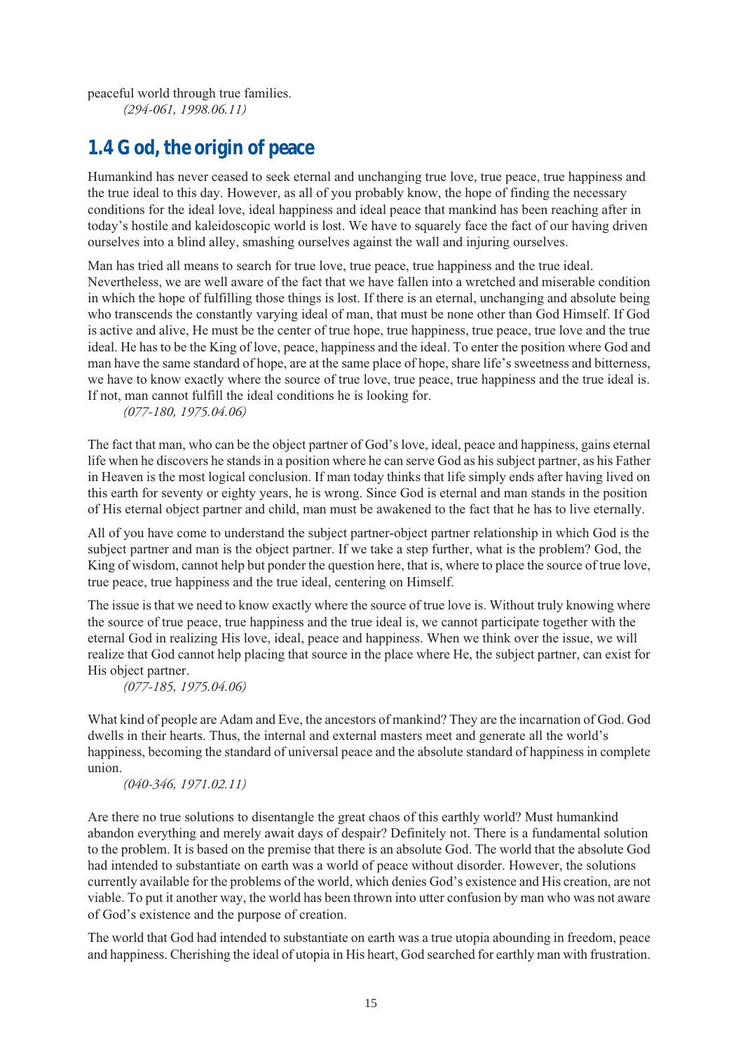peaceful world through true families.

*(294-061, 1998.06.11)*

## 1.4 God, the origin of peace

Humankind has never ceased to seek eternal and unchanging true love, true peace, true happiness and the true ideal to this day. However, as all of you probably know, the hope of finding the necessary conditions for the ideal love, ideal happiness and ideal peace that mankind has been reaching after in today's hostile and kaleidoscopic world is lost. We have to squarely face the fact of our having driven ourselves into a blind alley, smashing ourselves against the wall and injuring ourselves.

Man has tried all means to search for true love, true peace, true happiness and the true ideal. Nevertheless, we are well aware of the fact that we have fallen into a wretched and miserable condition in which the hope of fulfilling those things is lost. If there is an eternal, unchanging and absolute being who transcends the constantly varying ideal of man, that must be none other than God Himself. If God is active and alive, He must be the center of true hope, true happiness, true peace, true love and the true ideal. He has to be the King of love, peace, happiness and the ideal. To enter the position where God and man have the same standard of hope, are at the same place of hope, share life's sweetness and bitterness, we have to know exactly where the source of true love, true peace, true happiness and the true ideal is. If not, man cannot fulfill the ideal conditions he is looking for.

*(077-180, 1975.04.06)*

The fact that man, who can be the object partner of God's love, ideal, peace and happiness, gains eternal life when he discovers he stands in a position where he can serve God as his subject partner, as his Father in Heaven is the most logical conclusion. If man today thinks that life simply ends after having lived on this earth for seventy or eighty years, he is wrong. Since God is eternal and man stands in the position of His eternal object partner and child, man must be awakened to the fact that he has to live eternally.

All of you have come to understand the subject partner-object partner relationship in which God is the subject partner and man is the object partner. If we take a step further, what is the problem? God, the King of wisdom, cannot help but ponder the question here, that is, where to place the source of true love, true peace, true happiness and the true ideal, centering on Himself.

The issue is that we need to know exactly where the source of true love is. Without truly knowing where the source of true peace, true happiness and the true ideal is, we cannot participate together with the eternal God in realizing His love, ideal, peace and happiness. When we think over the issue, we will realize that God cannot help placing that source in the place where He, the subject partner, can exist for His object partner.

*(077-185, 1975.04.06)*

What kind of people are Adam and Eve, the ancestors of mankind? They are the incarnation of God. God dwells in their hearts. Thus, the internal and external masters meet and generate all the world's happiness, becoming the standard of universal peace and the absolute standard of happiness in complete union.

*(040-346, 1971.02.11)*

Are there no true solutions to disentangle the great chaos of this earthly world? Must humankind abandon everything and merely await days of despair? Definitely not. There is a fundamental solution to the problem. It is based on the premise that there is an absolute God. The world that the absolute God had intended to substantiate on earth was a world of peace without disorder. However, the solutions currently available for the problems of the world, which denies God's existence and His creation, are not viable. To put it another way, the world has been thrown into utter confusion by man who was not aware of God's existence and the purpose of creation.

The world that God had intended to substantiate on earth was a true utopia abounding in freedom, peace and happiness. Cherishing the ideal of utopia in His heart, God searched for earthly man with frustration.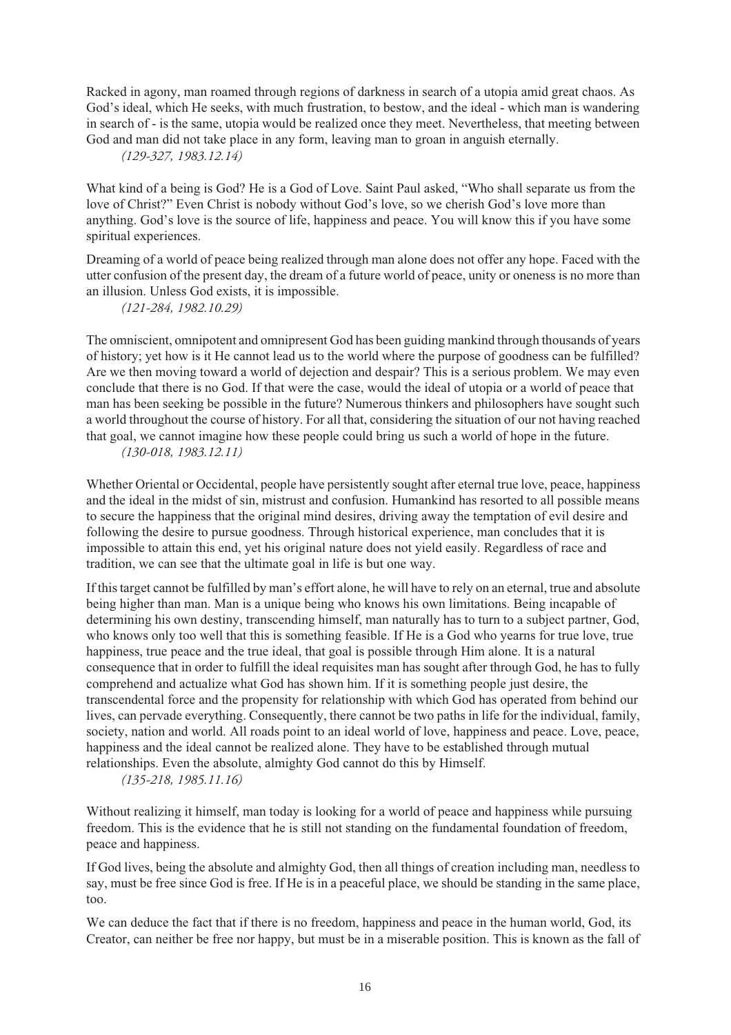Racked in agony, man roamed through regions of darkness in search of a utopia amid great chaos. As God's ideal, which He seeks, with much frustration, to bestow, and the ideal - which man is wandering in search of - is the same, utopia would be realized once they meet. Nevertheless, that meeting between God and man did not take place in any form, leaving man to groan in anguish eternally.

*(129-327, 1983.12.14)*

What kind of a being is God? He is a God of Love. Saint Paul asked, "Who shall separate us from the love of Christ?" Even Christ is nobody without God's love, so we cherish God's love more than anything. God's love is the source of life, happiness and peace. You will know this if you have some spiritual experiences.

Dreaming of a world of peace being realized through man alone does not offer any hope. Faced with the utter confusion of the present day, the dream of a future world of peace, unity or oneness is no more than an illusion. Unless God exists, it is impossible.

*(121-284, 1982.10.29)*

The omniscient, omnipotent and omnipresent God has been guiding mankind through thousands of years of history; yet how is it He cannot lead us to the world where the purpose of goodness can be fulfilled? Are we then moving toward a world of dejection and despair? This is a serious problem. We may even conclude that there is no God. If that were the case, would the ideal of utopia or a world of peace that man has been seeking be possible in the future? Numerous thinkers and philosophers have sought such a world throughout the course of history. For all that, considering the situation of our not having reached that goal, we cannot imagine how these people could bring us such a world of hope in the future.

*(130-018, 1983.12.11)*

Whether Oriental or Occidental, people have persistently sought after eternal true love, peace, happiness and the ideal in the midst of sin, mistrust and confusion. Humankind has resorted to all possible means to secure the happiness that the original mind desires, driving away the temptation of evil desire and following the desire to pursue goodness. Through historical experience, man concludes that it is impossible to attain this end, yet his original nature does not yield easily. Regardless of race and tradition, we can see that the ultimate goal in life is but one way.

If this target cannot be fulfilled by man's effort alone, he will have to rely on an eternal, true and absolute being higher than man. Man is a unique being who knows his own limitations. Being incapable of determining his own destiny, transcending himself, man naturally has to turn to a subject partner, God, who knows only too well that this is something feasible. If He is a God who yearns for true love, true happiness, true peace and the true ideal, that goal is possible through Him alone. It is a natural consequence that in order to fulfill the ideal requisites man has sought after through God, he has to fully comprehend and actualize what God has shown him. If it is something people just desire, the transcendental force and the propensity for relationship with which God has operated from behind our lives, can pervade everything. Consequently, there cannot be two paths in life for the individual, family, society, nation and world. All roads point to an ideal world of love, happiness and peace. Love, peace, happiness and the ideal cannot be realized alone. They have to be established through mutual relationships. Even the absolute, almighty God cannot do this by Himself.

*(135-218, 1985.11.16)*

Without realizing it himself, man today is looking for a world of peace and happiness while pursuing freedom. This is the evidence that he is still not standing on the fundamental foundation of freedom, peace and happiness.

If God lives, being the absolute and almighty God, then all things of creation including man, needless to say, must be free since God is free. If He is in a peaceful place, we should be standing in the same place, too.

We can deduce the fact that if there is no freedom, happiness and peace in the human world, God, its Creator, can neither be free nor happy, but must be in a miserable position. This is known as the fall of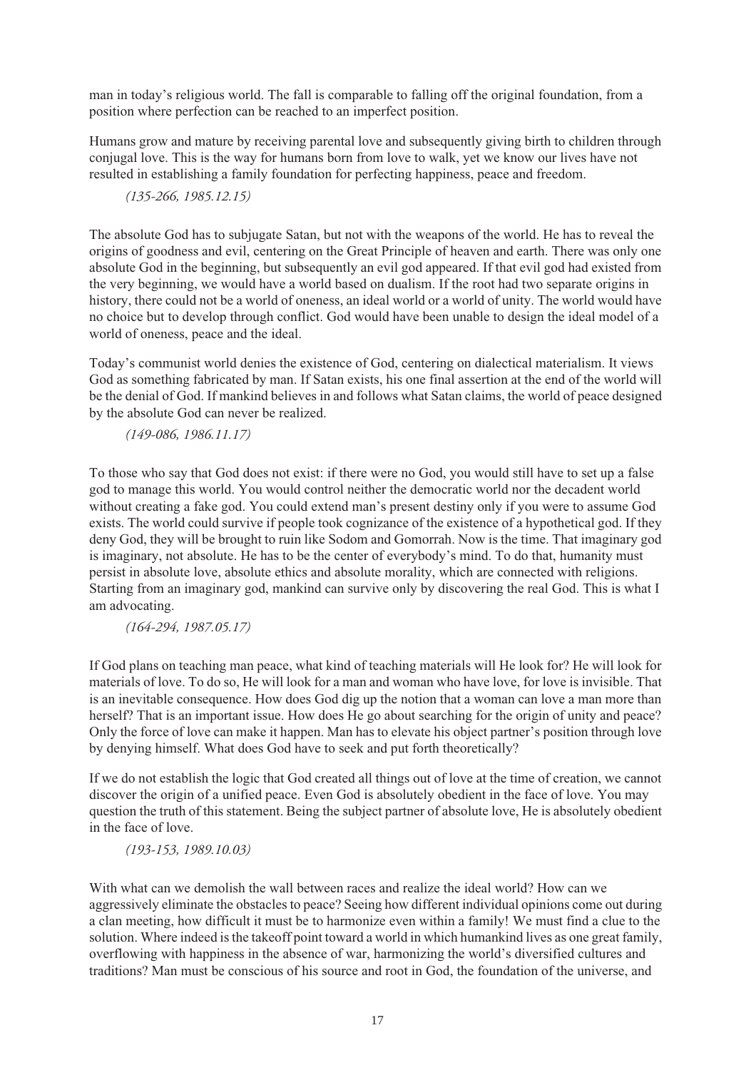man in today's religious world. The fall is comparable to falling off the original foundation, from a position where perfection can be reached to an imperfect position.

Humans grow and mature by receiving parental love and subsequently giving birth to children through conjugal love. This is the way for humans born from love to walk, yet we know our lives have not resulted in establishing a family foundation for perfecting happiness, peace and freedom.

*(135-266, 1985.12.15)*

The absolute God has to subjugate Satan, but not with the weapons of the world. He has to reveal the origins of goodness and evil, centering on the Great Principle of heaven and earth. There was only one absolute God in the beginning, but subsequently an evil god appeared. If that evil god had existed from the very beginning, we would have a world based on dualism. If the root had two separate origins in history, there could not be a world of oneness, an ideal world or a world of unity. The world would have no choice but to develop through conflict. God would have been unable to design the ideal model of a world of oneness, peace and the ideal.

Today's communist world denies the existence of God, centering on dialectical materialism. It views God as something fabricated by man. If Satan exists, his one final assertion at the end of the world will be the denial of God. If mankind believes in and follows what Satan claims, the world of peace designed by the absolute God can never be realized.

*(149-086, 1986.11.17)*

To those who say that God does not exist: if there were no God, you would still have to set up a false god to manage this world. You would control neither the democratic world nor the decadent world without creating a fake god. You could extend man's present destiny only if you were to assume God exists. The world could survive if people took cognizance of the existence of a hypothetical god. If they deny God, they will be brought to ruin like Sodom and Gomorrah. Now is the time. That imaginary god is imaginary, not absolute. He has to be the center of everybody's mind. To do that, humanity must persist in absolute love, absolute ethics and absolute morality, which are connected with religions. Starting from an imaginary god, mankind can survive only by discovering the real God. This is what I am advocating.

*(164-294, 1987.05.17)*

If God plans on teaching man peace, what kind of teaching materials will He look for? He will look for materials of love. To do so, He will look for a man and woman who have love, for love is invisible. That is an inevitable consequence. How does God dig up the notion that a woman can love a man more than herself? That is an important issue. How does He go about searching for the origin of unity and peace? Only the force of love can make it happen. Man has to elevate his object partner's position through love by denying himself. What does God have to seek and put forth theoretically?

If we do not establish the logic that God created all things out of love at the time of creation, we cannot discover the origin of a unified peace. Even God is absolutely obedient in the face of love. You may question the truth of this statement. Being the subject partner of absolute love, He is absolutely obedient in the face of love.

*(193-153, 1989.10.03)*

With what can we demolish the wall between races and realize the ideal world? How can we aggressively eliminate the obstacles to peace? Seeing how different individual opinions come out during a clan meeting, how difficult it must be to harmonize even within a family! We must find a clue to the solution. Where indeed is the takeoff point toward a world in which humankind lives as one great family, overflowing with happiness in the absence of war, harmonizing the world's diversified cultures and traditions? Man must be conscious of his source and root in God, the foundation of the universe, and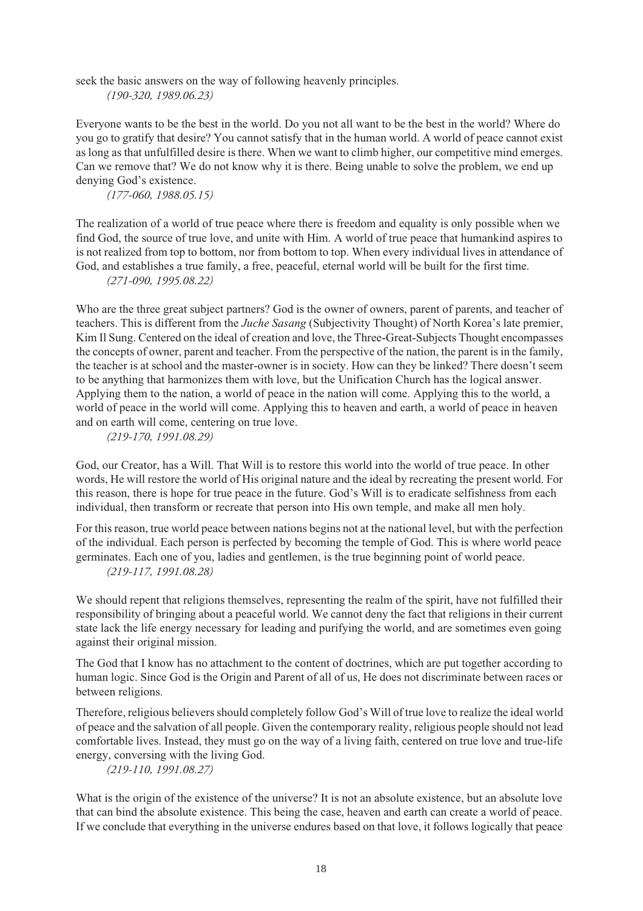seek the basic answers on the way of following heavenly principles.

*(190-320, 1989.06.23)*

Everyone wants to be the best in the world. Do you not all want to be the best in the world? Where do you go to gratify that desire? You cannot satisfy that in the human world. A world of peace cannot exist as long as that unfulfilled desire is there. When we want to climb higher, our competitive mind emerges. Can we remove that? We do not know why it is there. Being unable to solve the problem, we end up denying God's existence.

*(177-060, 1988.05.15)*

The realization of a world of true peace where there is freedom and equality is only possible when we find God, the source of true love, and unite with Him. A world of true peace that humankind aspires to is not realized from top to bottom, nor from bottom to top. When every individual lives in attendance of God, and establishes a true family, a free, peaceful, eternal world will be built for the first time.

*(271-090, 1995.08.22)*

Who are the three great subject partners? God is the owner of owners, parent of parents, and teacher of teachers. This is different from the *Juche Sasang* (Subjectivity Thought) of North Korea's late premier, Kim Il Sung. Centered on the ideal of creation and love, the Three-Great-Subjects Thought encompasses the concepts of owner, parent and teacher. From the perspective of the nation, the parent is in the family, the teacher is at school and the master-owner is in society. How can they be linked? There doesn't seem to be anything that harmonizes them with love, but the Unification Church has the logical answer. Applying them to the nation, a world of peace in the nation will come. Applying this to the world, a world of peace in the world will come. Applying this to heaven and earth, a world of peace in heaven and on earth will come, centering on true love.

*(219-170, 1991.08.29)*

God, our Creator, has a Will. That Will is to restore this world into the world of true peace. In other words, He will restore the world of His original nature and the ideal by recreating the present world. For this reason, there is hope for true peace in the future. God's Will is to eradicate selfishness from each individual, then transform or recreate that person into His own temple, and make all men holy.

For this reason, true world peace between nations begins not at the national level, but with the perfection of the individual. Each person is perfected by becoming the temple of God. This is where world peace germinates. Each one of you, ladies and gentlemen, is the true beginning point of world peace.

*(219-117, 1991.08.28)*

We should repent that religions themselves, representing the realm of the spirit, have not fulfilled their responsibility of bringing about a peaceful world. We cannot deny the fact that religions in their current state lack the life energy necessary for leading and purifying the world, and are sometimes even going against their original mission.

The God that I know has no attachment to the content of doctrines, which are put together according to human logic. Since God is the Origin and Parent of all of us, He does not discriminate between races or between religions.

Therefore, religious believers should completely follow God's Will of true love to realize the ideal world of peace and the salvation of all people. Given the contemporary reality, religious people should not lead comfortable lives. Instead, they must go on the way of a living faith, centered on true love and true-life energy, conversing with the living God.

*(219-110, 1991.08.27)*

What is the origin of the existence of the universe? It is not an absolute existence, but an absolute love that can bind the absolute existence. This being the case, heaven and earth can create a world of peace. If we conclude that everything in the universe endures based on that love, it follows logically that peace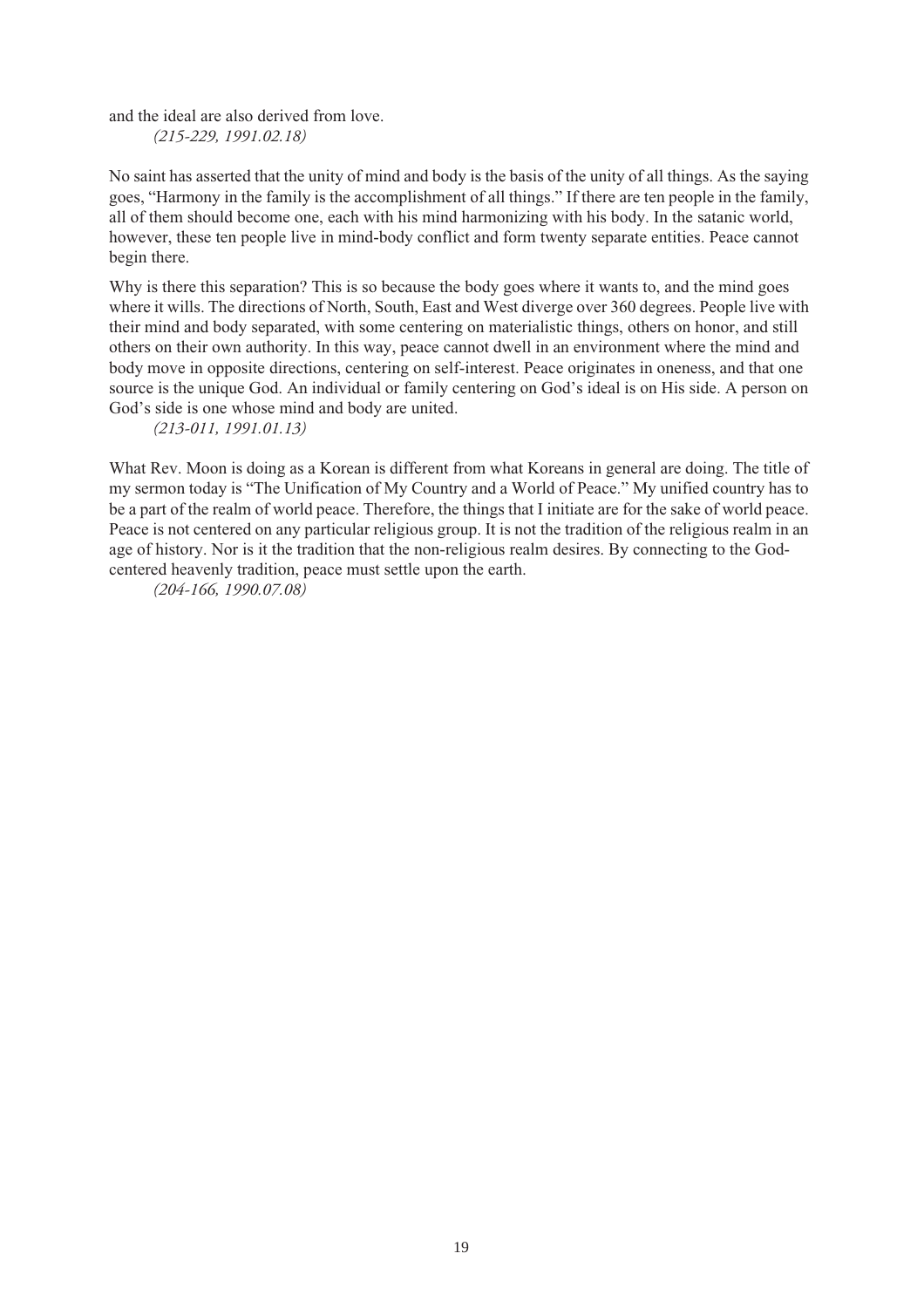and the ideal are also derived from love.

*(215-229, 1991.02.18)*

No saint has asserted that the unity of mind and body is the basis of the unity of all things. As the saying goes, "Harmony in the family is the accomplishment of all things." If there are ten people in the family, all of them should become one, each with his mind harmonizing with his body. In the satanic world, however, these ten people live in mind-body conflict and form twenty separate entities. Peace cannot begin there.

Why is there this separation? This is so because the body goes where it wants to, and the mind goes where it wills. The directions of North, South, East and West diverge over 360 degrees. People live with their mind and body separated, with some centering on materialistic things, others on honor, and still others on their own authority. In this way, peace cannot dwell in an environment where the mind and body move in opposite directions, centering on self-interest. Peace originates in oneness, and that one source is the unique God. An individual or family centering on God's ideal is on His side. A person on God's side is one whose mind and body are united.

*(213-011, 1991.01.13)*

What Rev. Moon is doing as a Korean is different from what Koreans in general are doing. The title of my sermon today is "The Unification of My Country and a World of Peace." My unified country has to be a part of the realm of world peace. Therefore, the things that I initiate are for the sake of world peace. Peace is not centered on any particular religious group. It is not the tradition of the religious realm in an age of history. Nor is it the tradition that the non-religious realm desires. By connecting to the God-centered heavenly tradition, peace must settle upon the earth.

*(204-166, 1990.07.08)*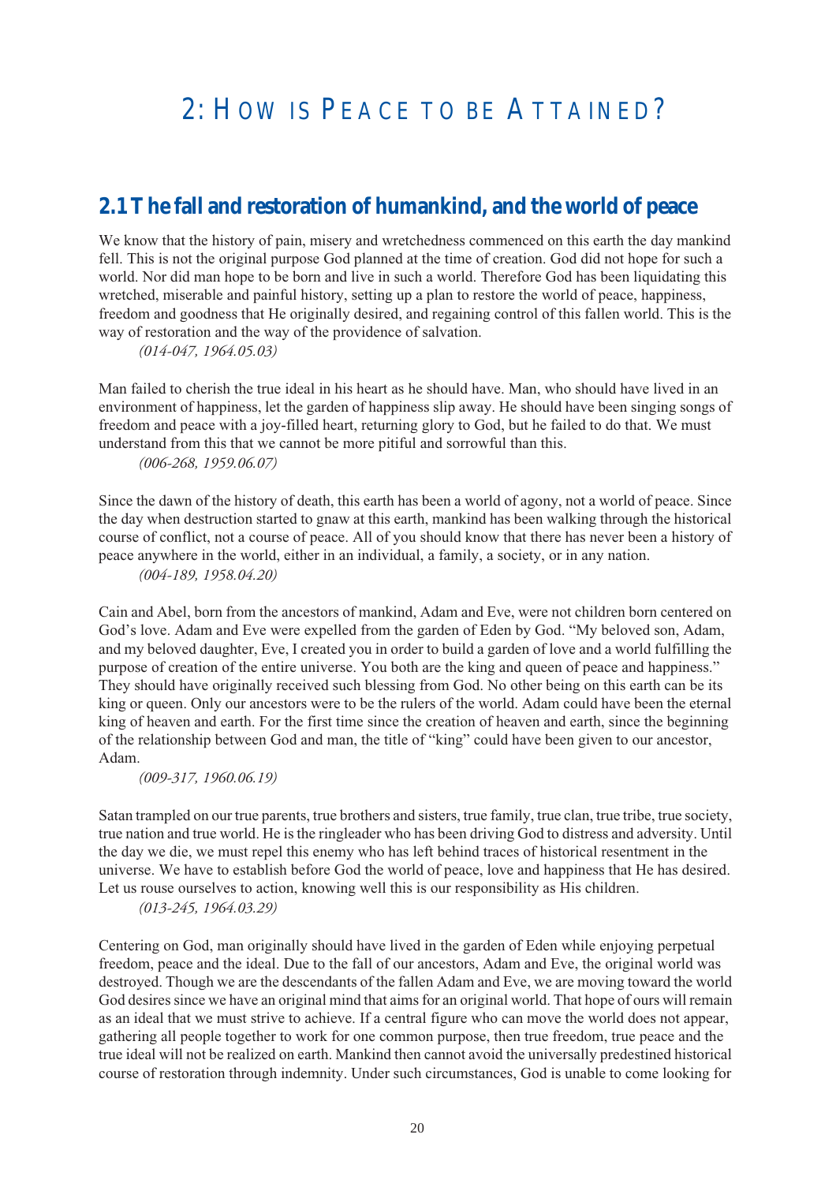# 2: How is Peace to be Attained?

## 2.1 The fall and restoration of humankind, and the world of peace

We know that the history of pain, misery and wretchedness commenced on this earth the day mankind fell. This is not the original purpose God planned at the time of creation. God did not hope for such a world. Nor did man hope to be born and live in such a world. Therefore God has been liquidating this wretched, miserable and painful history, setting up a plan to restore the world of peace, happiness, freedom and goodness that He originally desired, and regaining control of this fallen world. This is the way of restoration and the way of the providence of salvation.

*(014-047, 1964.05.03)*

Man failed to cherish the true ideal in his heart as he should have. Man, who should have lived in an environment of happiness, let the garden of happiness slip away. He should have been singing songs of freedom and peace with a joy-filled heart, returning glory to God, but he failed to do that. We must understand from this that we cannot be more pitiful and sorrowful than this.

*(006-268, 1959.06.07)*

Since the dawn of the history of death, this earth has been a world of agony, not a world of peace. Since the day when destruction started to gnaw at this earth, mankind has been walking through the historical course of conflict, not a course of peace. All of you should know that there has never been a history of peace anywhere in the world, either in an individual, a family, a society, or in any nation.

*(004-189, 1958.04.20)*

Cain and Abel, born from the ancestors of mankind, Adam and Eve, were not children born centered on God's love. Adam and Eve were expelled from the garden of Eden by God. "My beloved son, Adam, and my beloved daughter, Eve, I created you in order to build a garden of love and a world fulfilling the purpose of creation of the entire universe. You both are the king and queen of peace and happiness." They should have originally received such blessing from God. No other being on this earth can be its king or queen. Only our ancestors were to be the rulers of the world. Adam could have been the eternal king of heaven and earth. For the first time since the creation of heaven and earth, since the beginning of the relationship between God and man, the title of "king" could have been given to our ancestor, Adam.

*(009-317, 1960.06.19)*

Satan trampled on our true parents, true brothers and sisters, true family, true clan, true tribe, true society, true nation and true world. He is the ringleader who has been driving God to distress and adversity. Until the day we die, we must repel this enemy who has left behind traces of historical resentment in the universe. We have to establish before God the world of peace, love and happiness that He has desired. Let us rouse ourselves to action, knowing well this is our responsibility as His children.

*(013-245, 1964.03.29)*

Centering on God, man originally should have lived in the garden of Eden while enjoying perpetual freedom, peace and the ideal. Due to the fall of our ancestors, Adam and Eve, the original world was destroyed. Though we are the descendants of the fallen Adam and Eve, we are moving toward the world God desires since we have an original mind that aims for an original world. That hope of ours will remain as an ideal that we must strive to achieve. If a central figure who can move the world does not appear, gathering all people together to work for one common purpose, then true freedom, true peace and the true ideal will not be realized on earth. Mankind then cannot avoid the universally predestined historical course of restoration through indemnity. Under such circumstances, God is unable to come looking for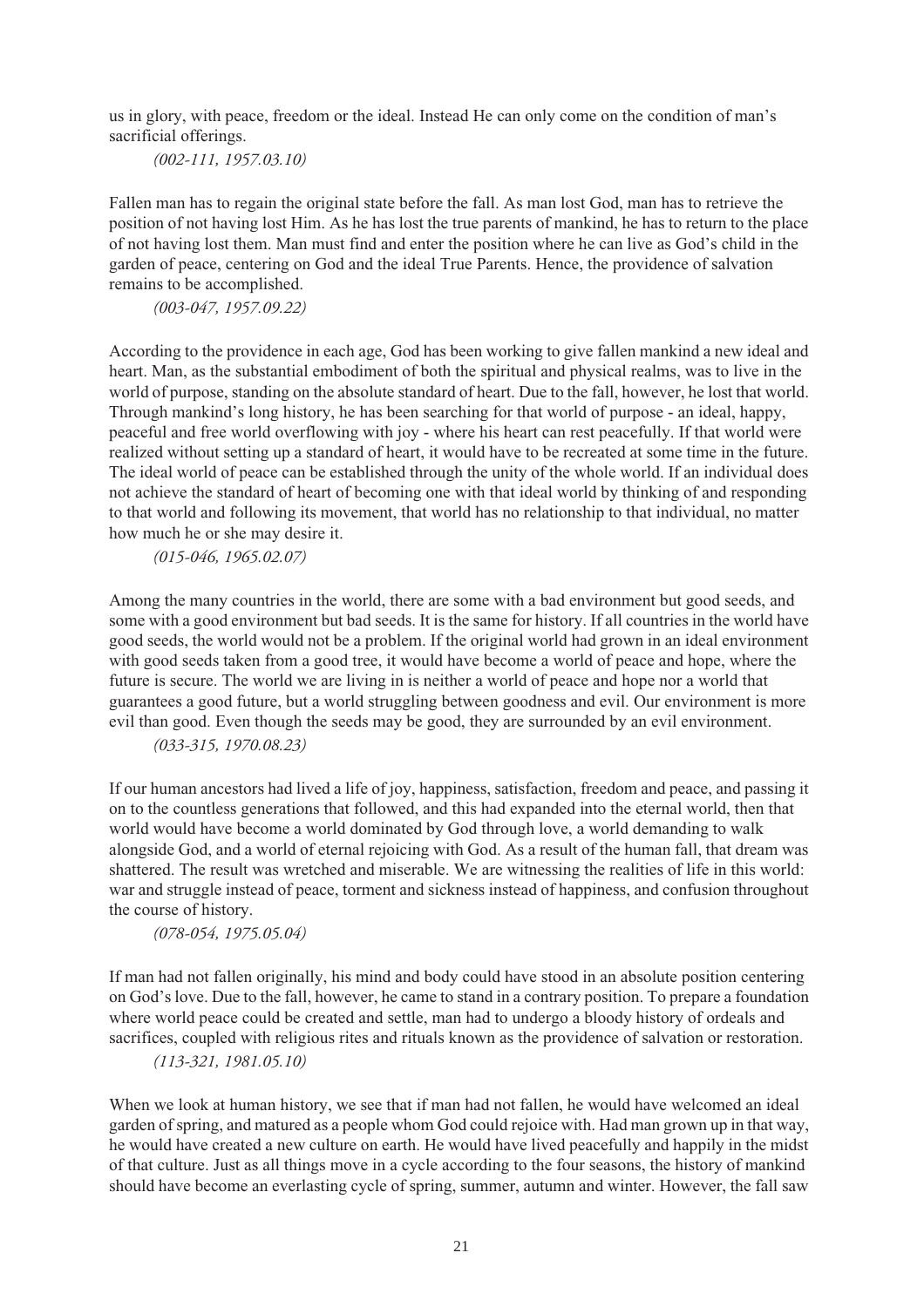us in glory, with peace, freedom or the ideal. Instead He can only come on the condition of man's sacrificial offerings.

*(002-111, 1957.03.10)*

Fallen man has to regain the original state before the fall. As man lost God, man has to retrieve the position of not having lost Him. As he has lost the true parents of mankind, he has to return to the place of not having lost them. Man must find and enter the position where he can live as God's child in the garden of peace, centering on God and the ideal True Parents. Hence, the providence of salvation remains to be accomplished.

*(003-047, 1957.09.22)*

According to the providence in each age, God has been working to give fallen mankind a new ideal and heart. Man, as the substantial embodiment of both the spiritual and physical realms, was to live in the world of purpose, standing on the absolute standard of heart. Due to the fall, however, he lost that world. Through mankind's long history, he has been searching for that world of purpose - an ideal, happy, peaceful and free world overflowing with joy - where his heart can rest peacefully. If that world were realized without setting up a standard of heart, it would have to be recreated at some time in the future. The ideal world of peace can be established through the unity of the whole world. If an individual does not achieve the standard of heart of becoming one with that ideal world by thinking of and responding to that world and following its movement, that world has no relationship to that individual, no matter how much he or she may desire it.

*(015-046, 1965.02.07)*

Among the many countries in the world, there are some with a bad environment but good seeds, and some with a good environment but bad seeds. It is the same for history. If all countries in the world have good seeds, the world would not be a problem. If the original world had grown in an ideal environment with good seeds taken from a good tree, it would have become a world of peace and hope, where the future is secure. The world we are living in is neither a world of peace and hope nor a world that guarantees a good future, but a world struggling between goodness and evil. Our environment is more evil than good. Even though the seeds may be good, they are surrounded by an evil environment.

*(033-315, 1970.08.23)*

If our human ancestors had lived a life of joy, happiness, satisfaction, freedom and peace, and passing it on to the countless generations that followed, and this had expanded into the eternal world, then that world would have become a world dominated by God through love, a world demanding to walk alongside God, and a world of eternal rejoicing with God. As a result of the human fall, that dream was shattered. The result was wretched and miserable. We are witnessing the realities of life in this world: war and struggle instead of peace, torment and sickness instead of happiness, and confusion throughout the course of history.

*(078-054, 1975.05.04)*

If man had not fallen originally, his mind and body could have stood in an absolute position centering on God's love. Due to the fall, however, he came to stand in a contrary position. To prepare a foundation where world peace could be created and settle, man had to undergo a bloody history of ordeals and sacrifices, coupled with religious rites and rituals known as the providence of salvation or restoration.

*(113-321, 1981.05.10)*

When we look at human history, we see that if man had not fallen, he would have welcomed an ideal garden of spring, and matured as a people whom God could rejoice with. Had man grown up in that way, he would have created a new culture on earth. He would have lived peacefully and happily in the midst of that culture. Just as all things move in a cycle according to the four seasons, the history of mankind should have become an everlasting cycle of spring, summer, autumn and winter. However, the fall saw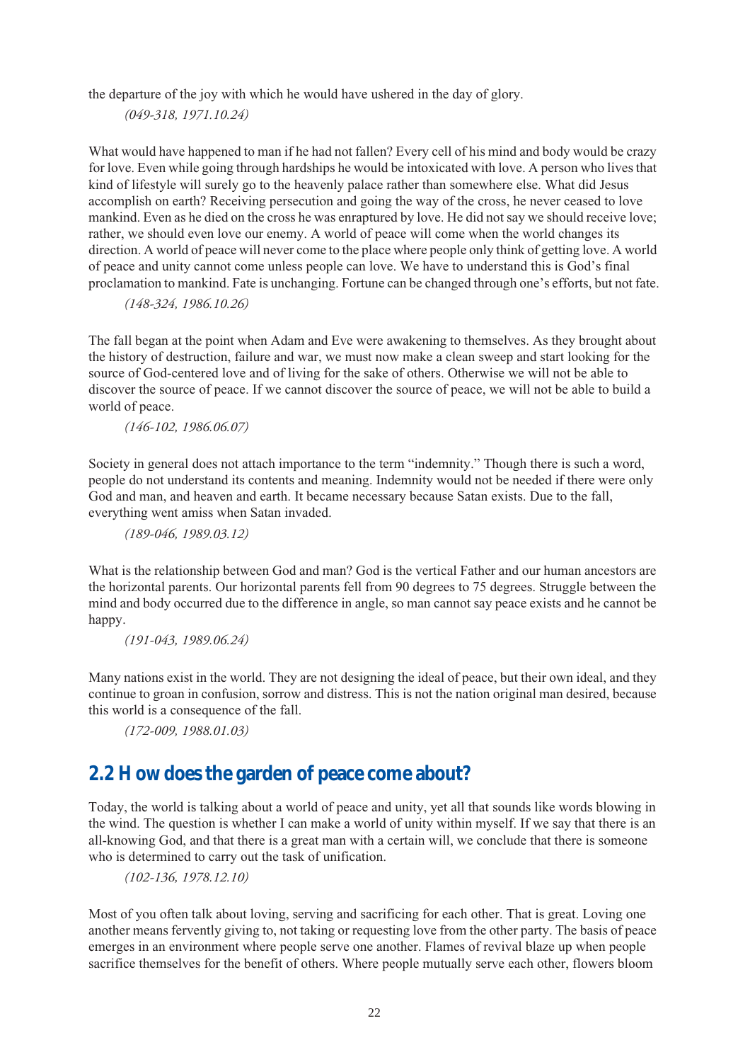the departure of the joy with which he would have ushered in the day of glory.

*(049-318, 1971.10.24)*

What would have happened to man if he had not fallen? Every cell of his mind and body would be crazy for love. Even while going through hardships he would be intoxicated with love. A person who lives that kind of lifestyle will surely go to the heavenly palace rather than somewhere else. What did Jesus accomplish on earth? Receiving persecution and going the way of the cross, he never ceased to love mankind. Even as he died on the cross he was enraptured by love. He did not say we should receive love; rather, we should even love our enemy. A world of peace will come when the world changes its direction. A world of peace will never come to the place where people only think of getting love. A world of peace and unity cannot come unless people can love. We have to understand this is God's final proclamation to mankind. Fate is unchanging. Fortune can be changed through one's efforts, but not fate.

*(148-324, 1986.10.26)*

The fall began at the point when Adam and Eve were awakening to themselves. As they brought about the history of destruction, failure and war, we must now make a clean sweep and start looking for the source of God-centered love and of living for the sake of others. Otherwise we will not be able to discover the source of peace. If we cannot discover the source of peace, we will not be able to build a world of peace.

*(146-102, 1986.06.07)*

Society in general does not attach importance to the term "indemnity." Though there is such a word, people do not understand its contents and meaning. Indemnity would not be needed if there were only God and man, and heaven and earth. It became necessary because Satan exists. Due to the fall, everything went amiss when Satan invaded.

*(189-046, 1989.03.12)*

What is the relationship between God and man? God is the vertical Father and our human ancestors are the horizontal parents. Our horizontal parents fell from 90 degrees to 75 degrees. Struggle between the mind and body occurred due to the difference in angle, so man cannot say peace exists and he cannot be happy.

*(191-043, 1989.06.24)*

Many nations exist in the world. They are not designing the ideal of peace, but their own ideal, and they continue to groan in confusion, sorrow and distress. This is not the nation original man desired, because this world is a consequence of the fall.

*(172-009, 1988.01.03)*

## 2.2 How does the garden of peace come about?

Today, the world is talking about a world of peace and unity, yet all that sounds like words blowing in the wind. The question is whether I can make a world of unity within myself. If we say that there is an all-knowing God, and that there is a great man with a certain will, we conclude that there is someone who is determined to carry out the task of unification.

*(102-136, 1978.12.10)*

Most of you often talk about loving, serving and sacrificing for each other. That is great. Loving one another means fervently giving to, not taking or requesting love from the other party. The basis of peace emerges in an environment where people serve one another. Flames of revival blaze up when people sacrifice themselves for the benefit of others. Where people mutually serve each other, flowers bloom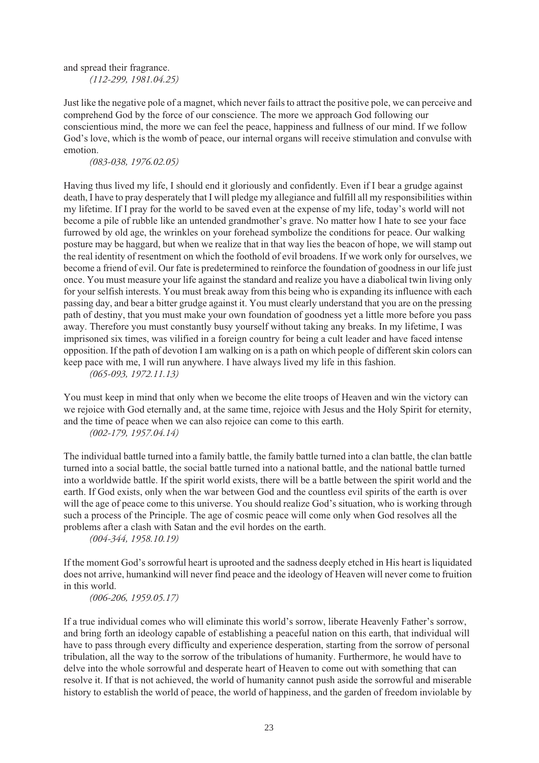and spread their fragrance.

*(112-299, 1981.04.25)*

Just like the negative pole of a magnet, which never fails to attract the positive pole, we can perceive and comprehend God by the force of our conscience. The more we approach God following our conscientious mind, the more we can feel the peace, happiness and fullness of our mind. If we follow God's love, which is the womb of peace, our internal organs will receive stimulation and convulse with emotion.

*(083-038, 1976.02.05)*

Having thus lived my life, I should end it gloriously and confidently. Even if I bear a grudge against death, I have to pray desperately that I will pledge my allegiance and fulfill all my responsibilities within my lifetime. If I pray for the world to be saved even at the expense of my life, today's world will not become a pile of rubble like an untended grandmother's grave. No matter how I hate to see your face furrowed by old age, the wrinkles on your forehead symbolize the conditions for peace. Our walking posture may be haggard, but when we realize that in that way lies the beacon of hope, we will stamp out the real identity of resentment on which the foothold of evil broadens. If we work only for ourselves, we become a friend of evil. Our fate is predetermined to reinforce the foundation of goodness in our life just once. You must measure your life against the standard and realize you have a diabolical twin living only for your selfish interests. You must break away from this being who is expanding its influence with each passing day, and bear a bitter grudge against it. You must clearly understand that you are on the pressing path of destiny, that you must make your own foundation of goodness yet a little more before you pass away. Therefore you must constantly busy yourself without taking any breaks. In my lifetime, I was imprisoned six times, was vilified in a foreign country for being a cult leader and have faced intense opposition. If the path of devotion I am walking on is a path on which people of different skin colors can keep pace with me, I will run anywhere. I have always lived my life in this fashion.

*(065-093, 1972.11.13)*

You must keep in mind that only when we become the elite troops of Heaven and win the victory can we rejoice with God eternally and, at the same time, rejoice with Jesus and the Holy Spirit for eternity, and the time of peace when we can also rejoice can come to this earth.

*(002-179, 1957.04.14)*

The individual battle turned into a family battle, the family battle turned into a clan battle, the clan battle turned into a social battle, the social battle turned into a national battle, and the national battle turned into a worldwide battle. If the spirit world exists, there will be a battle between the spirit world and the earth. If God exists, only when the war between God and the countless evil spirits of the earth is over will the age of peace come to this universe. You should realize God's situation, who is working through such a process of the Principle. The age of cosmic peace will come only when God resolves all the problems after a clash with Satan and the evil hordes on the earth.

*(004-344, 1958.10.19)*

If the moment God's sorrowful heart is uprooted and the sadness deeply etched in His heart is liquidated does not arrive, humankind will never find peace and the ideology of Heaven will never come to fruition in this world.

*(006-206, 1959.05.17)*

If a true individual comes who will eliminate this world's sorrow, liberate Heavenly Father's sorrow, and bring forth an ideology capable of establishing a peaceful nation on this earth, that individual will have to pass through every difficulty and experience desperation, starting from the sorrow of personal tribulation, all the way to the sorrow of the tribulations of humanity. Furthermore, he would have to delve into the whole sorrowful and desperate heart of Heaven to come out with something that can resolve it. If that is not achieved, the world of humanity cannot push aside the sorrowful and miserable history to establish the world of peace, the world of happiness, and the garden of freedom inviolable by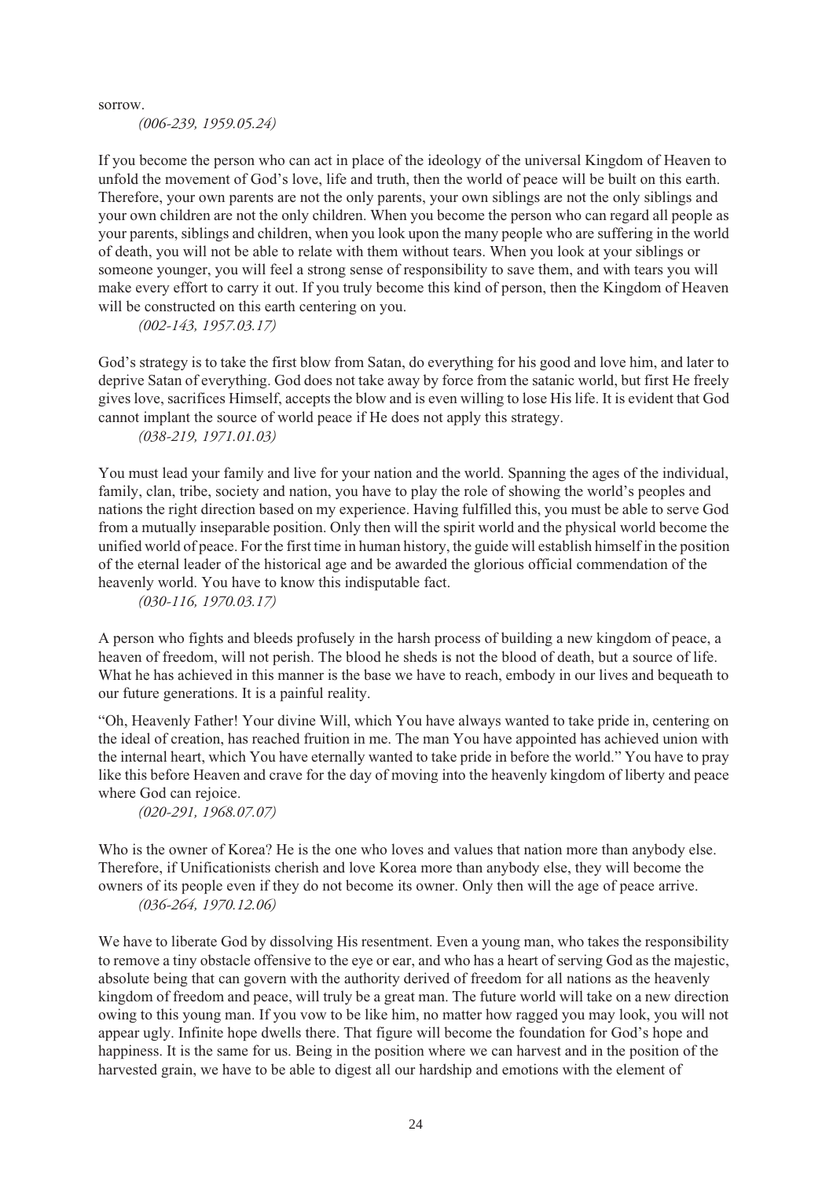sorrow.

*(006-239, 1959.05.24)*

If you become the person who can act in place of the ideology of the universal Kingdom of Heaven to unfold the movement of God's love, life and truth, then the world of peace will be built on this earth. Therefore, your own parents are not the only parents, your own siblings are not the only siblings and your own children are not the only children. When you become the person who can regard all people as your parents, siblings and children, when you look upon the many people who are suffering in the world of death, you will not be able to relate with them without tears. When you look at your siblings or someone younger, you will feel a strong sense of responsibility to save them, and with tears you will make every effort to carry it out. If you truly become this kind of person, then the Kingdom of Heaven will be constructed on this earth centering on you.

*(002-143, 1957.03.17)*

God's strategy is to take the first blow from Satan, do everything for his good and love him, and later to deprive Satan of everything. God does not take away by force from the satanic world, but first He freely gives love, sacrifices Himself, accepts the blow and is even willing to lose His life. It is evident that God cannot implant the source of world peace if He does not apply this strategy.

*(038-219, 1971.01.03)*

You must lead your family and live for your nation and the world. Spanning the ages of the individual, family, clan, tribe, society and nation, you have to play the role of showing the world's peoples and nations the right direction based on my experience. Having fulfilled this, you must be able to serve God from a mutually inseparable position. Only then will the spirit world and the physical world become the unified world of peace. For the first time in human history, the guide will establish himself in the position of the eternal leader of the historical age and be awarded the glorious official commendation of the heavenly world. You have to know this indisputable fact.

*(030-116, 1970.03.17)*

A person who fights and bleeds profusely in the harsh process of building a new kingdom of peace, a heaven of freedom, will not perish. The blood he sheds is not the blood of death, but a source of life. What he has achieved in this manner is the base we have to reach, embody in our lives and bequeath to our future generations. It is a painful reality.

"Oh, Heavenly Father! Your divine Will, which You have always wanted to take pride in, centering on the ideal of creation, has reached fruition in me. The man You have appointed has achieved union with the internal heart, which You have eternally wanted to take pride in before the world." You have to pray like this before Heaven and crave for the day of moving into the heavenly kingdom of liberty and peace where God can rejoice.

*(020-291, 1968.07.07)*

Who is the owner of Korea? He is the one who loves and values that nation more than anybody else. Therefore, if Unificationists cherish and love Korea more than anybody else, they will become the owners of its people even if they do not become its owner. Only then will the age of peace arrive.

*(036-264, 1970.12.06)*

We have to liberate God by dissolving His resentment. Even a young man, who takes the responsibility to remove a tiny obstacle offensive to the eye or ear, and who has a heart of serving God as the majestic, absolute being that can govern with the authority derived of freedom for all nations as the heavenly kingdom of freedom and peace, will truly be a great man. The future world will take on a new direction owing to this young man. If you vow to be like him, no matter how ragged you may look, you will not appear ugly. Infinite hope dwells there. That figure will become the foundation for God's hope and happiness. It is the same for us. Being in the position where we can harvest and in the position of the harvested grain, we have to be able to digest all our hardship and emotions with the element of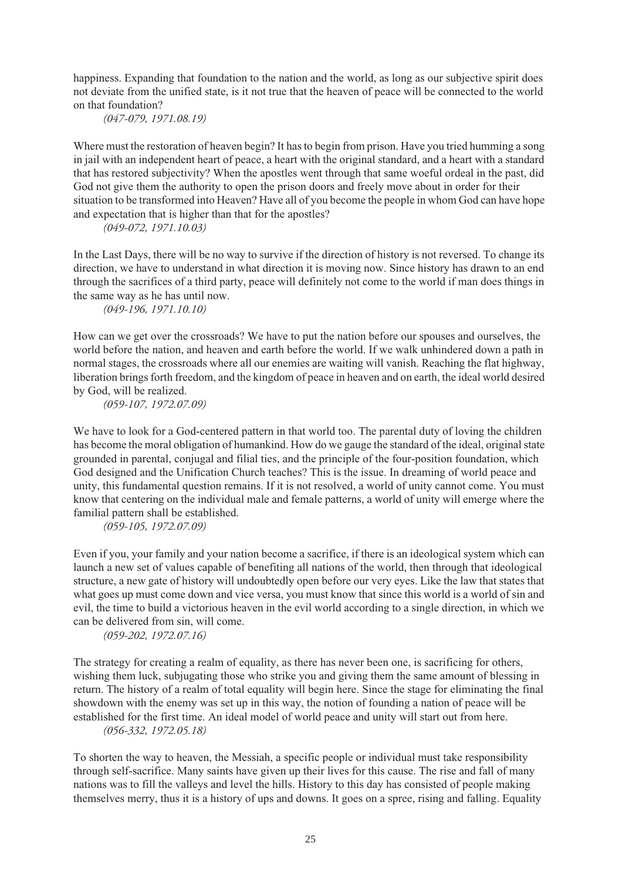happiness. Expanding that foundation to the nation and the world, as long as our subjective spirit does not deviate from the unified state, is it not true that the heaven of peace will be connected to the world on that foundation?

*(047-079, 1971.08.19)*

Where must the restoration of heaven begin? It has to begin from prison. Have you tried humming a song in jail with an independent heart of peace, a heart with the original standard, and a heart with a standard that has restored subjectivity? When the apostles went through that same woeful ordeal in the past, did God not give them the authority to open the prison doors and freely move about in order for their situation to be transformed into Heaven? Have all of you become the people in whom God can have hope and expectation that is higher than that for the apostles?

*(049-072, 1971.10.03)*

In the Last Days, there will be no way to survive if the direction of history is not reversed. To change its direction, we have to understand in what direction it is moving now. Since history has drawn to an end through the sacrifices of a third party, peace will definitely not come to the world if man does things in the same way as he has until now.

*(049-196, 1971.10.10)*

How can we get over the crossroads? We have to put the nation before our spouses and ourselves, the world before the nation, and heaven and earth before the world. If we walk unhindered down a path in normal stages, the crossroads where all our enemies are waiting will vanish. Reaching the flat highway, liberation brings forth freedom, and the kingdom of peace in heaven and on earth, the ideal world desired by God, will be realized.

*(059-107, 1972.07.09)*

We have to look for a God-centered pattern in that world too. The parental duty of loving the children has become the moral obligation of humankind. How do we gauge the standard of the ideal, original state grounded in parental, conjugal and filial ties, and the principle of the four-position foundation, which God designed and the Unification Church teaches? This is the issue. In dreaming of world peace and unity, this fundamental question remains. If it is not resolved, a world of unity cannot come. You must know that centering on the individual male and female patterns, a world of unity will emerge where the familial pattern shall be established.

*(059-105, 1972.07.09)*

Even if you, your family and your nation become a sacrifice, if there is an ideological system which can launch a new set of values capable of benefiting all nations of the world, then through that ideological structure, a new gate of history will undoubtedly open before our very eyes. Like the law that states that what goes up must come down and vice versa, you must know that since this world is a world of sin and evil, the time to build a victorious heaven in the evil world according to a single direction, in which we can be delivered from sin, will come.

*(059-202, 1972.07.16)*

The strategy for creating a realm of equality, as there has never been one, is sacrificing for others, wishing them luck, subjugating those who strike you and giving them the same amount of blessing in return. The history of a realm of total equality will begin here. Since the stage for eliminating the final showdown with the enemy was set up in this way, the notion of founding a nation of peace will be established for the first time. An ideal model of world peace and unity will start out from here.

*(056-332, 1972.05.18)*

To shorten the way to heaven, the Messiah, a specific people or individual must take responsibility through self-sacrifice. Many saints have given up their lives for this cause. The rise and fall of many nations was to fill the valleys and level the hills. History to this day has consisted of people making themselves merry, thus it is a history of ups and downs. It goes on a spree, rising and falling. Equality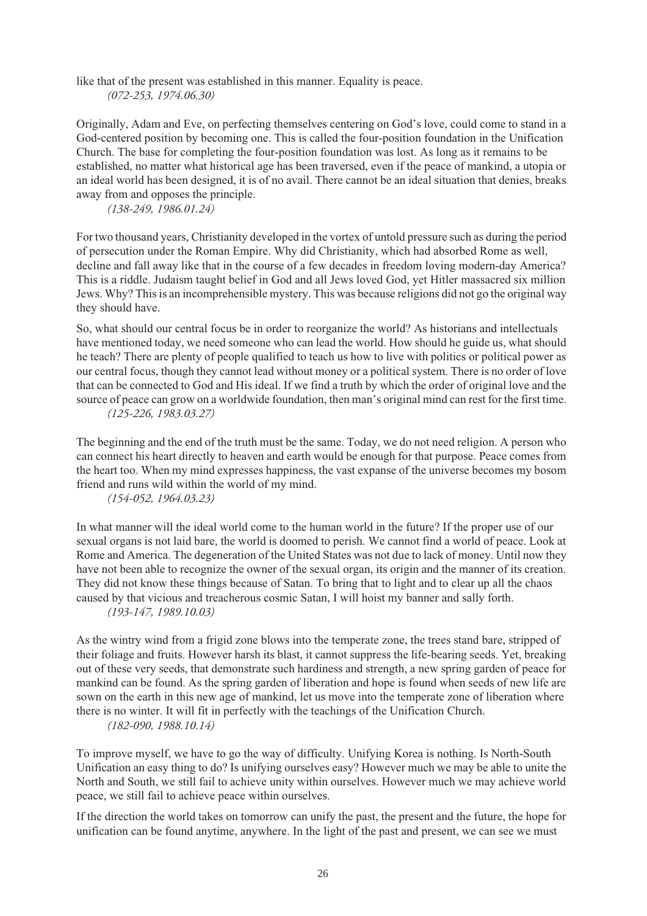like that of the present was established in this manner. Equality is peace.

*(072-253, 1974.06.30)*

Originally, Adam and Eve, on perfecting themselves centering on God's love, could come to stand in a God-centered position by becoming one. This is called the four-position foundation in the Unification Church. The base for completing the four-position foundation was lost. As long as it remains to be established, no matter what historical age has been traversed, even if the peace of mankind, a utopia or an ideal world has been designed, it is of no avail. There cannot be an ideal situation that denies, breaks away from and opposes the principle.

*(138-249, 1986.01.24)*

For two thousand years, Christianity developed in the vortex of untold pressure such as during the period of persecution under the Roman Empire. Why did Christianity, which had absorbed Rome as well, decline and fall away like that in the course of a few decades in freedom loving modern-day America? This is a riddle. Judaism taught belief in God and all Jews loved God, yet Hitler massacred six million Jews. Why? This is an incomprehensible mystery. This was because religions did not go the original way they should have.

So, what should our central focus be in order to reorganize the world? As historians and intellectuals have mentioned today, we need someone who can lead the world. How should he guide us, what should he teach? There are plenty of people qualified to teach us how to live with politics or political power as our central focus, though they cannot lead without money or a political system. There is no order of love that can be connected to God and His ideal. If we find a truth by which the order of original love and the source of peace can grow on a worldwide foundation, then man's original mind can rest for the first time.

*(125-226, 1983.03.27)*

The beginning and the end of the truth must be the same. Today, we do not need religion. A person who can connect his heart directly to heaven and earth would be enough for that purpose. Peace comes from the heart too. When my mind expresses happiness, the vast expanse of the universe becomes my bosom friend and runs wild within the world of my mind.

*(154-052, 1964.03.23)*

In what manner will the ideal world come to the human world in the future? If the proper use of our sexual organs is not laid bare, the world is doomed to perish. We cannot find a world of peace. Look at Rome and America. The degeneration of the United States was not due to lack of money. Until now they have not been able to recognize the owner of the sexual organ, its origin and the manner of its creation. They did not know these things because of Satan. To bring that to light and to clear up all the chaos caused by that vicious and treacherous cosmic Satan, I will hoist my banner and sally forth.

*(193-147, 1989.10.03)*

As the wintry wind from a frigid zone blows into the temperate zone, the trees stand bare, stripped of their foliage and fruits. However harsh its blast, it cannot suppress the life-bearing seeds. Yet, breaking out of these very seeds, that demonstrate such hardiness and strength, a new spring garden of peace for mankind can be found. As the spring garden of liberation and hope is found when seeds of new life are sown on the earth in this new age of mankind, let us move into the temperate zone of liberation where there is no winter. It will fit in perfectly with the teachings of the Unification Church.

*(182-090, 1988.10.14)*

To improve myself, we have to go the way of difficulty. Unifying Korea is nothing. Is North-South Unification an easy thing to do? Is unifying ourselves easy? However much we may be able to unite the North and South, we still fail to achieve unity within ourselves. However much we may achieve world peace, we still fail to achieve peace within ourselves.

If the direction the world takes on tomorrow can unify the past, the present and the future, the hope for unification can be found anytime, anywhere. In the light of the past and present, we can see we must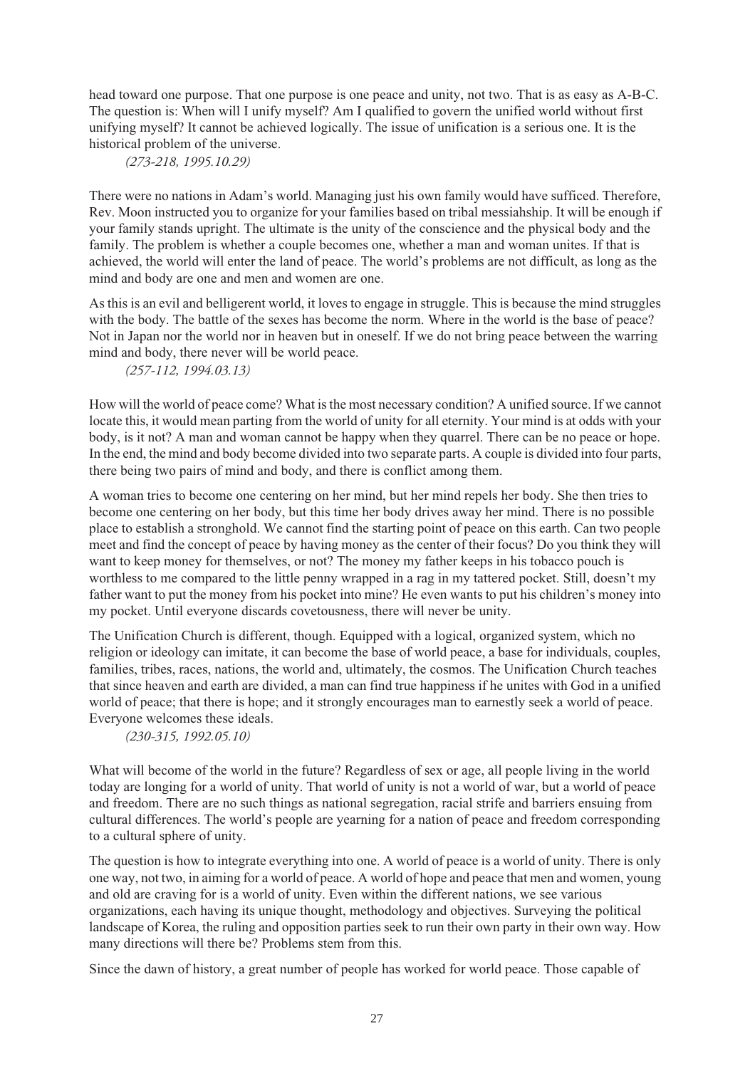head toward one purpose. That one purpose is one peace and unity, not two. That is as easy as A-B-C. The question is: When will I unify myself? Am I qualified to govern the unified world without first unifying myself? It cannot be achieved logically. The issue of unification is a serious one. It is the historical problem of the universe.

*(273-218, 1995.10.29)*

There were no nations in Adam's world. Managing just his own family would have sufficed. Therefore, Rev. Moon instructed you to organize for your families based on tribal messiahship. It will be enough if your family stands upright. The ultimate is the unity of the conscience and the physical body and the family. The problem is whether a couple becomes one, whether a man and woman unites. If that is achieved, the world will enter the land of peace. The world's problems are not difficult, as long as the mind and body are one and men and women are one.

As this is an evil and belligerent world, it loves to engage in struggle. This is because the mind struggles with the body. The battle of the sexes has become the norm. Where in the world is the base of peace? Not in Japan nor the world nor in heaven but in oneself. If we do not bring peace between the warring mind and body, there never will be world peace.

*(257-112, 1994.03.13)*

How will the world of peace come? What is the most necessary condition? A unified source. If we cannot locate this, it would mean parting from the world of unity for all eternity. Your mind is at odds with your body, is it not? A man and woman cannot be happy when they quarrel. There can be no peace or hope. In the end, the mind and body become divided into two separate parts. A couple is divided into four parts, there being two pairs of mind and body, and there is conflict among them.

A woman tries to become one centering on her mind, but her mind repels her body. She then tries to become one centering on her body, but this time her body drives away her mind. There is no possible place to establish a stronghold. We cannot find the starting point of peace on this earth. Can two people meet and find the concept of peace by having money as the center of their focus? Do you think they will want to keep money for themselves, or not? The money my father keeps in his tobacco pouch is worthless to me compared to the little penny wrapped in a rag in my tattered pocket. Still, doesn't my father want to put the money from his pocket into mine? He even wants to put his children's money into my pocket. Until everyone discards covetousness, there will never be unity.

The Unification Church is different, though. Equipped with a logical, organized system, which no religion or ideology can imitate, it can become the base of world peace, a base for individuals, couples, families, tribes, races, nations, the world and, ultimately, the cosmos. The Unification Church teaches that since heaven and earth are divided, a man can find true happiness if he unites with God in a unified world of peace; that there is hope; and it strongly encourages man to earnestly seek a world of peace. Everyone welcomes these ideals.

*(230-315, 1992.05.10)*

What will become of the world in the future? Regardless of sex or age, all people living in the world today are longing for a world of unity. That world of unity is not a world of war, but a world of peace and freedom. There are no such things as national segregation, racial strife and barriers ensuing from cultural differences. The world's people are yearning for a nation of peace and freedom corresponding to a cultural sphere of unity.

The question is how to integrate everything into one. A world of peace is a world of unity. There is only one way, not two, in aiming for a world of peace. A world of hope and peace that men and women, young and old are craving for is a world of unity. Even within the different nations, we see various organizations, each having its unique thought, methodology and objectives. Surveying the political landscape of Korea, the ruling and opposition parties seek to run their own party in their own way. How many directions will there be? Problems stem from this.

Since the dawn of history, a great number of people has worked for world peace. Those capable of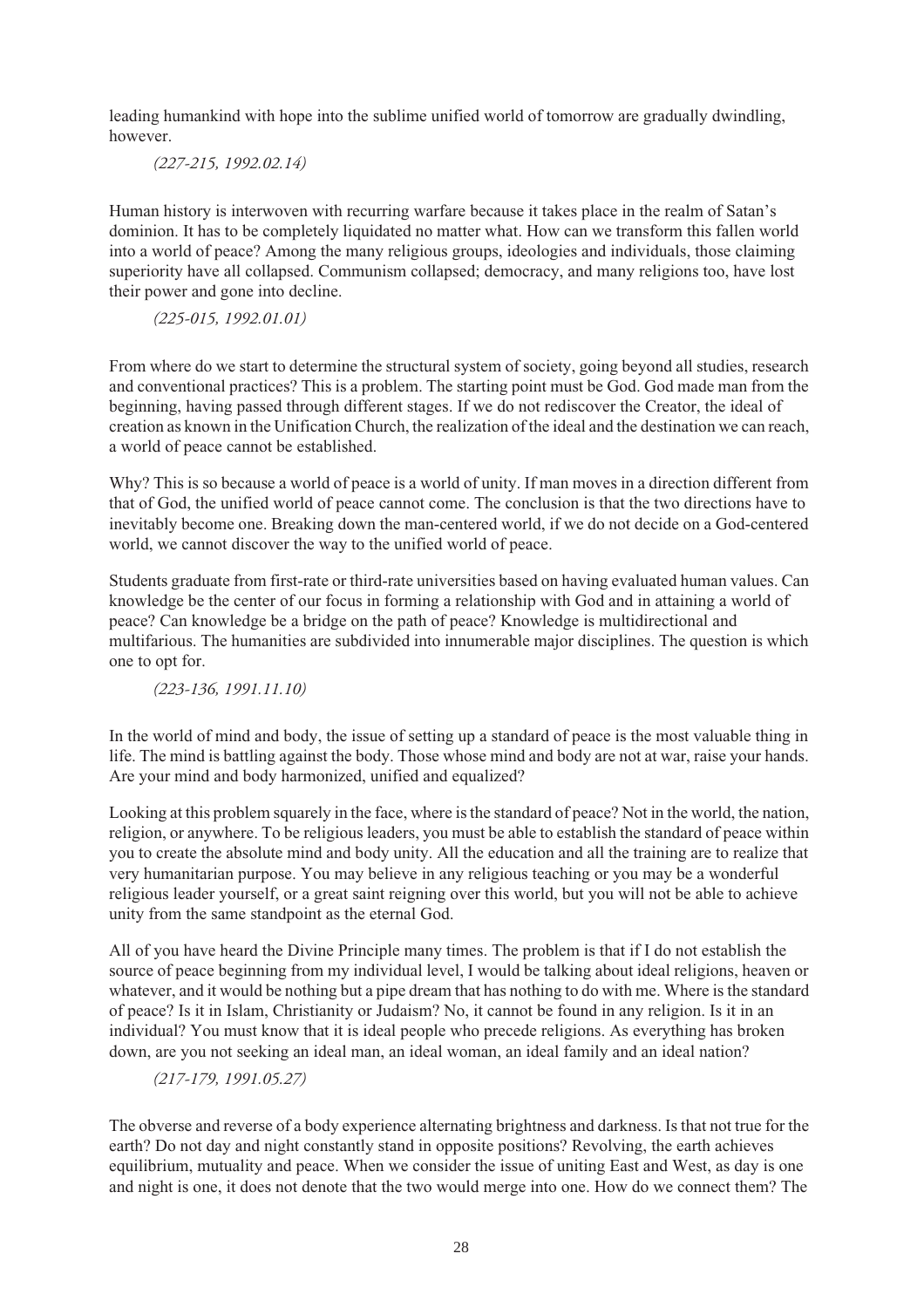leading humankind with hope into the sublime unified world of tomorrow are gradually dwindling, however.

*(227-215, 1992.02.14)*

Human history is interwoven with recurring warfare because it takes place in the realm of Satan's dominion. It has to be completely liquidated no matter what. How can we transform this fallen world into a world of peace? Among the many religious groups, ideologies and individuals, those claiming superiority have all collapsed. Communism collapsed; democracy, and many religions too, have lost their power and gone into decline.

*(225-015, 1992.01.01)*

From where do we start to determine the structural system of society, going beyond all studies, research and conventional practices? This is a problem. The starting point must be God. God made man from the beginning, having passed through different stages. If we do not rediscover the Creator, the ideal of creation as known in the Unification Church, the realization of the ideal and the destination we can reach, a world of peace cannot be established.

Why? This is so because a world of peace is a world of unity. If man moves in a direction different from that of God, the unified world of peace cannot come. The conclusion is that the two directions have to inevitably become one. Breaking down the man-centered world, if we do not decide on a God-centered world, we cannot discover the way to the unified world of peace.

Students graduate from first-rate or third-rate universities based on having evaluated human values. Can knowledge be the center of our focus in forming a relationship with God and in attaining a world of peace? Can knowledge be a bridge on the path of peace? Knowledge is multidirectional and multifarious. The humanities are subdivided into innumerable major disciplines. The question is which one to opt for.

*(223-136, 1991.11.10)*

In the world of mind and body, the issue of setting up a standard of peace is the most valuable thing in life. The mind is battling against the body. Those whose mind and body are not at war, raise your hands. Are your mind and body harmonized, unified and equalized?

Looking at this problem squarely in the face, where is the standard of peace? Not in the world, the nation, religion, or anywhere. To be religious leaders, you must be able to establish the standard of peace within you to create the absolute mind and body unity. All the education and all the training are to realize that very humanitarian purpose. You may believe in any religious teaching or you may be a wonderful religious leader yourself, or a great saint reigning over this world, but you will not be able to achieve unity from the same standpoint as the eternal God.

All of you have heard the Divine Principle many times. The problem is that if I do not establish the source of peace beginning from my individual level, I would be talking about ideal religions, heaven or whatever, and it would be nothing but a pipe dream that has nothing to do with me. Where is the standard of peace? Is it in Islam, Christianity or Judaism? No, it cannot be found in any religion. Is it in an individual? You must know that it is ideal people who precede religions. As everything has broken down, are you not seeking an ideal man, an ideal woman, an ideal family and an ideal nation?

*(217-179, 1991.05.27)*

The obverse and reverse of a body experience alternating brightness and darkness. Is that not true for the earth? Do not day and night constantly stand in opposite positions? Revolving, the earth achieves equilibrium, mutuality and peace. When we consider the issue of uniting East and West, as day is one and night is one, it does not denote that the two would merge into one. How do we connect them? The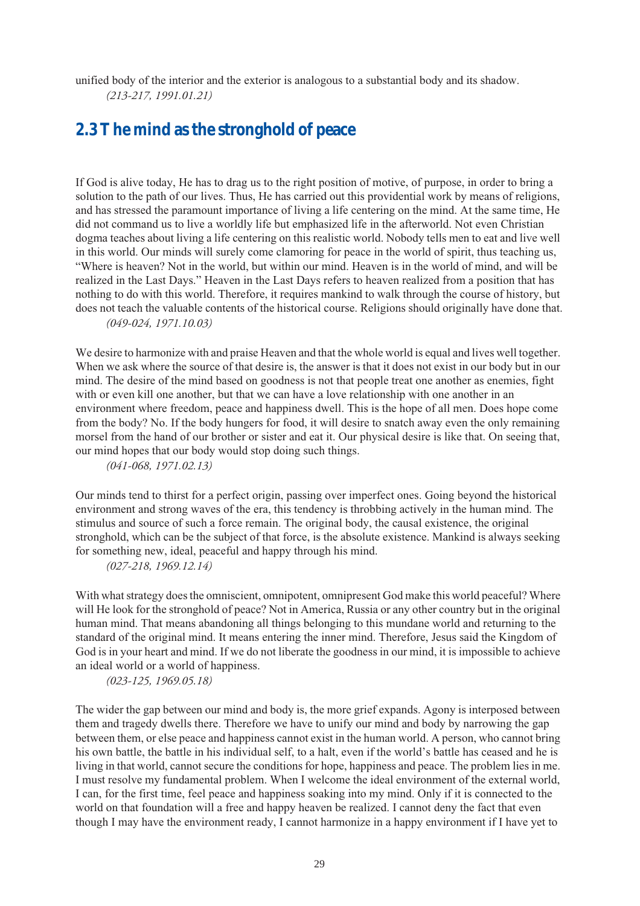unified body of the interior and the exterior is analogous to a substantial body and its shadow.

*(213-217, 1991.01.21)*

## 2.3 The mind as the stronghold of peace

If God is alive today, He has to drag us to the right position of motive, of purpose, in order to bring a solution to the path of our lives. Thus, He has carried out this providential work by means of religions, and has stressed the paramount importance of living a life centering on the mind. At the same time, He did not command us to live a worldly life but emphasized life in the afterworld. Not even Christian dogma teaches about living a life centering on this realistic world. Nobody tells men to eat and live well in this world. Our minds will surely come clamoring for peace in the world of spirit, thus teaching us, "Where is heaven? Not in the world, but within our mind. Heaven is in the world of mind, and will be realized in the Last Days." Heaven in the Last Days refers to heaven realized from a position that has nothing to do with this world. Therefore, it requires mankind to walk through the course of history, but does not teach the valuable contents of the historical course. Religions should originally have done that.

*(049-024, 1971.10.03)*

We desire to harmonize with and praise Heaven and that the whole world is equal and lives well together. When we ask where the source of that desire is, the answer is that it does not exist in our body but in our mind. The desire of the mind based on goodness is not that people treat one another as enemies, fight with or even kill one another, but that we can have a love relationship with one another in an environment where freedom, peace and happiness dwell. This is the hope of all men. Does hope come from the body? No. If the body hungers for food, it will desire to snatch away even the only remaining morsel from the hand of our brother or sister and eat it. Our physical desire is like that. On seeing that, our mind hopes that our body would stop doing such things.

*(041-068, 1971.02.13)*

Our minds tend to thirst for a perfect origin, passing over imperfect ones. Going beyond the historical environment and strong waves of the era, this tendency is throbbing actively in the human mind. The stimulus and source of such a force remain. The original body, the causal existence, the original stronghold, which can be the subject of that force, is the absolute existence. Mankind is always seeking for something new, ideal, peaceful and happy through his mind.

*(027-218, 1969.12.14)*

With what strategy does the omniscient, omnipotent, omnipresent God make this world peaceful? Where will He look for the stronghold of peace? Not in America, Russia or any other country but in the original human mind. That means abandoning all things belonging to this mundane world and returning to the standard of the original mind. It means entering the inner mind. Therefore, Jesus said the Kingdom of God is in your heart and mind. If we do not liberate the goodness in our mind, it is impossible to achieve an ideal world or a world of happiness.

*(023-125, 1969.05.18)*

The wider the gap between our mind and body is, the more grief expands. Agony is interposed between them and tragedy dwells there. Therefore we have to unify our mind and body by narrowing the gap between them, or else peace and happiness cannot exist in the human world. A person, who cannot bring his own battle, the battle in his individual self, to a halt, even if the world's battle has ceased and he is living in that world, cannot secure the conditions for hope, happiness and peace. The problem lies in me. I must resolve my fundamental problem. When I welcome the ideal environment of the external world, I can, for the first time, feel peace and happiness soaking into my mind. Only if it is connected to the world on that foundation will a free and happy heaven be realized. I cannot deny the fact that even though I may have the environment ready, I cannot harmonize in a happy environment if I have yet to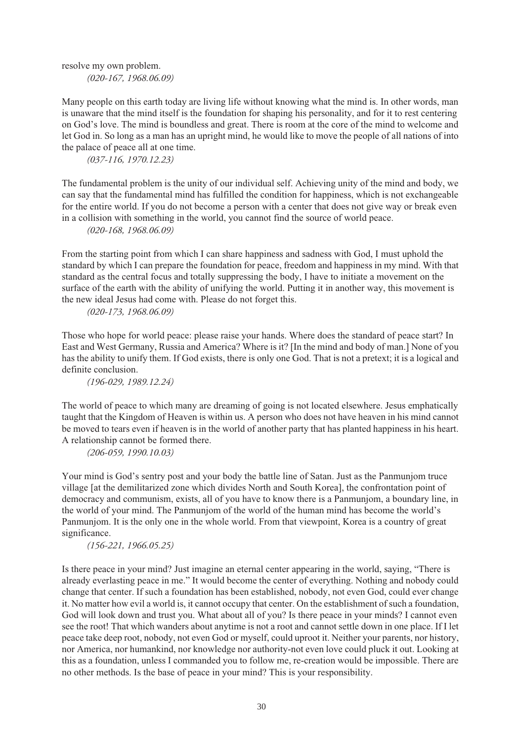resolve my own problem.

*(020-167, 1968.06.09)*

Many people on this earth today are living life without knowing what the mind is. In other words, man is unaware that the mind itself is the foundation for shaping his personality, and for it to rest centering on God's love. The mind is boundless and great. There is room at the core of the mind to welcome and let God in. So long as a man has an upright mind, he would like to move the people of all nations of into the palace of peace all at one time.

*(037-116, 1970.12.23)*

The fundamental problem is the unity of our individual self. Achieving unity of the mind and body, we can say that the fundamental mind has fulfilled the condition for happiness, which is not exchangeable for the entire world. If you do not become a person with a center that does not give way or break even in a collision with something in the world, you cannot find the source of world peace.

*(020-168, 1968.06.09)*

From the starting point from which I can share happiness and sadness with God, I must uphold the standard by which I can prepare the foundation for peace, freedom and happiness in my mind. With that standard as the central focus and totally suppressing the body, I have to initiate a movement on the surface of the earth with the ability of unifying the world. Putting it in another way, this movement is the new ideal Jesus had come with. Please do not forget this.

*(020-173, 1968.06.09)*

Those who hope for world peace: please raise your hands. Where does the standard of peace start? In East and West Germany, Russia and America? Where is it? [In the mind and body of man.] None of you has the ability to unify them. If God exists, there is only one God. That is not a pretext; it is a logical and definite conclusion.

*(196-029, 1989.12.24)*

The world of peace to which many are dreaming of going is not located elsewhere. Jesus emphatically taught that the Kingdom of Heaven is within us. A person who does not have heaven in his mind cannot be moved to tears even if heaven is in the world of another party that has planted happiness in his heart. A relationship cannot be formed there.

*(206-059, 1990.10.03)*

Your mind is God's sentry post and your body the battle line of Satan. Just as the Panmunjom truce village [at the demilitarized zone which divides North and South Korea], the confrontation point of democracy and communism, exists, all of you have to know there is a Panmunjom, a boundary line, in the world of your mind. The Panmunjom of the world of the human mind has become the world's Panmunjom. It is the only one in the whole world. From that viewpoint, Korea is a country of great significance.

*(156-221, 1966.05.25)*

Is there peace in your mind? Just imagine an eternal center appearing in the world, saying, "There is already everlasting peace in me." It would become the center of everything. Nothing and nobody could change that center. If such a foundation has been established, nobody, not even God, could ever change it. No matter how evil a world is, it cannot occupy that center. On the establishment of such a foundation, God will look down and trust you. What about all of you? Is there peace in your minds? I cannot even see the root! That which wanders about anytime is not a root and cannot settle down in one place. If I let peace take deep root, nobody, not even God or myself, could uproot it. Neither your parents, nor history, nor America, nor humankind, nor knowledge nor authority-not even love could pluck it out. Looking at this as a foundation, unless I commanded you to follow me, re-creation would be impossible. There are no other methods. Is the base of peace in your mind? This is your responsibility.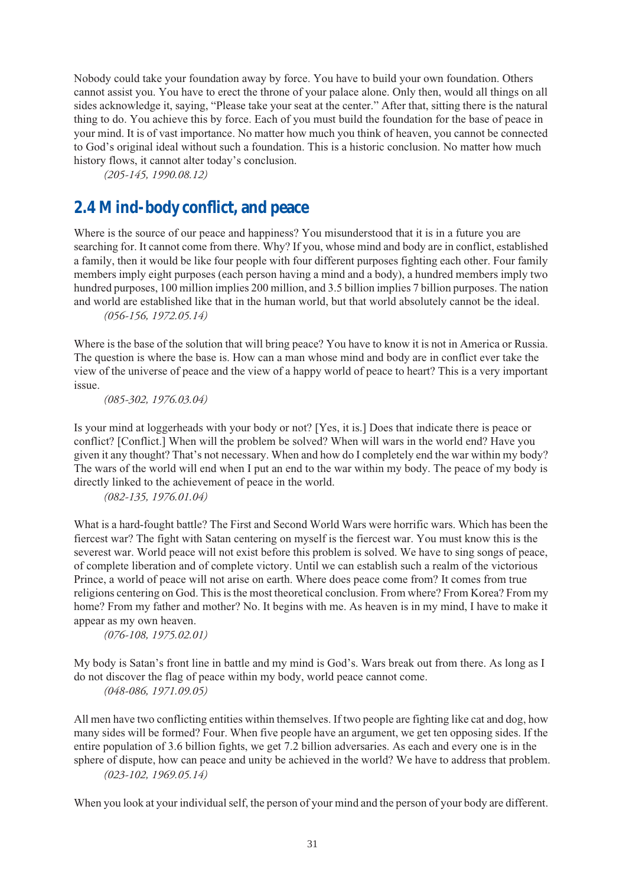Nobody could take your foundation away by force. You have to build your own foundation. Others cannot assist you. You have to erect the throne of your palace alone. Only then, would all things on all sides acknowledge it, saying, "Please take your seat at the center." After that, sitting there is the natural thing to do. You achieve this by force. Each of you must build the foundation for the base of peace in your mind. It is of vast importance. No matter how much you think of heaven, you cannot be connected to God's original ideal without such a foundation. This is a historic conclusion. No matter how much history flows, it cannot alter today's conclusion.

*(205-145, 1990.08.12)*

## 2.4 Mind-body conflict, and peace

Where is the source of our peace and happiness? You misunderstood that it is in a future you are searching for. It cannot come from there. Why? If you, whose mind and body are in conflict, established a family, then it would be like four people with four different purposes fighting each other. Four family members imply eight purposes (each person having a mind and a body), a hundred members imply two hundred purposes, 100 million implies 200 million, and 3.5 billion implies 7 billion purposes. The nation and world are established like that in the human world, but that world absolutely cannot be the ideal.

*(056-156, 1972.05.14)*

Where is the base of the solution that will bring peace? You have to know it is not in America or Russia. The question is where the base is. How can a man whose mind and body are in conflict ever take the view of the universe of peace and the view of a happy world of peace to heart? This is a very important issue.

*(085-302, 1976.03.04)*

Is your mind at loggerheads with your body or not? [Yes, it is.] Does that indicate there is peace or conflict? [Conflict.] When will the problem be solved? When will wars in the world end? Have you given it any thought? That's not necessary. When and how do I completely end the war within my body? The wars of the world will end when I put an end to the war within my body. The peace of my body is directly linked to the achievement of peace in the world.

*(082-135, 1976.01.04)*

What is a hard-fought battle? The First and Second World Wars were horrific wars. Which has been the fiercest war? The fight with Satan centering on myself is the fiercest war. You must know this is the severest war. World peace will not exist before this problem is solved. We have to sing songs of peace, of complete liberation and of complete victory. Until we can establish such a realm of the victorious Prince, a world of peace will not arise on earth. Where does peace come from? It comes from true religions centering on God. This is the most theoretical conclusion. From where? From Korea? From my home? From my father and mother? No. It begins with me. As heaven is in my mind, I have to make it appear as my own heaven.

*(076-108, 1975.02.01)*

My body is Satan's front line in battle and my mind is God's. Wars break out from there. As long as I do not discover the flag of peace within my body, world peace cannot come.

*(048-086, 1971.09.05)*

All men have two conflicting entities within themselves. If two people are fighting like cat and dog, how many sides will be formed? Four. When five people have an argument, we get ten opposing sides. If the entire population of 3.6 billion fights, we get 7.2 billion adversaries. As each and every one is in the sphere of dispute, how can peace and unity be achieved in the world? We have to address that problem.

*(023-102, 1969.05.14)*

When you look at your individual self, the person of your mind and the person of your body are different.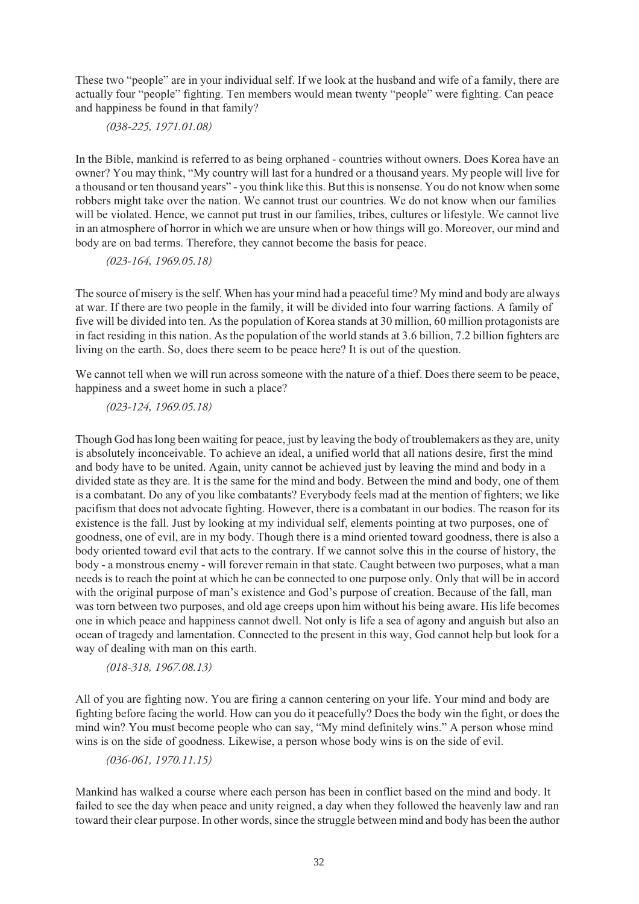These two "people" are in your individual self. If we look at the husband and wife of a family, there are actually four "people" fighting. Ten members would mean twenty "people" were fighting. Can peace and happiness be found in that family?

*(038-225, 1971.01.08)*

In the Bible, mankind is referred to as being orphaned - countries without owners. Does Korea have an owner? You may think, "My country will last for a hundred or a thousand years. My people will live for a thousand or ten thousand years" - you think like this. But this is nonsense. You do not know when some robbers might take over the nation. We cannot trust our countries. We do not know when our families will be violated. Hence, we cannot put trust in our families, tribes, cultures or lifestyle. We cannot live in an atmosphere of horror in which we are unsure when or how things will go. Moreover, our mind and body are on bad terms. Therefore, they cannot become the basis for peace.

*(023-164, 1969.05.18)*

The source of misery is the self. When has your mind had a peaceful time? My mind and body are always at war. If there are two people in the family, it will be divided into four warring factions. A family of five will be divided into ten. As the population of Korea stands at 30 million, 60 million protagonists are in fact residing in this nation. As the population of the world stands at 3.6 billion, 7.2 billion fighters are living on the earth. So, does there seem to be peace here? It is out of the question.

We cannot tell when we will run across someone with the nature of a thief. Does there seem to be peace, happiness and a sweet home in such a place?

*(023-124, 1969.05.18)*

Though God has long been waiting for peace, just by leaving the body of troublemakers as they are, unity is absolutely inconceivable. To achieve an ideal, a unified world that all nations desire, first the mind and body have to be united. Again, unity cannot be achieved just by leaving the mind and body in a divided state as they are. It is the same for the mind and body. Between the mind and body, one of them is a combatant. Do any of you like combatants? Everybody feels mad at the mention of fighters; we like pacifism that does not advocate fighting. However, there is a combatant in our bodies. The reason for its existence is the fall. Just by looking at my individual self, elements pointing at two purposes, one of goodness, one of evil, are in my body. Though there is a mind oriented toward goodness, there is also a body oriented toward evil that acts to the contrary. If we cannot solve this in the course of history, the body - a monstrous enemy - will forever remain in that state. Caught between two purposes, what a man needs is to reach the point at which he can be connected to one purpose only. Only that will be in accord with the original purpose of man's existence and God's purpose of creation. Because of the fall, man was torn between two purposes, and old age creeps upon him without his being aware. His life becomes one in which peace and happiness cannot dwell. Not only is life a sea of agony and anguish but also an ocean of tragedy and lamentation. Connected to the present in this way, God cannot help but look for a way of dealing with man on this earth.

*(018-318, 1967.08.13)*

All of you are fighting now. You are firing a cannon centering on your life. Your mind and body are fighting before facing the world. How can you do it peacefully? Does the body win the fight, or does the mind win? You must become people who can say, "My mind definitely wins." A person whose mind wins is on the side of goodness. Likewise, a person whose body wins is on the side of evil.

*(036-061, 1970.11.15)*

Mankind has walked a course where each person has been in conflict based on the mind and body. It failed to see the day when peace and unity reigned, a day when they followed the heavenly law and ran toward their clear purpose. In other words, since the struggle between mind and body has been the author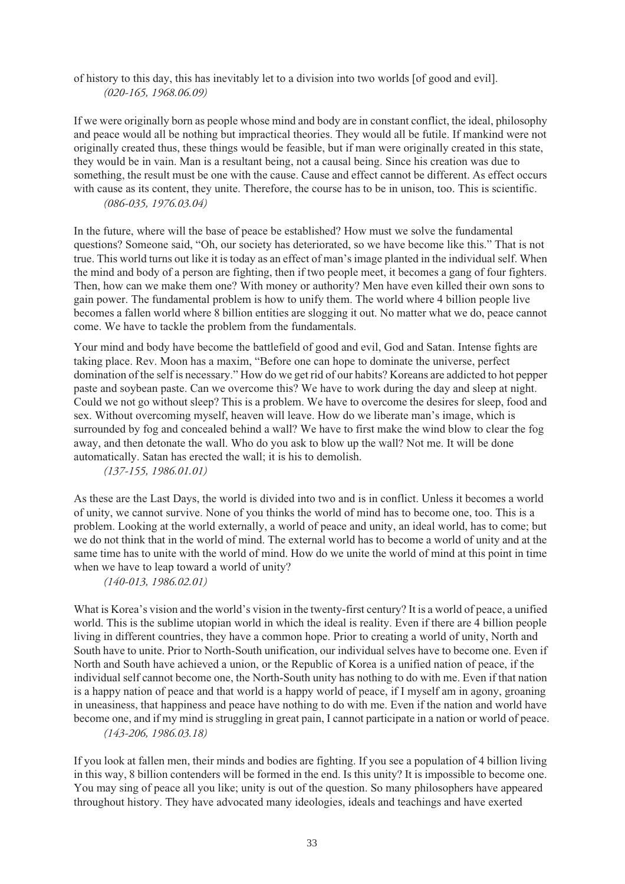of history to this day, this has inevitably let to a division into two worlds [of good and evil].
*(020-165, 1968.06.09)*

If we were originally born as people whose mind and body are in constant conflict, the ideal, philosophy and peace would all be nothing but impractical theories. They would all be futile. If mankind were not originally created thus, these things would be feasible, but if man were originally created in this state, they would be in vain. Man is a resultant being, not a causal being. Since his creation was due to something, the result must be one with the cause. Cause and effect cannot be different. As effect occurs with cause as its content, they unite. Therefore, the course has to be in unison, too. This is scientific.
*(086-035, 1976.03.04)*

In the future, where will the base of peace be established? How must we solve the fundamental questions? Someone said, "Oh, our society has deteriorated, so we have become like this." That is not true. This world turns out like it is today as an effect of man's image planted in the individual self. When the mind and body of a person are fighting, then if two people meet, it becomes a gang of four fighters. Then, how can we make them one? With money or authority? Men have even killed their own sons to gain power. The fundamental problem is how to unify them. The world where 4 billion people live becomes a fallen world where 8 billion entities are slogging it out. No matter what we do, peace cannot come. We have to tackle the problem from the fundamentals.

Your mind and body have become the battlefield of good and evil, God and Satan. Intense fights are taking place. Rev. Moon has a maxim, "Before one can hope to dominate the universe, perfect domination of the self is necessary." How do we get rid of our habits? Koreans are addicted to hot pepper paste and soybean paste. Can we overcome this? We have to work during the day and sleep at night. Could we not go without sleep? This is a problem. We have to overcome the desires for sleep, food and sex. Without overcoming myself, heaven will leave. How do we liberate man's image, which is surrounded by fog and concealed behind a wall? We have to first make the wind blow to clear the fog away, and then detonate the wall. Who do you ask to blow up the wall? Not me. It will be done automatically. Satan has erected the wall; it is his to demolish.
*(137-155, 1986.01.01)*

As these are the Last Days, the world is divided into two and is in conflict. Unless it becomes a world of unity, we cannot survive. None of you thinks the world of mind has to become one, too. This is a problem. Looking at the world externally, a world of peace and unity, an ideal world, has to come; but we do not think that in the world of mind. The external world has to become a world of unity and at the same time has to unite with the world of mind. How do we unite the world of mind at this point in time when we have to leap toward a world of unity?
*(140-013, 1986.02.01)*

What is Korea's vision and the world's vision in the twenty-first century? It is a world of peace, a unified world. This is the sublime utopian world in which the ideal is reality. Even if there are 4 billion people living in different countries, they have a common hope. Prior to creating a world of unity, North and South have to unite. Prior to North-South unification, our individual selves have to become one. Even if North and South have achieved a union, or the Republic of Korea is a unified nation of peace, if the individual self cannot become one, the North-South unity has nothing to do with me. Even if that nation is a happy nation of peace and that world is a happy world of peace, if I myself am in agony, groaning in uneasiness, that happiness and peace have nothing to do with me. Even if the nation and world have become one, and if my mind is struggling in great pain, I cannot participate in a nation or world of peace.
*(143-206, 1986.03.18)*

If you look at fallen men, their minds and bodies are fighting. If you see a population of 4 billion living in this way, 8 billion contenders will be formed in the end. Is this unity? It is impossible to become one. You may sing of peace all you like; unity is out of the question. So many philosophers have appeared throughout history. They have advocated many ideologies, ideals and teachings and have exerted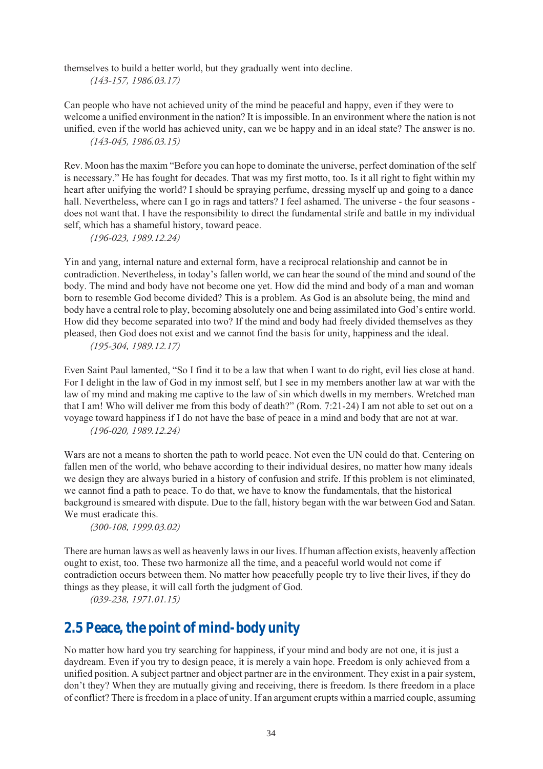themselves to build a better world, but they gradually went into decline.
*(143-157, 1986.03.17)*

Can people who have not achieved unity of the mind be peaceful and happy, even if they were to welcome a unified environment in the nation? It is impossible. In an environment where the nation is not unified, even if the world has achieved unity, can we be happy and in an ideal state? The answer is no.
*(143-045, 1986.03.15)*

Rev. Moon has the maxim "Before you can hope to dominate the universe, perfect domination of the self is necessary." He has fought for decades. That was my first motto, too. Is it all right to fight within my heart after unifying the world? I should be spraying perfume, dressing myself up and going to a dance hall. Nevertheless, where can I go in rags and tatters? I feel ashamed. The universe - the four seasons - does not want that. I have the responsibility to direct the fundamental strife and battle in my individual self, which has a shameful history, toward peace.
*(196-023, 1989.12.24)*

Yin and yang, internal nature and external form, have a reciprocal relationship and cannot be in contradiction. Nevertheless, in today's fallen world, we can hear the sound of the mind and sound of the body. The mind and body have not become one yet. How did the mind and body of a man and woman born to resemble God become divided? This is a problem. As God is an absolute being, the mind and body have a central role to play, becoming absolutely one and being assimilated into God's entire world. How did they become separated into two? If the mind and body had freely divided themselves as they pleased, then God does not exist and we cannot find the basis for unity, happiness and the ideal.
*(195-304, 1989.12.17)*

Even Saint Paul lamented, "So I find it to be a law that when I want to do right, evil lies close at hand. For I delight in the law of God in my inmost self, but I see in my members another law at war with the law of my mind and making me captive to the law of sin which dwells in my members. Wretched man that I am! Who will deliver me from this body of death?" (Rom. 7:21-24) I am not able to set out on a voyage toward happiness if I do not have the base of peace in a mind and body that are not at war.
*(196-020, 1989.12.24)*

Wars are not a means to shorten the path to world peace. Not even the UN could do that. Centering on fallen men of the world, who behave according to their individual desires, no matter how many ideals we design they are always buried in a history of confusion and strife. If this problem is not eliminated, we cannot find a path to peace. To do that, we have to know the fundamentals, that the historical background is smeared with dispute. Due to the fall, history began with the war between God and Satan. We must eradicate this.
*(300-108, 1999.03.02)*

There are human laws as well as heavenly laws in our lives. If human affection exists, heavenly affection ought to exist, too. These two harmonize all the time, and a peaceful world would not come if contradiction occurs between them. No matter how peacefully people try to live their lives, if they do things as they please, it will call forth the judgment of God.
*(039-238, 1971.01.15)*

## 2.5 Peace, the point of mind-body unity

No matter how hard you try searching for happiness, if your mind and body are not one, it is just a daydream. Even if you try to design peace, it is merely a vain hope. Freedom is only achieved from a unified position. A subject partner and object partner are in the environment. They exist in a pair system, don't they? When they are mutually giving and receiving, there is freedom. Is there freedom in a place of conflict? There is freedom in a place of unity. If an argument erupts within a married couple, assuming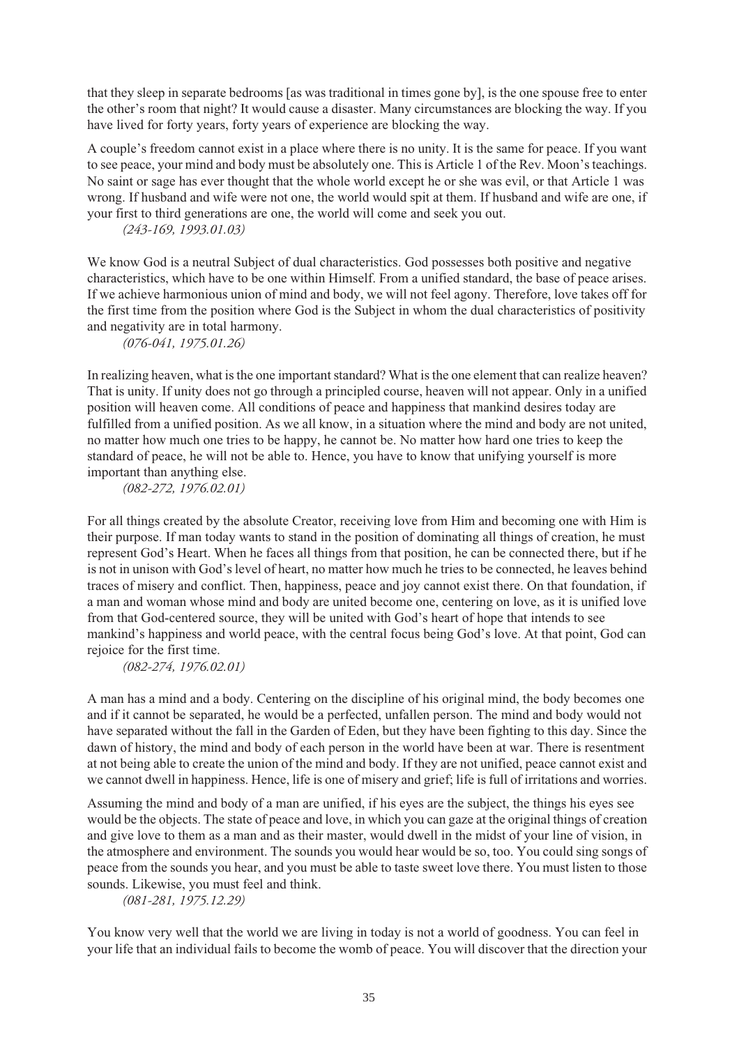that they sleep in separate bedrooms [as was traditional in times gone by], is the one spouse free to enter the other's room that night? It would cause a disaster. Many circumstances are blocking the way. If you have lived for forty years, forty years of experience are blocking the way.

A couple's freedom cannot exist in a place where there is no unity. It is the same for peace. If you want to see peace, your mind and body must be absolutely one. This is Article 1 of the Rev. Moon's teachings. No saint or sage has ever thought that the whole world except he or she was evil, or that Article 1 was wrong. If husband and wife were not one, the world would spit at them. If husband and wife are one, if your first to third generations are one, the world will come and seek you out.

*(243-169, 1993.01.03)*

We know God is a neutral Subject of dual characteristics. God possesses both positive and negative characteristics, which have to be one within Himself. From a unified standard, the base of peace arises. If we achieve harmonious union of mind and body, we will not feel agony. Therefore, love takes off for the first time from the position where God is the Subject in whom the dual characteristics of positivity and negativity are in total harmony.

*(076-041, 1975.01.26)*

In realizing heaven, what is the one important standard? What is the one element that can realize heaven? That is unity. If unity does not go through a principled course, heaven will not appear. Only in a unified position will heaven come. All conditions of peace and happiness that mankind desires today are fulfilled from a unified position. As we all know, in a situation where the mind and body are not united, no matter how much one tries to be happy, he cannot be. No matter how hard one tries to keep the standard of peace, he will not be able to. Hence, you have to know that unifying yourself is more important than anything else.

*(082-272, 1976.02.01)*

For all things created by the absolute Creator, receiving love from Him and becoming one with Him is their purpose. If man today wants to stand in the position of dominating all things of creation, he must represent God's Heart. When he faces all things from that position, he can be connected there, but if he is not in unison with God's level of heart, no matter how much he tries to be connected, he leaves behind traces of misery and conflict. Then, happiness, peace and joy cannot exist there. On that foundation, if a man and woman whose mind and body are united become one, centering on love, as it is unified love from that God-centered source, they will be united with God's heart of hope that intends to see mankind's happiness and world peace, with the central focus being God's love. At that point, God can rejoice for the first time.

*(082-274, 1976.02.01)*

A man has a mind and a body. Centering on the discipline of his original mind, the body becomes one and if it cannot be separated, he would be a perfected, unfallen person. The mind and body would not have separated without the fall in the Garden of Eden, but they have been fighting to this day. Since the dawn of history, the mind and body of each person in the world have been at war. There is resentment at not being able to create the union of the mind and body. If they are not unified, peace cannot exist and we cannot dwell in happiness. Hence, life is one of misery and grief; life is full of irritations and worries.

Assuming the mind and body of a man are unified, if his eyes are the subject, the things his eyes see would be the objects. The state of peace and love, in which you can gaze at the original things of creation and give love to them as a man and as their master, would dwell in the midst of your line of vision, in the atmosphere and environment. The sounds you would hear would be so, too. You could sing songs of peace from the sounds you hear, and you must be able to taste sweet love there. You must listen to those sounds. Likewise, you must feel and think.

*(081-281, 1975.12.29)*

You know very well that the world we are living in today is not a world of goodness. You can feel in your life that an individual fails to become the womb of peace. You will discover that the direction your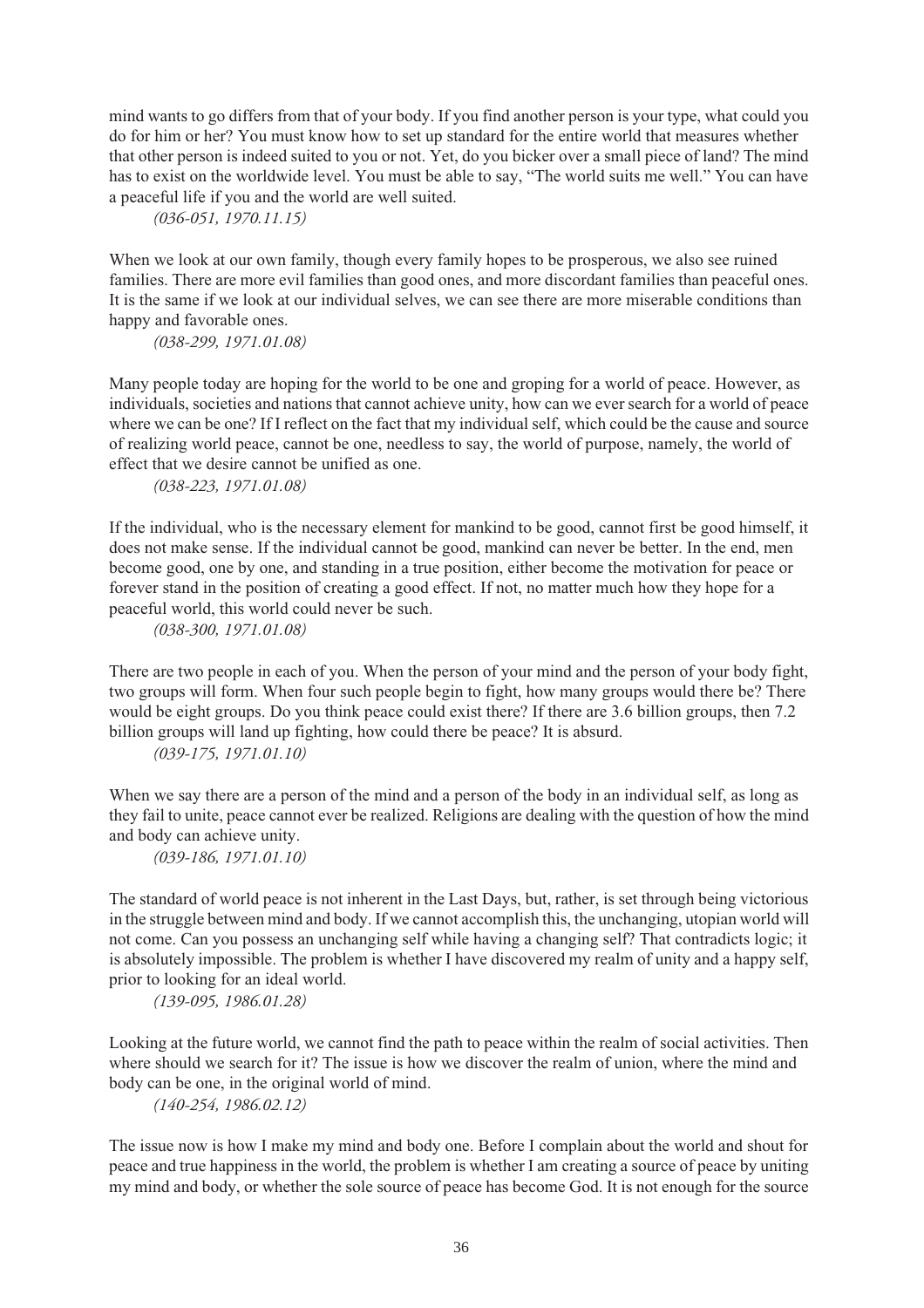mind wants to go differs from that of your body. If you find another person is your type, what could you do for him or her? You must know how to set up standard for the entire world that measures whether that other person is indeed suited to you or not. Yet, do you bicker over a small piece of land? The mind has to exist on the worldwide level. You must be able to say, "The world suits me well." You can have a peaceful life if you and the world are well suited.

*(036-051, 1970.11.15)*

When we look at our own family, though every family hopes to be prosperous, we also see ruined families. There are more evil families than good ones, and more discordant families than peaceful ones. It is the same if we look at our individual selves, we can see there are more miserable conditions than happy and favorable ones.

*(038-299, 1971.01.08)*

Many people today are hoping for the world to be one and groping for a world of peace. However, as individuals, societies and nations that cannot achieve unity, how can we ever search for a world of peace where we can be one? If I reflect on the fact that my individual self, which could be the cause and source of realizing world peace, cannot be one, needless to say, the world of purpose, namely, the world of effect that we desire cannot be unified as one.

*(038-223, 1971.01.08)*

If the individual, who is the necessary element for mankind to be good, cannot first be good himself, it does not make sense. If the individual cannot be good, mankind can never be better. In the end, men become good, one by one, and standing in a true position, either become the motivation for peace or forever stand in the position of creating a good effect. If not, no matter much how they hope for a peaceful world, this world could never be such.

*(038-300, 1971.01.08)*

There are two people in each of you. When the person of your mind and the person of your body fight, two groups will form. When four such people begin to fight, how many groups would there be? There would be eight groups. Do you think peace could exist there? If there are 3.6 billion groups, then 7.2 billion groups will land up fighting, how could there be peace? It is absurd.

*(039-175, 1971.01.10)*

When we say there are a person of the mind and a person of the body in an individual self, as long as they fail to unite, peace cannot ever be realized. Religions are dealing with the question of how the mind and body can achieve unity.

*(039-186, 1971.01.10)*

The standard of world peace is not inherent in the Last Days, but, rather, is set through being victorious in the struggle between mind and body. If we cannot accomplish this, the unchanging, utopian world will not come. Can you possess an unchanging self while having a changing self? That contradicts logic; it is absolutely impossible. The problem is whether I have discovered my realm of unity and a happy self, prior to looking for an ideal world.

*(139-095, 1986.01.28)*

Looking at the future world, we cannot find the path to peace within the realm of social activities. Then where should we search for it? The issue is how we discover the realm of union, where the mind and body can be one, in the original world of mind.

*(140-254, 1986.02.12)*

The issue now is how I make my mind and body one. Before I complain about the world and shout for peace and true happiness in the world, the problem is whether I am creating a source of peace by uniting my mind and body, or whether the sole source of peace has become God. It is not enough for the source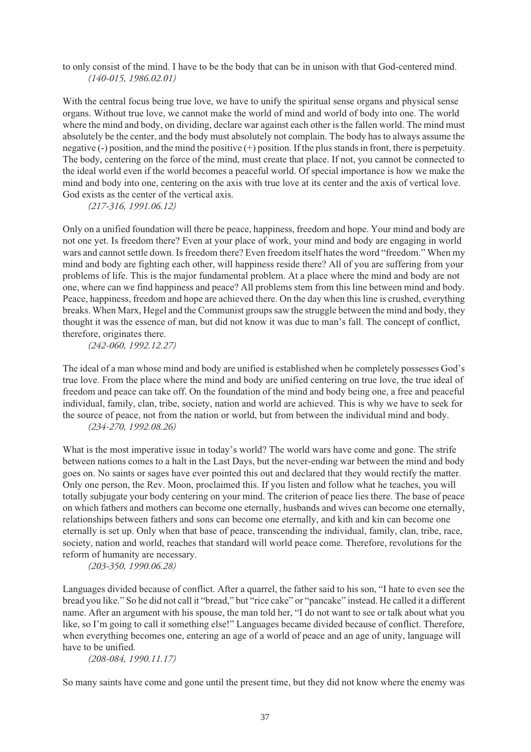to only consist of the mind. I have to be the body that can be in unison with that God-centered mind.
*(140-015, 1986.02.01)*

With the central focus being true love, we have to unify the spiritual sense organs and physical sense organs. Without true love, we cannot make the world of mind and world of body into one. The world where the mind and body, on dividing, declare war against each other is the fallen world. The mind must absolutely be the center, and the body must absolutely not complain. The body has to always assume the negative (-) position, and the mind the positive (+) position. If the plus stands in front, there is perpetuity. The body, centering on the force of the mind, must create that place. If not, you cannot be connected to the ideal world even if the world becomes a peaceful world. Of special importance is how we make the mind and body into one, centering on the axis with true love at its center and the axis of vertical love. God exists as the center of the vertical axis.
*(217-316, 1991.06.12)*

Only on a unified foundation will there be peace, happiness, freedom and hope. Your mind and body are not one yet. Is freedom there? Even at your place of work, your mind and body are engaging in world wars and cannot settle down. Is freedom there? Even freedom itself hates the word "freedom." When my mind and body are fighting each other, will happiness reside there? All of you are suffering from your problems of life. This is the major fundamental problem. At a place where the mind and body are not one, where can we find happiness and peace? All problems stem from this line between mind and body. Peace, happiness, freedom and hope are achieved there. On the day when this line is crushed, everything breaks. When Marx, Hegel and the Communist groups saw the struggle between the mind and body, they thought it was the essence of man, but did not know it was due to man's fall. The concept of conflict, therefore, originates there.
*(242-060, 1992.12.27)*

The ideal of a man whose mind and body are unified is established when he completely possesses God's true love. From the place where the mind and body are unified centering on true love, the true ideal of freedom and peace can take off. On the foundation of the mind and body being one, a free and peaceful individual, family, clan, tribe, society, nation and world are achieved. This is why we have to seek for the source of peace, not from the nation or world, but from between the individual mind and body.
*(234-270, 1992.08.26)*

What is the most imperative issue in today's world? The world wars have come and gone. The strife between nations comes to a halt in the Last Days, but the never-ending war between the mind and body goes on. No saints or sages have ever pointed this out and declared that they would rectify the matter. Only one person, the Rev. Moon, proclaimed this. If you listen and follow what he teaches, you will totally subjugate your body centering on your mind. The criterion of peace lies there. The base of peace on which fathers and mothers can become one eternally, husbands and wives can become one eternally, relationships between fathers and sons can become one eternally, and kith and kin can become one eternally is set up. Only when that base of peace, transcending the individual, family, clan, tribe, race, society, nation and world, reaches that standard will world peace come. Therefore, revolutions for the reform of humanity are necessary.
*(203-350, 1990.06.28)*

Languages divided because of conflict. After a quarrel, the father said to his son, "I hate to even see the bread you like." So he did not call it "bread," but "rice cake" or "pancake" instead. He called it a different name. After an argument with his spouse, the man told her, "I do not want to see or talk about what you like, so I'm going to call it something else!" Languages became divided because of conflict. Therefore, when everything becomes one, entering an age of a world of peace and an age of unity, language will have to be unified.
*(208-084, 1990.11.17)*

So many saints have come and gone until the present time, but they did not know where the enemy was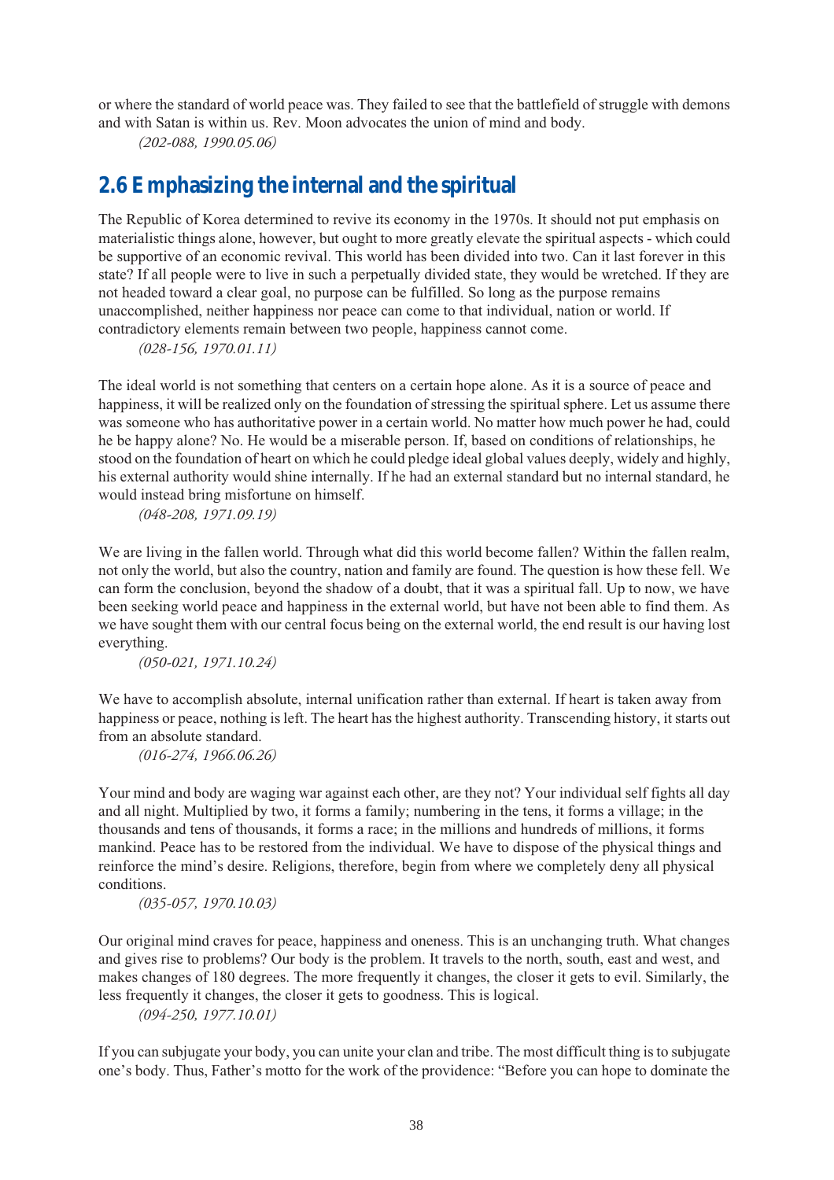or where the standard of world peace was. They failed to see that the battlefield of struggle with demons and with Satan is within us. Rev. Moon advocates the union of mind and body.

*(202-088, 1990.05.06)*

## 2.6 Emphasizing the internal and the spiritual

The Republic of Korea determined to revive its economy in the 1970s. It should not put emphasis on materialistic things alone, however, but ought to more greatly elevate the spiritual aspects - which could be supportive of an economic revival. This world has been divided into two. Can it last forever in this state? If all people were to live in such a perpetually divided state, they would be wretched. If they are not headed toward a clear goal, no purpose can be fulfilled. So long as the purpose remains unaccomplished, neither happiness nor peace can come to that individual, nation or world. If contradictory elements remain between two people, happiness cannot come.

*(028-156, 1970.01.11)*

The ideal world is not something that centers on a certain hope alone. As it is a source of peace and happiness, it will be realized only on the foundation of stressing the spiritual sphere. Let us assume there was someone who has authoritative power in a certain world. No matter how much power he had, could he be happy alone? No. He would be a miserable person. If, based on conditions of relationships, he stood on the foundation of heart on which he could pledge ideal global values deeply, widely and highly, his external authority would shine internally. If he had an external standard but no internal standard, he would instead bring misfortune on himself.

*(048-208, 1971.09.19)*

We are living in the fallen world. Through what did this world become fallen? Within the fallen realm, not only the world, but also the country, nation and family are found. The question is how these fell. We can form the conclusion, beyond the shadow of a doubt, that it was a spiritual fall. Up to now, we have been seeking world peace and happiness in the external world, but have not been able to find them. As we have sought them with our central focus being on the external world, the end result is our having lost everything.

*(050-021, 1971.10.24)*

We have to accomplish absolute, internal unification rather than external. If heart is taken away from happiness or peace, nothing is left. The heart has the highest authority. Transcending history, it starts out from an absolute standard.

*(016-274, 1966.06.26)*

Your mind and body are waging war against each other, are they not? Your individual self fights all day and all night. Multiplied by two, it forms a family; numbering in the tens, it forms a village; in the thousands and tens of thousands, it forms a race; in the millions and hundreds of millions, it forms mankind. Peace has to be restored from the individual. We have to dispose of the physical things and reinforce the mind's desire. Religions, therefore, begin from where we completely deny all physical conditions.

*(035-057, 1970.10.03)*

Our original mind craves for peace, happiness and oneness. This is an unchanging truth. What changes and gives rise to problems? Our body is the problem. It travels to the north, south, east and west, and makes changes of 180 degrees. The more frequently it changes, the closer it gets to evil. Similarly, the less frequently it changes, the closer it gets to goodness. This is logical.

*(094-250, 1977.10.01)*

If you can subjugate your body, you can unite your clan and tribe. The most difficult thing is to subjugate one's body. Thus, Father's motto for the work of the providence: "Before you can hope to dominate the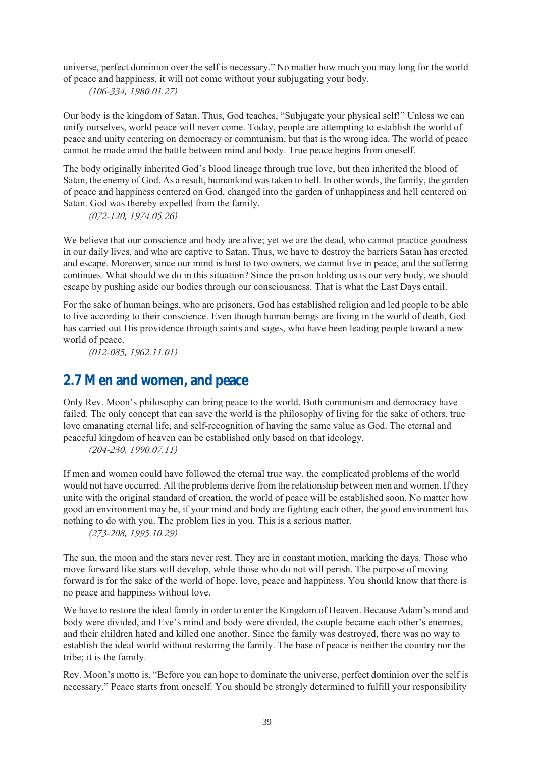universe, perfect dominion over the self is necessary." No matter how much you may long for the world of peace and happiness, it will not come without your subjugating your body.

*(106-334, 1980.01.27)*

Our body is the kingdom of Satan. Thus, God teaches, "Subjugate your physical self!" Unless we can unify ourselves, world peace will never come. Today, people are attempting to establish the world of peace and unity centering on democracy or communism, but that is the wrong idea. The world of peace cannot be made amid the battle between mind and body. True peace begins from oneself.

The body originally inherited God's blood lineage through true love, but then inherited the blood of Satan, the enemy of God. As a result, humankind was taken to hell. In other words, the family, the garden of peace and happiness centered on God, changed into the garden of unhappiness and hell centered on Satan. God was thereby expelled from the family.

*(072-120, 1974.05.26)*

We believe that our conscience and body are alive; yet we are the dead, who cannot practice goodness in our daily lives, and who are captive to Satan. Thus, we have to destroy the barriers Satan has erected and escape. Moreover, since our mind is host to two owners, we cannot live in peace, and the suffering continues. What should we do in this situation? Since the prison holding us is our very body, we should escape by pushing aside our bodies through our consciousness. That is what the Last Days entail.

For the sake of human beings, who are prisoners, God has established religion and led people to be able to live according to their conscience. Even though human beings are living in the world of death, God has carried out His providence through saints and sages, who have been leading people toward a new world of peace.

*(012-085, 1962.11.01)*

## 2.7 Men and women, and peace

Only Rev. Moon's philosophy can bring peace to the world. Both communism and democracy have failed. The only concept that can save the world is the philosophy of living for the sake of others, true love emanating eternal life, and self-recognition of having the same value as God. The eternal and peaceful kingdom of heaven can be established only based on that ideology.

*(204-230, 1990.07.11)*

If men and women could have followed the eternal true way, the complicated problems of the world would not have occurred. All the problems derive from the relationship between men and women. If they unite with the original standard of creation, the world of peace will be established soon. No matter how good an environment may be, if your mind and body are fighting each other, the good environment has nothing to do with you. The problem lies in you. This is a serious matter.

*(273-208, 1995.10.29)*

The sun, the moon and the stars never rest. They are in constant motion, marking the days. Those who move forward like stars will develop, while those who do not will perish. The purpose of moving forward is for the sake of the world of hope, love, peace and happiness. You should know that there is no peace and happiness without love.

We have to restore the ideal family in order to enter the Kingdom of Heaven. Because Adam's mind and body were divided, and Eve's mind and body were divided, the couple became each other's enemies, and their children hated and killed one another. Since the family was destroyed, there was no way to establish the ideal world without restoring the family. The base of peace is neither the country nor the tribe; it is the family.

Rev. Moon's motto is, "Before you can hope to dominate the universe, perfect dominion over the self is necessary." Peace starts from oneself. You should be strongly determined to fulfill your responsibility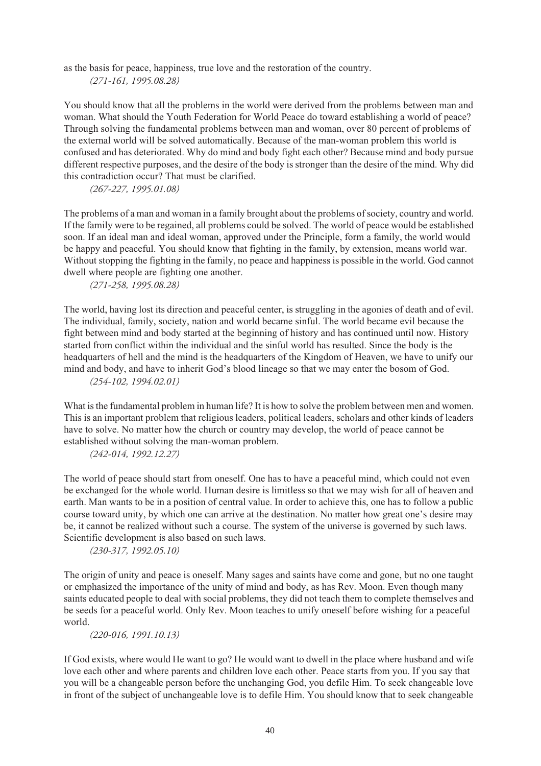as the basis for peace, happiness, true love and the restoration of the country.

*(271-161, 1995.08.28)*

You should know that all the problems in the world were derived from the problems between man and woman. What should the Youth Federation for World Peace do toward establishing a world of peace? Through solving the fundamental problems between man and woman, over 80 percent of problems of the external world will be solved automatically. Because of the man-woman problem this world is confused and has deteriorated. Why do mind and body fight each other? Because mind and body pursue different respective purposes, and the desire of the body is stronger than the desire of the mind. Why did this contradiction occur? That must be clarified.

*(267-227, 1995.01.08)*

The problems of a man and woman in a family brought about the problems of society, country and world. If the family were to be regained, all problems could be solved. The world of peace would be established soon. If an ideal man and ideal woman, approved under the Principle, form a family, the world would be happy and peaceful. You should know that fighting in the family, by extension, means world war. Without stopping the fighting in the family, no peace and happiness is possible in the world. God cannot dwell where people are fighting one another.

*(271-258, 1995.08.28)*

The world, having lost its direction and peaceful center, is struggling in the agonies of death and of evil. The individual, family, society, nation and world became sinful. The world became evil because the fight between mind and body started at the beginning of history and has continued until now. History started from conflict within the individual and the sinful world has resulted. Since the body is the headquarters of hell and the mind is the headquarters of the Kingdom of Heaven, we have to unify our mind and body, and have to inherit God's blood lineage so that we may enter the bosom of God.

*(254-102, 1994.02.01)*

What is the fundamental problem in human life? It is how to solve the problem between men and women. This is an important problem that religious leaders, political leaders, scholars and other kinds of leaders have to solve. No matter how the church or country may develop, the world of peace cannot be established without solving the man-woman problem.

*(242-014, 1992.12.27)*

The world of peace should start from oneself. One has to have a peaceful mind, which could not even be exchanged for the whole world. Human desire is limitless so that we may wish for all of heaven and earth. Man wants to be in a position of central value. In order to achieve this, one has to follow a public course toward unity, by which one can arrive at the destination. No matter how great one's desire may be, it cannot be realized without such a course. The system of the universe is governed by such laws. Scientific development is also based on such laws.

*(230-317, 1992.05.10)*

The origin of unity and peace is oneself. Many sages and saints have come and gone, but no one taught or emphasized the importance of the unity of mind and body, as has Rev. Moon. Even though many saints educated people to deal with social problems, they did not teach them to complete themselves and be seeds for a peaceful world. Only Rev. Moon teaches to unify oneself before wishing for a peaceful world.

*(220-016, 1991.10.13)*

If God exists, where would He want to go? He would want to dwell in the place where husband and wife love each other and where parents and children love each other. Peace starts from you. If you say that you will be a changeable person before the unchanging God, you defile Him. To seek changeable love in front of the subject of unchangeable love is to defile Him. You should know that to seek changeable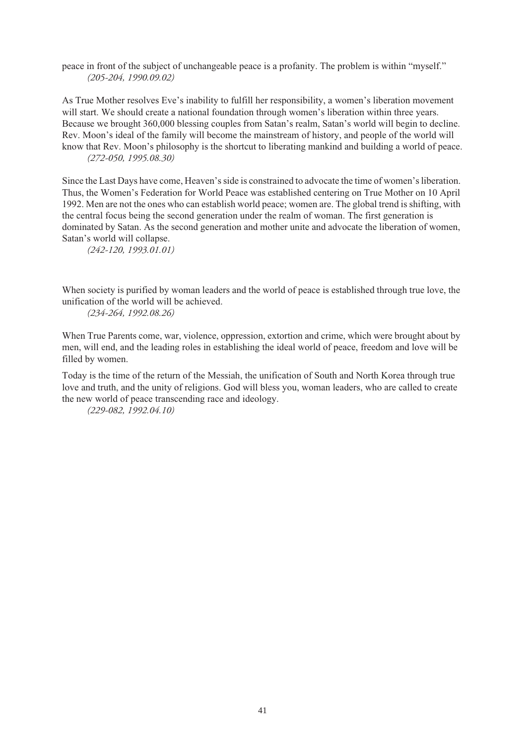peace in front of the subject of unchangeable peace is a profanity. The problem is within "myself."
*(205-204, 1990.09.02)*

As True Mother resolves Eve's inability to fulfill her responsibility, a women's liberation movement will start. We should create a national foundation through women's liberation within three years. Because we brought 360,000 blessing couples from Satan's realm, Satan's world will begin to decline. Rev. Moon's ideal of the family will become the mainstream of history, and people of the world will know that Rev. Moon's philosophy is the shortcut to liberating mankind and building a world of peace.
*(272-050, 1995.08.30)*

Since the Last Days have come, Heaven's side is constrained to advocate the time of women's liberation. Thus, the Women's Federation for World Peace was established centering on True Mother on 10 April 1992. Men are not the ones who can establish world peace; women are. The global trend is shifting, with the central focus being the second generation under the realm of woman. The first generation is dominated by Satan. As the second generation and mother unite and advocate the liberation of women, Satan's world will collapse.
*(242-120, 1993.01.01)*

When society is purified by woman leaders and the world of peace is established through true love, the unification of the world will be achieved.
*(234-264, 1992.08.26)*

When True Parents come, war, violence, oppression, extortion and crime, which were brought about by men, will end, and the leading roles in establishing the ideal world of peace, freedom and love will be filled by women.

Today is the time of the return of the Messiah, the unification of South and North Korea through true love and truth, and the unity of religions. God will bless you, woman leaders, who are called to create the new world of peace transcending race and ideology.
*(229-082, 1992.04.10)*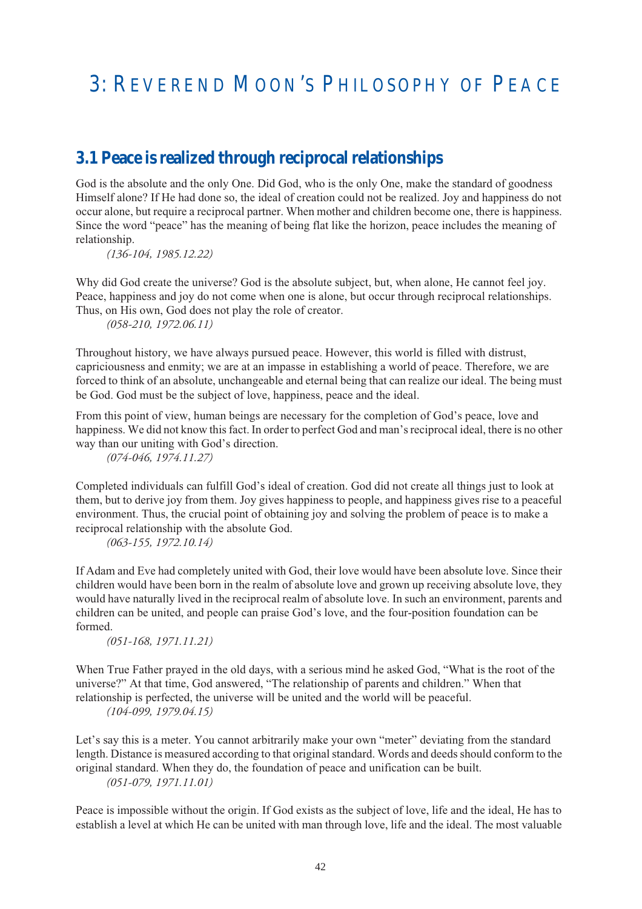# 3: Reverend Moon's Philosophy of Peace

## 3.1 Peace is realized through reciprocal relationships

God is the absolute and the only One. Did God, who is the only One, make the standard of goodness Himself alone? If He had done so, the ideal of creation could not be realized. Joy and happiness do not occur alone, but require a reciprocal partner. When mother and children become one, there is happiness. Since the word "peace" has the meaning of being flat like the horizon, peace includes the meaning of relationship.

*(136-104, 1985.12.22)*

Why did God create the universe? God is the absolute subject, but, when alone, He cannot feel joy. Peace, happiness and joy do not come when one is alone, but occur through reciprocal relationships. Thus, on His own, God does not play the role of creator.

*(058-210, 1972.06.11)*

Throughout history, we have always pursued peace. However, this world is filled with distrust, capriciousness and enmity; we are at an impasse in establishing a world of peace. Therefore, we are forced to think of an absolute, unchangeable and eternal being that can realize our ideal. The being must be God. God must be the subject of love, happiness, peace and the ideal.

From this point of view, human beings are necessary for the completion of God's peace, love and happiness. We did not know this fact. In order to perfect God and man's reciprocal ideal, there is no other way than our uniting with God's direction.

*(074-046, 1974.11.27)*

Completed individuals can fulfill God's ideal of creation. God did not create all things just to look at them, but to derive joy from them. Joy gives happiness to people, and happiness gives rise to a peaceful environment. Thus, the crucial point of obtaining joy and solving the problem of peace is to make a reciprocal relationship with the absolute God.

*(063-155, 1972.10.14)*

If Adam and Eve had completely united with God, their love would have been absolute love. Since their children would have been born in the realm of absolute love and grown up receiving absolute love, they would have naturally lived in the reciprocal realm of absolute love. In such an environment, parents and children can be united, and people can praise God's love, and the four-position foundation can be formed.

*(051-168, 1971.11.21)*

When True Father prayed in the old days, with a serious mind he asked God, "What is the root of the universe?" At that time, God answered, "The relationship of parents and children." When that relationship is perfected, the universe will be united and the world will be peaceful.

*(104-099, 1979.04.15)*

Let's say this is a meter. You cannot arbitrarily make your own "meter" deviating from the standard length. Distance is measured according to that original standard. Words and deeds should conform to the original standard. When they do, the foundation of peace and unification can be built.

*(051-079, 1971.11.01)*

Peace is impossible without the origin. If God exists as the subject of love, life and the ideal, He has to establish a level at which He can be united with man through love, life and the ideal. The most valuable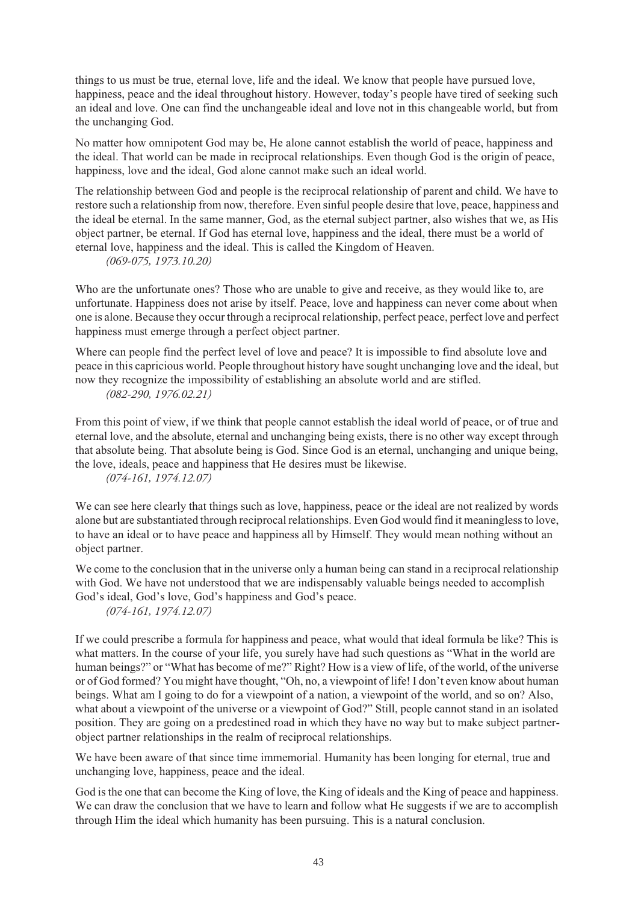things to us must be true, eternal love, life and the ideal. We know that people have pursued love, happiness, peace and the ideal throughout history. However, today's people have tired of seeking such an ideal and love. One can find the unchangeable ideal and love not in this changeable world, but from the unchanging God.

No matter how omnipotent God may be, He alone cannot establish the world of peace, happiness and the ideal. That world can be made in reciprocal relationships. Even though God is the origin of peace, happiness, love and the ideal, God alone cannot make such an ideal world.

The relationship between God and people is the reciprocal relationship of parent and child. We have to restore such a relationship from now, therefore. Even sinful people desire that love, peace, happiness and the ideal be eternal. In the same manner, God, as the eternal subject partner, also wishes that we, as His object partner, be eternal. If God has eternal love, happiness and the ideal, there must be a world of eternal love, happiness and the ideal. This is called the Kingdom of Heaven.

*(069-075, 1973.10.20)*

Who are the unfortunate ones? Those who are unable to give and receive, as they would like to, are unfortunate. Happiness does not arise by itself. Peace, love and happiness can never come about when one is alone. Because they occur through a reciprocal relationship, perfect peace, perfect love and perfect happiness must emerge through a perfect object partner.

Where can people find the perfect level of love and peace? It is impossible to find absolute love and peace in this capricious world. People throughout history have sought unchanging love and the ideal, but now they recognize the impossibility of establishing an absolute world and are stifled.

*(082-290, 1976.02.21)*

From this point of view, if we think that people cannot establish the ideal world of peace, or of true and eternal love, and the absolute, eternal and unchanging being exists, there is no other way except through that absolute being. That absolute being is God. Since God is an eternal, unchanging and unique being, the love, ideals, peace and happiness that He desires must be likewise.

*(074-161, 1974.12.07)*

We can see here clearly that things such as love, happiness, peace or the ideal are not realized by words alone but are substantiated through reciprocal relationships. Even God would find it meaningless to love, to have an ideal or to have peace and happiness all by Himself. They would mean nothing without an object partner.

We come to the conclusion that in the universe only a human being can stand in a reciprocal relationship with God. We have not understood that we are indispensably valuable beings needed to accomplish God's ideal, God's love, God's happiness and God's peace.

*(074-161, 1974.12.07)*

If we could prescribe a formula for happiness and peace, what would that ideal formula be like? This is what matters. In the course of your life, you surely have had such questions as "What in the world are human beings?" or "What has become of me?" Right? How is a view of life, of the world, of the universe or of God formed? You might have thought, "Oh, no, a viewpoint of life! I don't even know about human beings. What am I going to do for a viewpoint of a nation, a viewpoint of the world, and so on? Also, what about a viewpoint of the universe or a viewpoint of God?" Still, people cannot stand in an isolated position. They are going on a predestined road in which they have no way but to make subject partner-object partner relationships in the realm of reciprocal relationships.

We have been aware of that since time immemorial. Humanity has been longing for eternal, true and unchanging love, happiness, peace and the ideal.

God is the one that can become the King of love, the King of ideals and the King of peace and happiness. We can draw the conclusion that we have to learn and follow what He suggests if we are to accomplish through Him the ideal which humanity has been pursuing. This is a natural conclusion.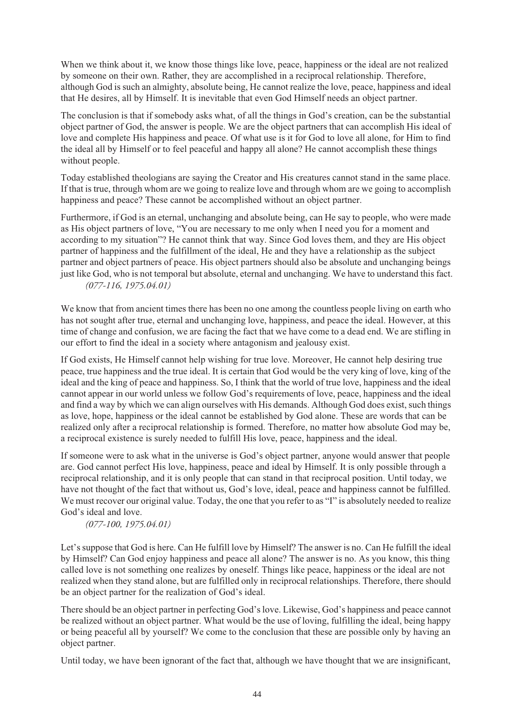When we think about it, we know those things like love, peace, happiness or the ideal are not realized by someone on their own. Rather, they are accomplished in a reciprocal relationship. Therefore, although God is such an almighty, absolute being, He cannot realize the love, peace, happiness and ideal that He desires, all by Himself. It is inevitable that even God Himself needs an object partner.

The conclusion is that if somebody asks what, of all the things in God's creation, can be the substantial object partner of God, the answer is people. We are the object partners that can accomplish His ideal of love and complete His happiness and peace. Of what use is it for God to love all alone, for Him to find the ideal all by Himself or to feel peaceful and happy all alone? He cannot accomplish these things without people.

Today established theologians are saying the Creator and His creatures cannot stand in the same place. If that is true, through whom are we going to realize love and through whom are we going to accomplish happiness and peace? These cannot be accomplished without an object partner.

Furthermore, if God is an eternal, unchanging and absolute being, can He say to people, who were made as His object partners of love, "You are necessary to me only when I need you for a moment and according to my situation"? He cannot think that way. Since God loves them, and they are His object partner of happiness and the fulfillment of the ideal, He and they have a relationship as the subject partner and object partners of peace. His object partners should also be absolute and unchanging beings just like God, who is not temporal but absolute, eternal and unchanging. We have to understand this fact.

*(077-116, 1975.04.01)*

We know that from ancient times there has been no one among the countless people living on earth who has not sought after true, eternal and unchanging love, happiness, and peace the ideal. However, at this time of change and confusion, we are facing the fact that we have come to a dead end. We are stifling in our effort to find the ideal in a society where antagonism and jealousy exist.

If God exists, He Himself cannot help wishing for true love. Moreover, He cannot help desiring true peace, true happiness and the true ideal. It is certain that God would be the very king of love, king of the ideal and the king of peace and happiness. So, I think that the world of true love, happiness and the ideal cannot appear in our world unless we follow God's requirements of love, peace, happiness and the ideal and find a way by which we can align ourselves with His demands. Although God does exist, such things as love, hope, happiness or the ideal cannot be established by God alone. These are words that can be realized only after a reciprocal relationship is formed. Therefore, no matter how absolute God may be, a reciprocal existence is surely needed to fulfill His love, peace, happiness and the ideal.

If someone were to ask what in the universe is God's object partner, anyone would answer that people are. God cannot perfect His love, happiness, peace and ideal by Himself. It is only possible through a reciprocal relationship, and it is only people that can stand in that reciprocal position. Until today, we have not thought of the fact that without us, God's love, ideal, peace and happiness cannot be fulfilled. We must recover our original value. Today, the one that you refer to as "I" is absolutely needed to realize God's ideal and love.

*(077-100, 1975.04.01)*

Let's suppose that God is here. Can He fulfill love by Himself? The answer is no. Can He fulfill the ideal by Himself? Can God enjoy happiness and peace all alone? The answer is no. As you know, this thing called love is not something one realizes by oneself. Things like peace, happiness or the ideal are not realized when they stand alone, but are fulfilled only in reciprocal relationships. Therefore, there should be an object partner for the realization of God's ideal.

There should be an object partner in perfecting God's love. Likewise, God's happiness and peace cannot be realized without an object partner. What would be the use of loving, fulfilling the ideal, being happy or being peaceful all by yourself? We come to the conclusion that these are possible only by having an object partner.

Until today, we have been ignorant of the fact that, although we have thought that we are insignificant,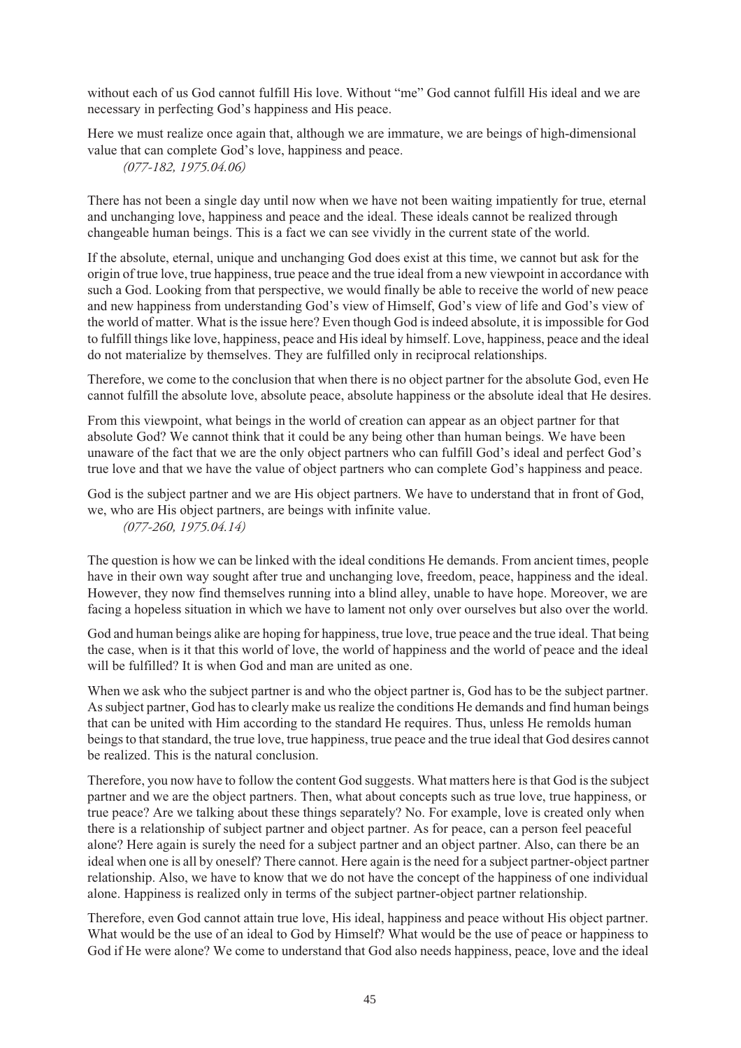without each of us God cannot fulfill His love. Without "me" God cannot fulfill His ideal and we are necessary in perfecting God's happiness and His peace.

Here we must realize once again that, although we are immature, we are beings of high-dimensional value that can complete God's love, happiness and peace.

*(077-182, 1975.04.06)*

There has not been a single day until now when we have not been waiting impatiently for true, eternal and unchanging love, happiness and peace and the ideal. These ideals cannot be realized through changeable human beings. This is a fact we can see vividly in the current state of the world.

If the absolute, eternal, unique and unchanging God does exist at this time, we cannot but ask for the origin of true love, true happiness, true peace and the true ideal from a new viewpoint in accordance with such a God. Looking from that perspective, we would finally be able to receive the world of new peace and new happiness from understanding God's view of Himself, God's view of life and God's view of the world of matter. What is the issue here? Even though God is indeed absolute, it is impossible for God to fulfill things like love, happiness, peace and His ideal by himself. Love, happiness, peace and the ideal do not materialize by themselves. They are fulfilled only in reciprocal relationships.

Therefore, we come to the conclusion that when there is no object partner for the absolute God, even He cannot fulfill the absolute love, absolute peace, absolute happiness or the absolute ideal that He desires.

From this viewpoint, what beings in the world of creation can appear as an object partner for that absolute God? We cannot think that it could be any being other than human beings. We have been unaware of the fact that we are the only object partners who can fulfill God's ideal and perfect God's true love and that we have the value of object partners who can complete God's happiness and peace.

God is the subject partner and we are His object partners. We have to understand that in front of God, we, who are His object partners, are beings with infinite value.

*(077-260, 1975.04.14)*

The question is how we can be linked with the ideal conditions He demands. From ancient times, people have in their own way sought after true and unchanging love, freedom, peace, happiness and the ideal. However, they now find themselves running into a blind alley, unable to have hope. Moreover, we are facing a hopeless situation in which we have to lament not only over ourselves but also over the world.

God and human beings alike are hoping for happiness, true love, true peace and the true ideal. That being the case, when is it that this world of love, the world of happiness and the world of peace and the ideal will be fulfilled? It is when God and man are united as one.

When we ask who the subject partner is and who the object partner is, God has to be the subject partner. As subject partner, God has to clearly make us realize the conditions He demands and find human beings that can be united with Him according to the standard He requires. Thus, unless He remolds human beings to that standard, the true love, true happiness, true peace and the true ideal that God desires cannot be realized. This is the natural conclusion.

Therefore, you now have to follow the content God suggests. What matters here is that God is the subject partner and we are the object partners. Then, what about concepts such as true love, true happiness, or true peace? Are we talking about these things separately? No. For example, love is created only when there is a relationship of subject partner and object partner. As for peace, can a person feel peaceful alone? Here again is surely the need for a subject partner and an object partner. Also, can there be an ideal when one is all by oneself? There cannot. Here again is the need for a subject partner-object partner relationship. Also, we have to know that we do not have the concept of the happiness of one individual alone. Happiness is realized only in terms of the subject partner-object partner relationship.

Therefore, even God cannot attain true love, His ideal, happiness and peace without His object partner. What would be the use of an ideal to God by Himself? What would be the use of peace or happiness to God if He were alone? We come to understand that God also needs happiness, peace, love and the ideal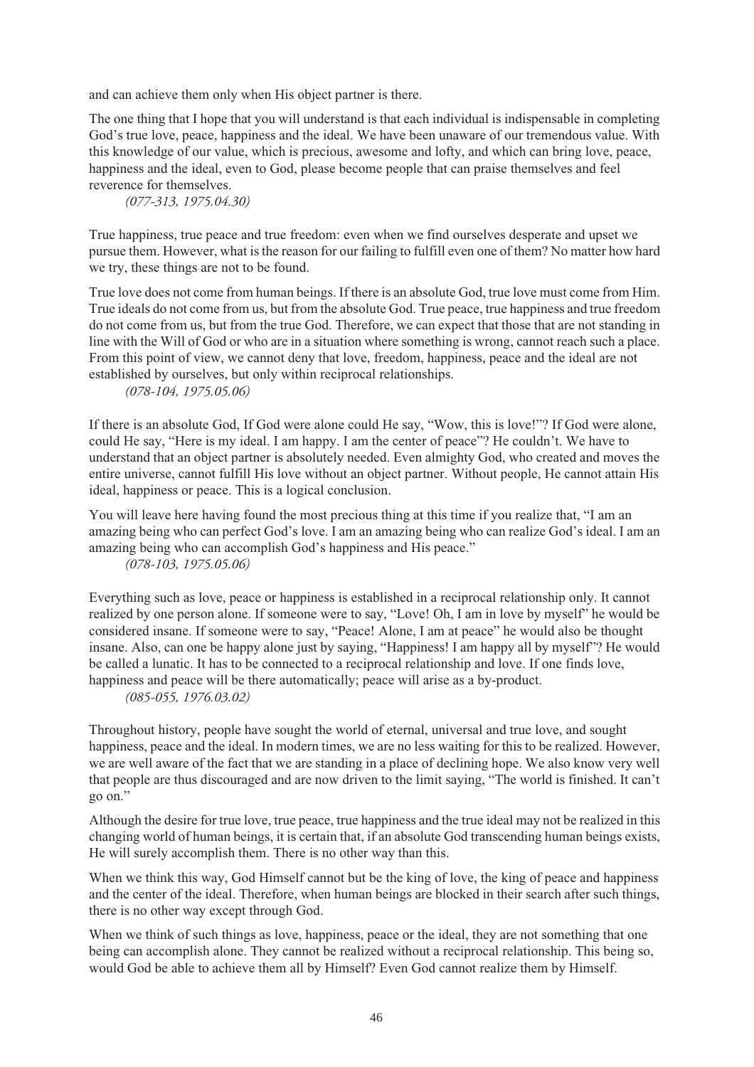and can achieve them only when His object partner is there.

The one thing that I hope that you will understand is that each individual is indispensable in completing God's true love, peace, happiness and the ideal. We have been unaware of our tremendous value. With this knowledge of our value, which is precious, awesome and lofty, and which can bring love, peace, happiness and the ideal, even to God, please become people that can praise themselves and feel reverence for themselves.

*(077-313, 1975.04.30)*

True happiness, true peace and true freedom: even when we find ourselves desperate and upset we pursue them. However, what is the reason for our failing to fulfill even one of them? No matter how hard we try, these things are not to be found.

True love does not come from human beings. If there is an absolute God, true love must come from Him. True ideals do not come from us, but from the absolute God. True peace, true happiness and true freedom do not come from us, but from the true God. Therefore, we can expect that those that are not standing in line with the Will of God or who are in a situation where something is wrong, cannot reach such a place. From this point of view, we cannot deny that love, freedom, happiness, peace and the ideal are not established by ourselves, but only within reciprocal relationships.

*(078-104, 1975.05.06)*

If there is an absolute God, If God were alone could He say, "Wow, this is love!"? If God were alone, could He say, "Here is my ideal. I am happy. I am the center of peace"? He couldn't. We have to understand that an object partner is absolutely needed. Even almighty God, who created and moves the entire universe, cannot fulfill His love without an object partner. Without people, He cannot attain His ideal, happiness or peace. This is a logical conclusion.

You will leave here having found the most precious thing at this time if you realize that, "I am an amazing being who can perfect God's love. I am an amazing being who can realize God's ideal. I am an amazing being who can accomplish God's happiness and His peace."

*(078-103, 1975.05.06)*

Everything such as love, peace or happiness is established in a reciprocal relationship only. It cannot realized by one person alone. If someone were to say, "Love! Oh, I am in love by myself" he would be considered insane. If someone were to say, "Peace! Alone, I am at peace" he would also be thought insane. Also, can one be happy alone just by saying, "Happiness! I am happy all by myself"? He would be called a lunatic. It has to be connected to a reciprocal relationship and love. If one finds love, happiness and peace will be there automatically; peace will arise as a by-product.

*(085-055, 1976.03.02)*

Throughout history, people have sought the world of eternal, universal and true love, and sought happiness, peace and the ideal. In modern times, we are no less waiting for this to be realized. However, we are well aware of the fact that we are standing in a place of declining hope. We also know very well that people are thus discouraged and are now driven to the limit saying, "The world is finished. It can't go on."

Although the desire for true love, true peace, true happiness and the true ideal may not be realized in this changing world of human beings, it is certain that, if an absolute God transcending human beings exists, He will surely accomplish them. There is no other way than this.

When we think this way, God Himself cannot but be the king of love, the king of peace and happiness and the center of the ideal. Therefore, when human beings are blocked in their search after such things, there is no other way except through God.

When we think of such things as love, happiness, peace or the ideal, they are not something that one being can accomplish alone. They cannot be realized without a reciprocal relationship. This being so, would God be able to achieve them all by Himself? Even God cannot realize them by Himself.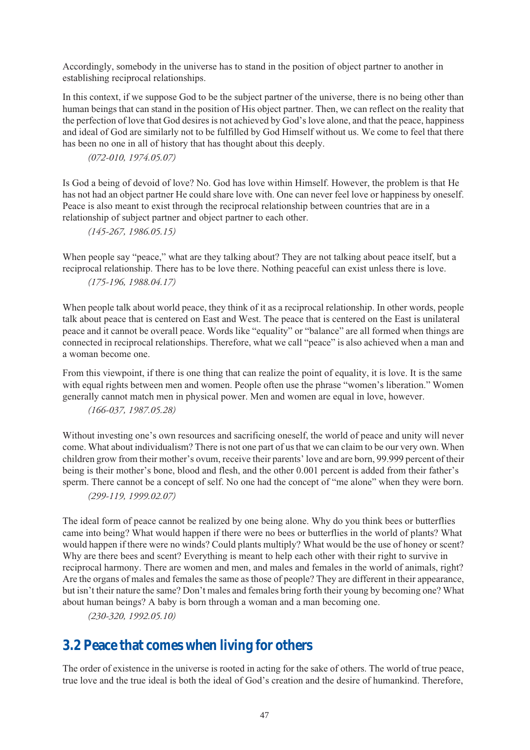Accordingly, somebody in the universe has to stand in the position of object partner to another in establishing reciprocal relationships.

In this context, if we suppose God to be the subject partner of the universe, there is no being other than human beings that can stand in the position of His object partner. Then, we can reflect on the reality that the perfection of love that God desires is not achieved by God's love alone, and that the peace, happiness and ideal of God are similarly not to be fulfilled by God Himself without us. We come to feel that there has been no one in all of history that has thought about this deeply.

*(072-010, 1974.05.07)*

Is God a being of devoid of love? No. God has love within Himself. However, the problem is that He has not had an object partner He could share love with. One can never feel love or happiness by oneself. Peace is also meant to exist through the reciprocal relationship between countries that are in a relationship of subject partner and object partner to each other.

*(145-267, 1986.05.15)*

When people say "peace," what are they talking about? They are not talking about peace itself, but a reciprocal relationship. There has to be love there. Nothing peaceful can exist unless there is love.

*(175-196, 1988.04.17)*

When people talk about world peace, they think of it as a reciprocal relationship. In other words, people talk about peace that is centered on East and West. The peace that is centered on the East is unilateral peace and it cannot be overall peace. Words like "equality" or "balance" are all formed when things are connected in reciprocal relationships. Therefore, what we call "peace" is also achieved when a man and a woman become one.

From this viewpoint, if there is one thing that can realize the point of equality, it is love. It is the same with equal rights between men and women. People often use the phrase "women's liberation." Women generally cannot match men in physical power. Men and women are equal in love, however.

*(166-037, 1987.05.28)*

Without investing one's own resources and sacrificing oneself, the world of peace and unity will never come. What about individualism? There is not one part of us that we can claim to be our very own. When children grow from their mother's ovum, receive their parents' love and are born, 99.999 percent of their being is their mother's bone, blood and flesh, and the other 0.001 percent is added from their father's sperm. There cannot be a concept of self. No one had the concept of "me alone" when they were born.

*(299-119, 1999.02.07)*

The ideal form of peace cannot be realized by one being alone. Why do you think bees or butterflies came into being? What would happen if there were no bees or butterflies in the world of plants? What would happen if there were no winds? Could plants multiply? What would be the use of honey or scent? Why are there bees and scent? Everything is meant to help each other with their right to survive in reciprocal harmony. There are women and men, and males and females in the world of animals, right? Are the organs of males and females the same as those of people? They are different in their appearance, but isn't their nature the same? Don't males and females bring forth their young by becoming one? What about human beings? A baby is born through a woman and a man becoming one.

*(230-320, 1992.05.10)*

## 3.2 Peace that comes when living for others

The order of existence in the universe is rooted in acting for the sake of others. The world of true peace, true love and the true ideal is both the ideal of God's creation and the desire of humankind. Therefore,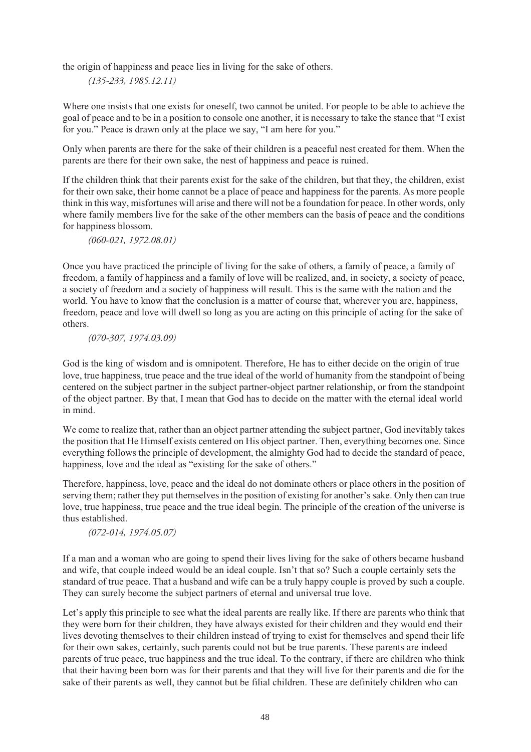the origin of happiness and peace lies in living for the sake of others.

*(135-233, 1985.12.11)*

Where one insists that one exists for oneself, two cannot be united. For people to be able to achieve the goal of peace and to be in a position to console one another, it is necessary to take the stance that "I exist for you." Peace is drawn only at the place we say, "I am here for you."

Only when parents are there for the sake of their children is a peaceful nest created for them. When the parents are there for their own sake, the nest of happiness and peace is ruined.

If the children think that their parents exist for the sake of the children, but that they, the children, exist for their own sake, their home cannot be a place of peace and happiness for the parents. As more people think in this way, misfortunes will arise and there will not be a foundation for peace. In other words, only where family members live for the sake of the other members can the basis of peace and the conditions for happiness blossom.

*(060-021, 1972.08.01)*

Once you have practiced the principle of living for the sake of others, a family of peace, a family of freedom, a family of happiness and a family of love will be realized, and, in society, a society of peace, a society of freedom and a society of happiness will result. This is the same with the nation and the world. You have to know that the conclusion is a matter of course that, wherever you are, happiness, freedom, peace and love will dwell so long as you are acting on this principle of acting for the sake of others.

*(070-307, 1974.03.09)*

God is the king of wisdom and is omnipotent. Therefore, He has to either decide on the origin of true love, true happiness, true peace and the true ideal of the world of humanity from the standpoint of being centered on the subject partner in the subject partner-object partner relationship, or from the standpoint of the object partner. By that, I mean that God has to decide on the matter with the eternal ideal world in mind.

We come to realize that, rather than an object partner attending the subject partner, God inevitably takes the position that He Himself exists centered on His object partner. Then, everything becomes one. Since everything follows the principle of development, the almighty God had to decide the standard of peace, happiness, love and the ideal as "existing for the sake of others."

Therefore, happiness, love, peace and the ideal do not dominate others or place others in the position of serving them; rather they put themselves in the position of existing for another's sake. Only then can true love, true happiness, true peace and the true ideal begin. The principle of the creation of the universe is thus established.

*(072-014, 1974.05.07)*

If a man and a woman who are going to spend their lives living for the sake of others became husband and wife, that couple indeed would be an ideal couple. Isn't that so? Such a couple certainly sets the standard of true peace. That a husband and wife can be a truly happy couple is proved by such a couple. They can surely become the subject partners of eternal and universal true love.

Let's apply this principle to see what the ideal parents are really like. If there are parents who think that they were born for their children, they have always existed for their children and they would end their lives devoting themselves to their children instead of trying to exist for themselves and spend their life for their own sakes, certainly, such parents could not but be true parents. These parents are indeed parents of true peace, true happiness and the true ideal. To the contrary, if there are children who think that their having been born was for their parents and that they will live for their parents and die for the sake of their parents as well, they cannot but be filial children. These are definitely children who can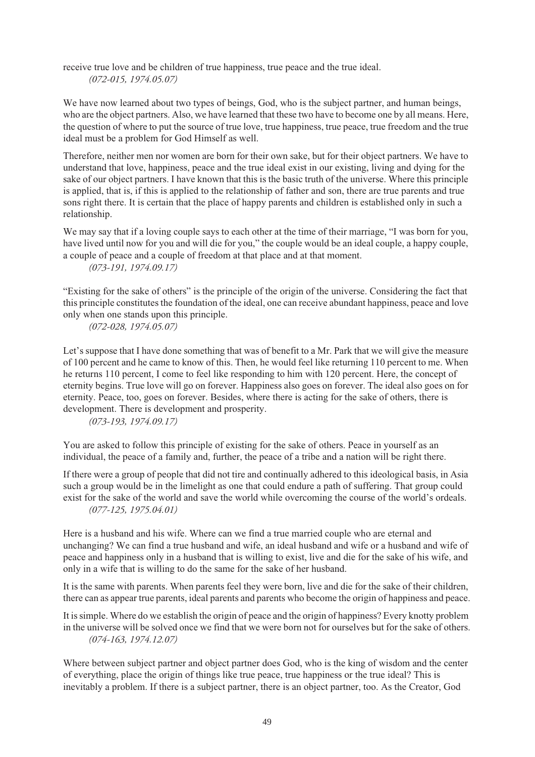receive true love and be children of true happiness, true peace and the true ideal.

*(072-015, 1974.05.07)*

We have now learned about two types of beings, God, who is the subject partner, and human beings, who are the object partners. Also, we have learned that these two have to become one by all means. Here, the question of where to put the source of true love, true happiness, true peace, true freedom and the true ideal must be a problem for God Himself as well.

Therefore, neither men nor women are born for their own sake, but for their object partners. We have to understand that love, happiness, peace and the true ideal exist in our existing, living and dying for the sake of our object partners. I have known that this is the basic truth of the universe. Where this principle is applied, that is, if this is applied to the relationship of father and son, there are true parents and true sons right there. It is certain that the place of happy parents and children is established only in such a relationship.

We may say that if a loving couple says to each other at the time of their marriage, "I was born for you, have lived until now for you and will die for you," the couple would be an ideal couple, a happy couple, a couple of peace and a couple of freedom at that place and at that moment.

*(073-191, 1974.09.17)*

"Existing for the sake of others" is the principle of the origin of the universe. Considering the fact that this principle constitutes the foundation of the ideal, one can receive abundant happiness, peace and love only when one stands upon this principle.

*(072-028, 1974.05.07)*

Let's suppose that I have done something that was of benefit to a Mr. Park that we will give the measure of 100 percent and he came to know of this. Then, he would feel like returning 110 percent to me. When he returns 110 percent, I come to feel like responding to him with 120 percent. Here, the concept of eternity begins. True love will go on forever. Happiness also goes on forever. The ideal also goes on for eternity. Peace, too, goes on forever. Besides, where there is acting for the sake of others, there is development. There is development and prosperity.

*(073-193, 1974.09.17)*

You are asked to follow this principle of existing for the sake of others. Peace in yourself as an individual, the peace of a family and, further, the peace of a tribe and a nation will be right there.

If there were a group of people that did not tire and continually adhered to this ideological basis, in Asia such a group would be in the limelight as one that could endure a path of suffering. That group could exist for the sake of the world and save the world while overcoming the course of the world's ordeals.

*(077-125, 1975.04.01)*

Here is a husband and his wife. Where can we find a true married couple who are eternal and unchanging? We can find a true husband and wife, an ideal husband and wife or a husband and wife of peace and happiness only in a husband that is willing to exist, live and die for the sake of his wife, and only in a wife that is willing to do the same for the sake of her husband.

It is the same with parents. When parents feel they were born, live and die for the sake of their children, there can as appear true parents, ideal parents and parents who become the origin of happiness and peace.

It is simple. Where do we establish the origin of peace and the origin of happiness? Every knotty problem in the universe will be solved once we find that we were born not for ourselves but for the sake of others.

*(074-163, 1974.12.07)*

Where between subject partner and object partner does God, who is the king of wisdom and the center of everything, place the origin of things like true peace, true happiness or the true ideal? This is inevitably a problem. If there is a subject partner, there is an object partner, too. As the Creator, God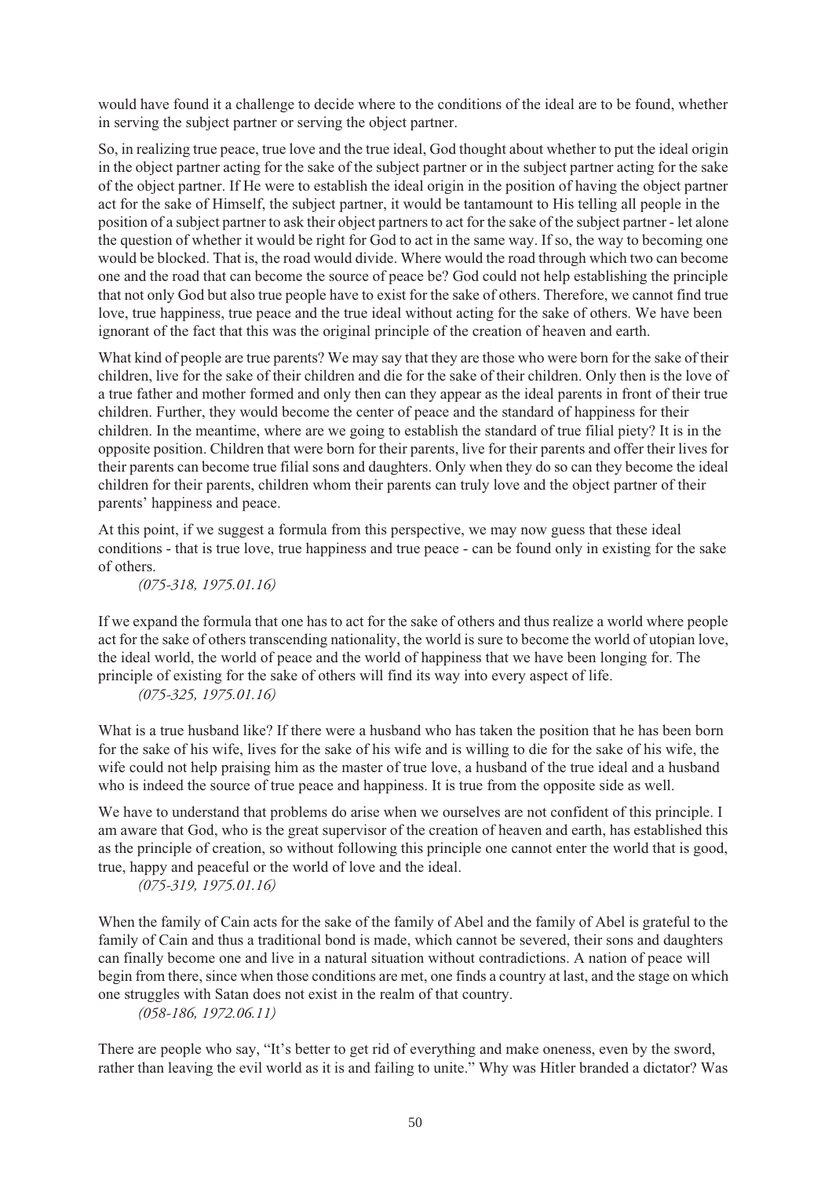would have found it a challenge to decide where to the conditions of the ideal are to be found, whether in serving the subject partner or serving the object partner.

So, in realizing true peace, true love and the true ideal, God thought about whether to put the ideal origin in the object partner acting for the sake of the subject partner or in the subject partner acting for the sake of the object partner. If He were to establish the ideal origin in the position of having the object partner act for the sake of Himself, the subject partner, it would be tantamount to His telling all people in the position of a subject partner to ask their object partners to act for the sake of the subject partner - let alone the question of whether it would be right for God to act in the same way. If so, the way to becoming one would be blocked. That is, the road would divide. Where would the road through which two can become one and the road that can become the source of peace be? God could not help establishing the principle that not only God but also true people have to exist for the sake of others. Therefore, we cannot find true love, true happiness, true peace and the true ideal without acting for the sake of others. We have been ignorant of the fact that this was the original principle of the creation of heaven and earth.

What kind of people are true parents? We may say that they are those who were born for the sake of their children, live for the sake of their children and die for the sake of their children. Only then is the love of a true father and mother formed and only then can they appear as the ideal parents in front of their true children. Further, they would become the center of peace and the standard of happiness for their children. In the meantime, where are we going to establish the standard of true filial piety? It is in the opposite position. Children that were born for their parents, live for their parents and offer their lives for their parents can become true filial sons and daughters. Only when they do so can they become the ideal children for their parents, children whom their parents can truly love and the object partner of their parents' happiness and peace.

At this point, if we suggest a formula from this perspective, we may now guess that these ideal conditions - that is true love, true happiness and true peace - can be found only in existing for the sake of others.

*(075-318, 1975.01.16)*

If we expand the formula that one has to act for the sake of others and thus realize a world where people act for the sake of others transcending nationality, the world is sure to become the world of utopian love, the ideal world, the world of peace and the world of happiness that we have been longing for. The principle of existing for the sake of others will find its way into every aspect of life.

*(075-325, 1975.01.16)*

What is a true husband like? If there were a husband who has taken the position that he has been born for the sake of his wife, lives for the sake of his wife and is willing to die for the sake of his wife, the wife could not help praising him as the master of true love, a husband of the true ideal and a husband who is indeed the source of true peace and happiness. It is true from the opposite side as well.

We have to understand that problems do arise when we ourselves are not confident of this principle. I am aware that God, who is the great supervisor of the creation of heaven and earth, has established this as the principle of creation, so without following this principle one cannot enter the world that is good, true, happy and peaceful or the world of love and the ideal.

*(075-319, 1975.01.16)*

When the family of Cain acts for the sake of the family of Abel and the family of Abel is grateful to the family of Cain and thus a traditional bond is made, which cannot be severed, their sons and daughters can finally become one and live in a natural situation without contradictions. A nation of peace will begin from there, since when those conditions are met, one finds a country at last, and the stage on which one struggles with Satan does not exist in the realm of that country.

*(058-186, 1972.06.11)*

There are people who say, "It's better to get rid of everything and make oneness, even by the sword, rather than leaving the evil world as it is and failing to unite." Why was Hitler branded a dictator? Was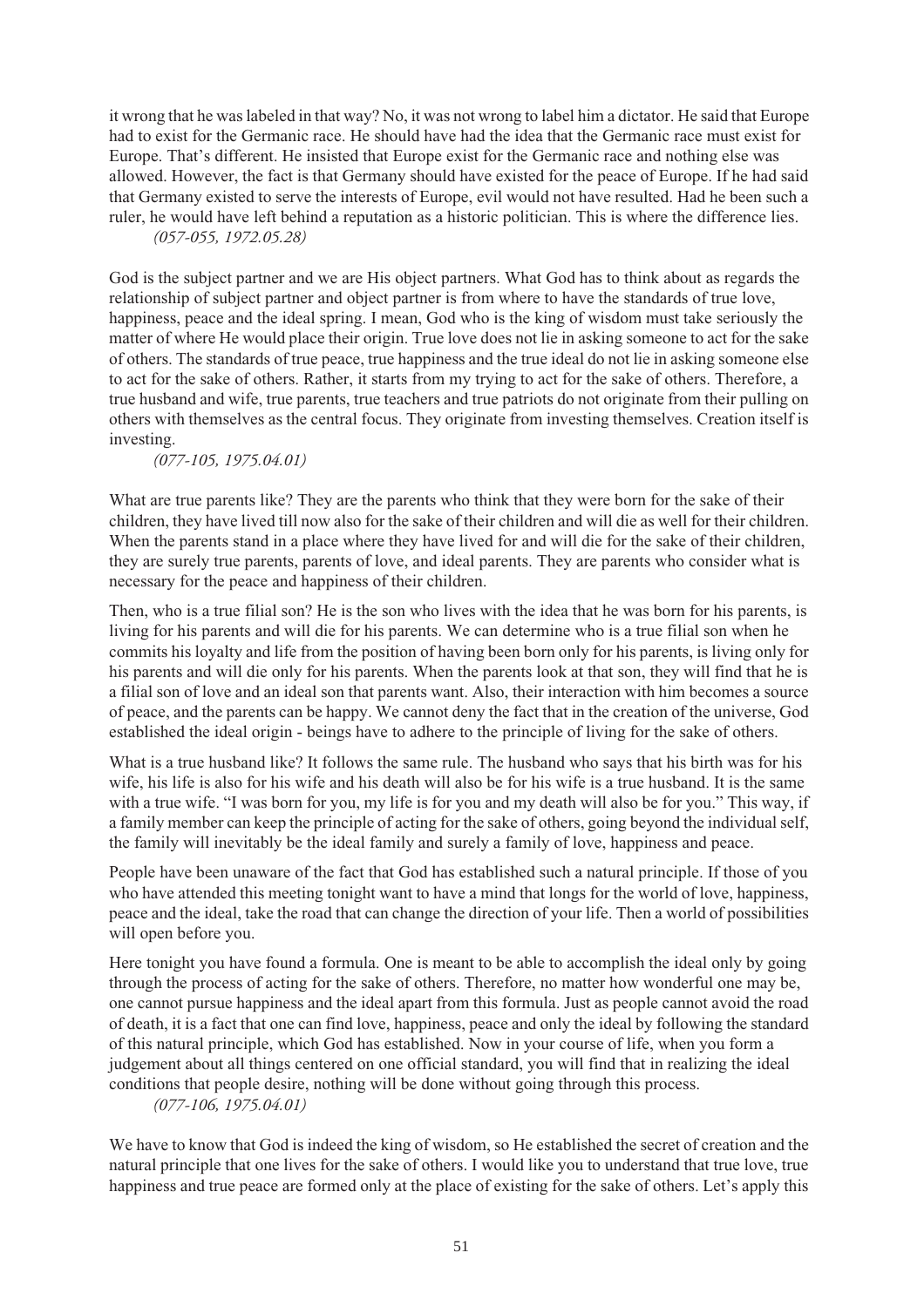it wrong that he was labeled in that way? No, it was not wrong to label him a dictator. He said that Europe had to exist for the Germanic race. He should have had the idea that the Germanic race must exist for Europe. That's different. He insisted that Europe exist for the Germanic race and nothing else was allowed. However, the fact is that Germany should have existed for the peace of Europe. If he had said that Germany existed to serve the interests of Europe, evil would not have resulted. Had he been such a ruler, he would have left behind a reputation as a historic politician. This is where the difference lies.

*(057-055, 1972.05.28)*

God is the subject partner and we are His object partners. What God has to think about as regards the relationship of subject partner and object partner is from where to have the standards of true love, happiness, peace and the ideal spring. I mean, God who is the king of wisdom must take seriously the matter of where He would place their origin. True love does not lie in asking someone to act for the sake of others. The standards of true peace, true happiness and the true ideal do not lie in asking someone else to act for the sake of others. Rather, it starts from my trying to act for the sake of others. Therefore, a true husband and wife, true parents, true teachers and true patriots do not originate from their pulling on others with themselves as the central focus. They originate from investing themselves. Creation itself is investing.

*(077-105, 1975.04.01)*

What are true parents like? They are the parents who think that they were born for the sake of their children, they have lived till now also for the sake of their children and will die as well for their children. When the parents stand in a place where they have lived for and will die for the sake of their children, they are surely true parents, parents of love, and ideal parents. They are parents who consider what is necessary for the peace and happiness of their children.

Then, who is a true filial son? He is the son who lives with the idea that he was born for his parents, is living for his parents and will die for his parents. We can determine who is a true filial son when he commits his loyalty and life from the position of having been born only for his parents, is living only for his parents and will die only for his parents. When the parents look at that son, they will find that he is a filial son of love and an ideal son that parents want. Also, their interaction with him becomes a source of peace, and the parents can be happy. We cannot deny the fact that in the creation of the universe, God established the ideal origin - beings have to adhere to the principle of living for the sake of others.

What is a true husband like? It follows the same rule. The husband who says that his birth was for his wife, his life is also for his wife and his death will also be for his wife is a true husband. It is the same with a true wife. "I was born for you, my life is for you and my death will also be for you." This way, if a family member can keep the principle of acting for the sake of others, going beyond the individual self, the family will inevitably be the ideal family and surely a family of love, happiness and peace.

People have been unaware of the fact that God has established such a natural principle. If those of you who have attended this meeting tonight want to have a mind that longs for the world of love, happiness, peace and the ideal, take the road that can change the direction of your life. Then a world of possibilities will open before you.

Here tonight you have found a formula. One is meant to be able to accomplish the ideal only by going through the process of acting for the sake of others. Therefore, no matter how wonderful one may be, one cannot pursue happiness and the ideal apart from this formula. Just as people cannot avoid the road of death, it is a fact that one can find love, happiness, peace and only the ideal by following the standard of this natural principle, which God has established. Now in your course of life, when you form a judgement about all things centered on one official standard, you will find that in realizing the ideal conditions that people desire, nothing will be done without going through this process.

*(077-106, 1975.04.01)*

We have to know that God is indeed the king of wisdom, so He established the secret of creation and the natural principle that one lives for the sake of others. I would like you to understand that true love, true happiness and true peace are formed only at the place of existing for the sake of others. Let's apply this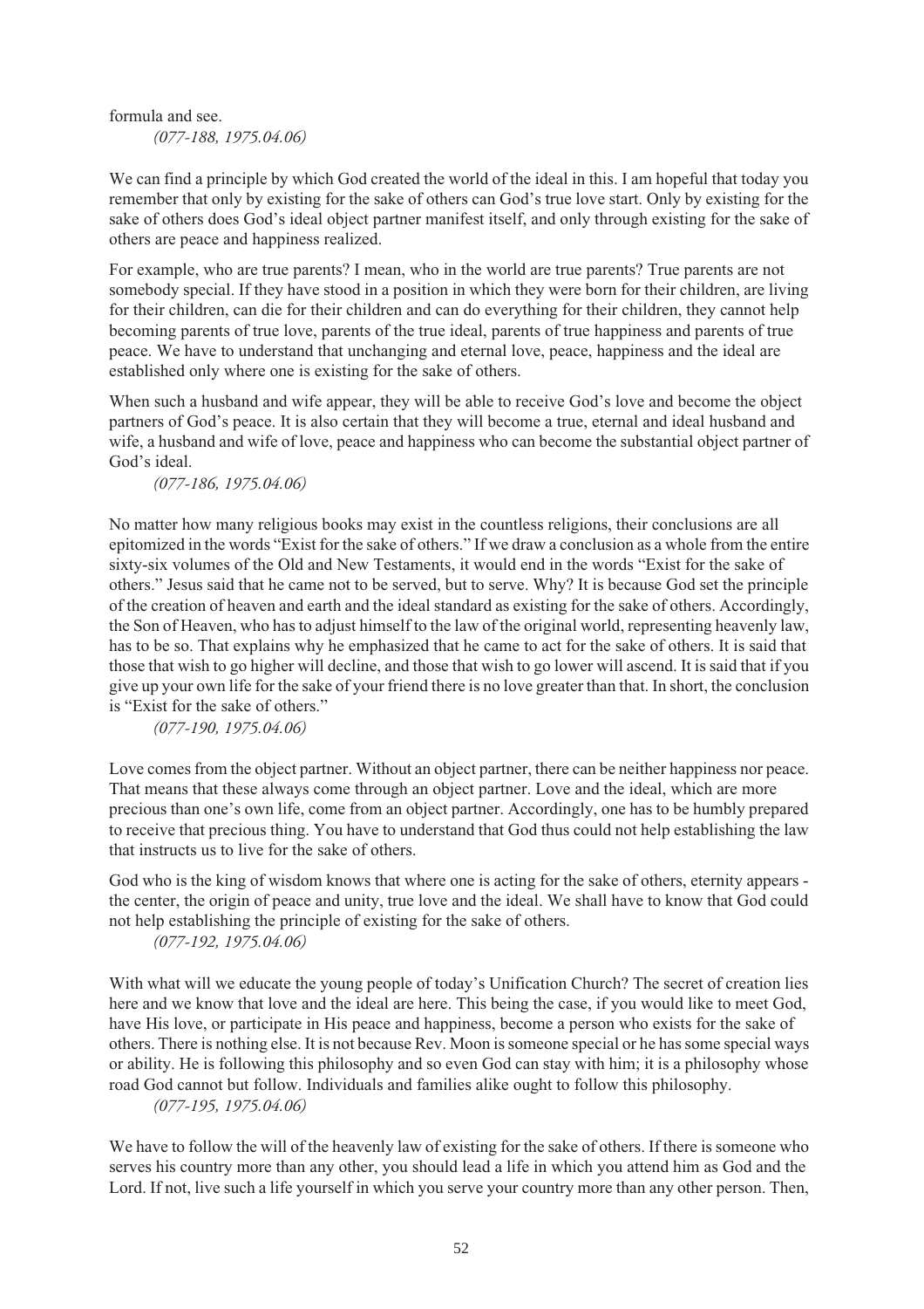formula and see.

*(077-188, 1975.04.06)*

We can find a principle by which God created the world of the ideal in this. I am hopeful that today you remember that only by existing for the sake of others can God's true love start. Only by existing for the sake of others does God's ideal object partner manifest itself, and only through existing for the sake of others are peace and happiness realized.

For example, who are true parents? I mean, who in the world are true parents? True parents are not somebody special. If they have stood in a position in which they were born for their children, are living for their children, can die for their children and can do everything for their children, they cannot help becoming parents of true love, parents of the true ideal, parents of true happiness and parents of true peace. We have to understand that unchanging and eternal love, peace, happiness and the ideal are established only where one is existing for the sake of others.

When such a husband and wife appear, they will be able to receive God's love and become the object partners of God's peace. It is also certain that they will become a true, eternal and ideal husband and wife, a husband and wife of love, peace and happiness who can become the substantial object partner of God's ideal.

*(077-186, 1975.04.06)*

No matter how many religious books may exist in the countless religions, their conclusions are all epitomized in the words "Exist for the sake of others." If we draw a conclusion as a whole from the entire sixty-six volumes of the Old and New Testaments, it would end in the words "Exist for the sake of others." Jesus said that he came not to be served, but to serve. Why? It is because God set the principle of the creation of heaven and earth and the ideal standard as existing for the sake of others. Accordingly, the Son of Heaven, who has to adjust himself to the law of the original world, representing heavenly law, has to be so. That explains why he emphasized that he came to act for the sake of others. It is said that those that wish to go higher will decline, and those that wish to go lower will ascend. It is said that if you give up your own life for the sake of your friend there is no love greater than that. In short, the conclusion is "Exist for the sake of others."

*(077-190, 1975.04.06)*

Love comes from the object partner. Without an object partner, there can be neither happiness nor peace. That means that these always come through an object partner. Love and the ideal, which are more precious than one's own life, come from an object partner. Accordingly, one has to be humbly prepared to receive that precious thing. You have to understand that God thus could not help establishing the law that instructs us to live for the sake of others.

God who is the king of wisdom knows that where one is acting for the sake of others, eternity appears - the center, the origin of peace and unity, true love and the ideal. We shall have to know that God could not help establishing the principle of existing for the sake of others.

*(077-192, 1975.04.06)*

With what will we educate the young people of today's Unification Church? The secret of creation lies here and we know that love and the ideal are here. This being the case, if you would like to meet God, have His love, or participate in His peace and happiness, become a person who exists for the sake of others. There is nothing else. It is not because Rev. Moon is someone special or he has some special ways or ability. He is following this philosophy and so even God can stay with him; it is a philosophy whose road God cannot but follow. Individuals and families alike ought to follow this philosophy.

*(077-195, 1975.04.06)*

We have to follow the will of the heavenly law of existing for the sake of others. If there is someone who serves his country more than any other, you should lead a life in which you attend him as God and the Lord. If not, live such a life yourself in which you serve your country more than any other person. Then,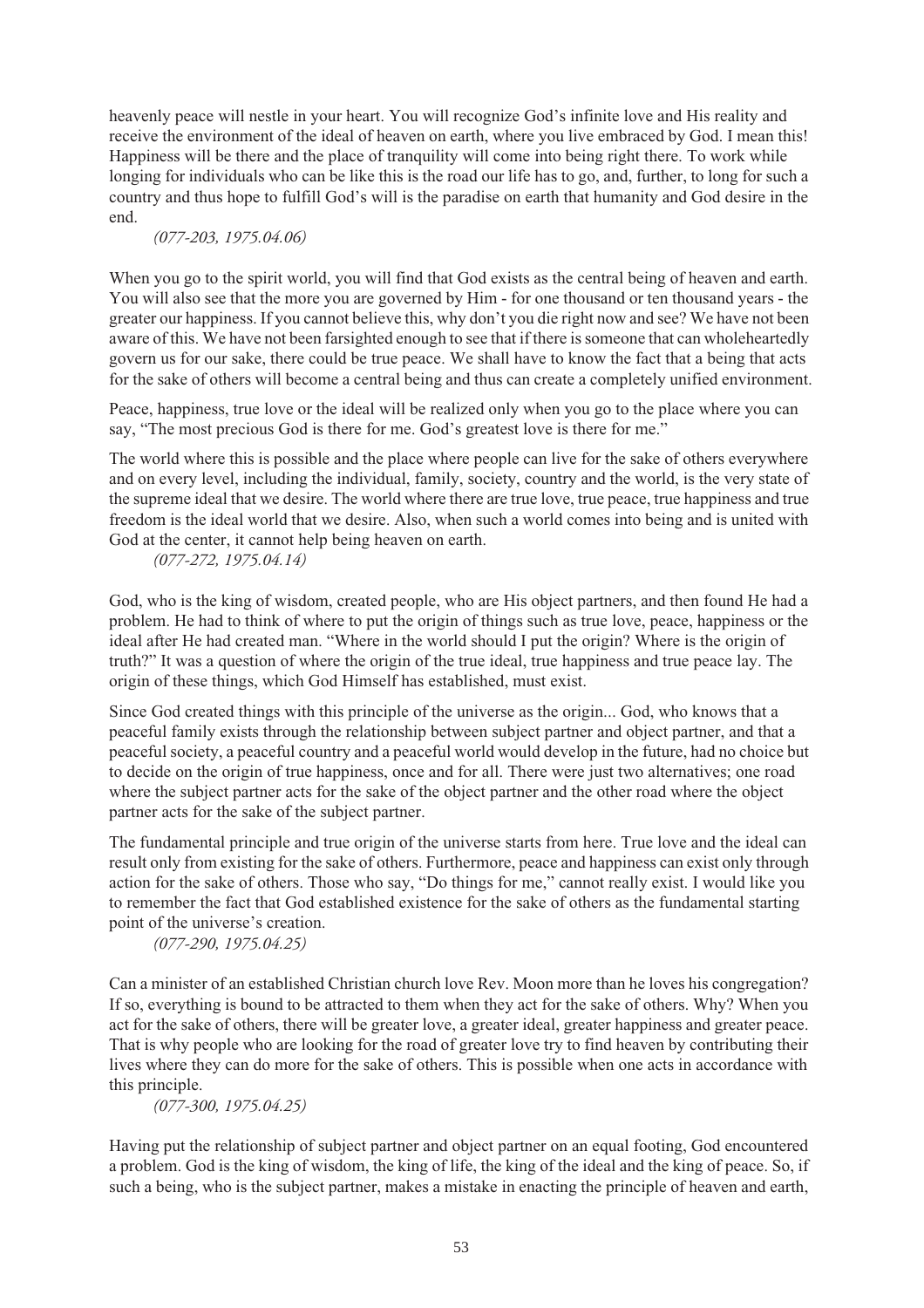heavenly peace will nestle in your heart. You will recognize God's infinite love and His reality and receive the environment of the ideal of heaven on earth, where you live embraced by God. I mean this! Happiness will be there and the place of tranquility will come into being right there. To work while longing for individuals who can be like this is the road our life has to go, and, further, to long for such a country and thus hope to fulfill God's will is the paradise on earth that humanity and God desire in the end.

*(077-203, 1975.04.06)*

When you go to the spirit world, you will find that God exists as the central being of heaven and earth. You will also see that the more you are governed by Him - for one thousand or ten thousand years - the greater our happiness. If you cannot believe this, why don't you die right now and see? We have not been aware of this. We have not been farsighted enough to see that if there is someone that can wholeheartedly govern us for our sake, there could be true peace. We shall have to know the fact that a being that acts for the sake of others will become a central being and thus can create a completely unified environment.

Peace, happiness, true love or the ideal will be realized only when you go to the place where you can say, "The most precious God is there for me. God's greatest love is there for me."

The world where this is possible and the place where people can live for the sake of others everywhere and on every level, including the individual, family, society, country and the world, is the very state of the supreme ideal that we desire. The world where there are true love, true peace, true happiness and true freedom is the ideal world that we desire. Also, when such a world comes into being and is united with God at the center, it cannot help being heaven on earth.

*(077-272, 1975.04.14)*

God, who is the king of wisdom, created people, who are His object partners, and then found He had a problem. He had to think of where to put the origin of things such as true love, peace, happiness or the ideal after He had created man. "Where in the world should I put the origin? Where is the origin of truth?" It was a question of where the origin of the true ideal, true happiness and true peace lay. The origin of these things, which God Himself has established, must exist.

Since God created things with this principle of the universe as the origin... God, who knows that a peaceful family exists through the relationship between subject partner and object partner, and that a peaceful society, a peaceful country and a peaceful world would develop in the future, had no choice but to decide on the origin of true happiness, once and for all. There were just two alternatives; one road where the subject partner acts for the sake of the object partner and the other road where the object partner acts for the sake of the subject partner.

The fundamental principle and true origin of the universe starts from here. True love and the ideal can result only from existing for the sake of others. Furthermore, peace and happiness can exist only through action for the sake of others. Those who say, "Do things for me," cannot really exist. I would like you to remember the fact that God established existence for the sake of others as the fundamental starting point of the universe's creation.

*(077-290, 1975.04.25)*

Can a minister of an established Christian church love Rev. Moon more than he loves his congregation? If so, everything is bound to be attracted to them when they act for the sake of others. Why? When you act for the sake of others, there will be greater love, a greater ideal, greater happiness and greater peace. That is why people who are looking for the road of greater love try to find heaven by contributing their lives where they can do more for the sake of others. This is possible when one acts in accordance with this principle.

*(077-300, 1975.04.25)*

Having put the relationship of subject partner and object partner on an equal footing, God encountered a problem. God is the king of wisdom, the king of life, the king of the ideal and the king of peace. So, if such a being, who is the subject partner, makes a mistake in enacting the principle of heaven and earth,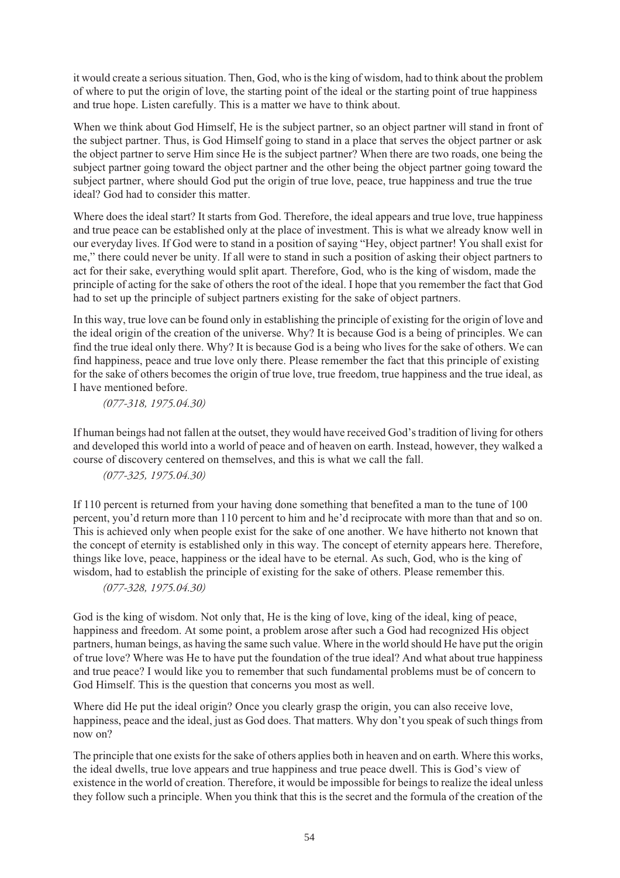it would create a serious situation. Then, God, who is the king of wisdom, had to think about the problem of where to put the origin of love, the starting point of the ideal or the starting point of true happiness and true hope. Listen carefully. This is a matter we have to think about.

When we think about God Himself, He is the subject partner, so an object partner will stand in front of the subject partner. Thus, is God Himself going to stand in a place that serves the object partner or ask the object partner to serve Him since He is the subject partner? When there are two roads, one being the subject partner going toward the object partner and the other being the object partner going toward the subject partner, where should God put the origin of true love, peace, true happiness and true the true ideal? God had to consider this matter.

Where does the ideal start? It starts from God. Therefore, the ideal appears and true love, true happiness and true peace can be established only at the place of investment. This is what we already know well in our everyday lives. If God were to stand in a position of saying "Hey, object partner! You shall exist for me," there could never be unity. If all were to stand in such a position of asking their object partners to act for their sake, everything would split apart. Therefore, God, who is the king of wisdom, made the principle of acting for the sake of others the root of the ideal. I hope that you remember the fact that God had to set up the principle of subject partners existing for the sake of object partners.

In this way, true love can be found only in establishing the principle of existing for the origin of love and the ideal origin of the creation of the universe. Why? It is because God is a being of principles. We can find the true ideal only there. Why? It is because God is a being who lives for the sake of others. We can find happiness, peace and true love only there. Please remember the fact that this principle of existing for the sake of others becomes the origin of true love, true freedom, true happiness and the true ideal, as I have mentioned before.

*(077-318, 1975.04.30)*

If human beings had not fallen at the outset, they would have received God's tradition of living for others and developed this world into a world of peace and of heaven on earth. Instead, however, they walked a course of discovery centered on themselves, and this is what we call the fall.

*(077-325, 1975.04.30)*

If 110 percent is returned from your having done something that benefited a man to the tune of 100 percent, you'd return more than 110 percent to him and he'd reciprocate with more than that and so on. This is achieved only when people exist for the sake of one another. We have hitherto not known that the concept of eternity is established only in this way. The concept of eternity appears here. Therefore, things like love, peace, happiness or the ideal have to be eternal. As such, God, who is the king of wisdom, had to establish the principle of existing for the sake of others. Please remember this.

*(077-328, 1975.04.30)*

God is the king of wisdom. Not only that, He is the king of love, king of the ideal, king of peace, happiness and freedom. At some point, a problem arose after such a God had recognized His object partners, human beings, as having the same such value. Where in the world should He have put the origin of true love? Where was He to have put the foundation of the true ideal? And what about true happiness and true peace? I would like you to remember that such fundamental problems must be of concern to God Himself. This is the question that concerns you most as well.

Where did He put the ideal origin? Once you clearly grasp the origin, you can also receive love, happiness, peace and the ideal, just as God does. That matters. Why don't you speak of such things from now on?

The principle that one exists for the sake of others applies both in heaven and on earth. Where this works, the ideal dwells, true love appears and true happiness and true peace dwell. This is God's view of existence in the world of creation. Therefore, it would be impossible for beings to realize the ideal unless they follow such a principle. When you think that this is the secret and the formula of the creation of the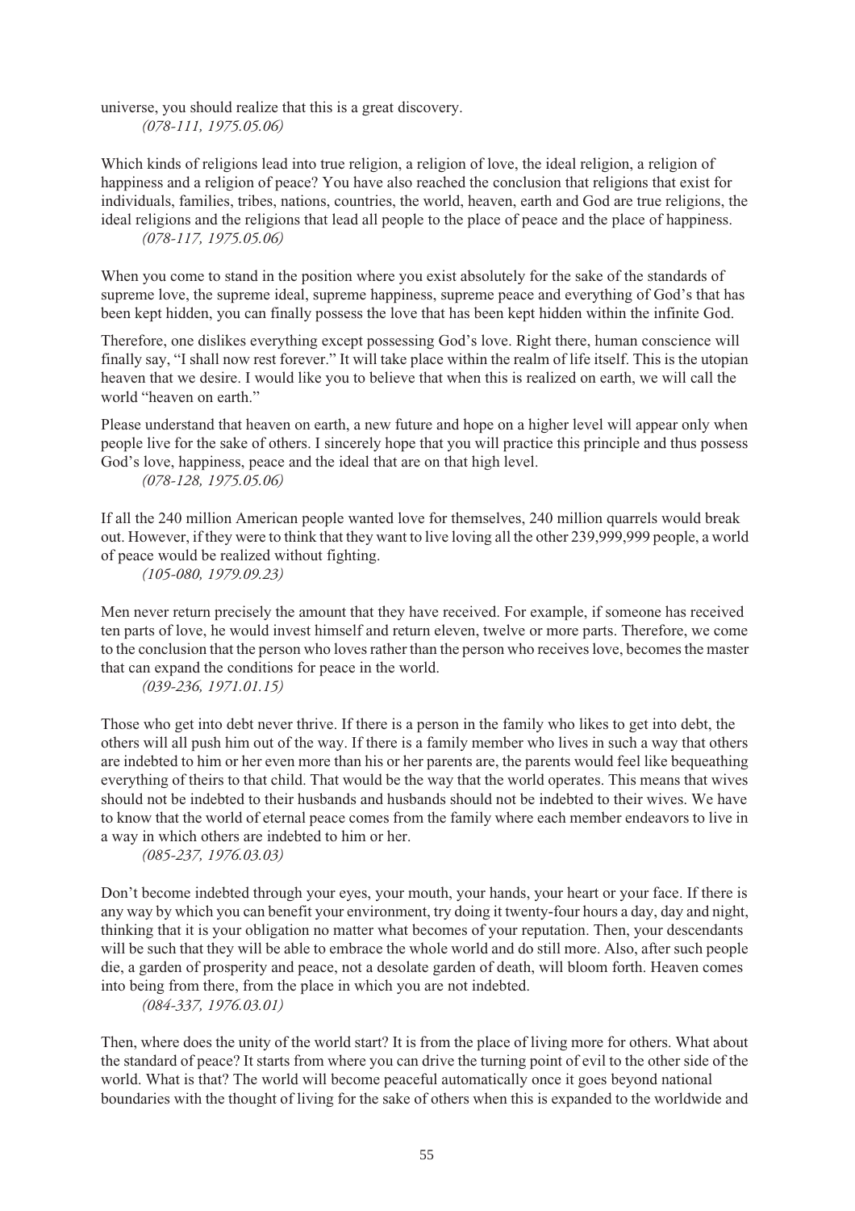universe, you should realize that this is a great discovery.

*(078-111, 1975.05.06)*

Which kinds of religions lead into true religion, a religion of love, the ideal religion, a religion of happiness and a religion of peace? You have also reached the conclusion that religions that exist for individuals, families, tribes, nations, countries, the world, heaven, earth and God are true religions, the ideal religions and the religions that lead all people to the place of peace and the place of happiness.

*(078-117, 1975.05.06)*

When you come to stand in the position where you exist absolutely for the sake of the standards of supreme love, the supreme ideal, supreme happiness, supreme peace and everything of God's that has been kept hidden, you can finally possess the love that has been kept hidden within the infinite God.

Therefore, one dislikes everything except possessing God's love. Right there, human conscience will finally say, "I shall now rest forever." It will take place within the realm of life itself. This is the utopian heaven that we desire. I would like you to believe that when this is realized on earth, we will call the world "heaven on earth."

Please understand that heaven on earth, a new future and hope on a higher level will appear only when people live for the sake of others. I sincerely hope that you will practice this principle and thus possess God's love, happiness, peace and the ideal that are on that high level.

*(078-128, 1975.05.06)*

If all the 240 million American people wanted love for themselves, 240 million quarrels would break out. However, if they were to think that they want to live loving all the other 239,999,999 people, a world of peace would be realized without fighting.

*(105-080, 1979.09.23)*

Men never return precisely the amount that they have received. For example, if someone has received ten parts of love, he would invest himself and return eleven, twelve or more parts. Therefore, we come to the conclusion that the person who loves rather than the person who receives love, becomes the master that can expand the conditions for peace in the world.

*(039-236, 1971.01.15)*

Those who get into debt never thrive. If there is a person in the family who likes to get into debt, the others will all push him out of the way. If there is a family member who lives in such a way that others are indebted to him or her even more than his or her parents are, the parents would feel like bequeathing everything of theirs to that child. That would be the way that the world operates. This means that wives should not be indebted to their husbands and husbands should not be indebted to their wives. We have to know that the world of eternal peace comes from the family where each member endeavors to live in a way in which others are indebted to him or her.

*(085-237, 1976.03.03)*

Don't become indebted through your eyes, your mouth, your hands, your heart or your face. If there is any way by which you can benefit your environment, try doing it twenty-four hours a day, day and night, thinking that it is your obligation no matter what becomes of your reputation. Then, your descendants will be such that they will be able to embrace the whole world and do still more. Also, after such people die, a garden of prosperity and peace, not a desolate garden of death, will bloom forth. Heaven comes into being from there, from the place in which you are not indebted.

*(084-337, 1976.03.01)*

Then, where does the unity of the world start? It is from the place of living more for others. What about the standard of peace? It starts from where you can drive the turning point of evil to the other side of the world. What is that? The world will become peaceful automatically once it goes beyond national boundaries with the thought of living for the sake of others when this is expanded to the worldwide and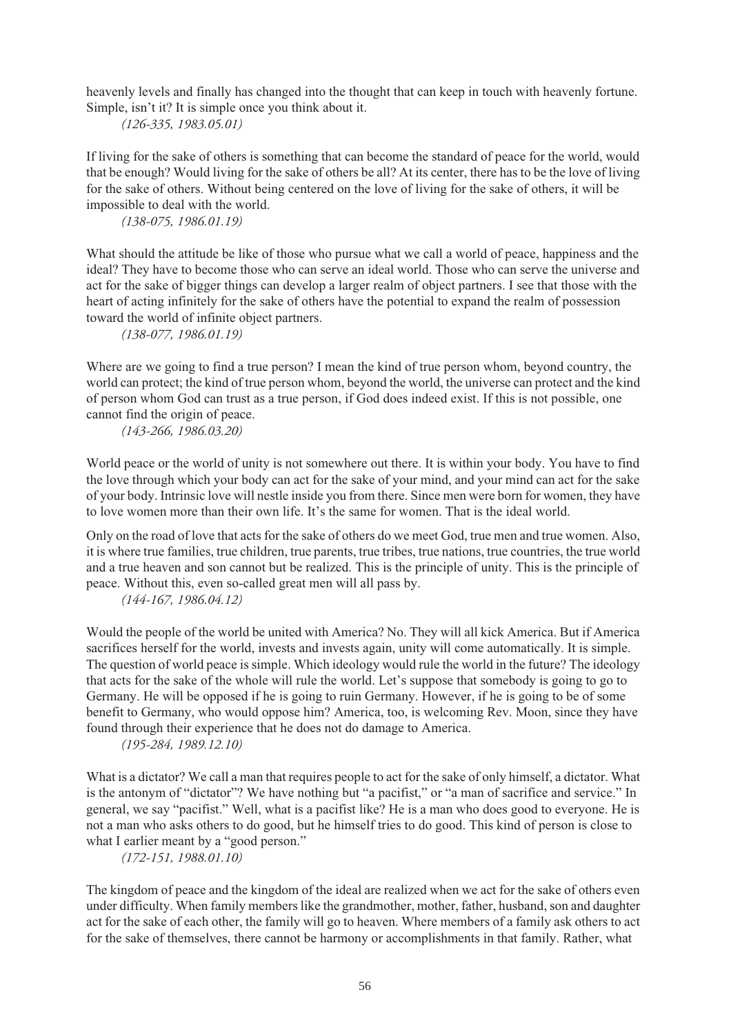heavenly levels and finally has changed into the thought that can keep in touch with heavenly fortune. Simple, isn't it? It is simple once you think about it.

*(126-335, 1983.05.01)*

If living for the sake of others is something that can become the standard of peace for the world, would that be enough? Would living for the sake of others be all? At its center, there has to be the love of living for the sake of others. Without being centered on the love of living for the sake of others, it will be impossible to deal with the world.

*(138-075, 1986.01.19)*

What should the attitude be like of those who pursue what we call a world of peace, happiness and the ideal? They have to become those who can serve an ideal world. Those who can serve the universe and act for the sake of bigger things can develop a larger realm of object partners. I see that those with the heart of acting infinitely for the sake of others have the potential to expand the realm of possession toward the world of infinite object partners.

*(138-077, 1986.01.19)*

Where are we going to find a true person? I mean the kind of true person whom, beyond country, the world can protect; the kind of true person whom, beyond the world, the universe can protect and the kind of person whom God can trust as a true person, if God does indeed exist. If this is not possible, one cannot find the origin of peace.

*(143-266, 1986.03.20)*

World peace or the world of unity is not somewhere out there. It is within your body. You have to find the love through which your body can act for the sake of your mind, and your mind can act for the sake of your body. Intrinsic love will nestle inside you from there. Since men were born for women, they have to love women more than their own life. It's the same for women. That is the ideal world.

Only on the road of love that acts for the sake of others do we meet God, true men and true women. Also, it is where true families, true children, true parents, true tribes, true nations, true countries, the true world and a true heaven and son cannot but be realized. This is the principle of unity. This is the principle of peace. Without this, even so-called great men will all pass by.

*(144-167, 1986.04.12)*

Would the people of the world be united with America? No. They will all kick America. But if America sacrifices herself for the world, invests and invests again, unity will come automatically. It is simple. The question of world peace is simple. Which ideology would rule the world in the future? The ideology that acts for the sake of the whole will rule the world. Let's suppose that somebody is going to go to Germany. He will be opposed if he is going to ruin Germany. However, if he is going to be of some benefit to Germany, who would oppose him? America, too, is welcoming Rev. Moon, since they have found through their experience that he does not do damage to America.

*(195-284, 1989.12.10)*

What is a dictator? We call a man that requires people to act for the sake of only himself, a dictator. What is the antonym of "dictator"? We have nothing but "a pacifist," or "a man of sacrifice and service." In general, we say "pacifist." Well, what is a pacifist like? He is a man who does good to everyone. He is not a man who asks others to do good, but he himself tries to do good. This kind of person is close to what I earlier meant by a "good person."

*(172-151, 1988.01.10)*

The kingdom of peace and the kingdom of the ideal are realized when we act for the sake of others even under difficulty. When family members like the grandmother, mother, father, husband, son and daughter act for the sake of each other, the family will go to heaven. Where members of a family ask others to act for the sake of themselves, there cannot be harmony or accomplishments in that family. Rather, what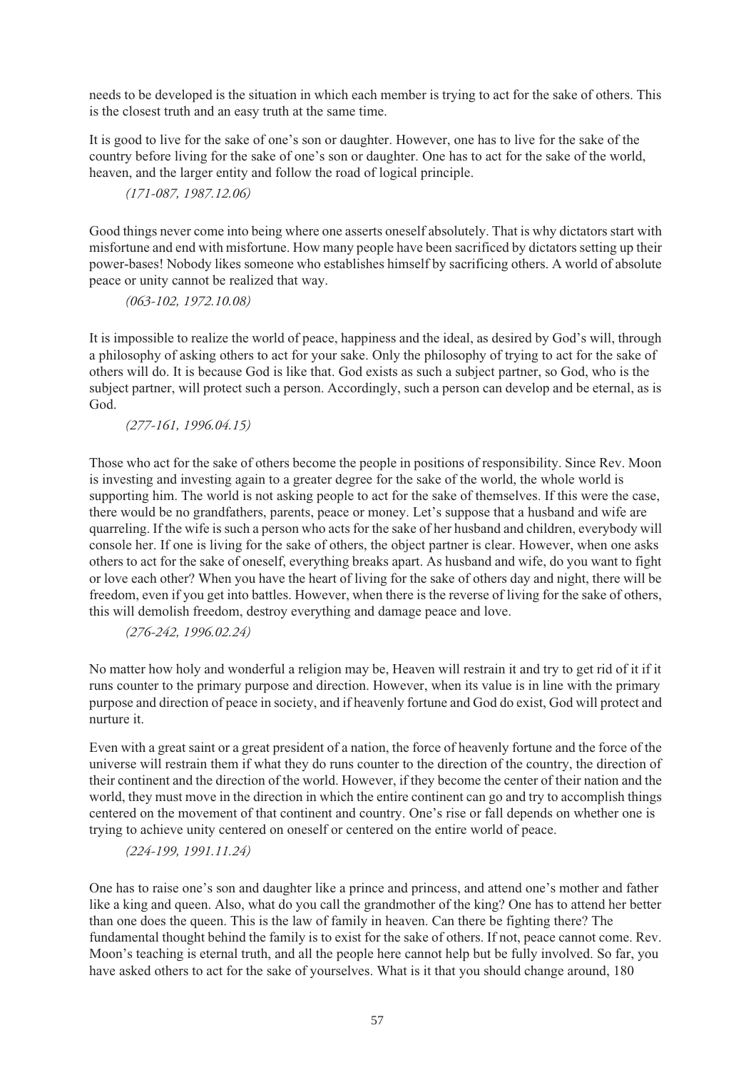needs to be developed is the situation in which each member is trying to act for the sake of others. This is the closest truth and an easy truth at the same time.

It is good to live for the sake of one's son or daughter. However, one has to live for the sake of the country before living for the sake of one's son or daughter. One has to act for the sake of the world, heaven, and the larger entity and follow the road of logical principle.

*(171-087, 1987.12.06)*

Good things never come into being where one asserts oneself absolutely. That is why dictators start with misfortune and end with misfortune. How many people have been sacrificed by dictators setting up their power-bases! Nobody likes someone who establishes himself by sacrificing others. A world of absolute peace or unity cannot be realized that way.

*(063-102, 1972.10.08)*

It is impossible to realize the world of peace, happiness and the ideal, as desired by God's will, through a philosophy of asking others to act for your sake. Only the philosophy of trying to act for the sake of others will do. It is because God is like that. God exists as such a subject partner, so God, who is the subject partner, will protect such a person. Accordingly, such a person can develop and be eternal, as is God.

*(277-161, 1996.04.15)*

Those who act for the sake of others become the people in positions of responsibility. Since Rev. Moon is investing and investing again to a greater degree for the sake of the world, the whole world is supporting him. The world is not asking people to act for the sake of themselves. If this were the case, there would be no grandfathers, parents, peace or money. Let's suppose that a husband and wife are quarreling. If the wife is such a person who acts for the sake of her husband and children, everybody will console her. If one is living for the sake of others, the object partner is clear. However, when one asks others to act for the sake of oneself, everything breaks apart. As husband and wife, do you want to fight or love each other? When you have the heart of living for the sake of others day and night, there will be freedom, even if you get into battles. However, when there is the reverse of living for the sake of others, this will demolish freedom, destroy everything and damage peace and love.

*(276-242, 1996.02.24)*

No matter how holy and wonderful a religion may be, Heaven will restrain it and try to get rid of it if it runs counter to the primary purpose and direction. However, when its value is in line with the primary purpose and direction of peace in society, and if heavenly fortune and God do exist, God will protect and nurture it.

Even with a great saint or a great president of a nation, the force of heavenly fortune and the force of the universe will restrain them if what they do runs counter to the direction of the country, the direction of their continent and the direction of the world. However, if they become the center of their nation and the world, they must move in the direction in which the entire continent can go and try to accomplish things centered on the movement of that continent and country. One's rise or fall depends on whether one is trying to achieve unity centered on oneself or centered on the entire world of peace.

*(224-199, 1991.11.24)*

One has to raise one's son and daughter like a prince and princess, and attend one's mother and father like a king and queen. Also, what do you call the grandmother of the king? One has to attend her better than one does the queen. This is the law of family in heaven. Can there be fighting there? The fundamental thought behind the family is to exist for the sake of others. If not, peace cannot come. Rev. Moon's teaching is eternal truth, and all the people here cannot help but be fully involved. So far, you have asked others to act for the sake of yourselves. What is it that you should change around, 180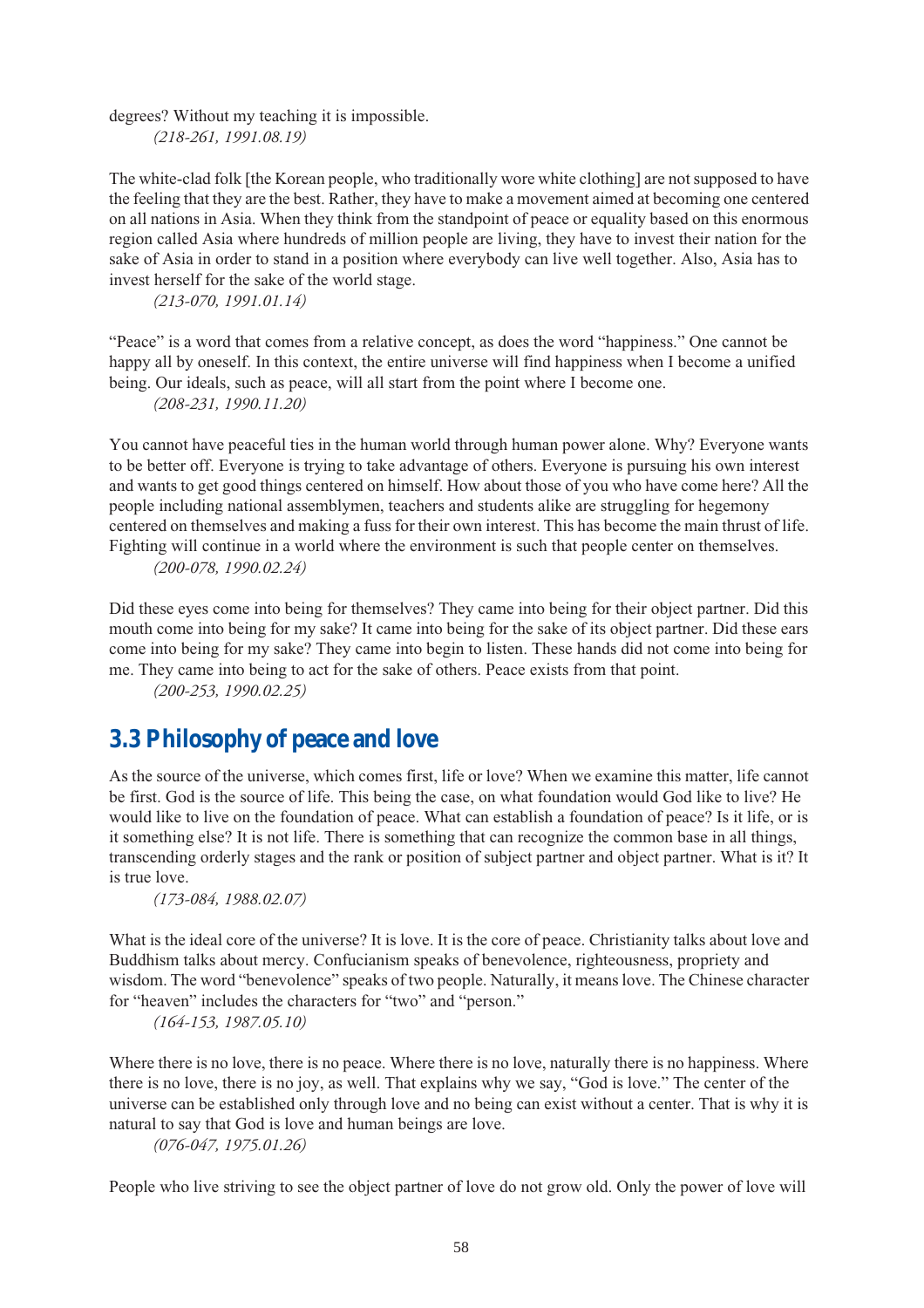degrees? Without my teaching it is impossible.

*(218-261, 1991.08.19)*

The white-clad folk [the Korean people, who traditionally wore white clothing] are not supposed to have the feeling that they are the best. Rather, they have to make a movement aimed at becoming one centered on all nations in Asia. When they think from the standpoint of peace or equality based on this enormous region called Asia where hundreds of million people are living, they have to invest their nation for the sake of Asia in order to stand in a position where everybody can live well together. Also, Asia has to invest herself for the sake of the world stage.

*(213-070, 1991.01.14)*

"Peace" is a word that comes from a relative concept, as does the word "happiness." One cannot be happy all by oneself. In this context, the entire universe will find happiness when I become a unified being. Our ideals, such as peace, will all start from the point where I become one.

*(208-231, 1990.11.20)*

You cannot have peaceful ties in the human world through human power alone. Why? Everyone wants to be better off. Everyone is trying to take advantage of others. Everyone is pursuing his own interest and wants to get good things centered on himself. How about those of you who have come here? All the people including national assemblymen, teachers and students alike are struggling for hegemony centered on themselves and making a fuss for their own interest. This has become the main thrust of life. Fighting will continue in a world where the environment is such that people center on themselves.

*(200-078, 1990.02.24)*

Did these eyes come into being for themselves? They came into being for their object partner. Did this mouth come into being for my sake? It came into being for the sake of its object partner. Did these ears come into being for my sake? They came into begin to listen. These hands did not come into being for me. They came into being to act for the sake of others. Peace exists from that point.

*(200-253, 1990.02.25)*

## 3.3 Philosophy of peace and love

As the source of the universe, which comes first, life or love? When we examine this matter, life cannot be first. God is the source of life. This being the case, on what foundation would God like to live? He would like to live on the foundation of peace. What can establish a foundation of peace? Is it life, or is it something else? It is not life. There is something that can recognize the common base in all things, transcending orderly stages and the rank or position of subject partner and object partner. What is it? It is true love.

*(173-084, 1988.02.07)*

What is the ideal core of the universe? It is love. It is the core of peace. Christianity talks about love and Buddhism talks about mercy. Confucianism speaks of benevolence, righteousness, propriety and wisdom. The word "benevolence" speaks of two people. Naturally, it means love. The Chinese character for "heaven" includes the characters for "two" and "person."

*(164-153, 1987.05.10)*

Where there is no love, there is no peace. Where there is no love, naturally there is no happiness. Where there is no love, there is no joy, as well. That explains why we say, "God is love." The center of the universe can be established only through love and no being can exist without a center. That is why it is natural to say that God is love and human beings are love.

*(076-047, 1975.01.26)*

People who live striving to see the object partner of love do not grow old. Only the power of love will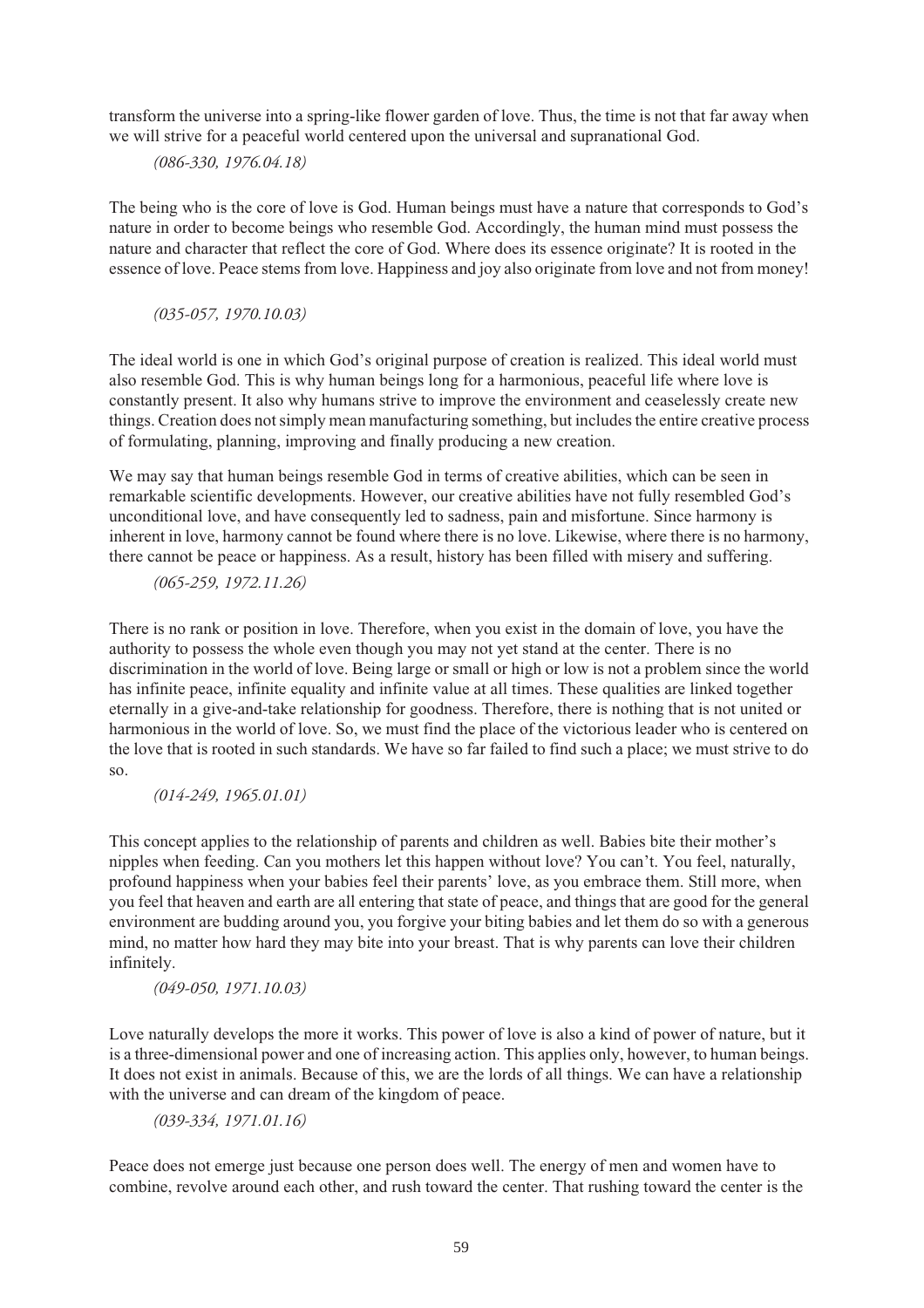transform the universe into a spring-like flower garden of love. Thus, the time is not that far away when we will strive for a peaceful world centered upon the universal and supranational God.

*(086-330, 1976.04.18)*

The being who is the core of love is God. Human beings must have a nature that corresponds to God's nature in order to become beings who resemble God. Accordingly, the human mind must possess the nature and character that reflect the core of God. Where does its essence originate? It is rooted in the essence of love. Peace stems from love. Happiness and joy also originate from love and not from money!

*(035-057, 1970.10.03)*

The ideal world is one in which God's original purpose of creation is realized. This ideal world must also resemble God. This is why human beings long for a harmonious, peaceful life where love is constantly present. It also why humans strive to improve the environment and ceaselessly create new things. Creation does not simply mean manufacturing something, but includes the entire creative process of formulating, planning, improving and finally producing a new creation.

We may say that human beings resemble God in terms of creative abilities, which can be seen in remarkable scientific developments. However, our creative abilities have not fully resembled God's unconditional love, and have consequently led to sadness, pain and misfortune. Since harmony is inherent in love, harmony cannot be found where there is no love. Likewise, where there is no harmony, there cannot be peace or happiness. As a result, history has been filled with misery and suffering.

*(065-259, 1972.11.26)*

There is no rank or position in love. Therefore, when you exist in the domain of love, you have the authority to possess the whole even though you may not yet stand at the center. There is no discrimination in the world of love. Being large or small or high or low is not a problem since the world has infinite peace, infinite equality and infinite value at all times. These qualities are linked together eternally in a give-and-take relationship for goodness. Therefore, there is nothing that is not united or harmonious in the world of love. So, we must find the place of the victorious leader who is centered on the love that is rooted in such standards. We have so far failed to find such a place; we must strive to do so.

*(014-249, 1965.01.01)*

This concept applies to the relationship of parents and children as well. Babies bite their mother's nipples when feeding. Can you mothers let this happen without love? You can't. You feel, naturally, profound happiness when your babies feel their parents' love, as you embrace them. Still more, when you feel that heaven and earth are all entering that state of peace, and things that are good for the general environment are budding around you, you forgive your biting babies and let them do so with a generous mind, no matter how hard they may bite into your breast. That is why parents can love their children infinitely.

*(049-050, 1971.10.03)*

Love naturally develops the more it works. This power of love is also a kind of power of nature, but it is a three-dimensional power and one of increasing action. This applies only, however, to human beings. It does not exist in animals. Because of this, we are the lords of all things. We can have a relationship with the universe and can dream of the kingdom of peace.

*(039-334, 1971.01.16)*

Peace does not emerge just because one person does well. The energy of men and women have to combine, revolve around each other, and rush toward the center. That rushing toward the center is the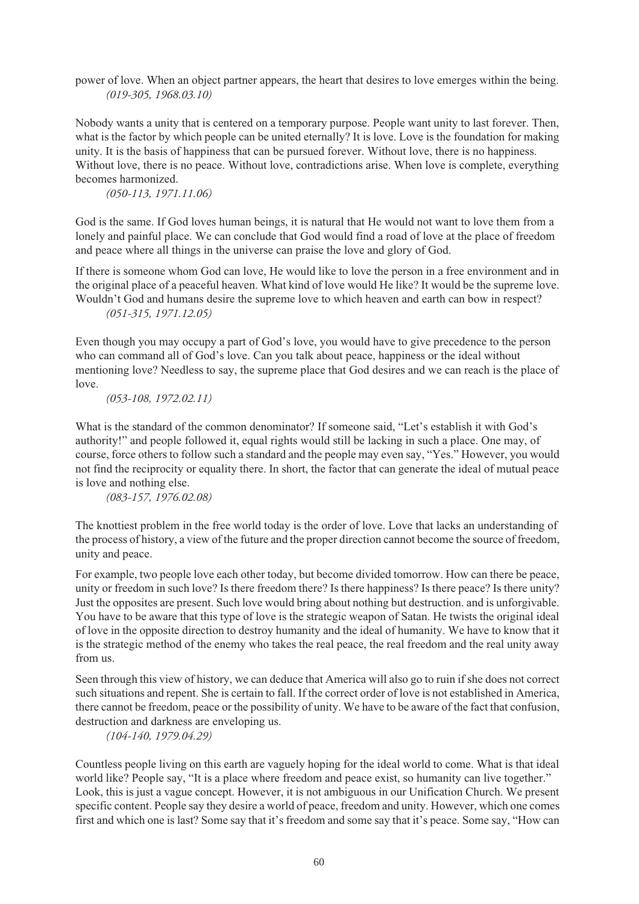power of love. When an object partner appears, the heart that desires to love emerges within the being.

*(019-305, 1968.03.10)*

Nobody wants a unity that is centered on a temporary purpose. People want unity to last forever. Then, what is the factor by which people can be united eternally? It is love. Love is the foundation for making unity. It is the basis of happiness that can be pursued forever. Without love, there is no happiness. Without love, there is no peace. Without love, contradictions arise. When love is complete, everything becomes harmonized.

*(050-113, 1971.11.06)*

God is the same. If God loves human beings, it is natural that He would not want to love them from a lonely and painful place. We can conclude that God would find a road of love at the place of freedom and peace where all things in the universe can praise the love and glory of God.

If there is someone whom God can love, He would like to love the person in a free environment and in the original place of a peaceful heaven. What kind of love would He like? It would be the supreme love. Wouldn't God and humans desire the supreme love to which heaven and earth can bow in respect?

*(051-315, 1971.12.05)*

Even though you may occupy a part of God's love, you would have to give precedence to the person who can command all of God's love. Can you talk about peace, happiness or the ideal without mentioning love? Needless to say, the supreme place that God desires and we can reach is the place of love.

*(053-108, 1972.02.11)*

What is the standard of the common denominator? If someone said, "Let's establish it with God's authority!" and people followed it, equal rights would still be lacking in such a place. One may, of course, force others to follow such a standard and the people may even say, "Yes." However, you would not find the reciprocity or equality there. In short, the factor that can generate the ideal of mutual peace is love and nothing else.

*(083-157, 1976.02.08)*

The knottiest problem in the free world today is the order of love. Love that lacks an understanding of the process of history, a view of the future and the proper direction cannot become the source of freedom, unity and peace.

For example, two people love each other today, but become divided tomorrow. How can there be peace, unity or freedom in such love? Is there freedom there? Is there happiness? Is there peace? Is there unity? Just the opposites are present. Such love would bring about nothing but destruction. and is unforgivable. You have to be aware that this type of love is the strategic weapon of Satan. He twists the original ideal of love in the opposite direction to destroy humanity and the ideal of humanity. We have to know that it is the strategic method of the enemy who takes the real peace, the real freedom and the real unity away from us.

Seen through this view of history, we can deduce that America will also go to ruin if she does not correct such situations and repent. She is certain to fall. If the correct order of love is not established in America, there cannot be freedom, peace or the possibility of unity. We have to be aware of the fact that confusion, destruction and darkness are enveloping us.

*(104-140, 1979.04.29)*

Countless people living on this earth are vaguely hoping for the ideal world to come. What is that ideal world like? People say, "It is a place where freedom and peace exist, so humanity can live together." Look, this is just a vague concept. However, it is not ambiguous in our Unification Church. We present specific content. People say they desire a world of peace, freedom and unity. However, which one comes first and which one is last? Some say that it's freedom and some say that it's peace. Some say, "How can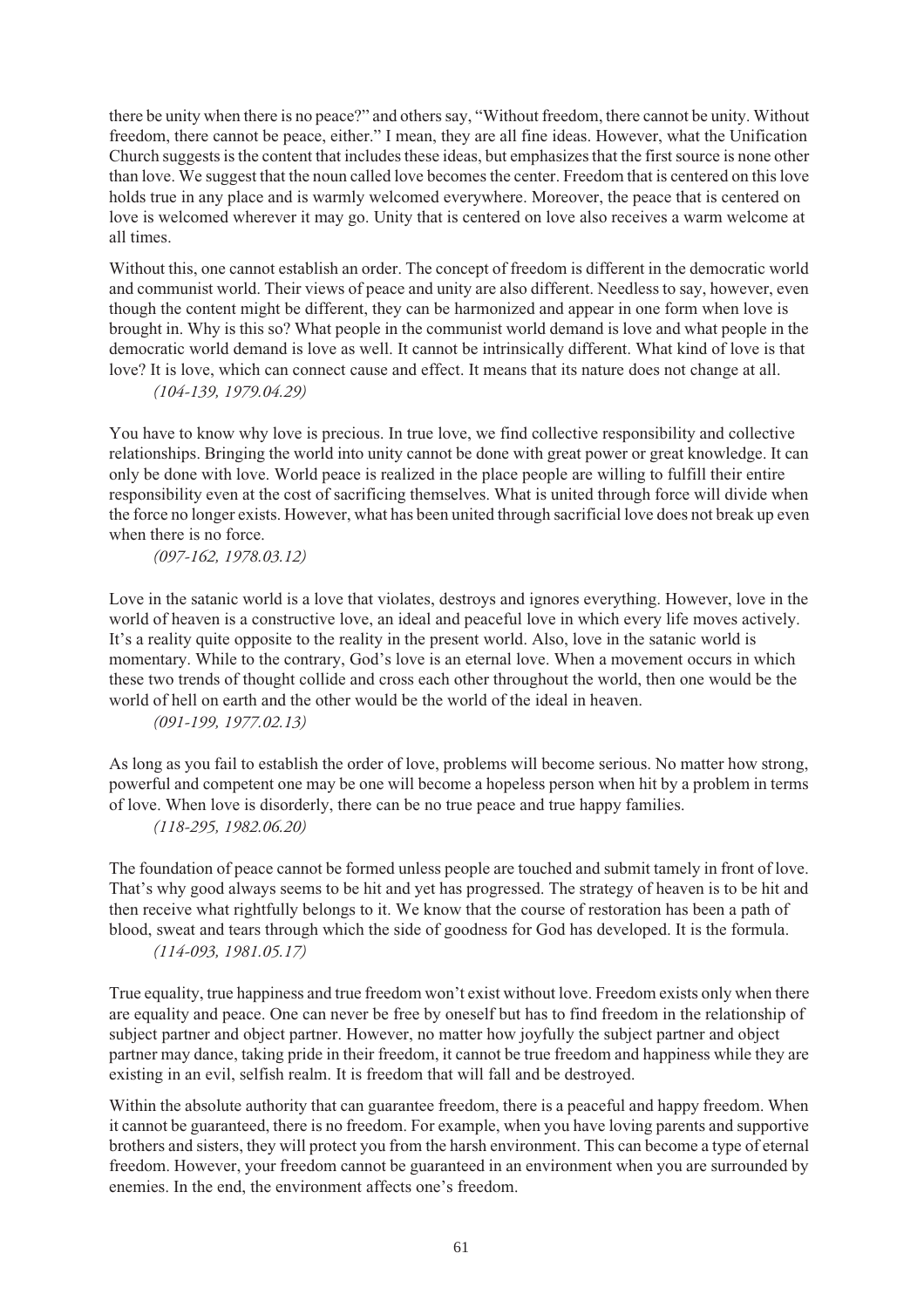there be unity when there is no peace?" and others say, "Without freedom, there cannot be unity. Without freedom, there cannot be peace, either." I mean, they are all fine ideas. However, what the Unification Church suggests is the content that includes these ideas, but emphasizes that the first source is none other than love. We suggest that the noun called love becomes the center. Freedom that is centered on this love holds true in any place and is warmly welcomed everywhere. Moreover, the peace that is centered on love is welcomed wherever it may go. Unity that is centered on love also receives a warm welcome at all times.

Without this, one cannot establish an order. The concept of freedom is different in the democratic world and communist world. Their views of peace and unity are also different. Needless to say, however, even though the content might be different, they can be harmonized and appear in one form when love is brought in. Why is this so? What people in the communist world demand is love and what people in the democratic world demand is love as well. It cannot be intrinsically different. What kind of love is that love? It is love, which can connect cause and effect. It means that its nature does not change at all.

*(104-139, 1979.04.29)*

You have to know why love is precious. In true love, we find collective responsibility and collective relationships. Bringing the world into unity cannot be done with great power or great knowledge. It can only be done with love. World peace is realized in the place people are willing to fulfill their entire responsibility even at the cost of sacrificing themselves. What is united through force will divide when the force no longer exists. However, what has been united through sacrificial love does not break up even when there is no force.

*(097-162, 1978.03.12)*

Love in the satanic world is a love that violates, destroys and ignores everything. However, love in the world of heaven is a constructive love, an ideal and peaceful love in which every life moves actively. It's a reality quite opposite to the reality in the present world. Also, love in the satanic world is momentary. While to the contrary, God's love is an eternal love. When a movement occurs in which these two trends of thought collide and cross each other throughout the world, then one would be the world of hell on earth and the other would be the world of the ideal in heaven.

*(091-199, 1977.02.13)*

As long as you fail to establish the order of love, problems will become serious. No matter how strong, powerful and competent one may be one will become a hopeless person when hit by a problem in terms of love. When love is disorderly, there can be no true peace and true happy families.

*(118-295, 1982.06.20)*

The foundation of peace cannot be formed unless people are touched and submit tamely in front of love. That's why good always seems to be hit and yet has progressed. The strategy of heaven is to be hit and then receive what rightfully belongs to it. We know that the course of restoration has been a path of blood, sweat and tears through which the side of goodness for God has developed. It is the formula.

*(114-093, 1981.05.17)*

True equality, true happiness and true freedom won't exist without love. Freedom exists only when there are equality and peace. One can never be free by oneself but has to find freedom in the relationship of subject partner and object partner. However, no matter how joyfully the subject partner and object partner may dance, taking pride in their freedom, it cannot be true freedom and happiness while they are existing in an evil, selfish realm. It is freedom that will fall and be destroyed.

Within the absolute authority that can guarantee freedom, there is a peaceful and happy freedom. When it cannot be guaranteed, there is no freedom. For example, when you have loving parents and supportive brothers and sisters, they will protect you from the harsh environment. This can become a type of eternal freedom. However, your freedom cannot be guaranteed in an environment when you are surrounded by enemies. In the end, the environment affects one's freedom.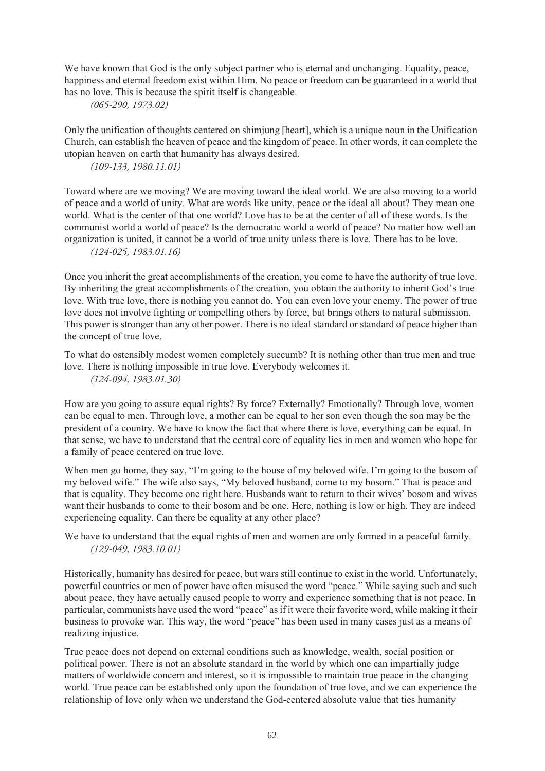We have known that God is the only subject partner who is eternal and unchanging. Equality, peace, happiness and eternal freedom exist within Him. No peace or freedom can be guaranteed in a world that has no love. This is because the spirit itself is changeable.

*(065-290, 1973.02)*

Only the unification of thoughts centered on shimjung [heart], which is a unique noun in the Unification Church, can establish the heaven of peace and the kingdom of peace. In other words, it can complete the utopian heaven on earth that humanity has always desired.

*(109-133, 1980.11.01)*

Toward where are we moving? We are moving toward the ideal world. We are also moving to a world of peace and a world of unity. What are words like unity, peace or the ideal all about? They mean one world. What is the center of that one world? Love has to be at the center of all of these words. Is the communist world a world of peace? Is the democratic world a world of peace? No matter how well an organization is united, it cannot be a world of true unity unless there is love. There has to be love.

*(124-025, 1983.01.16)*

Once you inherit the great accomplishments of the creation, you come to have the authority of true love. By inheriting the great accomplishments of the creation, you obtain the authority to inherit God's true love. With true love, there is nothing you cannot do. You can even love your enemy. The power of true love does not involve fighting or compelling others by force, but brings others to natural submission. This power is stronger than any other power. There is no ideal standard or standard of peace higher than the concept of true love.

To what do ostensibly modest women completely succumb? It is nothing other than true men and true love. There is nothing impossible in true love. Everybody welcomes it.

*(124-094, 1983.01.30)*

How are you going to assure equal rights? By force? Externally? Emotionally? Through love, women can be equal to men. Through love, a mother can be equal to her son even though the son may be the president of a country. We have to know the fact that where there is love, everything can be equal. In that sense, we have to understand that the central core of equality lies in men and women who hope for a family of peace centered on true love.

When men go home, they say, "I'm going to the house of my beloved wife. I'm going to the bosom of my beloved wife." The wife also says, "My beloved husband, come to my bosom." That is peace and that is equality. They become one right here. Husbands want to return to their wives' bosom and wives want their husbands to come to their bosom and be one. Here, nothing is low or high. They are indeed experiencing equality. Can there be equality at any other place?

We have to understand that the equal rights of men and women are only formed in a peaceful family.

*(129-049, 1983.10.01)*

Historically, humanity has desired for peace, but wars still continue to exist in the world. Unfortunately, powerful countries or men of power have often misused the word "peace." While saying such and such about peace, they have actually caused people to worry and experience something that is not peace. In particular, communists have used the word "peace" as if it were their favorite word, while making it their business to provoke war. This way, the word "peace" has been used in many cases just as a means of realizing injustice.

True peace does not depend on external conditions such as knowledge, wealth, social position or political power. There is not an absolute standard in the world by which one can impartially judge matters of worldwide concern and interest, so it is impossible to maintain true peace in the changing world. True peace can be established only upon the foundation of true love, and we can experience the relationship of love only when we understand the God-centered absolute value that ties humanity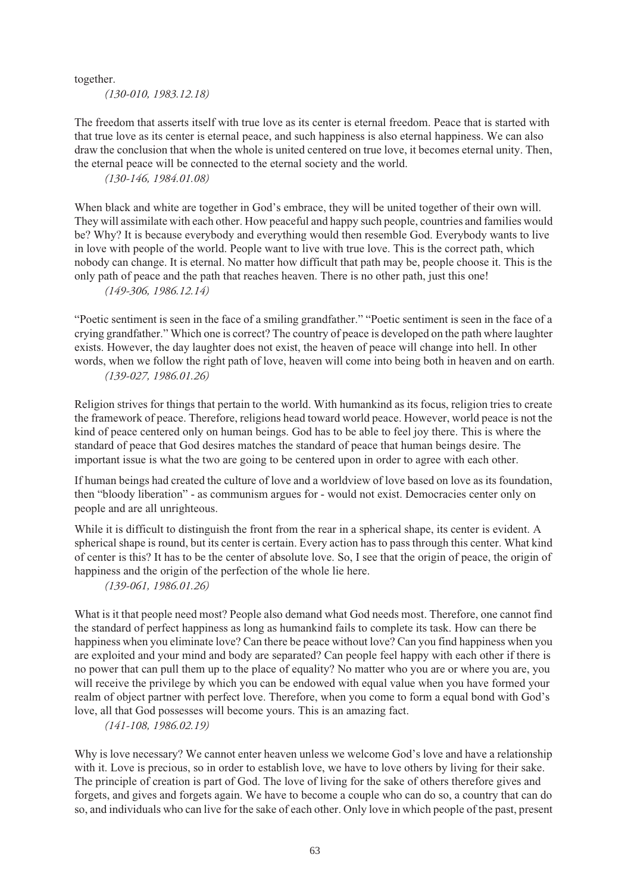together.

*(130-010, 1983.12.18)*

The freedom that asserts itself with true love as its center is eternal freedom. Peace that is started with that true love as its center is eternal peace, and such happiness is also eternal happiness. We can also draw the conclusion that when the whole is united centered on true love, it becomes eternal unity. Then, the eternal peace will be connected to the eternal society and the world.

*(130-146, 1984.01.08)*

When black and white are together in God's embrace, they will be united together of their own will. They will assimilate with each other. How peaceful and happy such people, countries and families would be? Why? It is because everybody and everything would then resemble God. Everybody wants to live in love with people of the world. People want to live with true love. This is the correct path, which nobody can change. It is eternal. No matter how difficult that path may be, people choose it. This is the only path of peace and the path that reaches heaven. There is no other path, just this one!

*(149-306, 1986.12.14)*

"Poetic sentiment is seen in the face of a smiling grandfather." "Poetic sentiment is seen in the face of a crying grandfather." Which one is correct? The country of peace is developed on the path where laughter exists. However, the day laughter does not exist, the heaven of peace will change into hell. In other words, when we follow the right path of love, heaven will come into being both in heaven and on earth.

*(139-027, 1986.01.26)*

Religion strives for things that pertain to the world. With humankind as its focus, religion tries to create the framework of peace. Therefore, religions head toward world peace. However, world peace is not the kind of peace centered only on human beings. God has to be able to feel joy there. This is where the standard of peace that God desires matches the standard of peace that human beings desire. The important issue is what the two are going to be centered upon in order to agree with each other.

If human beings had created the culture of love and a worldview of love based on love as its foundation, then "bloody liberation" - as communism argues for - would not exist. Democracies center only on people and are all unrighteous.

While it is difficult to distinguish the front from the rear in a spherical shape, its center is evident. A spherical shape is round, but its center is certain. Every action has to pass through this center. What kind of center is this? It has to be the center of absolute love. So, I see that the origin of peace, the origin of happiness and the origin of the perfection of the whole lie here.

*(139-061, 1986.01.26)*

What is it that people need most? People also demand what God needs most. Therefore, one cannot find the standard of perfect happiness as long as humankind fails to complete its task. How can there be happiness when you eliminate love? Can there be peace without love? Can you find happiness when you are exploited and your mind and body are separated? Can people feel happy with each other if there is no power that can pull them up to the place of equality? No matter who you are or where you are, you will receive the privilege by which you can be endowed with equal value when you have formed your realm of object partner with perfect love. Therefore, when you come to form a equal bond with God's love, all that God possesses will become yours. This is an amazing fact.

*(141-108, 1986.02.19)*

Why is love necessary? We cannot enter heaven unless we welcome God's love and have a relationship with it. Love is precious, so in order to establish love, we have to love others by living for their sake. The principle of creation is part of God. The love of living for the sake of others therefore gives and forgets, and gives and forgets again. We have to become a couple who can do so, a country that can do so, and individuals who can live for the sake of each other. Only love in which people of the past, present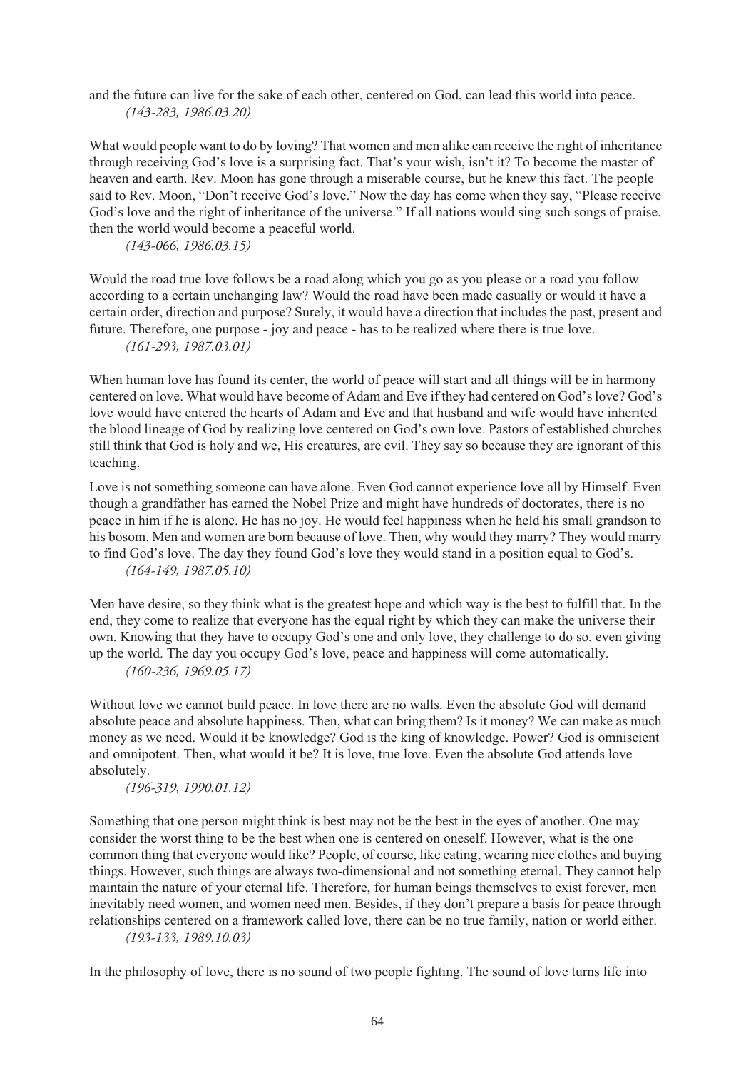and the future can live for the sake of each other, centered on God, can lead this world into peace.
*(143-283, 1986.03.20)*

What would people want to do by loving? That women and men alike can receive the right of inheritance through receiving God's love is a surprising fact. That's your wish, isn't it? To become the master of heaven and earth. Rev. Moon has gone through a miserable course, but he knew this fact. The people said to Rev. Moon, "Don't receive God's love." Now the day has come when they say, "Please receive God's love and the right of inheritance of the universe." If all nations would sing such songs of praise, then the world would become a peaceful world.
*(143-066, 1986.03.15)*

Would the road true love follows be a road along which you go as you please or a road you follow according to a certain unchanging law? Would the road have been made casually or would it have a certain order, direction and purpose? Surely, it would have a direction that includes the past, present and future. Therefore, one purpose - joy and peace - has to be realized where there is true love.
*(161-293, 1987.03.01)*

When human love has found its center, the world of peace will start and all things will be in harmony centered on love. What would have become of Adam and Eve if they had centered on God's love? God's love would have entered the hearts of Adam and Eve and that husband and wife would have inherited the blood lineage of God by realizing love centered on God's own love. Pastors of established churches still think that God is holy and we, His creatures, are evil. They say so because they are ignorant of this teaching.

Love is not something someone can have alone. Even God cannot experience love all by Himself. Even though a grandfather has earned the Nobel Prize and might have hundreds of doctorates, there is no peace in him if he is alone. He has no joy. He would feel happiness when he held his small grandson to his bosom. Men and women are born because of love. Then, why would they marry? They would marry to find God's love. The day they found God's love they would stand in a position equal to God's.
*(164-149, 1987.05.10)*

Men have desire, so they think what is the greatest hope and which way is the best to fulfill that. In the end, they come to realize that everyone has the equal right by which they can make the universe their own. Knowing that they have to occupy God's one and only love, they challenge to do so, even giving up the world. The day you occupy God's love, peace and happiness will come automatically.
*(160-236, 1969.05.17)*

Without love we cannot build peace. In love there are no walls. Even the absolute God will demand absolute peace and absolute happiness. Then, what can bring them? Is it money? We can make as much money as we need. Would it be knowledge? God is the king of knowledge. Power? God is omniscient and omnipotent. Then, what would it be? It is love, true love. Even the absolute God attends love absolutely.
*(196-319, 1990.01.12)*

Something that one person might think is best may not be the best in the eyes of another. One may consider the worst thing to be the best when one is centered on oneself. However, what is the one common thing that everyone would like? People, of course, like eating, wearing nice clothes and buying things. However, such things are always two-dimensional and not something eternal. They cannot help maintain the nature of your eternal life. Therefore, for human beings themselves to exist forever, men inevitably need women, and women need men. Besides, if they don't prepare a basis for peace through relationships centered on a framework called love, there can be no true family, nation or world either.
*(193-133, 1989.10.03)*

In the philosophy of love, there is no sound of two people fighting. The sound of love turns life into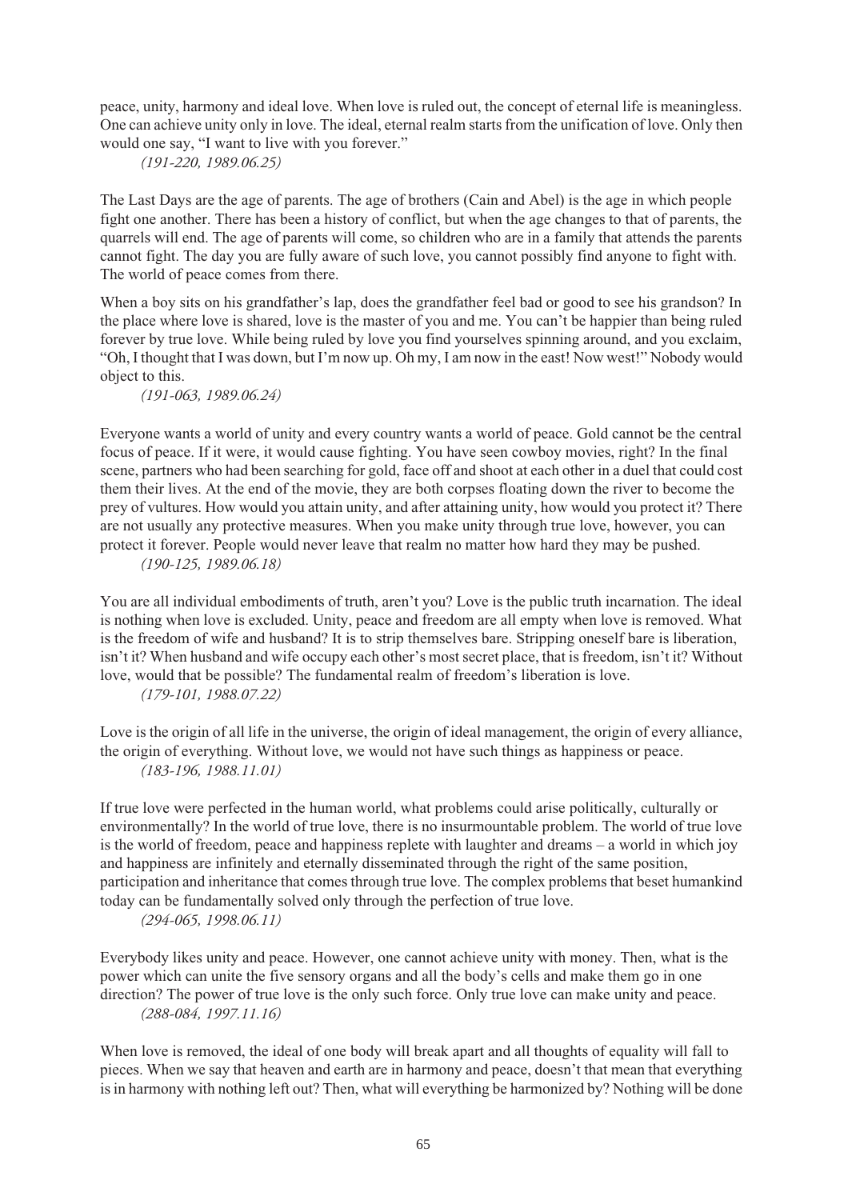peace, unity, harmony and ideal love. When love is ruled out, the concept of eternal life is meaningless. One can achieve unity only in love. The ideal, eternal realm starts from the unification of love. Only then would one say, "I want to live with you forever."

*(191-220, 1989.06.25)*

The Last Days are the age of parents. The age of brothers (Cain and Abel) is the age in which people fight one another. There has been a history of conflict, but when the age changes to that of parents, the quarrels will end. The age of parents will come, so children who are in a family that attends the parents cannot fight. The day you are fully aware of such love, you cannot possibly find anyone to fight with. The world of peace comes from there.

When a boy sits on his grandfather's lap, does the grandfather feel bad or good to see his grandson? In the place where love is shared, love is the master of you and me. You can't be happier than being ruled forever by true love. While being ruled by love you find yourselves spinning around, and you exclaim, "Oh, I thought that I was down, but I'm now up. Oh my, I am now in the east! Now west!" Nobody would object to this.

*(191-063, 1989.06.24)*

Everyone wants a world of unity and every country wants a world of peace. Gold cannot be the central focus of peace. If it were, it would cause fighting. You have seen cowboy movies, right? In the final scene, partners who had been searching for gold, face off and shoot at each other in a duel that could cost them their lives. At the end of the movie, they are both corpses floating down the river to become the prey of vultures. How would you attain unity, and after attaining unity, how would you protect it? There are not usually any protective measures. When you make unity through true love, however, you can protect it forever. People would never leave that realm no matter how hard they may be pushed.

*(190-125, 1989.06.18)*

You are all individual embodiments of truth, aren't you? Love is the public truth incarnation. The ideal is nothing when love is excluded. Unity, peace and freedom are all empty when love is removed. What is the freedom of wife and husband? It is to strip themselves bare. Stripping oneself bare is liberation, isn't it? When husband and wife occupy each other's most secret place, that is freedom, isn't it? Without love, would that be possible? The fundamental realm of freedom's liberation is love.

*(179-101, 1988.07.22)*

Love is the origin of all life in the universe, the origin of ideal management, the origin of every alliance, the origin of everything. Without love, we would not have such things as happiness or peace.

*(183-196, 1988.11.01)*

If true love were perfected in the human world, what problems could arise politically, culturally or environmentally? In the world of true love, there is no insurmountable problem. The world of true love is the world of freedom, peace and happiness replete with laughter and dreams – a world in which joy and happiness are infinitely and eternally disseminated through the right of the same position, participation and inheritance that comes through true love. The complex problems that beset humankind today can be fundamentally solved only through the perfection of true love.

*(294-065, 1998.06.11)*

Everybody likes unity and peace. However, one cannot achieve unity with money. Then, what is the power which can unite the five sensory organs and all the body's cells and make them go in one direction? The power of true love is the only such force. Only true love can make unity and peace.

*(288-084, 1997.11.16)*

When love is removed, the ideal of one body will break apart and all thoughts of equality will fall to pieces. When we say that heaven and earth are in harmony and peace, doesn't that mean that everything is in harmony with nothing left out? Then, what will everything be harmonized by? Nothing will be done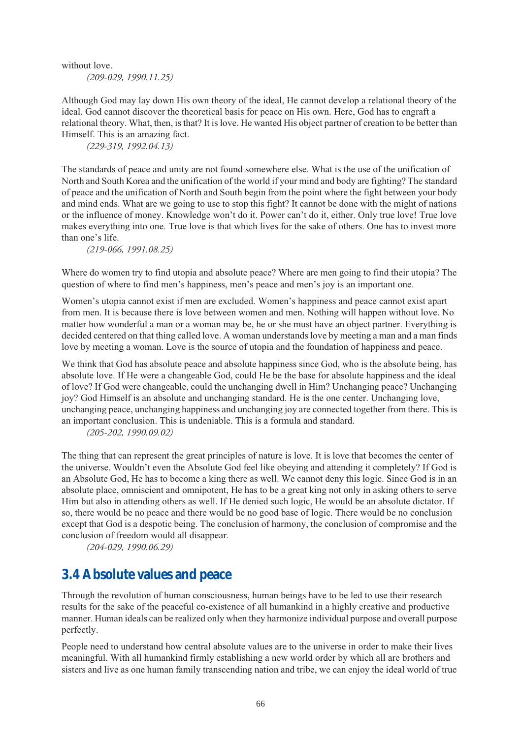without love.

*(209-029, 1990.11.25)*

Although God may lay down His own theory of the ideal, He cannot develop a relational theory of the ideal. God cannot discover the theoretical basis for peace on His own. Here, God has to engraft a relational theory. What, then, is that? It is love. He wanted His object partner of creation to be better than Himself. This is an amazing fact.

*(229-319, 1992.04.13)*

The standards of peace and unity are not found somewhere else. What is the use of the unification of North and South Korea and the unification of the world if your mind and body are fighting? The standard of peace and the unification of North and South begin from the point where the fight between your body and mind ends. What are we going to use to stop this fight? It cannot be done with the might of nations or the influence of money. Knowledge won't do it. Power can't do it, either. Only true love! True love makes everything into one. True love is that which lives for the sake of others. One has to invest more than one's life.

*(219-066, 1991.08.25)*

Where do women try to find utopia and absolute peace? Where are men going to find their utopia? The question of where to find men's happiness, men's peace and men's joy is an important one.

Women's utopia cannot exist if men are excluded. Women's happiness and peace cannot exist apart from men. It is because there is love between women and men. Nothing will happen without love. No matter how wonderful a man or a woman may be, he or she must have an object partner. Everything is decided centered on that thing called love. A woman understands love by meeting a man and a man finds love by meeting a woman. Love is the source of utopia and the foundation of happiness and peace.

We think that God has absolute peace and absolute happiness since God, who is the absolute being, has absolute love. If He were a changeable God, could He be the base for absolute happiness and the ideal of love? If God were changeable, could the unchanging dwell in Him? Unchanging peace? Unchanging joy? God Himself is an absolute and unchanging standard. He is the one center. Unchanging love, unchanging peace, unchanging happiness and unchanging joy are connected together from there. This is an important conclusion. This is undeniable. This is a formula and standard.

*(205-202, 1990.09.02)*

The thing that can represent the great principles of nature is love. It is love that becomes the center of the universe. Wouldn't even the Absolute God feel like obeying and attending it completely? If God is an Absolute God, He has to become a king there as well. We cannot deny this logic. Since God is in an absolute place, omniscient and omnipotent, He has to be a great king not only in asking others to serve Him but also in attending others as well. If He denied such logic, He would be an absolute dictator. If so, there would be no peace and there would be no good base of logic. There would be no conclusion except that God is a despotic being. The conclusion of harmony, the conclusion of compromise and the conclusion of freedom would all disappear.

*(204-029, 1990.06.29)*

## 3.4 Absolute values and peace

Through the revolution of human consciousness, human beings have to be led to use their research results for the sake of the peaceful co-existence of all humankind in a highly creative and productive manner. Human ideals can be realized only when they harmonize individual purpose and overall purpose perfectly.

People need to understand how central absolute values are to the universe in order to make their lives meaningful. With all humankind firmly establishing a new world order by which all are brothers and sisters and live as one human family transcending nation and tribe, we can enjoy the ideal world of true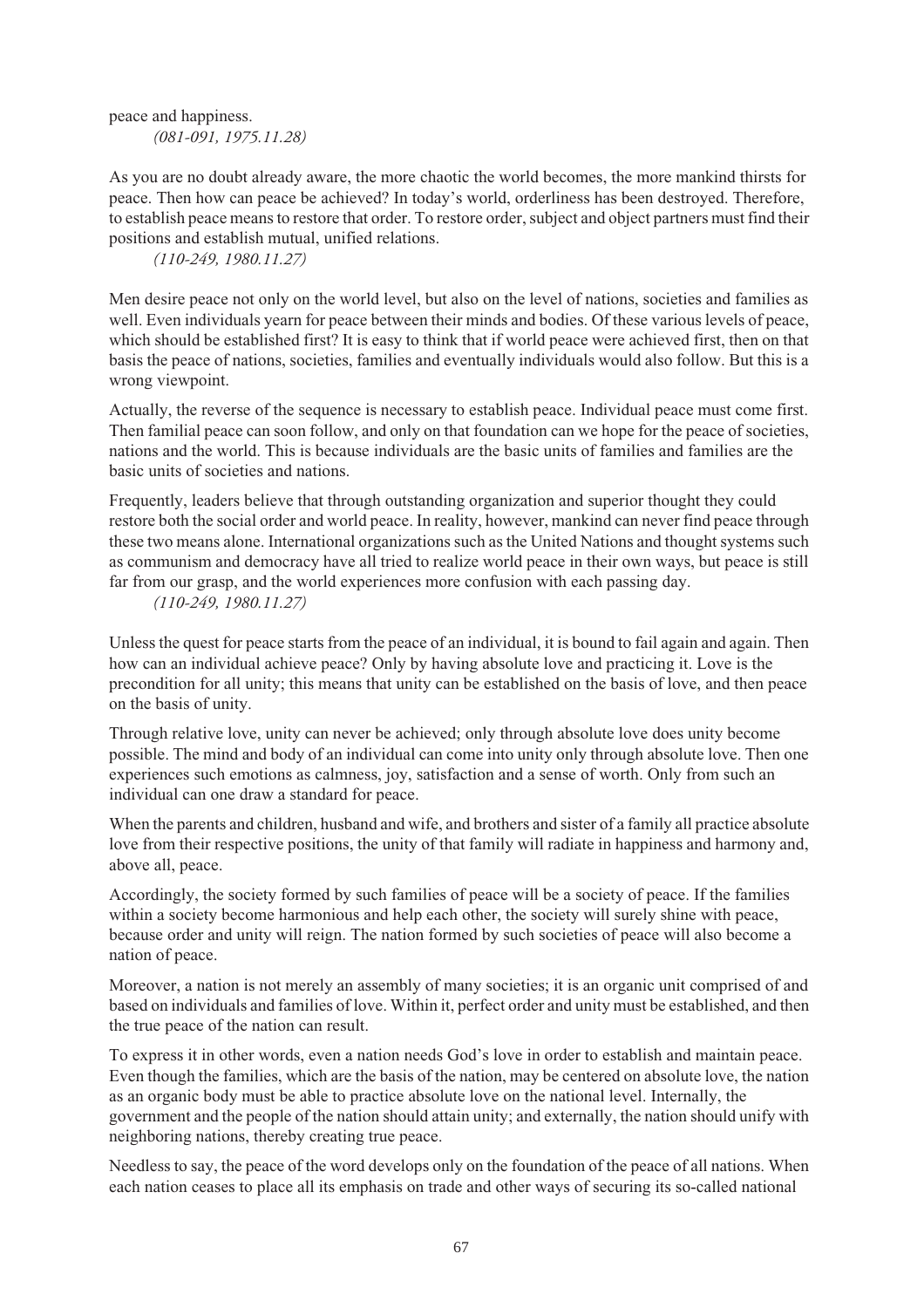peace and happiness.

*(081-091, 1975.11.28)*

As you are no doubt already aware, the more chaotic the world becomes, the more mankind thirsts for peace. Then how can peace be achieved? In today's world, orderliness has been destroyed. Therefore, to establish peace means to restore that order. To restore order, subject and object partners must find their positions and establish mutual, unified relations.

*(110-249, 1980.11.27)*

Men desire peace not only on the world level, but also on the level of nations, societies and families as well. Even individuals yearn for peace between their minds and bodies. Of these various levels of peace, which should be established first? It is easy to think that if world peace were achieved first, then on that basis the peace of nations, societies, families and eventually individuals would also follow. But this is a wrong viewpoint.

Actually, the reverse of the sequence is necessary to establish peace. Individual peace must come first. Then familial peace can soon follow, and only on that foundation can we hope for the peace of societies, nations and the world. This is because individuals are the basic units of families and families are the basic units of societies and nations.

Frequently, leaders believe that through outstanding organization and superior thought they could restore both the social order and world peace. In reality, however, mankind can never find peace through these two means alone. International organizations such as the United Nations and thought systems such as communism and democracy have all tried to realize world peace in their own ways, but peace is still far from our grasp, and the world experiences more confusion with each passing day.

*(110-249, 1980.11.27)*

Unless the quest for peace starts from the peace of an individual, it is bound to fail again and again. Then how can an individual achieve peace? Only by having absolute love and practicing it. Love is the precondition for all unity; this means that unity can be established on the basis of love, and then peace on the basis of unity.

Through relative love, unity can never be achieved; only through absolute love does unity become possible. The mind and body of an individual can come into unity only through absolute love. Then one experiences such emotions as calmness, joy, satisfaction and a sense of worth. Only from such an individual can one draw a standard for peace.

When the parents and children, husband and wife, and brothers and sister of a family all practice absolute love from their respective positions, the unity of that family will radiate in happiness and harmony and, above all, peace.

Accordingly, the society formed by such families of peace will be a society of peace. If the families within a society become harmonious and help each other, the society will surely shine with peace, because order and unity will reign. The nation formed by such societies of peace will also become a nation of peace.

Moreover, a nation is not merely an assembly of many societies; it is an organic unit comprised of and based on individuals and families of love. Within it, perfect order and unity must be established, and then the true peace of the nation can result.

To express it in other words, even a nation needs God's love in order to establish and maintain peace. Even though the families, which are the basis of the nation, may be centered on absolute love, the nation as an organic body must be able to practice absolute love on the national level. Internally, the government and the people of the nation should attain unity; and externally, the nation should unify with neighboring nations, thereby creating true peace.

Needless to say, the peace of the word develops only on the foundation of the peace of all nations. When each nation ceases to place all its emphasis on trade and other ways of securing its so-called national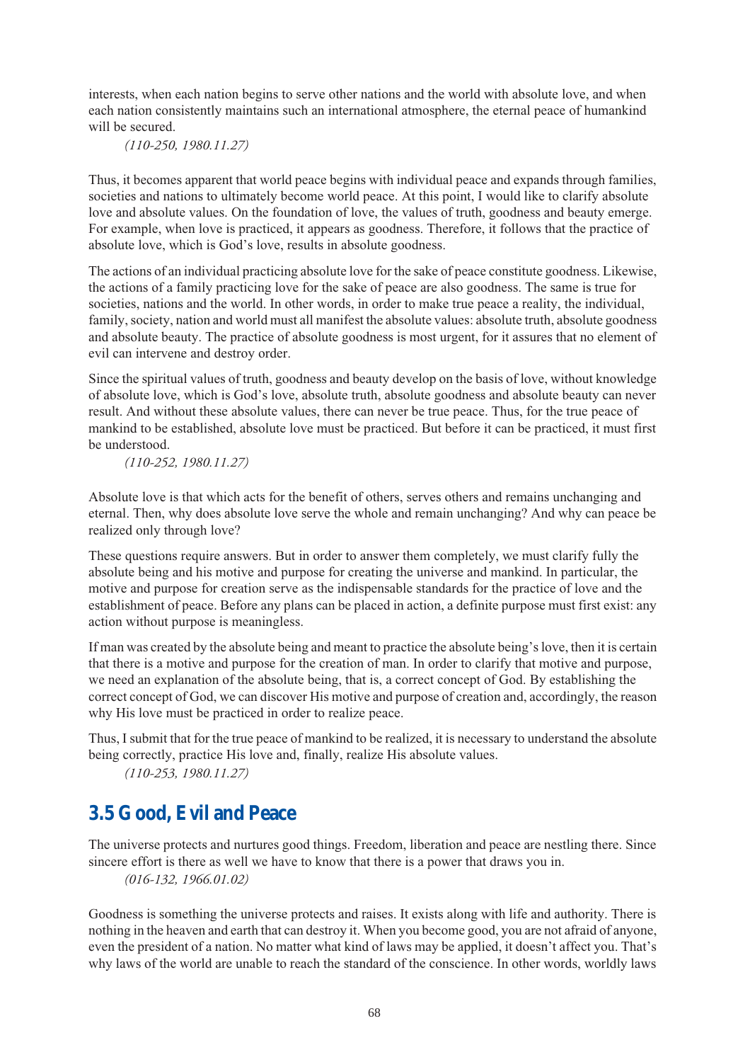interests, when each nation begins to serve other nations and the world with absolute love, and when each nation consistently maintains such an international atmosphere, the eternal peace of humankind will be secured.

*(110-250, 1980.11.27)*

Thus, it becomes apparent that world peace begins with individual peace and expands through families, societies and nations to ultimately become world peace. At this point, I would like to clarify absolute love and absolute values. On the foundation of love, the values of truth, goodness and beauty emerge. For example, when love is practiced, it appears as goodness. Therefore, it follows that the practice of absolute love, which is God's love, results in absolute goodness.

The actions of an individual practicing absolute love for the sake of peace constitute goodness. Likewise, the actions of a family practicing love for the sake of peace are also goodness. The same is true for societies, nations and the world. In other words, in order to make true peace a reality, the individual, family, society, nation and world must all manifest the absolute values: absolute truth, absolute goodness and absolute beauty. The practice of absolute goodness is most urgent, for it assures that no element of evil can intervene and destroy order.

Since the spiritual values of truth, goodness and beauty develop on the basis of love, without knowledge of absolute love, which is God's love, absolute truth, absolute goodness and absolute beauty can never result. And without these absolute values, there can never be true peace. Thus, for the true peace of mankind to be established, absolute love must be practiced. But before it can be practiced, it must first be understood.

*(110-252, 1980.11.27)*

Absolute love is that which acts for the benefit of others, serves others and remains unchanging and eternal. Then, why does absolute love serve the whole and remain unchanging? And why can peace be realized only through love?

These questions require answers. But in order to answer them completely, we must clarify fully the absolute being and his motive and purpose for creating the universe and mankind. In particular, the motive and purpose for creation serve as the indispensable standards for the practice of love and the establishment of peace. Before any plans can be placed in action, a definite purpose must first exist: any action without purpose is meaningless.

If man was created by the absolute being and meant to practice the absolute being's love, then it is certain that there is a motive and purpose for the creation of man. In order to clarify that motive and purpose, we need an explanation of the absolute being, that is, a correct concept of God. By establishing the correct concept of God, we can discover His motive and purpose of creation and, accordingly, the reason why His love must be practiced in order to realize peace.

Thus, I submit that for the true peace of mankind to be realized, it is necessary to understand the absolute being correctly, practice His love and, finally, realize His absolute values.

*(110-253, 1980.11.27)*

## 3.5 Good, Evil and Peace

The universe protects and nurtures good things. Freedom, liberation and peace are nestling there. Since sincere effort is there as well we have to know that there is a power that draws you in.

*(016-132, 1966.01.02)*

Goodness is something the universe protects and raises. It exists along with life and authority. There is nothing in the heaven and earth that can destroy it. When you become good, you are not afraid of anyone, even the president of a nation. No matter what kind of laws may be applied, it doesn't affect you. That's why laws of the world are unable to reach the standard of the conscience. In other words, worldly laws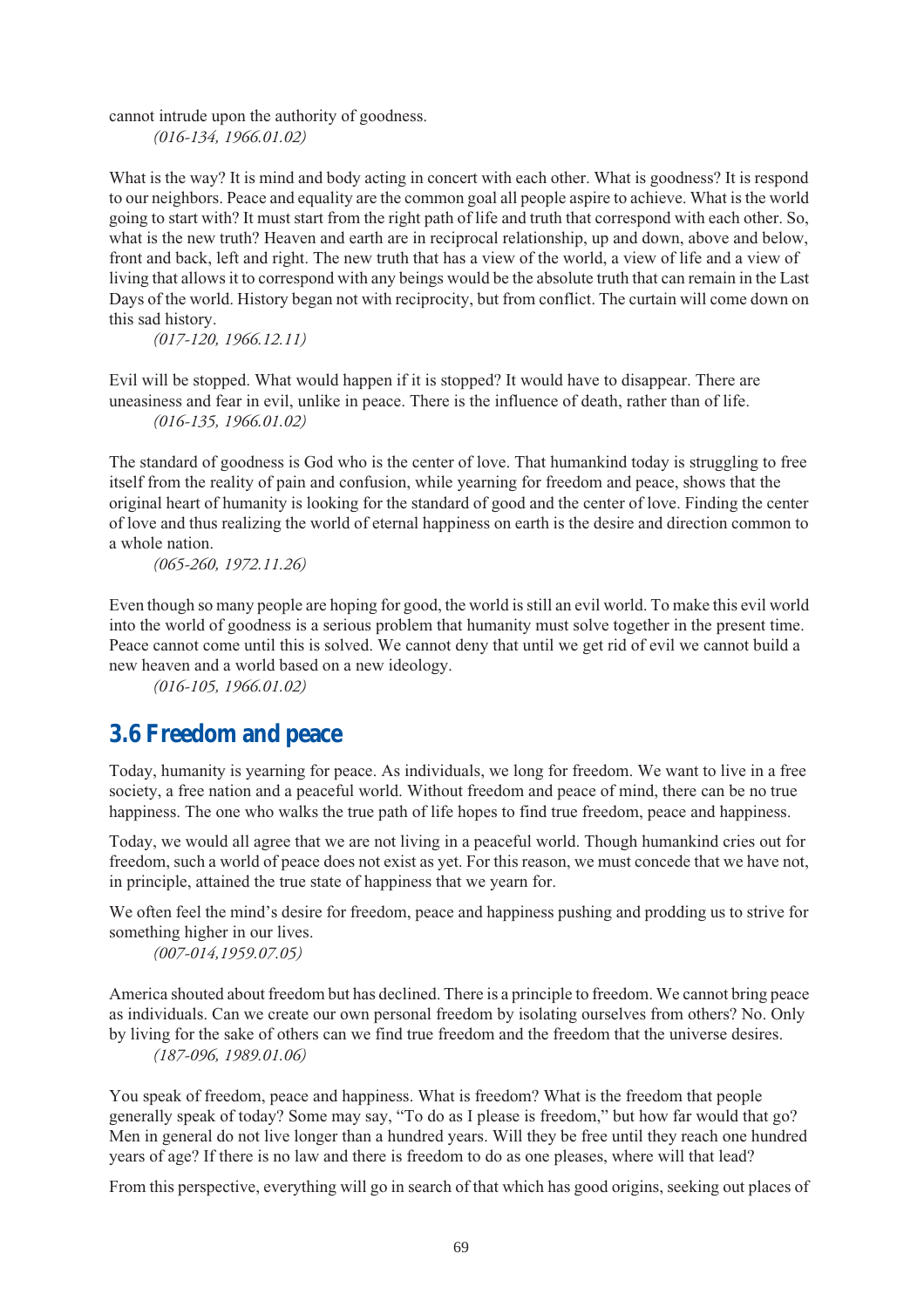cannot intrude upon the authority of goodness.

*(016-134, 1966.01.02)*

What is the way? It is mind and body acting in concert with each other. What is goodness? It is respond to our neighbors. Peace and equality are the common goal all people aspire to achieve. What is the world going to start with? It must start from the right path of life and truth that correspond with each other. So, what is the new truth? Heaven and earth are in reciprocal relationship, up and down, above and below, front and back, left and right. The new truth that has a view of the world, a view of life and a view of living that allows it to correspond with any beings would be the absolute truth that can remain in the Last Days of the world. History began not with reciprocity, but from conflict. The curtain will come down on this sad history.

*(017-120, 1966.12.11)*

Evil will be stopped. What would happen if it is stopped? It would have to disappear. There are uneasiness and fear in evil, unlike in peace. There is the influence of death, rather than of life.

*(016-135, 1966.01.02)*

The standard of goodness is God who is the center of love. That humankind today is struggling to free itself from the reality of pain and confusion, while yearning for freedom and peace, shows that the original heart of humanity is looking for the standard of good and the center of love. Finding the center of love and thus realizing the world of eternal happiness on earth is the desire and direction common to a whole nation.

*(065-260, 1972.11.26)*

Even though so many people are hoping for good, the world is still an evil world. To make this evil world into the world of goodness is a serious problem that humanity must solve together in the present time. Peace cannot come until this is solved. We cannot deny that until we get rid of evil we cannot build a new heaven and a world based on a new ideology.

*(016-105, 1966.01.02)*

## 3.6 Freedom and peace

Today, humanity is yearning for peace. As individuals, we long for freedom. We want to live in a free society, a free nation and a peaceful world. Without freedom and peace of mind, there can be no true happiness. The one who walks the true path of life hopes to find true freedom, peace and happiness.

Today, we would all agree that we are not living in a peaceful world. Though humankind cries out for freedom, such a world of peace does not exist as yet. For this reason, we must concede that we have not, in principle, attained the true state of happiness that we yearn for.

We often feel the mind's desire for freedom, peace and happiness pushing and prodding us to strive for something higher in our lives.

*(007-014,1959.07.05)*

America shouted about freedom but has declined. There is a principle to freedom. We cannot bring peace as individuals. Can we create our own personal freedom by isolating ourselves from others? No. Only by living for the sake of others can we find true freedom and the freedom that the universe desires.

*(187-096, 1989.01.06)*

You speak of freedom, peace and happiness. What is freedom? What is the freedom that people generally speak of today? Some may say, "To do as I please is freedom," but how far would that go? Men in general do not live longer than a hundred years. Will they be free until they reach one hundred years of age? If there is no law and there is freedom to do as one pleases, where will that lead?

From this perspective, everything will go in search of that which has good origins, seeking out places of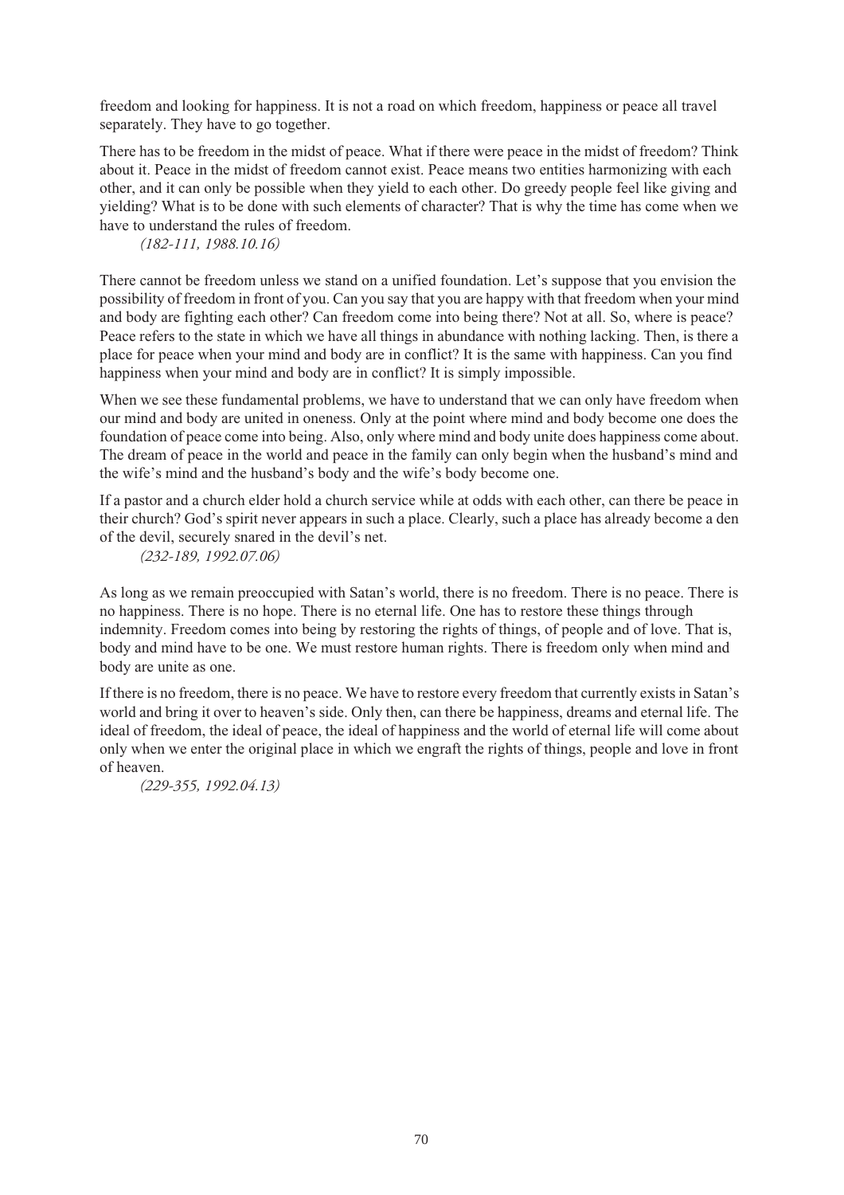freedom and looking for happiness. It is not a road on which freedom, happiness or peace all travel separately. They have to go together.

There has to be freedom in the midst of peace. What if there were peace in the midst of freedom? Think about it. Peace in the midst of freedom cannot exist. Peace means two entities harmonizing with each other, and it can only be possible when they yield to each other. Do greedy people feel like giving and yielding? What is to be done with such elements of character? That is why the time has come when we have to understand the rules of freedom.

*(182-111, 1988.10.16)*

There cannot be freedom unless we stand on a unified foundation. Let's suppose that you envision the possibility of freedom in front of you. Can you say that you are happy with that freedom when your mind and body are fighting each other? Can freedom come into being there? Not at all. So, where is peace? Peace refers to the state in which we have all things in abundance with nothing lacking. Then, is there a place for peace when your mind and body are in conflict? It is the same with happiness. Can you find happiness when your mind and body are in conflict? It is simply impossible.

When we see these fundamental problems, we have to understand that we can only have freedom when our mind and body are united in oneness. Only at the point where mind and body become one does the foundation of peace come into being. Also, only where mind and body unite does happiness come about. The dream of peace in the world and peace in the family can only begin when the husband's mind and the wife's mind and the husband's body and the wife's body become one.

If a pastor and a church elder hold a church service while at odds with each other, can there be peace in their church? God's spirit never appears in such a place. Clearly, such a place has already become a den of the devil, securely snared in the devil's net.

*(232-189, 1992.07.06)*

As long as we remain preoccupied with Satan's world, there is no freedom. There is no peace. There is no happiness. There is no hope. There is no eternal life. One has to restore these things through indemnity. Freedom comes into being by restoring the rights of things, of people and of love. That is, body and mind have to be one. We must restore human rights. There is freedom only when mind and body are unite as one.

If there is no freedom, there is no peace. We have to restore every freedom that currently exists in Satan's world and bring it over to heaven's side. Only then, can there be happiness, dreams and eternal life. The ideal of freedom, the ideal of peace, the ideal of happiness and the world of eternal life will come about only when we enter the original place in which we engraft the rights of things, people and love in front of heaven.

*(229-355, 1992.04.13)*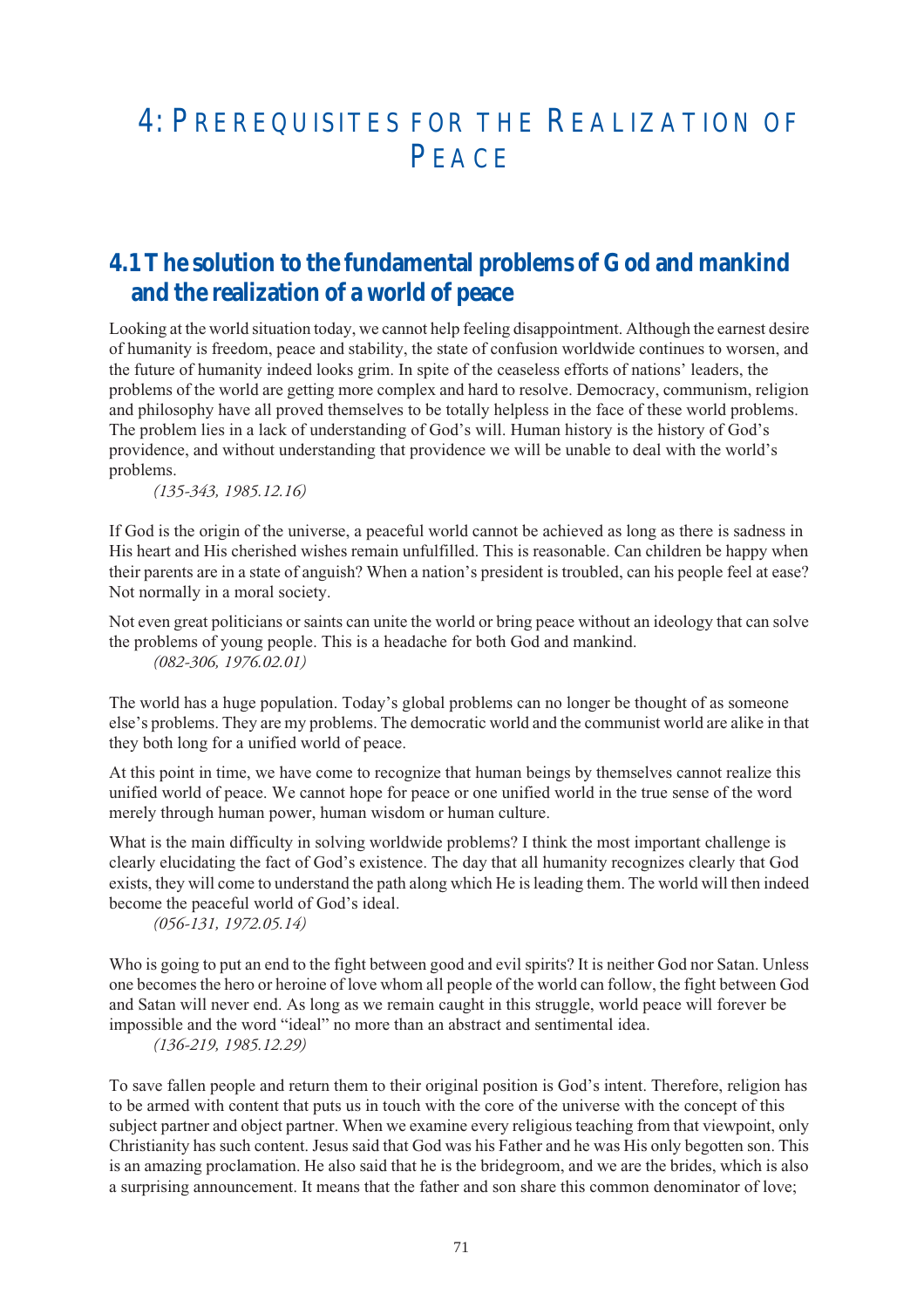# 4: Prerequisites for the Realization of Peace

## 4.1 The solution to the fundamental problems of God and mankind and the realization of a world of peace

Looking at the world situation today, we cannot help feeling disappointment. Although the earnest desire of humanity is freedom, peace and stability, the state of confusion worldwide continues to worsen, and the future of humanity indeed looks grim. In spite of the ceaseless efforts of nations' leaders, the problems of the world are getting more complex and hard to resolve. Democracy, communism, religion and philosophy have all proved themselves to be totally helpless in the face of these world problems. The problem lies in a lack of understanding of God's will. Human history is the history of God's providence, and without understanding that providence we will be unable to deal with the world's problems.

*(135-343, 1985.12.16)*

If God is the origin of the universe, a peaceful world cannot be achieved as long as there is sadness in His heart and His cherished wishes remain unfulfilled. This is reasonable. Can children be happy when their parents are in a state of anguish? When a nation's president is troubled, can his people feel at ease? Not normally in a moral society.

Not even great politicians or saints can unite the world or bring peace without an ideology that can solve the problems of young people. This is a headache for both God and mankind.

*(082-306, 1976.02.01)*

The world has a huge population. Today's global problems can no longer be thought of as someone else's problems. They are my problems. The democratic world and the communist world are alike in that they both long for a unified world of peace.

At this point in time, we have come to recognize that human beings by themselves cannot realize this unified world of peace. We cannot hope for peace or one unified world in the true sense of the word merely through human power, human wisdom or human culture.

What is the main difficulty in solving worldwide problems? I think the most important challenge is clearly elucidating the fact of God's existence. The day that all humanity recognizes clearly that God exists, they will come to understand the path along which He is leading them. The world will then indeed become the peaceful world of God's ideal.

*(056-131, 1972.05.14)*

Who is going to put an end to the fight between good and evil spirits? It is neither God nor Satan. Unless one becomes the hero or heroine of love whom all people of the world can follow, the fight between God and Satan will never end. As long as we remain caught in this struggle, world peace will forever be impossible and the word "ideal" no more than an abstract and sentimental idea.

*(136-219, 1985.12.29)*

To save fallen people and return them to their original position is God's intent. Therefore, religion has to be armed with content that puts us in touch with the core of the universe with the concept of this subject partner and object partner. When we examine every religious teaching from that viewpoint, only Christianity has such content. Jesus said that God was his Father and he was His only begotten son. This is an amazing proclamation. He also said that he is the bridegroom, and we are the brides, which is also a surprising announcement. It means that the father and son share this common denominator of love;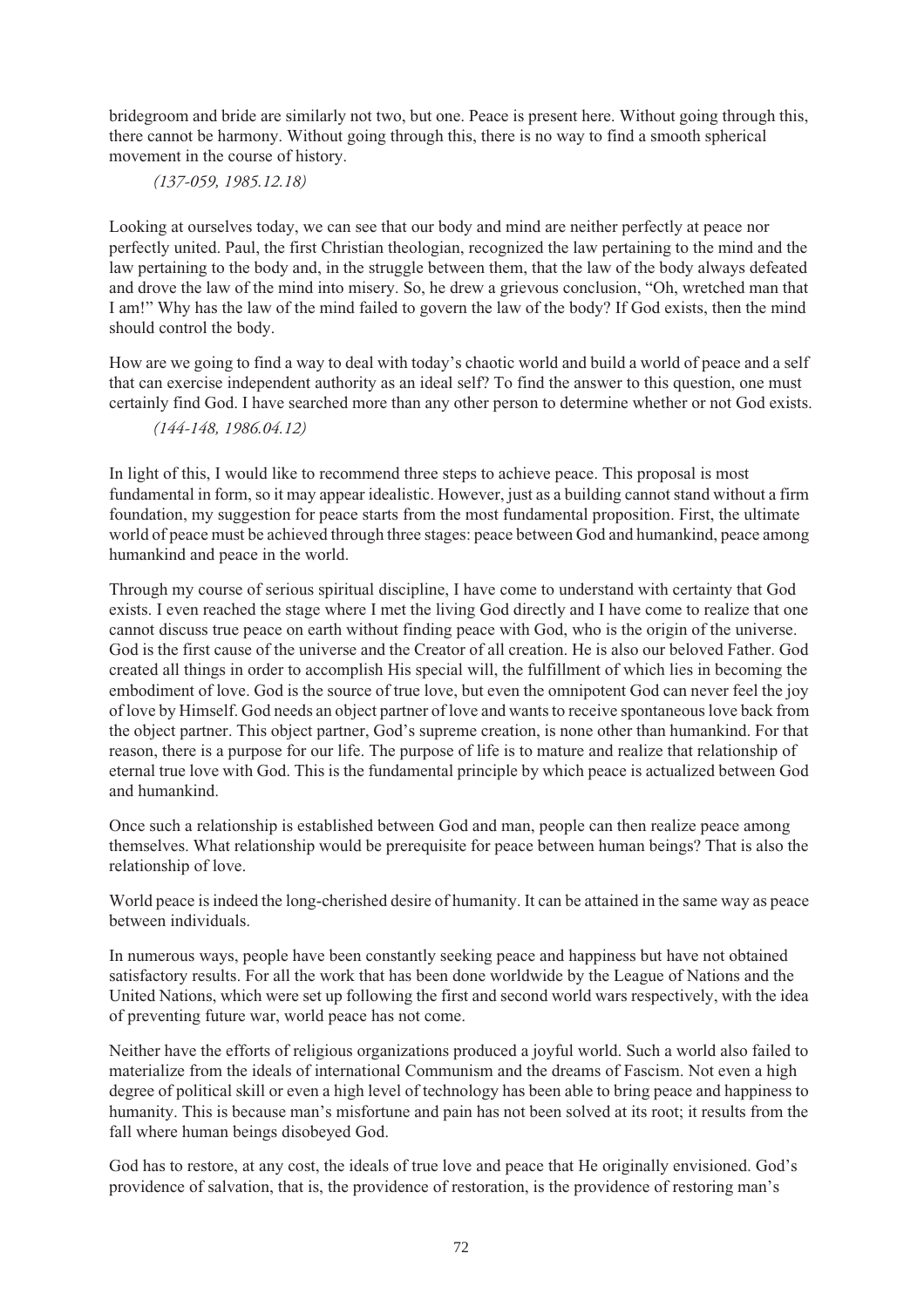bridegroom and bride are similarly not two, but one. Peace is present here. Without going through this, there cannot be harmony. Without going through this, there is no way to find a smooth spherical movement in the course of history.

*(137-059, 1985.12.18)*

Looking at ourselves today, we can see that our body and mind are neither perfectly at peace nor perfectly united. Paul, the first Christian theologian, recognized the law pertaining to the mind and the law pertaining to the body and, in the struggle between them, that the law of the body always defeated and drove the law of the mind into misery. So, he drew a grievous conclusion, "Oh, wretched man that I am!" Why has the law of the mind failed to govern the law of the body? If God exists, then the mind should control the body.

How are we going to find a way to deal with today's chaotic world and build a world of peace and a self that can exercise independent authority as an ideal self? To find the answer to this question, one must certainly find God. I have searched more than any other person to determine whether or not God exists.

*(144-148, 1986.04.12)*

In light of this, I would like to recommend three steps to achieve peace. This proposal is most fundamental in form, so it may appear idealistic. However, just as a building cannot stand without a firm foundation, my suggestion for peace starts from the most fundamental proposition. First, the ultimate world of peace must be achieved through three stages: peace between God and humankind, peace among humankind and peace in the world.

Through my course of serious spiritual discipline, I have come to understand with certainty that God exists. I even reached the stage where I met the living God directly and I have come to realize that one cannot discuss true peace on earth without finding peace with God, who is the origin of the universe. God is the first cause of the universe and the Creator of all creation. He is also our beloved Father. God created all things in order to accomplish His special will, the fulfillment of which lies in becoming the embodiment of love. God is the source of true love, but even the omnipotent God can never feel the joy of love by Himself. God needs an object partner of love and wants to receive spontaneous love back from the object partner. This object partner, God's supreme creation, is none other than humankind. For that reason, there is a purpose for our life. The purpose of life is to mature and realize that relationship of eternal true love with God. This is the fundamental principle by which peace is actualized between God and humankind.

Once such a relationship is established between God and man, people can then realize peace among themselves. What relationship would be prerequisite for peace between human beings? That is also the relationship of love.

World peace is indeed the long-cherished desire of humanity. It can be attained in the same way as peace between individuals.

In numerous ways, people have been constantly seeking peace and happiness but have not obtained satisfactory results. For all the work that has been done worldwide by the League of Nations and the United Nations, which were set up following the first and second world wars respectively, with the idea of preventing future war, world peace has not come.

Neither have the efforts of religious organizations produced a joyful world. Such a world also failed to materialize from the ideals of international Communism and the dreams of Fascism. Not even a high degree of political skill or even a high level of technology has been able to bring peace and happiness to humanity. This is because man's misfortune and pain has not been solved at its root; it results from the fall where human beings disobeyed God.

God has to restore, at any cost, the ideals of true love and peace that He originally envisioned. God's providence of salvation, that is, the providence of restoration, is the providence of restoring man's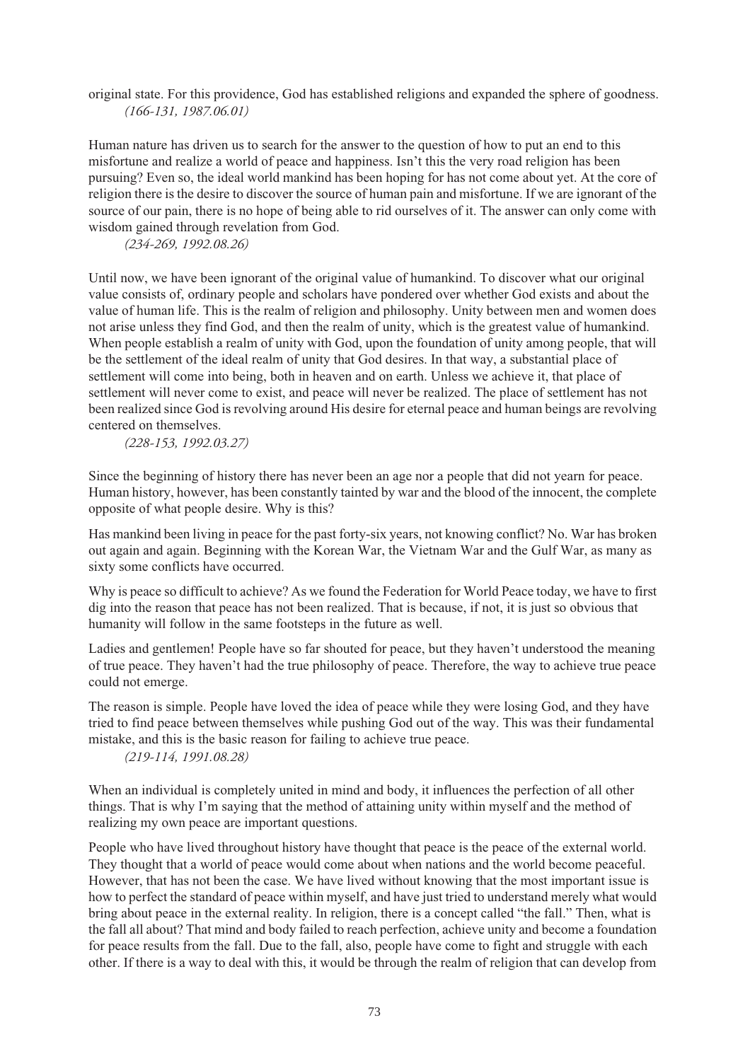original state. For this providence, God has established religions and expanded the sphere of goodness.
*(166-131, 1987.06.01)*

Human nature has driven us to search for the answer to the question of how to put an end to this misfortune and realize a world of peace and happiness. Isn't this the very road religion has been pursuing? Even so, the ideal world mankind has been hoping for has not come about yet. At the core of religion there is the desire to discover the source of human pain and misfortune. If we are ignorant of the source of our pain, there is no hope of being able to rid ourselves of it. The answer can only come with wisdom gained through revelation from God.
*(234-269, 1992.08.26)*

Until now, we have been ignorant of the original value of humankind. To discover what our original value consists of, ordinary people and scholars have pondered over whether God exists and about the value of human life. This is the realm of religion and philosophy. Unity between men and women does not arise unless they find God, and then the realm of unity, which is the greatest value of humankind. When people establish a realm of unity with God, upon the foundation of unity among people, that will be the settlement of the ideal realm of unity that God desires. In that way, a substantial place of settlement will come into being, both in heaven and on earth. Unless we achieve it, that place of settlement will never come to exist, and peace will never be realized. The place of settlement has not been realized since God is revolving around His desire for eternal peace and human beings are revolving centered on themselves.
*(228-153, 1992.03.27)*

Since the beginning of history there has never been an age nor a people that did not yearn for peace. Human history, however, has been constantly tainted by war and the blood of the innocent, the complete opposite of what people desire. Why is this?

Has mankind been living in peace for the past forty-six years, not knowing conflict? No. War has broken out again and again. Beginning with the Korean War, the Vietnam War and the Gulf War, as many as sixty some conflicts have occurred.

Why is peace so difficult to achieve? As we found the Federation for World Peace today, we have to first dig into the reason that peace has not been realized. That is because, if not, it is just so obvious that humanity will follow in the same footsteps in the future as well.

Ladies and gentlemen! People have so far shouted for peace, but they haven't understood the meaning of true peace. They haven't had the true philosophy of peace. Therefore, the way to achieve true peace could not emerge.

The reason is simple. People have loved the idea of peace while they were losing God, and they have tried to find peace between themselves while pushing God out of the way. This was their fundamental mistake, and this is the basic reason for failing to achieve true peace.
*(219-114, 1991.08.28)*

When an individual is completely united in mind and body, it influences the perfection of all other things. That is why I'm saying that the method of attaining unity within myself and the method of realizing my own peace are important questions.

People who have lived throughout history have thought that peace is the peace of the external world. They thought that a world of peace would come about when nations and the world become peaceful. However, that has not been the case. We have lived without knowing that the most important issue is how to perfect the standard of peace within myself, and have just tried to understand merely what would bring about peace in the external reality. In religion, there is a concept called "the fall." Then, what is the fall all about? That mind and body failed to reach perfection, achieve unity and become a foundation for peace results from the fall. Due to the fall, also, people have come to fight and struggle with each other. If there is a way to deal with this, it would be through the realm of religion that can develop from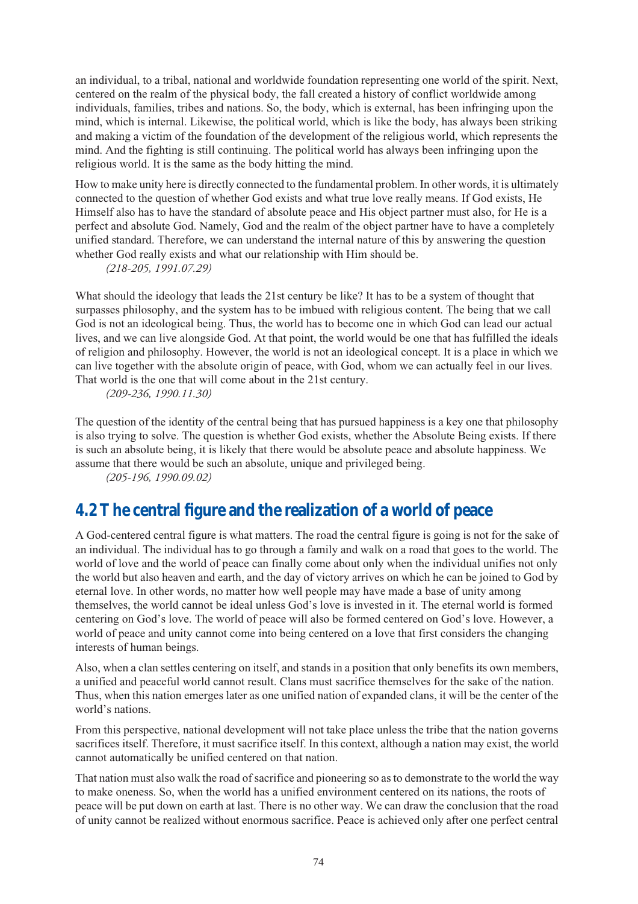an individual, to a tribal, national and worldwide foundation representing one world of the spirit. Next, centered on the realm of the physical body, the fall created a history of conflict worldwide among individuals, families, tribes and nations. So, the body, which is external, has been infringing upon the mind, which is internal. Likewise, the political world, which is like the body, has always been striking and making a victim of the foundation of the development of the religious world, which represents the mind. And the fighting is still continuing. The political world has always been infringing upon the religious world. It is the same as the body hitting the mind.

How to make unity here is directly connected to the fundamental problem. In other words, it is ultimately connected to the question of whether God exists and what true love really means. If God exists, He Himself also has to have the standard of absolute peace and His object partner must also, for He is a perfect and absolute God. Namely, God and the realm of the object partner have to have a completely unified standard. Therefore, we can understand the internal nature of this by answering the question whether God really exists and what our relationship with Him should be.

*(218-205, 1991.07.29)*

What should the ideology that leads the 21st century be like? It has to be a system of thought that surpasses philosophy, and the system has to be imbued with religious content. The being that we call God is not an ideological being. Thus, the world has to become one in which God can lead our actual lives, and we can live alongside God. At that point, the world would be one that has fulfilled the ideals of religion and philosophy. However, the world is not an ideological concept. It is a place in which we can live together with the absolute origin of peace, with God, whom we can actually feel in our lives. That world is the one that will come about in the 21st century.

*(209-236, 1990.11.30)*

The question of the identity of the central being that has pursued happiness is a key one that philosophy is also trying to solve. The question is whether God exists, whether the Absolute Being exists. If there is such an absolute being, it is likely that there would be absolute peace and absolute happiness. We assume that there would be such an absolute, unique and privileged being.

*(205-196, 1990.09.02)*

## 4.2 The central figure and the realization of a world of peace

A God-centered central figure is what matters. The road the central figure is going is not for the sake of an individual. The individual has to go through a family and walk on a road that goes to the world. The world of love and the world of peace can finally come about only when the individual unifies not only the world but also heaven and earth, and the day of victory arrives on which he can be joined to God by eternal love. In other words, no matter how well people may have made a base of unity among themselves, the world cannot be ideal unless God's love is invested in it. The eternal world is formed centering on God's love. The world of peace will also be formed centered on God's love. However, a world of peace and unity cannot come into being centered on a love that first considers the changing interests of human beings.

Also, when a clan settles centering on itself, and stands in a position that only benefits its own members, a unified and peaceful world cannot result. Clans must sacrifice themselves for the sake of the nation. Thus, when this nation emerges later as one unified nation of expanded clans, it will be the center of the world's nations.

From this perspective, national development will not take place unless the tribe that the nation governs sacrifices itself. Therefore, it must sacrifice itself. In this context, although a nation may exist, the world cannot automatically be unified centered on that nation.

That nation must also walk the road of sacrifice and pioneering so as to demonstrate to the world the way to make oneness. So, when the world has a unified environment centered on its nations, the roots of peace will be put down on earth at last. There is no other way. We can draw the conclusion that the road of unity cannot be realized without enormous sacrifice. Peace is achieved only after one perfect central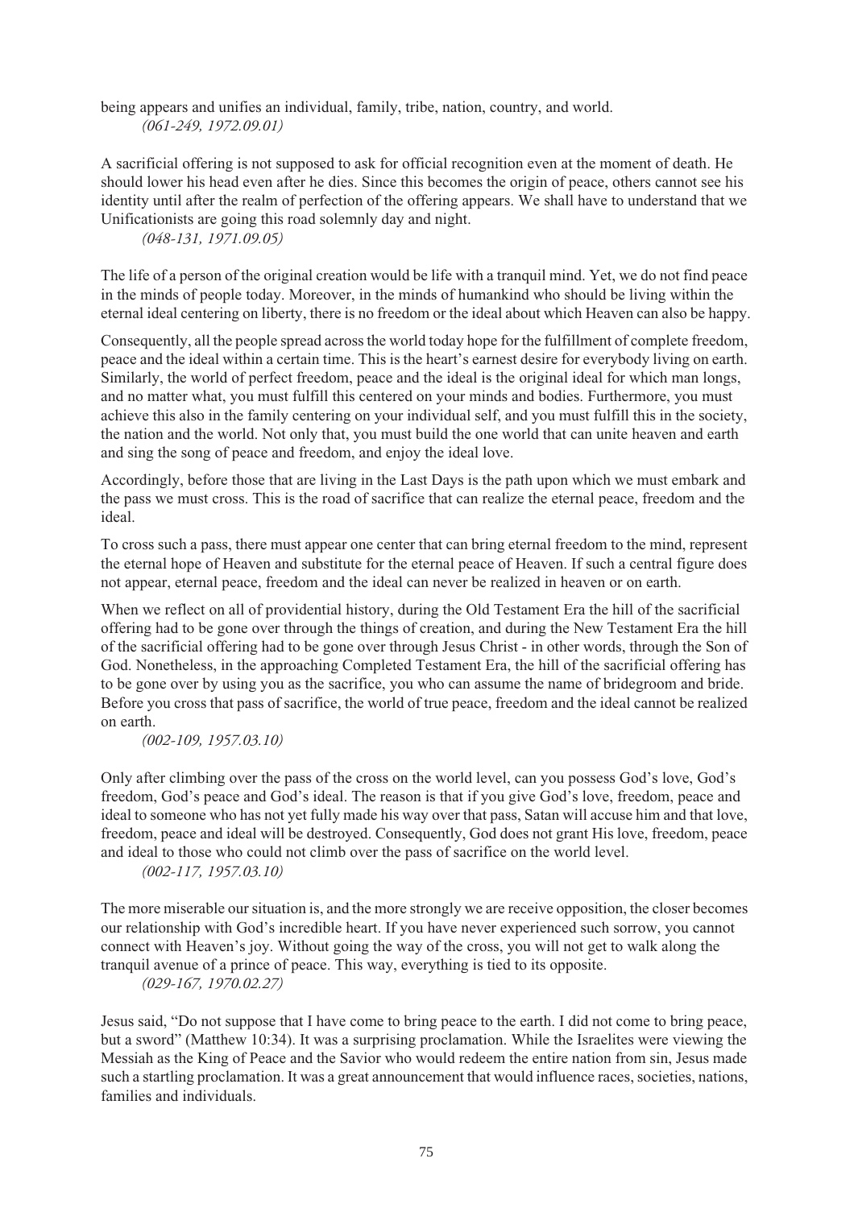being appears and unifies an individual, family, tribe, nation, country, and world.

*(061-249, 1972.09.01)*

A sacrificial offering is not supposed to ask for official recognition even at the moment of death. He should lower his head even after he dies. Since this becomes the origin of peace, others cannot see his identity until after the realm of perfection of the offering appears. We shall have to understand that we Unificationists are going this road solemnly day and night.

*(048-131, 1971.09.05)*

The life of a person of the original creation would be life with a tranquil mind. Yet, we do not find peace in the minds of people today. Moreover, in the minds of humankind who should be living within the eternal ideal centering on liberty, there is no freedom or the ideal about which Heaven can also be happy.

Consequently, all the people spread across the world today hope for the fulfillment of complete freedom, peace and the ideal within a certain time. This is the heart's earnest desire for everybody living on earth. Similarly, the world of perfect freedom, peace and the ideal is the original ideal for which man longs, and no matter what, you must fulfill this centered on your minds and bodies. Furthermore, you must achieve this also in the family centering on your individual self, and you must fulfill this in the society, the nation and the world. Not only that, you must build the one world that can unite heaven and earth and sing the song of peace and freedom, and enjoy the ideal love.

Accordingly, before those that are living in the Last Days is the path upon which we must embark and the pass we must cross. This is the road of sacrifice that can realize the eternal peace, freedom and the ideal.

To cross such a pass, there must appear one center that can bring eternal freedom to the mind, represent the eternal hope of Heaven and substitute for the eternal peace of Heaven. If such a central figure does not appear, eternal peace, freedom and the ideal can never be realized in heaven or on earth.

When we reflect on all of providential history, during the Old Testament Era the hill of the sacrificial offering had to be gone over through the things of creation, and during the New Testament Era the hill of the sacrificial offering had to be gone over through Jesus Christ - in other words, through the Son of God. Nonetheless, in the approaching Completed Testament Era, the hill of the sacrificial offering has to be gone over by using you as the sacrifice, you who can assume the name of bridegroom and bride. Before you cross that pass of sacrifice, the world of true peace, freedom and the ideal cannot be realized on earth.

*(002-109, 1957.03.10)*

Only after climbing over the pass of the cross on the world level, can you possess God's love, God's freedom, God's peace and God's ideal. The reason is that if you give God's love, freedom, peace and ideal to someone who has not yet fully made his way over that pass, Satan will accuse him and that love, freedom, peace and ideal will be destroyed. Consequently, God does not grant His love, freedom, peace and ideal to those who could not climb over the pass of sacrifice on the world level.

*(002-117, 1957.03.10)*

The more miserable our situation is, and the more strongly we are receive opposition, the closer becomes our relationship with God's incredible heart. If you have never experienced such sorrow, you cannot connect with Heaven's joy. Without going the way of the cross, you will not get to walk along the tranquil avenue of a prince of peace. This way, everything is tied to its opposite.

*(029-167, 1970.02.27)*

Jesus said, "Do not suppose that I have come to bring peace to the earth. I did not come to bring peace, but a sword" (Matthew 10:34). It was a surprising proclamation. While the Israelites were viewing the Messiah as the King of Peace and the Savior who would redeem the entire nation from sin, Jesus made such a startling proclamation. It was a great announcement that would influence races, societies, nations, families and individuals.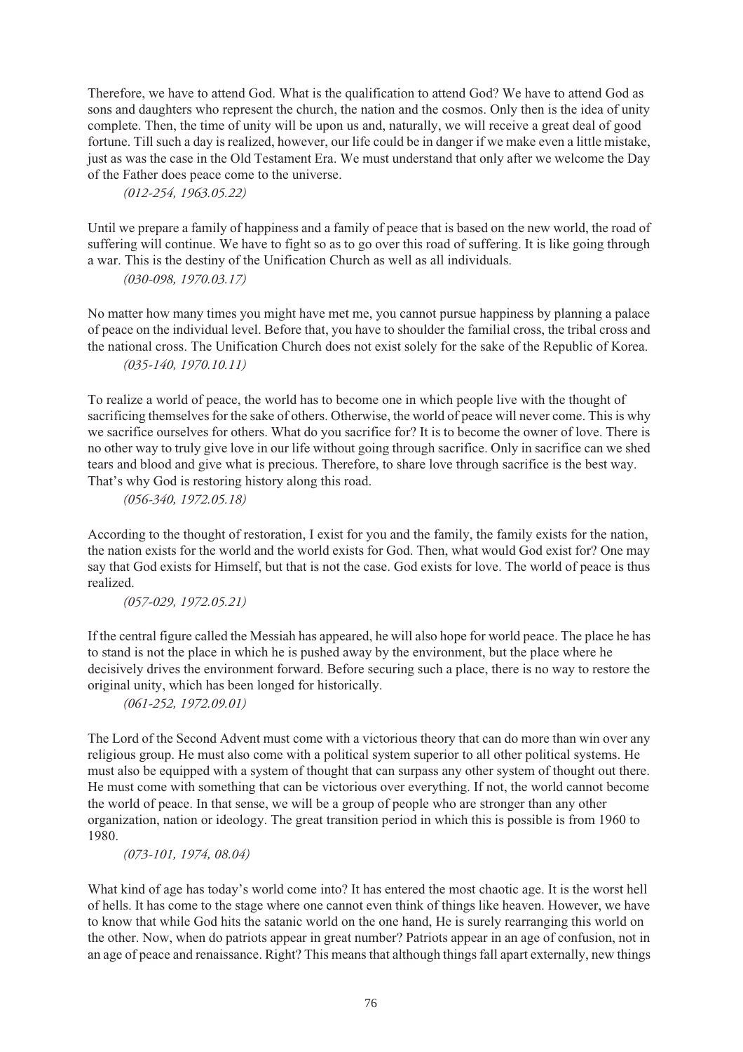Therefore, we have to attend God. What is the qualification to attend God? We have to attend God as sons and daughters who represent the church, the nation and the cosmos. Only then is the idea of unity complete. Then, the time of unity will be upon us and, naturally, we will receive a great deal of good fortune. Till such a day is realized, however, our life could be in danger if we make even a little mistake, just as was the case in the Old Testament Era. We must understand that only after we welcome the Day of the Father does peace come to the universe.

*(012-254, 1963.05.22)*

Until we prepare a family of happiness and a family of peace that is based on the new world, the road of suffering will continue. We have to fight so as to go over this road of suffering. It is like going through a war. This is the destiny of the Unification Church as well as all individuals.

*(030-098, 1970.03.17)*

No matter how many times you might have met me, you cannot pursue happiness by planning a palace of peace on the individual level. Before that, you have to shoulder the familial cross, the tribal cross and the national cross. The Unification Church does not exist solely for the sake of the Republic of Korea.

*(035-140, 1970.10.11)*

To realize a world of peace, the world has to become one in which people live with the thought of sacrificing themselves for the sake of others. Otherwise, the world of peace will never come. This is why we sacrifice ourselves for others. What do you sacrifice for? It is to become the owner of love. There is no other way to truly give love in our life without going through sacrifice. Only in sacrifice can we shed tears and blood and give what is precious. Therefore, to share love through sacrifice is the best way. That's why God is restoring history along this road.

*(056-340, 1972.05.18)*

According to the thought of restoration, I exist for you and the family, the family exists for the nation, the nation exists for the world and the world exists for God. Then, what would God exist for? One may say that God exists for Himself, but that is not the case. God exists for love. The world of peace is thus realized.

*(057-029, 1972.05.21)*

If the central figure called the Messiah has appeared, he will also hope for world peace. The place he has to stand is not the place in which he is pushed away by the environment, but the place where he decisively drives the environment forward. Before securing such a place, there is no way to restore the original unity, which has been longed for historically.

*(061-252, 1972.09.01)*

The Lord of the Second Advent must come with a victorious theory that can do more than win over any religious group. He must also come with a political system superior to all other political systems. He must also be equipped with a system of thought that can surpass any other system of thought out there. He must come with something that can be victorious over everything. If not, the world cannot become the world of peace. In that sense, we will be a group of people who are stronger than any other organization, nation or ideology. The great transition period in which this is possible is from 1960 to 1980.

*(073-101, 1974, 08.04)*

What kind of age has today's world come into? It has entered the most chaotic age. It is the worst hell of hells. It has come to the stage where one cannot even think of things like heaven. However, we have to know that while God hits the satanic world on the one hand, He is surely rearranging this world on the other. Now, when do patriots appear in great number? Patriots appear in an age of confusion, not in an age of peace and renaissance. Right? This means that although things fall apart externally, new things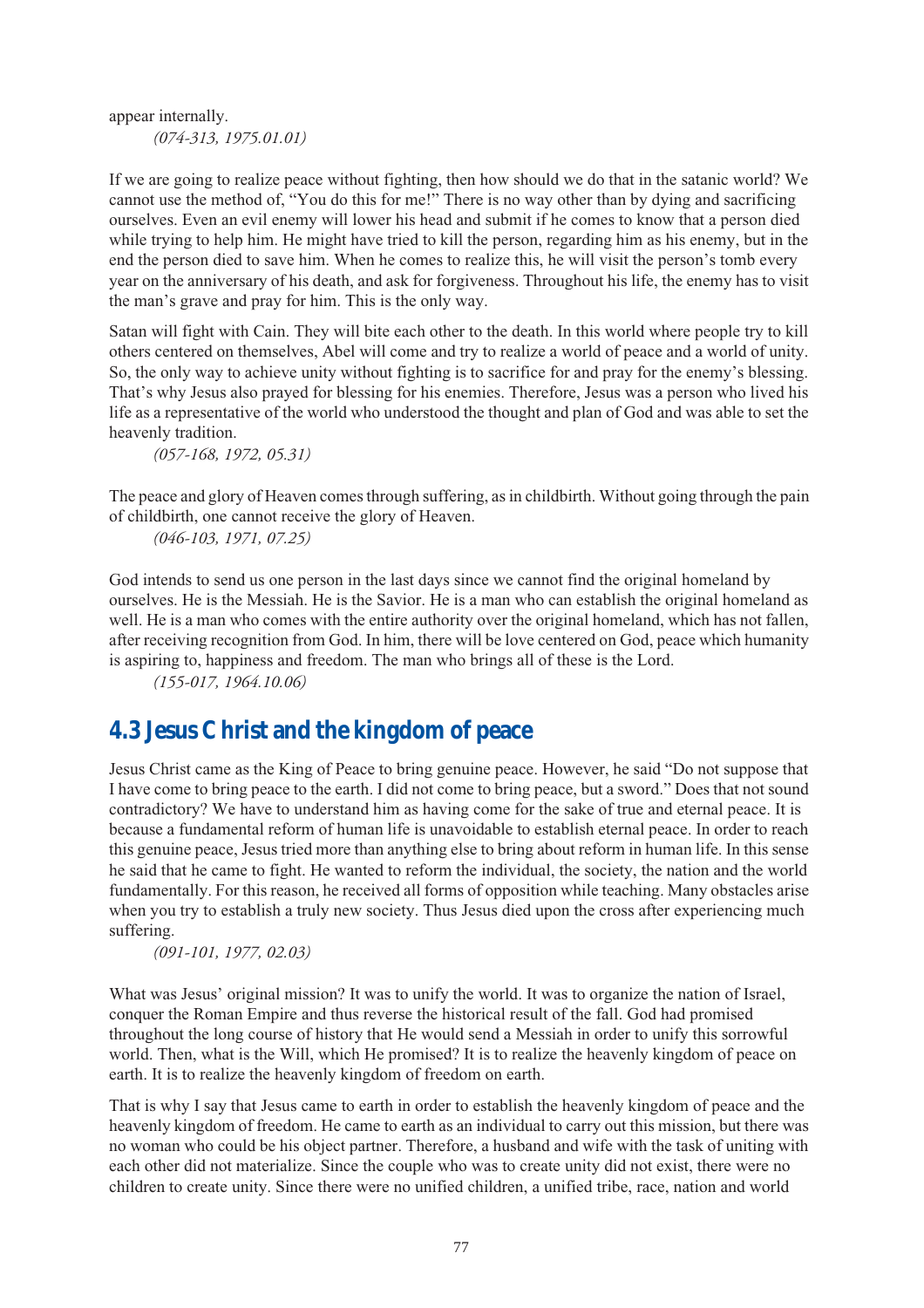appear internally.

*(074-313, 1975.01.01)*

If we are going to realize peace without fighting, then how should we do that in the satanic world? We cannot use the method of, "You do this for me!" There is no way other than by dying and sacrificing ourselves. Even an evil enemy will lower his head and submit if he comes to know that a person died while trying to help him. He might have tried to kill the person, regarding him as his enemy, but in the end the person died to save him. When he comes to realize this, he will visit the person's tomb every year on the anniversary of his death, and ask for forgiveness. Throughout his life, the enemy has to visit the man's grave and pray for him. This is the only way.

Satan will fight with Cain. They will bite each other to the death. In this world where people try to kill others centered on themselves, Abel will come and try to realize a world of peace and a world of unity. So, the only way to achieve unity without fighting is to sacrifice for and pray for the enemy's blessing. That's why Jesus also prayed for blessing for his enemies. Therefore, Jesus was a person who lived his life as a representative of the world who understood the thought and plan of God and was able to set the heavenly tradition.

*(057-168, 1972, 05.31)*

The peace and glory of Heaven comes through suffering, as in childbirth. Without going through the pain of childbirth, one cannot receive the glory of Heaven.

*(046-103, 1971, 07.25)*

God intends to send us one person in the last days since we cannot find the original homeland by ourselves. He is the Messiah. He is the Savior. He is a man who can establish the original homeland as well. He is a man who comes with the entire authority over the original homeland, which has not fallen, after receiving recognition from God. In him, there will be love centered on God, peace which humanity is aspiring to, happiness and freedom. The man who brings all of these is the Lord.

*(155-017, 1964.10.06)*

## 4.3 Jesus Christ and the kingdom of peace

Jesus Christ came as the King of Peace to bring genuine peace. However, he said "Do not suppose that I have come to bring peace to the earth. I did not come to bring peace, but a sword." Does that not sound contradictory? We have to understand him as having come for the sake of true and eternal peace. It is because a fundamental reform of human life is unavoidable to establish eternal peace. In order to reach this genuine peace, Jesus tried more than anything else to bring about reform in human life. In this sense he said that he came to fight. He wanted to reform the individual, the society, the nation and the world fundamentally. For this reason, he received all forms of opposition while teaching. Many obstacles arise when you try to establish a truly new society. Thus Jesus died upon the cross after experiencing much suffering.

*(091-101, 1977, 02.03)*

What was Jesus' original mission? It was to unify the world. It was to organize the nation of Israel, conquer the Roman Empire and thus reverse the historical result of the fall. God had promised throughout the long course of history that He would send a Messiah in order to unify this sorrowful world. Then, what is the Will, which He promised? It is to realize the heavenly kingdom of peace on earth. It is to realize the heavenly kingdom of freedom on earth.

That is why I say that Jesus came to earth in order to establish the heavenly kingdom of peace and the heavenly kingdom of freedom. He came to earth as an individual to carry out this mission, but there was no woman who could be his object partner. Therefore, a husband and wife with the task of uniting with each other did not materialize. Since the couple who was to create unity did not exist, there were no children to create unity. Since there were no unified children, a unified tribe, race, nation and world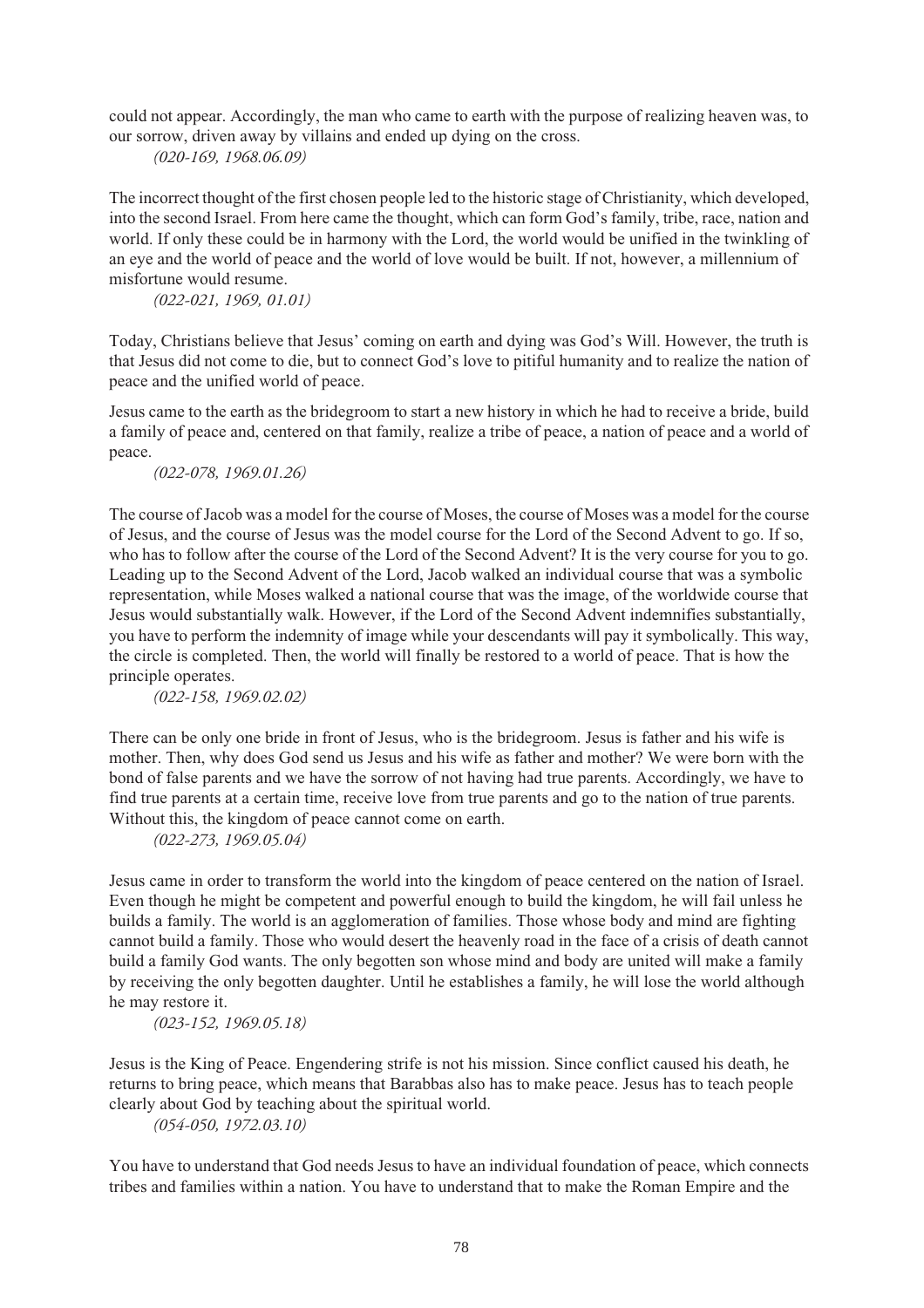could not appear. Accordingly, the man who came to earth with the purpose of realizing heaven was, to our sorrow, driven away by villains and ended up dying on the cross.

*(020-169, 1968.06.09)*

The incorrect thought of the first chosen people led to the historic stage of Christianity, which developed, into the second Israel. From here came the thought, which can form God's family, tribe, race, nation and world. If only these could be in harmony with the Lord, the world would be unified in the twinkling of an eye and the world of peace and the world of love would be built. If not, however, a millennium of misfortune would resume.

*(022-021, 1969, 01.01)*

Today, Christians believe that Jesus' coming on earth and dying was God's Will. However, the truth is that Jesus did not come to die, but to connect God's love to pitiful humanity and to realize the nation of peace and the unified world of peace.

Jesus came to the earth as the bridegroom to start a new history in which he had to receive a bride, build a family of peace and, centered on that family, realize a tribe of peace, a nation of peace and a world of peace.

*(022-078, 1969.01.26)*

The course of Jacob was a model for the course of Moses, the course of Moses was a model for the course of Jesus, and the course of Jesus was the model course for the Lord of the Second Advent to go. If so, who has to follow after the course of the Lord of the Second Advent? It is the very course for you to go. Leading up to the Second Advent of the Lord, Jacob walked an individual course that was a symbolic representation, while Moses walked a national course that was the image, of the worldwide course that Jesus would substantially walk. However, if the Lord of the Second Advent indemnifies substantially, you have to perform the indemnity of image while your descendants will pay it symbolically. This way, the circle is completed. Then, the world will finally be restored to a world of peace. That is how the principle operates.

*(022-158, 1969.02.02)*

There can be only one bride in front of Jesus, who is the bridegroom. Jesus is father and his wife is mother. Then, why does God send us Jesus and his wife as father and mother? We were born with the bond of false parents and we have the sorrow of not having had true parents. Accordingly, we have to find true parents at a certain time, receive love from true parents and go to the nation of true parents. Without this, the kingdom of peace cannot come on earth.

*(022-273, 1969.05.04)*

Jesus came in order to transform the world into the kingdom of peace centered on the nation of Israel. Even though he might be competent and powerful enough to build the kingdom, he will fail unless he builds a family. The world is an agglomeration of families. Those whose body and mind are fighting cannot build a family. Those who would desert the heavenly road in the face of a crisis of death cannot build a family God wants. The only begotten son whose mind and body are united will make a family by receiving the only begotten daughter. Until he establishes a family, he will lose the world although he may restore it.

*(023-152, 1969.05.18)*

Jesus is the King of Peace. Engendering strife is not his mission. Since conflict caused his death, he returns to bring peace, which means that Barabbas also has to make peace. Jesus has to teach people clearly about God by teaching about the spiritual world.

*(054-050, 1972.03.10)*

You have to understand that God needs Jesus to have an individual foundation of peace, which connects tribes and families within a nation. You have to understand that to make the Roman Empire and the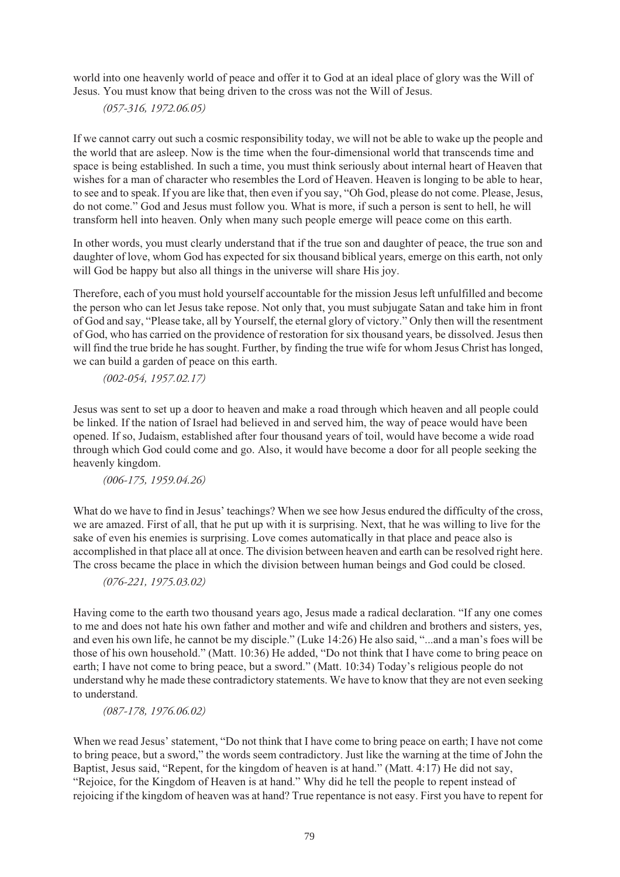world into one heavenly world of peace and offer it to God at an ideal place of glory was the Will of Jesus. You must know that being driven to the cross was not the Will of Jesus.

*(057-316, 1972.06.05)*

If we cannot carry out such a cosmic responsibility today, we will not be able to wake up the people and the world that are asleep. Now is the time when the four-dimensional world that transcends time and space is being established. In such a time, you must think seriously about internal heart of Heaven that wishes for a man of character who resembles the Lord of Heaven. Heaven is longing to be able to hear, to see and to speak. If you are like that, then even if you say, "Oh God, please do not come. Please, Jesus, do not come." God and Jesus must follow you. What is more, if such a person is sent to hell, he will transform hell into heaven. Only when many such people emerge will peace come on this earth.

In other words, you must clearly understand that if the true son and daughter of peace, the true son and daughter of love, whom God has expected for six thousand biblical years, emerge on this earth, not only will God be happy but also all things in the universe will share His joy.

Therefore, each of you must hold yourself accountable for the mission Jesus left unfulfilled and become the person who can let Jesus take repose. Not only that, you must subjugate Satan and take him in front of God and say, "Please take, all by Yourself, the eternal glory of victory." Only then will the resentment of God, who has carried on the providence of restoration for six thousand years, be dissolved. Jesus then will find the true bride he has sought. Further, by finding the true wife for whom Jesus Christ has longed, we can build a garden of peace on this earth.

*(002-054, 1957.02.17)*

Jesus was sent to set up a door to heaven and make a road through which heaven and all people could be linked. If the nation of Israel had believed in and served him, the way of peace would have been opened. If so, Judaism, established after four thousand years of toil, would have become a wide road through which God could come and go. Also, it would have become a door for all people seeking the heavenly kingdom.

*(006-175, 1959.04.26)*

What do we have to find in Jesus' teachings? When we see how Jesus endured the difficulty of the cross, we are amazed. First of all, that he put up with it is surprising. Next, that he was willing to live for the sake of even his enemies is surprising. Love comes automatically in that place and peace also is accomplished in that place all at once. The division between heaven and earth can be resolved right here. The cross became the place in which the division between human beings and God could be closed.

*(076-221, 1975.03.02)*

Having come to the earth two thousand years ago, Jesus made a radical declaration. "If any one comes to me and does not hate his own father and mother and wife and children and brothers and sisters, yes, and even his own life, he cannot be my disciple." (Luke 14:26) He also said, "...and a man's foes will be those of his own household." (Matt. 10:36) He added, "Do not think that I have come to bring peace on earth; I have not come to bring peace, but a sword." (Matt. 10:34) Today's religious people do not understand why he made these contradictory statements. We have to know that they are not even seeking to understand.

*(087-178, 1976.06.02)*

When we read Jesus' statement, "Do not think that I have come to bring peace on earth; I have not come to bring peace, but a sword," the words seem contradictory. Just like the warning at the time of John the Baptist, Jesus said, "Repent, for the kingdom of heaven is at hand." (Matt. 4:17) He did not say, "Rejoice, for the Kingdom of Heaven is at hand." Why did he tell the people to repent instead of rejoicing if the kingdom of heaven was at hand? True repentance is not easy. First you have to repent for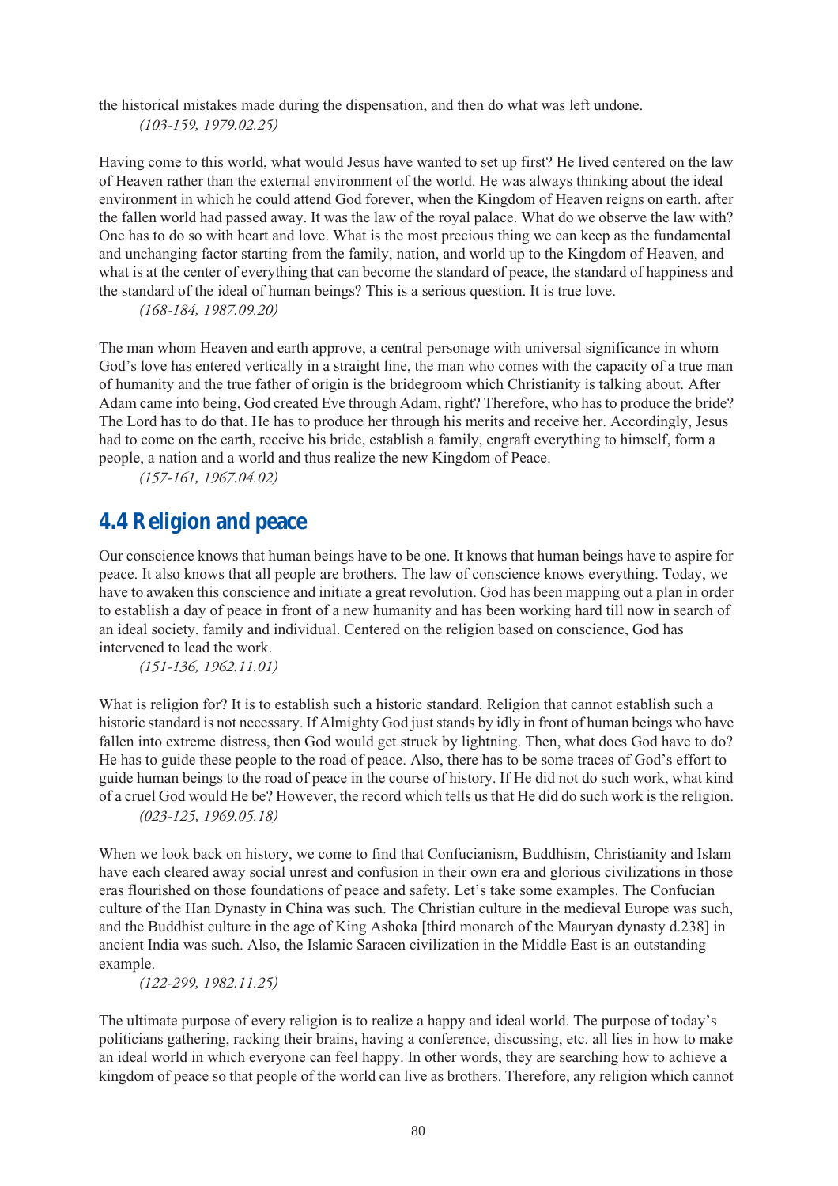the historical mistakes made during the dispensation, and then do what was left undone.

*(103-159, 1979.02.25)*

Having come to this world, what would Jesus have wanted to set up first? He lived centered on the law of Heaven rather than the external environment of the world. He was always thinking about the ideal environment in which he could attend God forever, when the Kingdom of Heaven reigns on earth, after the fallen world had passed away. It was the law of the royal palace. What do we observe the law with? One has to do so with heart and love. What is the most precious thing we can keep as the fundamental and unchanging factor starting from the family, nation, and world up to the Kingdom of Heaven, and what is at the center of everything that can become the standard of peace, the standard of happiness and the standard of the ideal of human beings? This is a serious question. It is true love.

*(168-184, 1987.09.20)*

The man whom Heaven and earth approve, a central personage with universal significance in whom God's love has entered vertically in a straight line, the man who comes with the capacity of a true man of humanity and the true father of origin is the bridegroom which Christianity is talking about. After Adam came into being, God created Eve through Adam, right? Therefore, who has to produce the bride? The Lord has to do that. He has to produce her through his merits and receive her. Accordingly, Jesus had to come on the earth, receive his bride, establish a family, engraft everything to himself, form a people, a nation and a world and thus realize the new Kingdom of Peace.

*(157-161, 1967.04.02)*

## 4.4 Religion and peace

Our conscience knows that human beings have to be one. It knows that human beings have to aspire for peace. It also knows that all people are brothers. The law of conscience knows everything. Today, we have to awaken this conscience and initiate a great revolution. God has been mapping out a plan in order to establish a day of peace in front of a new humanity and has been working hard till now in search of an ideal society, family and individual. Centered on the religion based on conscience, God has intervened to lead the work.

*(151-136, 1962.11.01)*

What is religion for? It is to establish such a historic standard. Religion that cannot establish such a historic standard is not necessary. If Almighty God just stands by idly in front of human beings who have fallen into extreme distress, then God would get struck by lightning. Then, what does God have to do? He has to guide these people to the road of peace. Also, there has to be some traces of God's effort to guide human beings to the road of peace in the course of history. If He did not do such work, what kind of a cruel God would He be? However, the record which tells us that He did do such work is the religion.

*(023-125, 1969.05.18)*

When we look back on history, we come to find that Confucianism, Buddhism, Christianity and Islam have each cleared away social unrest and confusion in their own era and glorious civilizations in those eras flourished on those foundations of peace and safety. Let's take some examples. The Confucian culture of the Han Dynasty in China was such. The Christian culture in the medieval Europe was such, and the Buddhist culture in the age of King Ashoka [third monarch of the Mauryan dynasty d.238] in ancient India was such. Also, the Islamic Saracen civilization in the Middle East is an outstanding example.

*(122-299, 1982.11.25)*

The ultimate purpose of every religion is to realize a happy and ideal world. The purpose of today's politicians gathering, racking their brains, having a conference, discussing, etc. all lies in how to make an ideal world in which everyone can feel happy. In other words, they are searching how to achieve a kingdom of peace so that people of the world can live as brothers. Therefore, any religion which cannot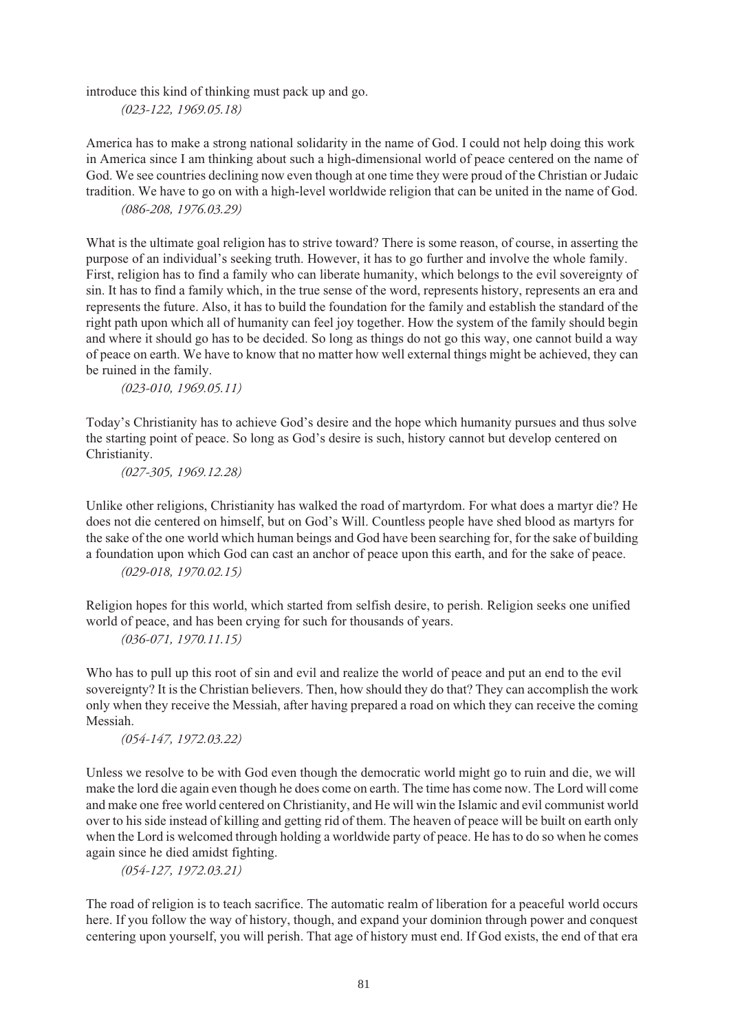introduce this kind of thinking must pack up and go.

*(023-122, 1969.05.18)*

America has to make a strong national solidarity in the name of God. I could not help doing this work in America since I am thinking about such a high-dimensional world of peace centered on the name of God. We see countries declining now even though at one time they were proud of the Christian or Judaic tradition. We have to go on with a high-level worldwide religion that can be united in the name of God.

*(086-208, 1976.03.29)*

What is the ultimate goal religion has to strive toward? There is some reason, of course, in asserting the purpose of an individual's seeking truth. However, it has to go further and involve the whole family. First, religion has to find a family who can liberate humanity, which belongs to the evil sovereignty of sin. It has to find a family which, in the true sense of the word, represents history, represents an era and represents the future. Also, it has to build the foundation for the family and establish the standard of the right path upon which all of humanity can feel joy together. How the system of the family should begin and where it should go has to be decided. So long as things do not go this way, one cannot build a way of peace on earth. We have to know that no matter how well external things might be achieved, they can be ruined in the family.

*(023-010, 1969.05.11)*

Today's Christianity has to achieve God's desire and the hope which humanity pursues and thus solve the starting point of peace. So long as God's desire is such, history cannot but develop centered on Christianity.

*(027-305, 1969.12.28)*

Unlike other religions, Christianity has walked the road of martyrdom. For what does a martyr die? He does not die centered on himself, but on God's Will. Countless people have shed blood as martyrs for the sake of the one world which human beings and God have been searching for, for the sake of building a foundation upon which God can cast an anchor of peace upon this earth, and for the sake of peace.

*(029-018, 1970.02.15)*

Religion hopes for this world, which started from selfish desire, to perish. Religion seeks one unified world of peace, and has been crying for such for thousands of years.

*(036-071, 1970.11.15)*

Who has to pull up this root of sin and evil and realize the world of peace and put an end to the evil sovereignty? It is the Christian believers. Then, how should they do that? They can accomplish the work only when they receive the Messiah, after having prepared a road on which they can receive the coming Messiah.

*(054-147, 1972.03.22)*

Unless we resolve to be with God even though the democratic world might go to ruin and die, we will make the lord die again even though he does come on earth. The time has come now. The Lord will come and make one free world centered on Christianity, and He will win the Islamic and evil communist world over to his side instead of killing and getting rid of them. The heaven of peace will be built on earth only when the Lord is welcomed through holding a worldwide party of peace. He has to do so when he comes again since he died amidst fighting.

*(054-127, 1972.03.21)*

The road of religion is to teach sacrifice. The automatic realm of liberation for a peaceful world occurs here. If you follow the way of history, though, and expand your dominion through power and conquest centering upon yourself, you will perish. That age of history must end. If God exists, the end of that era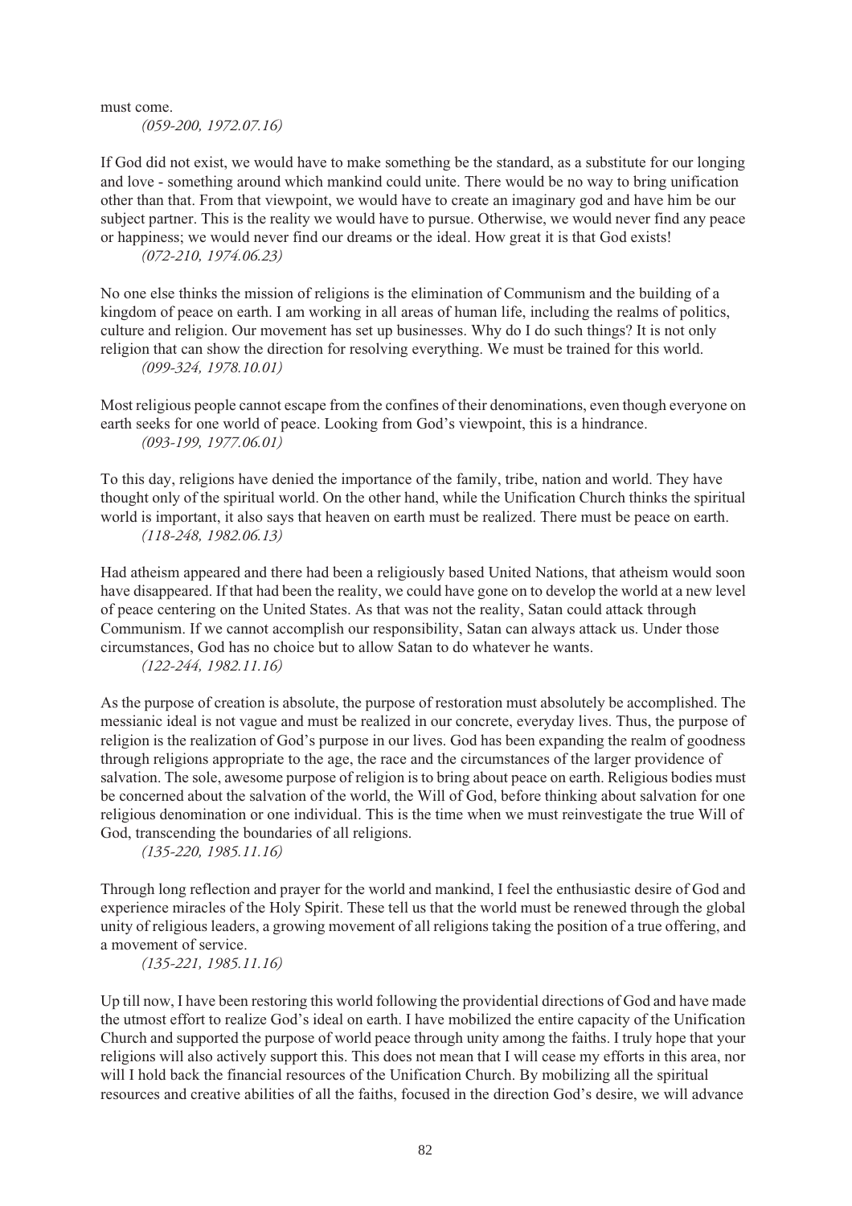must come.

*(059-200, 1972.07.16)*

If God did not exist, we would have to make something be the standard, as a substitute for our longing and love - something around which mankind could unite. There would be no way to bring unification other than that. From that viewpoint, we would have to create an imaginary god and have him be our subject partner. This is the reality we would have to pursue. Otherwise, we would never find any peace or happiness; we would never find our dreams or the ideal. How great it is that God exists!

*(072-210, 1974.06.23)*

No one else thinks the mission of religions is the elimination of Communism and the building of a kingdom of peace on earth. I am working in all areas of human life, including the realms of politics, culture and religion. Our movement has set up businesses. Why do I do such things? It is not only religion that can show the direction for resolving everything. We must be trained for this world.

*(099-324, 1978.10.01)*

Most religious people cannot escape from the confines of their denominations, even though everyone on earth seeks for one world of peace. Looking from God's viewpoint, this is a hindrance.

*(093-199, 1977.06.01)*

To this day, religions have denied the importance of the family, tribe, nation and world. They have thought only of the spiritual world. On the other hand, while the Unification Church thinks the spiritual world is important, it also says that heaven on earth must be realized. There must be peace on earth.

*(118-248, 1982.06.13)*

Had atheism appeared and there had been a religiously based United Nations, that atheism would soon have disappeared. If that had been the reality, we could have gone on to develop the world at a new level of peace centering on the United States. As that was not the reality, Satan could attack through Communism. If we cannot accomplish our responsibility, Satan can always attack us. Under those circumstances, God has no choice but to allow Satan to do whatever he wants.

*(122-244, 1982.11.16)*

As the purpose of creation is absolute, the purpose of restoration must absolutely be accomplished. The messianic ideal is not vague and must be realized in our concrete, everyday lives. Thus, the purpose of religion is the realization of God's purpose in our lives. God has been expanding the realm of goodness through religions appropriate to the age, the race and the circumstances of the larger providence of salvation. The sole, awesome purpose of religion is to bring about peace on earth. Religious bodies must be concerned about the salvation of the world, the Will of God, before thinking about salvation for one religious denomination or one individual. This is the time when we must reinvestigate the true Will of God, transcending the boundaries of all religions.

*(135-220, 1985.11.16)*

Through long reflection and prayer for the world and mankind, I feel the enthusiastic desire of God and experience miracles of the Holy Spirit. These tell us that the world must be renewed through the global unity of religious leaders, a growing movement of all religions taking the position of a true offering, and a movement of service.

*(135-221, 1985.11.16)*

Up till now, I have been restoring this world following the providential directions of God and have made the utmost effort to realize God's ideal on earth. I have mobilized the entire capacity of the Unification Church and supported the purpose of world peace through unity among the faiths. I truly hope that your religions will also actively support this. This does not mean that I will cease my efforts in this area, nor will I hold back the financial resources of the Unification Church. By mobilizing all the spiritual resources and creative abilities of all the faiths, focused in the direction God's desire, we will advance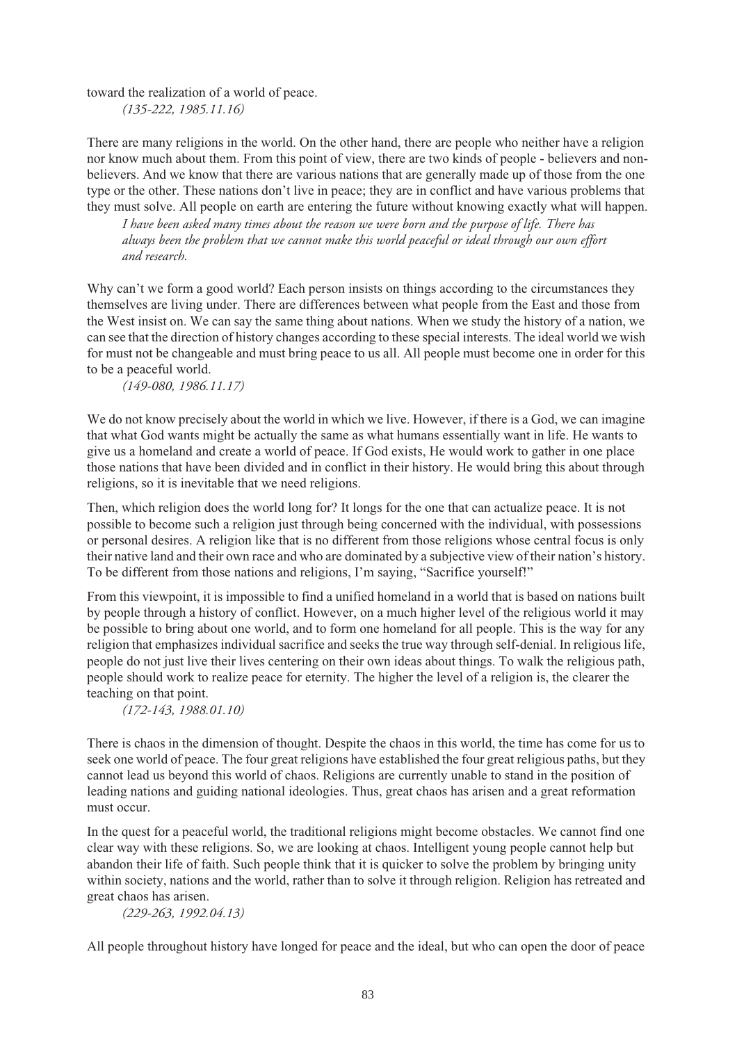toward the realization of a world of peace.

*(135-222, 1985.11.16)*

There are many religions in the world. On the other hand, there are people who neither have a religion nor know much about them. From this point of view, there are two kinds of people - believers and non-believers. And we know that there are various nations that are generally made up of those from the one type or the other. These nations don't live in peace; they are in conflict and have various problems that they must solve. All people on earth are entering the future without knowing exactly what will happen.

*I have been asked many times about the reason we were born and the purpose of life. There has always been the problem that we cannot make this world peaceful or ideal through our own effort and research.*

Why can't we form a good world? Each person insists on things according to the circumstances they themselves are living under. There are differences between what people from the East and those from the West insist on. We can say the same thing about nations. When we study the history of a nation, we can see that the direction of history changes according to these special interests. The ideal world we wish for must not be changeable and must bring peace to us all. All people must become one in order for this to be a peaceful world.

*(149-080, 1986.11.17)*

We do not know precisely about the world in which we live. However, if there is a God, we can imagine that what God wants might be actually the same as what humans essentially want in life. He wants to give us a homeland and create a world of peace. If God exists, He would work to gather in one place those nations that have been divided and in conflict in their history. He would bring this about through religions, so it is inevitable that we need religions.

Then, which religion does the world long for? It longs for the one that can actualize peace. It is not possible to become such a religion just through being concerned with the individual, with possessions or personal desires. A religion like that is no different from those religions whose central focus is only their native land and their own race and who are dominated by a subjective view of their nation's history. To be different from those nations and religions, I'm saying, "Sacrifice yourself!"

From this viewpoint, it is impossible to find a unified homeland in a world that is based on nations built by people through a history of conflict. However, on a much higher level of the religious world it may be possible to bring about one world, and to form one homeland for all people. This is the way for any religion that emphasizes individual sacrifice and seeks the true way through self-denial. In religious life, people do not just live their lives centering on their own ideas about things. To walk the religious path, people should work to realize peace for eternity. The higher the level of a religion is, the clearer the teaching on that point.

*(172-143, 1988.01.10)*

There is chaos in the dimension of thought. Despite the chaos in this world, the time has come for us to seek one world of peace. The four great religions have established the four great religious paths, but they cannot lead us beyond this world of chaos. Religions are currently unable to stand in the position of leading nations and guiding national ideologies. Thus, great chaos has arisen and a great reformation must occur.

In the quest for a peaceful world, the traditional religions might become obstacles. We cannot find one clear way with these religions. So, we are looking at chaos. Intelligent young people cannot help but abandon their life of faith. Such people think that it is quicker to solve the problem by bringing unity within society, nations and the world, rather than to solve it through religion. Religion has retreated and great chaos has arisen.

*(229-263, 1992.04.13)*

All people throughout history have longed for peace and the ideal, but who can open the door of peace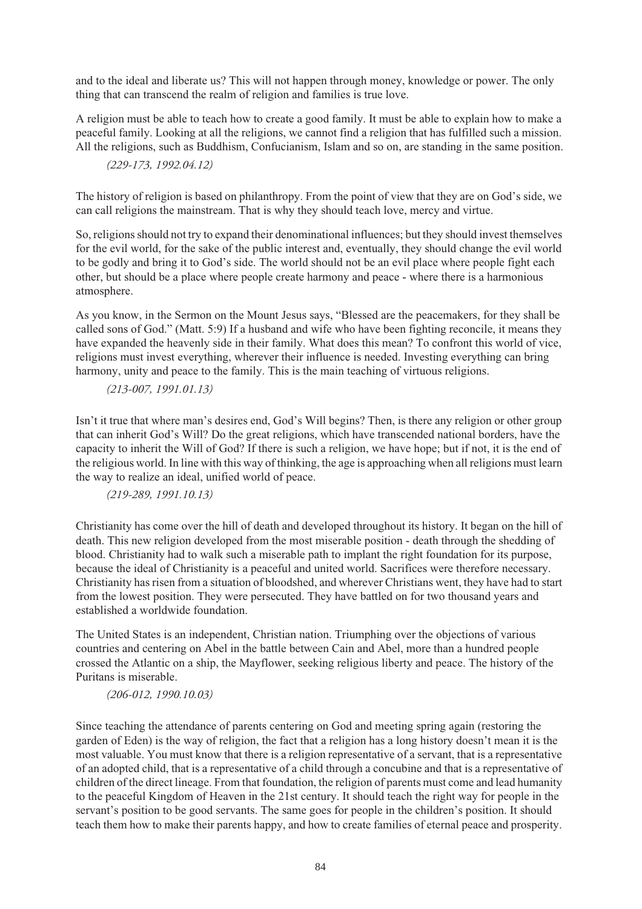and to the ideal and liberate us? This will not happen through money, knowledge or power. The only thing that can transcend the realm of religion and families is true love.

A religion must be able to teach how to create a good family. It must be able to explain how to make a peaceful family. Looking at all the religions, we cannot find a religion that has fulfilled such a mission. All the religions, such as Buddhism, Confucianism, Islam and so on, are standing in the same position.

*(229-173, 1992.04.12)*

The history of religion is based on philanthropy. From the point of view that they are on God's side, we can call religions the mainstream. That is why they should teach love, mercy and virtue.

So, religions should not try to expand their denominational influences; but they should invest themselves for the evil world, for the sake of the public interest and, eventually, they should change the evil world to be godly and bring it to God's side. The world should not be an evil place where people fight each other, but should be a place where people create harmony and peace - where there is a harmonious atmosphere.

As you know, in the Sermon on the Mount Jesus says, "Blessed are the peacemakers, for they shall be called sons of God." (Matt. 5:9) If a husband and wife who have been fighting reconcile, it means they have expanded the heavenly side in their family. What does this mean? To confront this world of vice, religions must invest everything, wherever their influence is needed. Investing everything can bring harmony, unity and peace to the family. This is the main teaching of virtuous religions.

*(213-007, 1991.01.13)*

Isn't it true that where man's desires end, God's Will begins? Then, is there any religion or other group that can inherit God's Will? Do the great religions, which have transcended national borders, have the capacity to inherit the Will of God? If there is such a religion, we have hope; but if not, it is the end of the religious world. In line with this way of thinking, the age is approaching when all religions must learn the way to realize an ideal, unified world of peace.

*(219-289, 1991.10.13)*

Christianity has come over the hill of death and developed throughout its history. It began on the hill of death. This new religion developed from the most miserable position - death through the shedding of blood. Christianity had to walk such a miserable path to implant the right foundation for its purpose, because the ideal of Christianity is a peaceful and united world. Sacrifices were therefore necessary. Christianity has risen from a situation of bloodshed, and wherever Christians went, they have had to start from the lowest position. They were persecuted. They have battled on for two thousand years and established a worldwide foundation.

The United States is an independent, Christian nation. Triumphing over the objections of various countries and centering on Abel in the battle between Cain and Abel, more than a hundred people crossed the Atlantic on a ship, the Mayflower, seeking religious liberty and peace. The history of the Puritans is miserable.

*(206-012, 1990.10.03)*

Since teaching the attendance of parents centering on God and meeting spring again (restoring the garden of Eden) is the way of religion, the fact that a religion has a long history doesn't mean it is the most valuable. You must know that there is a religion representative of a servant, that is a representative of an adopted child, that is a representative of a child through a concubine and that is a representative of children of the direct lineage. From that foundation, the religion of parents must come and lead humanity to the peaceful Kingdom of Heaven in the 21st century. It should teach the right way for people in the servant's position to be good servants. The same goes for people in the children's position. It should teach them how to make their parents happy, and how to create families of eternal peace and prosperity.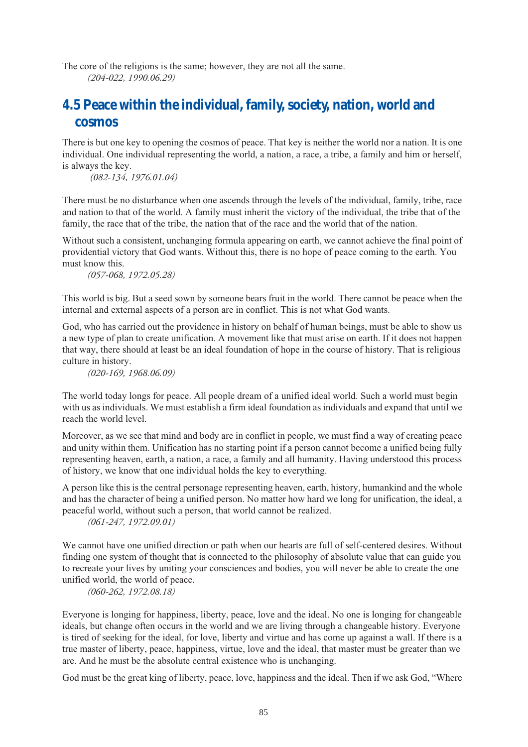The core of the religions is the same; however, they are not all the same.

*(204-022, 1990.06.29)*

## 4.5 Peace within the individual, family, society, nation, world and cosmos

There is but one key to opening the cosmos of peace. That key is neither the world nor a nation. It is one individual. One individual representing the world, a nation, a race, a tribe, a family and him or herself, is always the key.

*(082-134, 1976.01.04)*

There must be no disturbance when one ascends through the levels of the individual, family, tribe, race and nation to that of the world. A family must inherit the victory of the individual, the tribe that of the family, the race that of the tribe, the nation that of the race and the world that of the nation.

Without such a consistent, unchanging formula appearing on earth, we cannot achieve the final point of providential victory that God wants. Without this, there is no hope of peace coming to the earth. You must know this.

*(057-068, 1972.05.28)*

This world is big. But a seed sown by someone bears fruit in the world. There cannot be peace when the internal and external aspects of a person are in conflict. This is not what God wants.

God, who has carried out the providence in history on behalf of human beings, must be able to show us a new type of plan to create unification. A movement like that must arise on earth. If it does not happen that way, there should at least be an ideal foundation of hope in the course of history. That is religious culture in history.

*(020-169, 1968.06.09)*

The world today longs for peace. All people dream of a unified ideal world. Such a world must begin with us as individuals. We must establish a firm ideal foundation as individuals and expand that until we reach the world level.

Moreover, as we see that mind and body are in conflict in people, we must find a way of creating peace and unity within them. Unification has no starting point if a person cannot become a unified being fully representing heaven, earth, a nation, a race, a family and all humanity. Having understood this process of history, we know that one individual holds the key to everything.

A person like this is the central personage representing heaven, earth, history, humankind and the whole and has the character of being a unified person. No matter how hard we long for unification, the ideal, a peaceful world, without such a person, that world cannot be realized.

*(061-247, 1972.09.01)*

We cannot have one unified direction or path when our hearts are full of self-centered desires. Without finding one system of thought that is connected to the philosophy of absolute value that can guide you to recreate your lives by uniting your consciences and bodies, you will never be able to create the one unified world, the world of peace.

*(060-262, 1972.08.18)*

Everyone is longing for happiness, liberty, peace, love and the ideal. No one is longing for changeable ideals, but change often occurs in the world and we are living through a changeable history. Everyone is tired of seeking for the ideal, for love, liberty and virtue and has come up against a wall. If there is a true master of liberty, peace, happiness, virtue, love and the ideal, that master must be greater than we are. And he must be the absolute central existence who is unchanging.

God must be the great king of liberty, peace, love, happiness and the ideal. Then if we ask God, "Where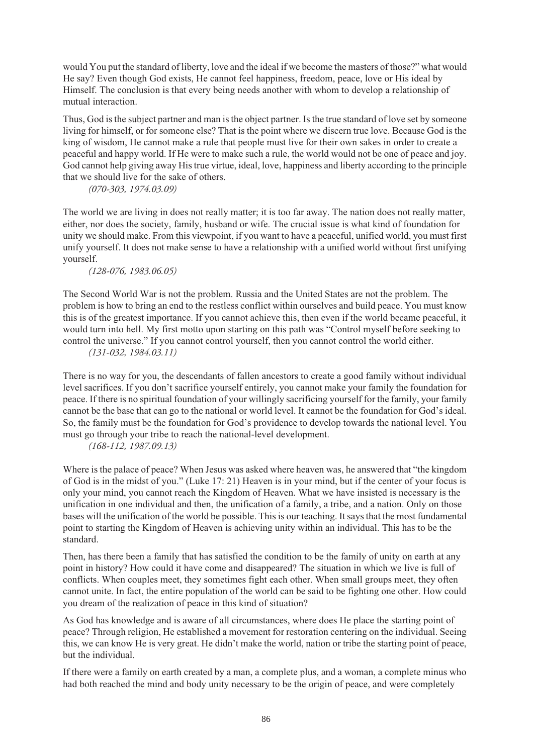would You put the standard of liberty, love and the ideal if we become the masters of those?" what would He say? Even though God exists, He cannot feel happiness, freedom, peace, love or His ideal by Himself. The conclusion is that every being needs another with whom to develop a relationship of mutual interaction.

Thus, God is the subject partner and man is the object partner. Is the true standard of love set by someone living for himself, or for someone else? That is the point where we discern true love. Because God is the king of wisdom, He cannot make a rule that people must live for their own sakes in order to create a peaceful and happy world. If He were to make such a rule, the world would not be one of peace and joy. God cannot help giving away His true virtue, ideal, love, happiness and liberty according to the principle that we should live for the sake of others.

*(070-303, 1974.03.09)*

The world we are living in does not really matter; it is too far away. The nation does not really matter, either, nor does the society, family, husband or wife. The crucial issue is what kind of foundation for unity we should make. From this viewpoint, if you want to have a peaceful, unified world, you must first unify yourself. It does not make sense to have a relationship with a unified world without first unifying yourself.

*(128-076, 1983.06.05)*

The Second World War is not the problem. Russia and the United States are not the problem. The problem is how to bring an end to the restless conflict within ourselves and build peace. You must know this is of the greatest importance. If you cannot achieve this, then even if the world became peaceful, it would turn into hell. My first motto upon starting on this path was "Control myself before seeking to control the universe." If you cannot control yourself, then you cannot control the world either.

*(131-032, 1984.03.11)*

There is no way for you, the descendants of fallen ancestors to create a good family without individual level sacrifices. If you don't sacrifice yourself entirely, you cannot make your family the foundation for peace. If there is no spiritual foundation of your willingly sacrificing yourself for the family, your family cannot be the base that can go to the national or world level. It cannot be the foundation for God's ideal. So, the family must be the foundation for God's providence to develop towards the national level. You must go through your tribe to reach the national-level development.

*(168-112, 1987.09.13)*

Where is the palace of peace? When Jesus was asked where heaven was, he answered that "the kingdom of God is in the midst of you." (Luke 17: 21) Heaven is in your mind, but if the center of your focus is only your mind, you cannot reach the Kingdom of Heaven. What we have insisted is necessary is the unification in one individual and then, the unification of a family, a tribe, and a nation. Only on those bases will the unification of the world be possible. This is our teaching. It says that the most fundamental point to starting the Kingdom of Heaven is achieving unity within an individual. This has to be the standard.

Then, has there been a family that has satisfied the condition to be the family of unity on earth at any point in history? How could it have come and disappeared? The situation in which we live is full of conflicts. When couples meet, they sometimes fight each other. When small groups meet, they often cannot unite. In fact, the entire population of the world can be said to be fighting one other. How could you dream of the realization of peace in this kind of situation?

As God has knowledge and is aware of all circumstances, where does He place the starting point of peace? Through religion, He established a movement for restoration centering on the individual. Seeing this, we can know He is very great. He didn't make the world, nation or tribe the starting point of peace, but the individual.

If there were a family on earth created by a man, a complete plus, and a woman, a complete minus who had both reached the mind and body unity necessary to be the origin of peace, and were completely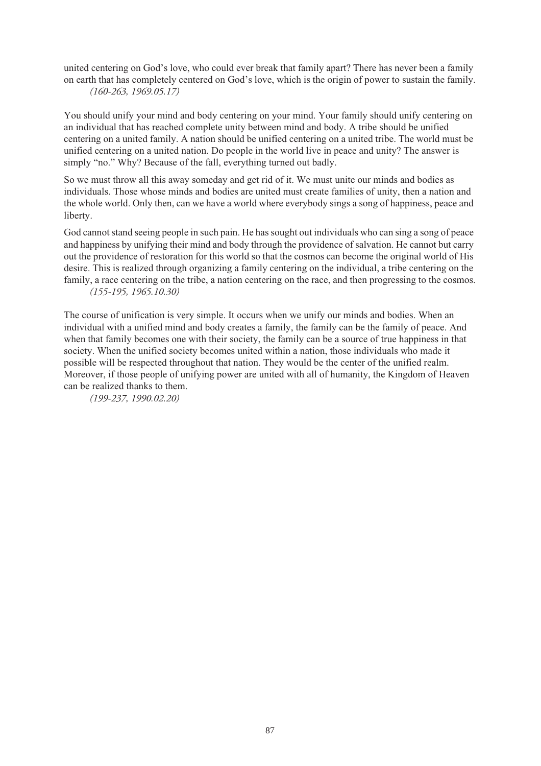united centering on God's love, who could ever break that family apart? There has never been a family on earth that has completely centered on God's love, which is the origin of power to sustain the family.

*(160-263, 1969.05.17)*

You should unify your mind and body centering on your mind. Your family should unify centering on an individual that has reached complete unity between mind and body. A tribe should be unified centering on a united family. A nation should be unified centering on a united tribe. The world must be unified centering on a united nation. Do people in the world live in peace and unity? The answer is simply "no." Why? Because of the fall, everything turned out badly.

So we must throw all this away someday and get rid of it. We must unite our minds and bodies as individuals. Those whose minds and bodies are united must create families of unity, then a nation and the whole world. Only then, can we have a world where everybody sings a song of happiness, peace and liberty.

God cannot stand seeing people in such pain. He has sought out individuals who can sing a song of peace and happiness by unifying their mind and body through the providence of salvation. He cannot but carry out the providence of restoration for this world so that the cosmos can become the original world of His desire. This is realized through organizing a family centering on the individual, a tribe centering on the family, a race centering on the tribe, a nation centering on the race, and then progressing to the cosmos.

*(155-195, 1965.10.30)*

The course of unification is very simple. It occurs when we unify our minds and bodies. When an individual with a unified mind and body creates a family, the family can be the family of peace. And when that family becomes one with their society, the family can be a source of true happiness in that society. When the unified society becomes united within a nation, those individuals who made it possible will be respected throughout that nation. They would be the center of the unified realm. Moreover, if those people of unifying power are united with all of humanity, the Kingdom of Heaven can be realized thanks to them.

*(199-237, 1990.02.20)*